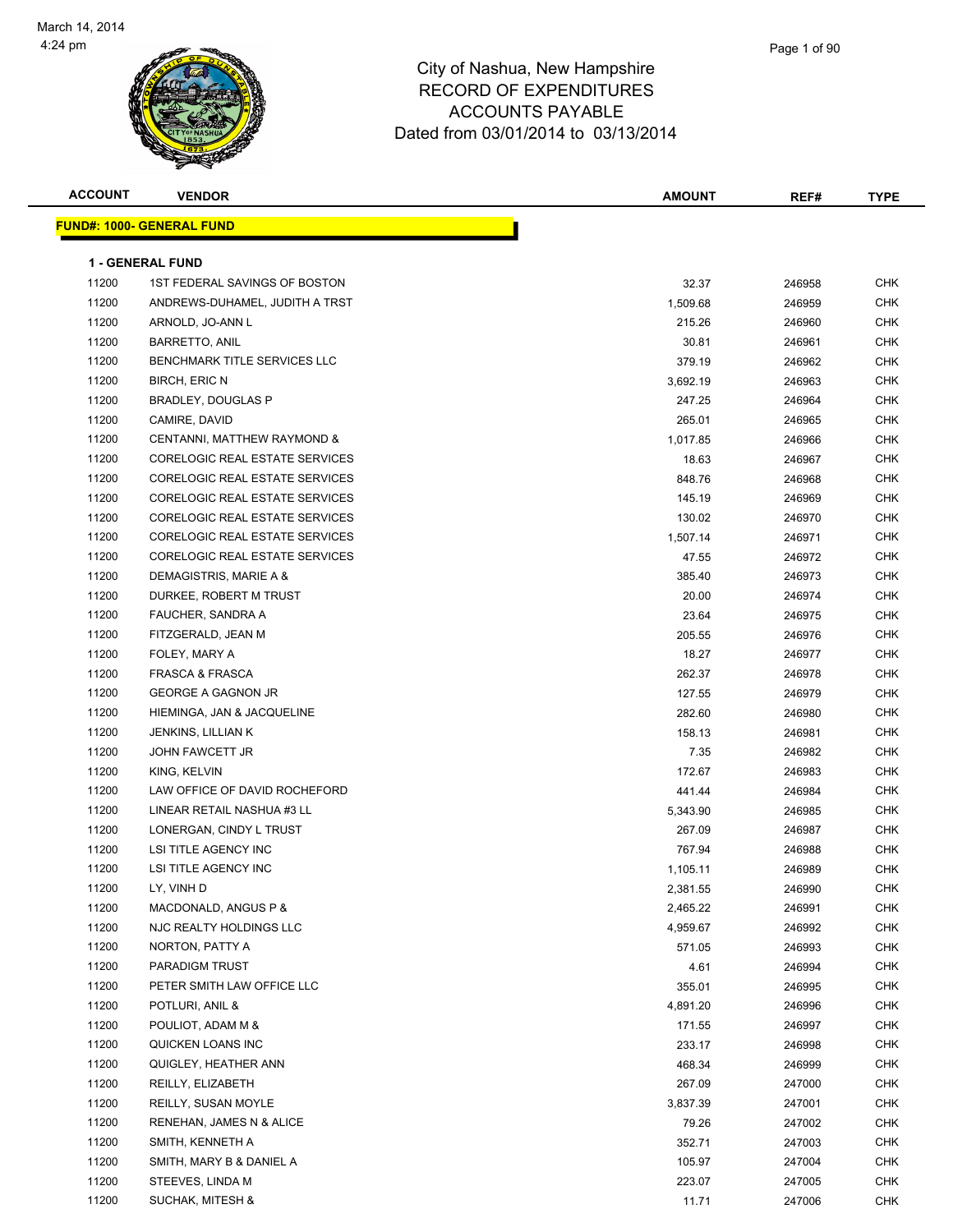March 14, 2014
4:24 pm

# City of Nashua, New Hampshire
## RECORD OF EXPENDITURES
## ACCOUNTS PAYABLE
## Dated from 03/01/2014 to 03/13/2014

**FUND#: 1000- GENERAL FUND**

**1 - GENERAL FUND**

| ACCOUNT | VENDOR | AMOUNT | REF# | TYPE |
|---|---|---|---|---|
| 11200 | 1ST FEDERAL SAVINGS OF BOSTON | 32.37 | 246958 | CHK |
| 11200 | ANDREWS-DUHAMEL, JUDITH A TRST | 1,509.68 | 246959 | CHK |
| 11200 | ARNOLD, JO-ANN L | 215.26 | 246960 | CHK |
| 11200 | BARRETTO, ANIL | 30.81 | 246961 | CHK |
| 11200 | BENCHMARK TITLE SERVICES LLC | 379.19 | 246962 | CHK |
| 11200 | BIRCH, ERIC N | 3,692.19 | 246963 | CHK |
| 11200 | BRADLEY, DOUGLAS P | 247.25 | 246964 | CHK |
| 11200 | CAMIRE, DAVID | 265.01 | 246965 | CHK |
| 11200 | CENTANNI, MATTHEW RAYMOND & | 1,017.85 | 246966 | CHK |
| 11200 | CORELOGIC REAL ESTATE SERVICES | 18.63 | 246967 | CHK |
| 11200 | CORELOGIC REAL ESTATE SERVICES | 848.76 | 246968 | CHK |
| 11200 | CORELOGIC REAL ESTATE SERVICES | 145.19 | 246969 | CHK |
| 11200 | CORELOGIC REAL ESTATE SERVICES | 130.02 | 246970 | CHK |
| 11200 | CORELOGIC REAL ESTATE SERVICES | 1,507.14 | 246971 | CHK |
| 11200 | CORELOGIC REAL ESTATE SERVICES | 47.55 | 246972 | CHK |
| 11200 | DEMAGISTRIS, MARIE A & | 385.40 | 246973 | CHK |
| 11200 | DURKEE, ROBERT M TRUST | 20.00 | 246974 | CHK |
| 11200 | FAUCHER, SANDRA A | 23.64 | 246975 | CHK |
| 11200 | FITZGERALD, JEAN M | 205.55 | 246976 | CHK |
| 11200 | FOLEY, MARY A | 18.27 | 246977 | CHK |
| 11200 | FRASCA & FRASCA | 262.37 | 246978 | CHK |
| 11200 | GEORGE A GAGNON JR | 127.55 | 246979 | CHK |
| 11200 | HIEMINGA, JAN & JACQUELINE | 282.60 | 246980 | CHK |
| 11200 | JENKINS, LILLIAN K | 158.13 | 246981 | CHK |
| 11200 | JOHN FAWCETT JR | 7.35 | 246982 | CHK |
| 11200 | KING, KELVIN | 172.67 | 246983 | CHK |
| 11200 | LAW OFFICE OF DAVID ROCHEFORD | 441.44 | 246984 | CHK |
| 11200 | LINEAR RETAIL NASHUA #3 LL | 5,343.90 | 246985 | CHK |
| 11200 | LONERGAN, CINDY L TRUST | 267.09 | 246987 | CHK |
| 11200 | LSI TITLE AGENCY INC | 767.94 | 246988 | CHK |
| 11200 | LSI TITLE AGENCY INC | 1,105.11 | 246989 | CHK |
| 11200 | LY, VINH D | 2,381.55 | 246990 | CHK |
| 11200 | MACDONALD, ANGUS P & | 2,465.22 | 246991 | CHK |
| 11200 | NJC REALTY HOLDINGS LLC | 4,959.67 | 246992 | CHK |
| 11200 | NORTON, PATTY A | 571.05 | 246993 | CHK |
| 11200 | PARADIGM TRUST | 4.61 | 246994 | CHK |
| 11200 | PETER SMITH LAW OFFICE LLC | 355.01 | 246995 | CHK |
| 11200 | POTLURI, ANIL & | 4,891.20 | 246996 | CHK |
| 11200 | POULIOT, ADAM M & | 171.55 | 246997 | CHK |
| 11200 | QUICKEN LOANS INC | 233.17 | 246998 | CHK |
| 11200 | QUIGLEY, HEATHER ANN | 468.34 | 246999 | CHK |
| 11200 | REILLY, ELIZABETH | 267.09 | 247000 | CHK |
| 11200 | REILLY, SUSAN MOYLE | 3,837.39 | 247001 | CHK |
| 11200 | RENEHAN, JAMES N & ALICE | 79.26 | 247002 | CHK |
| 11200 | SMITH, KENNETH A | 352.71 | 247003 | CHK |
| 11200 | SMITH, MARY B & DANIEL A | 105.97 | 247004 | CHK |
| 11200 | STEEVES, LINDA M | 223.07 | 247005 | CHK |
| 11200 | SUCHAK, MITESH & | 11.71 | 247006 | CHK |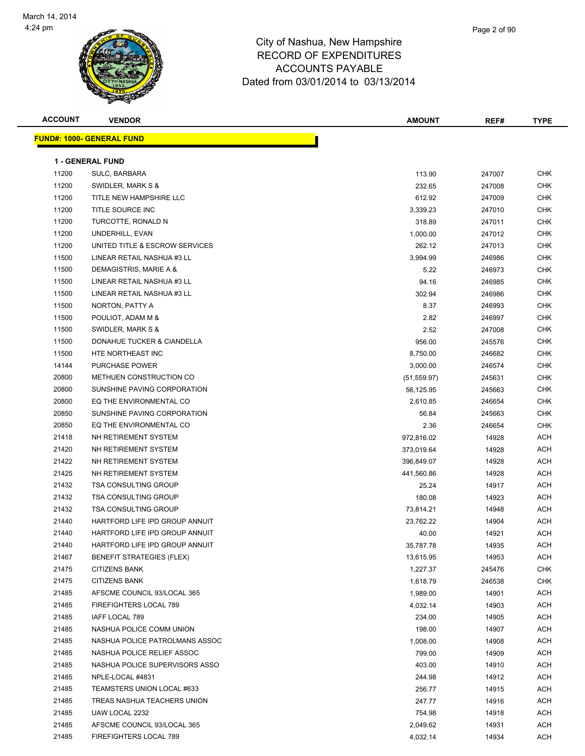City of Nashua, New Hampshire
RECORD OF EXPENDITURES
ACCOUNTS PAYABLE
Dated from 03/01/2014 to 03/13/2014

**FUND#: 1000- GENERAL FUND**

**1 - GENERAL FUND**

| ACCOUNT | VENDOR | AMOUNT | REF# | TYPE |
|---|---|---|---|---|
| 11200 | SULC, BARBARA | 113.90 | 247007 | CHK |
| 11200 | SWIDLER, MARK S & | 232.65 | 247008 | CHK |
| 11200 | TITLE NEW HAMPSHIRE LLC | 612.92 | 247009 | CHK |
| 11200 | TITLE SOURCE INC | 3,339.23 | 247010 | CHK |
| 11200 | TURCOTTE, RONALD N | 318.89 | 247011 | CHK |
| 11200 | UNDERHILL, EVAN | 1,000.00 | 247012 | CHK |
| 11200 | UNITED TITLE & ESCROW SERVICES | 262.12 | 247013 | CHK |
| 11500 | LINEAR RETAIL NASHUA #3 LL | 3,994.99 | 246986 | CHK |
| 11500 | DEMAGISTRIS, MARIE A & | 5.22 | 246973 | CHK |
| 11500 | LINEAR RETAIL NASHUA #3 LL | 94.16 | 246985 | CHK |
| 11500 | LINEAR RETAIL NASHUA #3 LL | 302.94 | 246986 | CHK |
| 11500 | NORTON, PATTY A | 8.37 | 246993 | CHK |
| 11500 | POULIOT, ADAM M & | 2.82 | 246997 | CHK |
| 11500 | SWIDLER, MARK S & | 2.52 | 247008 | CHK |
| 11500 | DONAHUE TUCKER & CIANDELLA | 956.00 | 245576 | CHK |
| 11500 | HTE NORTHEAST INC | 8,750.00 | 246682 | CHK |
| 14144 | PURCHASE POWER | 3,000.00 | 246574 | CHK |
| 20800 | METHUEN CONSTRUCTION CO | (51,559.97) | 245631 | CHK |
| 20800 | SUNSHINE PAVING CORPORATION | 56,125.95 | 245663 | CHK |
| 20800 | EQ THE ENVIRONMENTAL CO | 2,610.85 | 246654 | CHK |
| 20850 | SUNSHINE PAVING CORPORATION | 56.84 | 245663 | CHK |
| 20850 | EQ THE ENVIRONMENTAL CO | 2.36 | 246654 | CHK |
| 21418 | NH RETIREMENT SYSTEM | 972,816.02 | 14928 | ACH |
| 21420 | NH RETIREMENT SYSTEM | 373,019.64 | 14928 | ACH |
| 21422 | NH RETIREMENT SYSTEM | 396,849.07 | 14928 | ACH |
| 21425 | NH RETIREMENT SYSTEM | 441,560.86 | 14928 | ACH |
| 21432 | TSA CONSULTING GROUP | 25.24 | 14917 | ACH |
| 21432 | TSA CONSULTING GROUP | 180.08 | 14923 | ACH |
| 21432 | TSA CONSULTING GROUP | 73,814.21 | 14948 | ACH |
| 21440 | HARTFORD LIFE IPD GROUP ANNUIT | 23,762.22 | 14904 | ACH |
| 21440 | HARTFORD LIFE IPD GROUP ANNUIT | 40.00 | 14921 | ACH |
| 21440 | HARTFORD LIFE IPD GROUP ANNUIT | 35,787.78 | 14935 | ACH |
| 21467 | BENEFIT STRATEGIES (FLEX) | 13,615.95 | 14953 | ACH |
| 21475 | CITIZENS BANK | 1,227.37 | 245476 | CHK |
| 21475 | CITIZENS BANK | 1,618.79 | 246538 | CHK |
| 21485 | AFSCME COUNCIL 93/LOCAL 365 | 1,989.00 | 14901 | ACH |
| 21485 | FIREFIGHTERS LOCAL 789 | 4,032.14 | 14903 | ACH |
| 21485 | IAFF LOCAL 789 | 234.00 | 14905 | ACH |
| 21485 | NASHUA POLICE COMM UNION | 198.00 | 14907 | ACH |
| 21485 | NASHUA POLICE PATROLMANS ASSOC | 1,008.00 | 14908 | ACH |
| 21485 | NASHUA POLICE RELIEF ASSOC | 799.00 | 14909 | ACH |
| 21485 | NASHUA POLICE SUPERVISORS ASSO | 403.00 | 14910 | ACH |
| 21485 | NPLE-LOCAL #4831 | 244.98 | 14912 | ACH |
| 21485 | TEAMSTERS UNION LOCAL #633 | 256.77 | 14915 | ACH |
| 21485 | TREAS NASHUA TEACHERS UNION | 247.77 | 14916 | ACH |
| 21485 | UAW LOCAL 2232 | 754.98 | 14918 | ACH |
| 21485 | AFSCME COUNCIL 93/LOCAL 365 | 2,049.62 | 14931 | ACH |
| 21485 | FIREFIGHTERS LOCAL 789 | 4,032.14 | 14934 | ACH |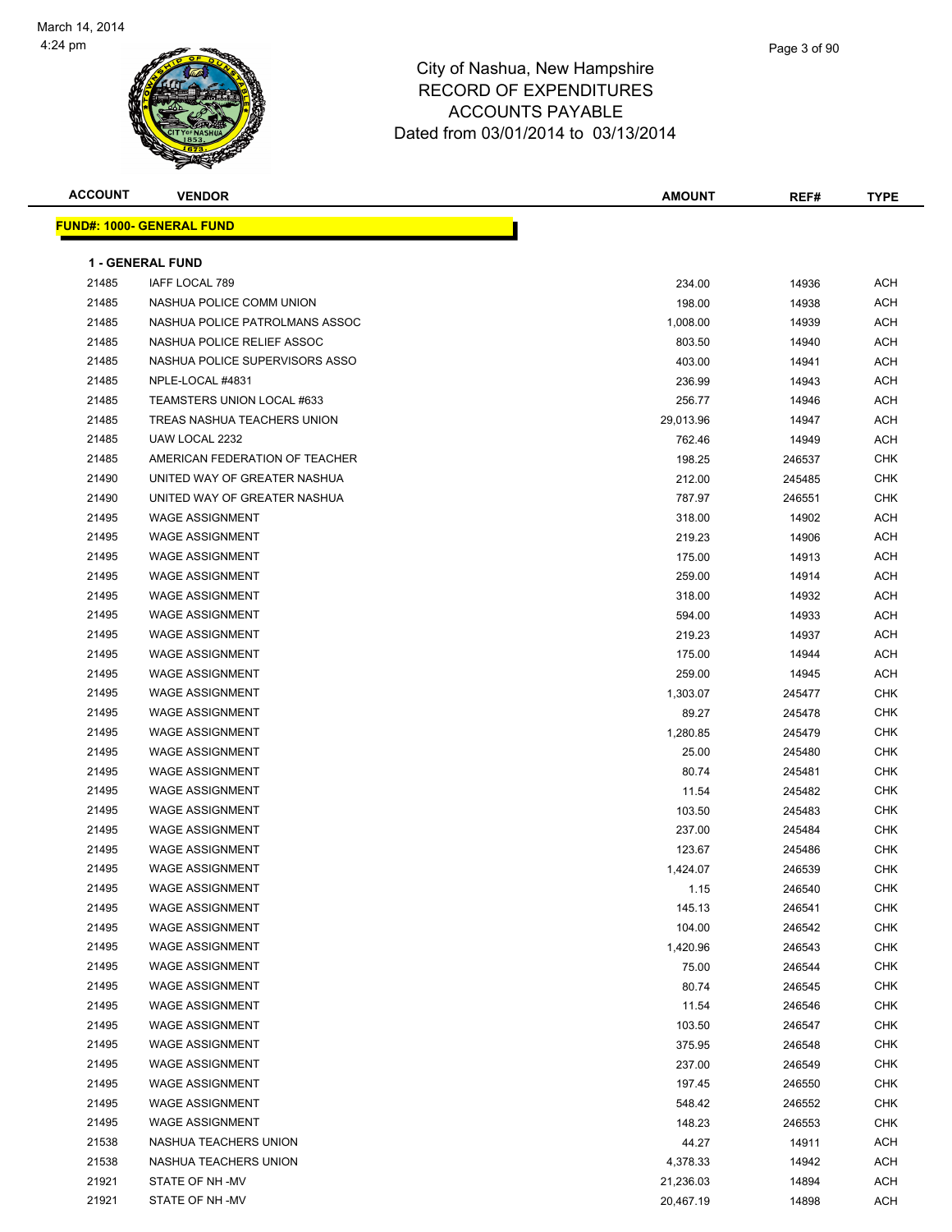March 14, 2014
4:24 pm

# City of Nashua, New Hampshire
## RECORD OF EXPENDITURES
## ACCOUNTS PAYABLE
## Dated from 03/01/2014 to 03/13/2014

| ACCOUNT | VENDOR | AMOUNT | REF# | TYPE |
|---|---|---|---|---|

**FUND#: 1000- GENERAL FUND**

**1 - GENERAL FUND**

| ACCOUNT | VENDOR | AMOUNT | REF# | TYPE |
|---|---|---|---|---|
| 21485 | IAFF LOCAL 789 | 234.00 | 14936 | ACH |
| 21485 | NASHUA POLICE COMM UNION | 198.00 | 14938 | ACH |
| 21485 | NASHUA POLICE PATROLMANS ASSOC | 1,008.00 | 14939 | ACH |
| 21485 | NASHUA POLICE RELIEF ASSOC | 803.50 | 14940 | ACH |
| 21485 | NASHUA POLICE SUPERVISORS ASSO | 403.00 | 14941 | ACH |
| 21485 | NPLE-LOCAL #4831 | 236.99 | 14943 | ACH |
| 21485 | TEAMSTERS UNION LOCAL #633 | 256.77 | 14946 | ACH |
| 21485 | TREAS NASHUA TEACHERS UNION | 29,013.96 | 14947 | ACH |
| 21485 | UAW LOCAL 2232 | 762.46 | 14949 | ACH |
| 21485 | AMERICAN FEDERATION OF TEACHER | 198.25 | 246537 | CHK |
| 21490 | UNITED WAY OF GREATER NASHUA | 212.00 | 245485 | CHK |
| 21490 | UNITED WAY OF GREATER NASHUA | 787.97 | 246551 | CHK |
| 21495 | WAGE ASSIGNMENT | 318.00 | 14902 | ACH |
| 21495 | WAGE ASSIGNMENT | 219.23 | 14906 | ACH |
| 21495 | WAGE ASSIGNMENT | 175.00 | 14913 | ACH |
| 21495 | WAGE ASSIGNMENT | 259.00 | 14914 | ACH |
| 21495 | WAGE ASSIGNMENT | 318.00 | 14932 | ACH |
| 21495 | WAGE ASSIGNMENT | 594.00 | 14933 | ACH |
| 21495 | WAGE ASSIGNMENT | 219.23 | 14937 | ACH |
| 21495 | WAGE ASSIGNMENT | 175.00 | 14944 | ACH |
| 21495 | WAGE ASSIGNMENT | 259.00 | 14945 | ACH |
| 21495 | WAGE ASSIGNMENT | 1,303.07 | 245477 | CHK |
| 21495 | WAGE ASSIGNMENT | 89.27 | 245478 | CHK |
| 21495 | WAGE ASSIGNMENT | 1,280.85 | 245479 | CHK |
| 21495 | WAGE ASSIGNMENT | 25.00 | 245480 | CHK |
| 21495 | WAGE ASSIGNMENT | 80.74 | 245481 | CHK |
| 21495 | WAGE ASSIGNMENT | 11.54 | 245482 | CHK |
| 21495 | WAGE ASSIGNMENT | 103.50 | 245483 | CHK |
| 21495 | WAGE ASSIGNMENT | 237.00 | 245484 | CHK |
| 21495 | WAGE ASSIGNMENT | 123.67 | 245486 | CHK |
| 21495 | WAGE ASSIGNMENT | 1,424.07 | 246539 | CHK |
| 21495 | WAGE ASSIGNMENT | 1.15 | 246540 | CHK |
| 21495 | WAGE ASSIGNMENT | 145.13 | 246541 | CHK |
| 21495 | WAGE ASSIGNMENT | 104.00 | 246542 | CHK |
| 21495 | WAGE ASSIGNMENT | 1,420.96 | 246543 | CHK |
| 21495 | WAGE ASSIGNMENT | 75.00 | 246544 | CHK |
| 21495 | WAGE ASSIGNMENT | 80.74 | 246545 | CHK |
| 21495 | WAGE ASSIGNMENT | 11.54 | 246546 | CHK |
| 21495 | WAGE ASSIGNMENT | 103.50 | 246547 | CHK |
| 21495 | WAGE ASSIGNMENT | 375.95 | 246548 | CHK |
| 21495 | WAGE ASSIGNMENT | 237.00 | 246549 | CHK |
| 21495 | WAGE ASSIGNMENT | 197.45 | 246550 | CHK |
| 21495 | WAGE ASSIGNMENT | 548.42 | 246552 | CHK |
| 21495 | WAGE ASSIGNMENT | 148.23 | 246553 | CHK |
| 21538 | NASHUA TEACHERS UNION | 44.27 | 14911 | ACH |
| 21538 | NASHUA TEACHERS UNION | 4,378.33 | 14942 | ACH |
| 21921 | STATE OF NH -MV | 21,236.03 | 14894 | ACH |
| 21921 | STATE OF NH -MV | 20,467.19 | 14898 | ACH |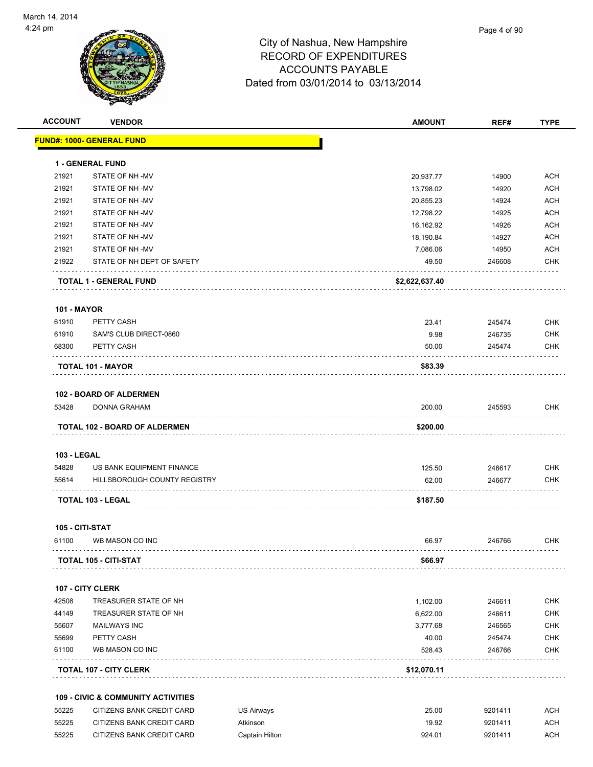# City of Nashua, New Hampshire
## RECORD OF EXPENDITURES
## ACCOUNTS PAYABLE
### Dated from 03/01/2014 to 03/13/2014

March 14, 2014
4:24 pm

| ACCOUNT | VENDOR | | AMOUNT | REF# | TYPE |
|---|---|---|---|---|---|
| **FUND#: 1000- GENERAL FUND** | | | | | |
| **1 - GENERAL FUND** | | | | | |
| 21921 | STATE OF NH -MV | | 20,937.77 | 14900 | ACH |
| 21921 | STATE OF NH -MV | | 13,798.02 | 14920 | ACH |
| 21921 | STATE OF NH -MV | | 20,855.23 | 14924 | ACH |
| 21921 | STATE OF NH -MV | | 12,798.22 | 14925 | ACH |
| 21921 | STATE OF NH -MV | | 16,162.92 | 14926 | ACH |
| 21921 | STATE OF NH -MV | | 18,190.84 | 14927 | ACH |
| 21921 | STATE OF NH -MV | | 7,086.06 | 14950 | ACH |
| 21922 | STATE OF NH DEPT OF SAFETY | | 49.50 | 246608 | CHK |
| **TOTAL 1 - GENERAL FUND** | | | **$2,622,637.40** | | |
| **101 - MAYOR** | | | | | |
| 61910 | PETTY CASH | | 23.41 | 245474 | CHK |
| 61910 | SAM'S CLUB DIRECT-0860 | | 9.98 | 246735 | CHK |
| 68300 | PETTY CASH | | 50.00 | 245474 | CHK |
| **TOTAL 101 - MAYOR** | | | **$83.39** | | |
| **102 - BOARD OF ALDERMEN** | | | | | |
| 53428 | DONNA GRAHAM | | 200.00 | 245593 | CHK |
| **TOTAL 102 - BOARD OF ALDERMEN** | | | **$200.00** | | |
| **103 - LEGAL** | | | | | |
| 54828 | US BANK EQUIPMENT FINANCE | | 125.50 | 246617 | CHK |
| 55614 | HILLSBOROUGH COUNTY REGISTRY | | 62.00 | 246677 | CHK |
| **TOTAL 103 - LEGAL** | | | **$187.50** | | |
| **105 - CITI-STAT** | | | | | |
| 61100 | WB MASON CO INC | | 66.97 | 246766 | CHK |
| **TOTAL 105 - CITI-STAT** | | | **$66.97** | | |
| **107 - CITY CLERK** | | | | | |
| 42508 | TREASURER STATE OF NH | | 1,102.00 | 246611 | CHK |
| 44149 | TREASURER STATE OF NH | | 6,622.00 | 246611 | CHK |
| 55607 | MAILWAYS INC | | 3,777.68 | 246565 | CHK |
| 55699 | PETTY CASH | | 40.00 | 245474 | CHK |
| 61100 | WB MASON CO INC | | 528.43 | 246766 | CHK |
| **TOTAL 107 - CITY CLERK** | | | **$12,070.11** | | |
| **109 - CIVIC & COMMUNITY ACTIVITIES** | | | | | |
| 55225 | CITIZENS BANK CREDIT CARD | US Airways | 25.00 | 9201411 | ACH |
| 55225 | CITIZENS BANK CREDIT CARD | Atkinson | 19.92 | 9201411 | ACH |
| 55225 | CITIZENS BANK CREDIT CARD | Captain Hilton | 924.01 | 9201411 | ACH |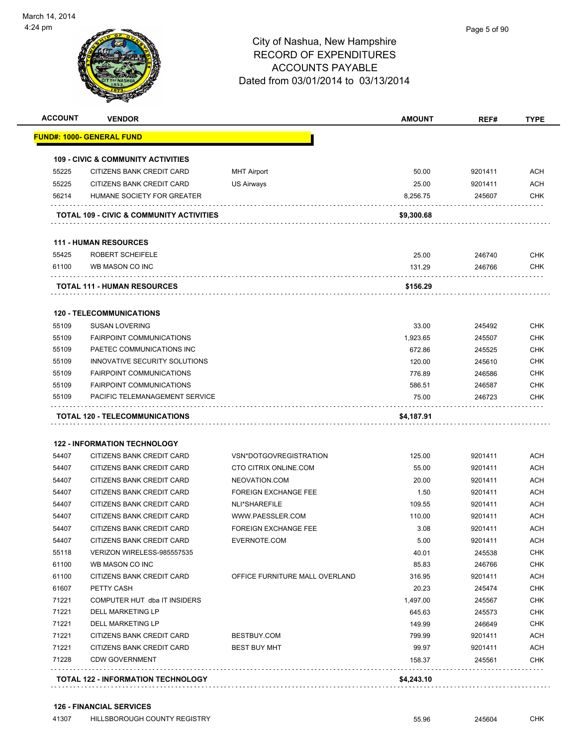# City of Nashua, New Hampshire
## RECORD OF EXPENDITURES
## ACCOUNTS PAYABLE
## Dated from 03/01/2014 to 03/13/2014

| ACCOUNT | VENDOR | | AMOUNT | REF# | TYPE |
|---|---|---|---|---|---|
| **FUND#: 1000- GENERAL FUND** | | | | | |
| **109 - CIVIC & COMMUNITY ACTIVITIES** | | | | | |
| 55225 | CITIZENS BANK CREDIT CARD | MHT Airport | 50.00 | 9201411 | ACH |
| 55225 | CITIZENS BANK CREDIT CARD | US Airways | 25.00 | 9201411 | ACH |
| 56214 | HUMANE SOCIETY FOR GREATER | | 8,256.75 | 245607 | CHK |
| **TOTAL 109 - CIVIC & COMMUNITY ACTIVITIES** | | | **$9,300.68** | | |
| **111 - HUMAN RESOURCES** | | | | | |
| 55425 | ROBERT SCHEIFELE | | 25.00 | 246740 | CHK |
| 61100 | WB MASON CO INC | | 131.29 | 246766 | CHK |
| **TOTAL 111 - HUMAN RESOURCES** | | | **$156.29** | | |
| **120 - TELECOMMUNICATIONS** | | | | | |
| 55109 | SUSAN LOVERING | | 33.00 | 245492 | CHK |
| 55109 | FAIRPOINT COMMUNICATIONS | | 1,923.65 | 245507 | CHK |
| 55109 | PAETEC COMMUNICATIONS INC | | 672.86 | 245525 | CHK |
| 55109 | INNOVATIVE SECURITY SOLUTIONS | | 120.00 | 245610 | CHK |
| 55109 | FAIRPOINT COMMUNICATIONS | | 776.89 | 246586 | CHK |
| 55109 | FAIRPOINT COMMUNICATIONS | | 586.51 | 246587 | CHK |
| 55109 | PACIFIC TELEMANAGEMENT SERVICE | | 75.00 | 246723 | CHK |
| **TOTAL 120 - TELECOMMUNICATIONS** | | | **$4,187.91** | | |
| **122 - INFORMATION TECHNOLOGY** | | | | | |
| 54407 | CITIZENS BANK CREDIT CARD | VSN*DOTGOVREGISTRATION | 125.00 | 9201411 | ACH |
| 54407 | CITIZENS BANK CREDIT CARD | CTO CITRIX ONLINE.COM | 55.00 | 9201411 | ACH |
| 54407 | CITIZENS BANK CREDIT CARD | NEOVATION.COM | 20.00 | 9201411 | ACH |
| 54407 | CITIZENS BANK CREDIT CARD | FOREIGN EXCHANGE FEE | 1.50 | 9201411 | ACH |
| 54407 | CITIZENS BANK CREDIT CARD | NLI*SHAREFILE | 109.55 | 9201411 | ACH |
| 54407 | CITIZENS BANK CREDIT CARD | WWW.PAESSLER.COM | 110.00 | 9201411 | ACH |
| 54407 | CITIZENS BANK CREDIT CARD | FOREIGN EXCHANGE FEE | 3.08 | 9201411 | ACH |
| 54407 | CITIZENS BANK CREDIT CARD | EVERNOTE.COM | 5.00 | 9201411 | ACH |
| 55118 | VERIZON WIRELESS-985557535 | | 40.01 | 245538 | CHK |
| 61100 | WB MASON CO INC | | 85.83 | 246766 | CHK |
| 61100 | CITIZENS BANK CREDIT CARD | OFFICE FURNITURE MALL OVERLAND | 316.95 | 9201411 | ACH |
| 61607 | PETTY CASH | | 20.23 | 245474 | CHK |
| 71221 | COMPUTER HUT dba IT INSIDERS | | 1,497.00 | 245567 | CHK |
| 71221 | DELL MARKETING LP | | 645.63 | 245573 | CHK |
| 71221 | DELL MARKETING LP | | 149.99 | 246649 | CHK |
| 71221 | CITIZENS BANK CREDIT CARD | BESTBUY.COM | 799.99 | 9201411 | ACH |
| 71221 | CITIZENS BANK CREDIT CARD | BEST BUY MHT | 99.97 | 9201411 | ACH |
| 71228 | CDW GOVERNMENT | | 158.37 | 245561 | CHK |
| **TOTAL 122 - INFORMATION TECHNOLOGY** | | | **$4,243.10** | | |
| **126 - FINANCIAL SERVICES** | | | | | |
| 41307 | HILLSBOROUGH COUNTY REGISTRY | | 55.96 | 245604 | CHK |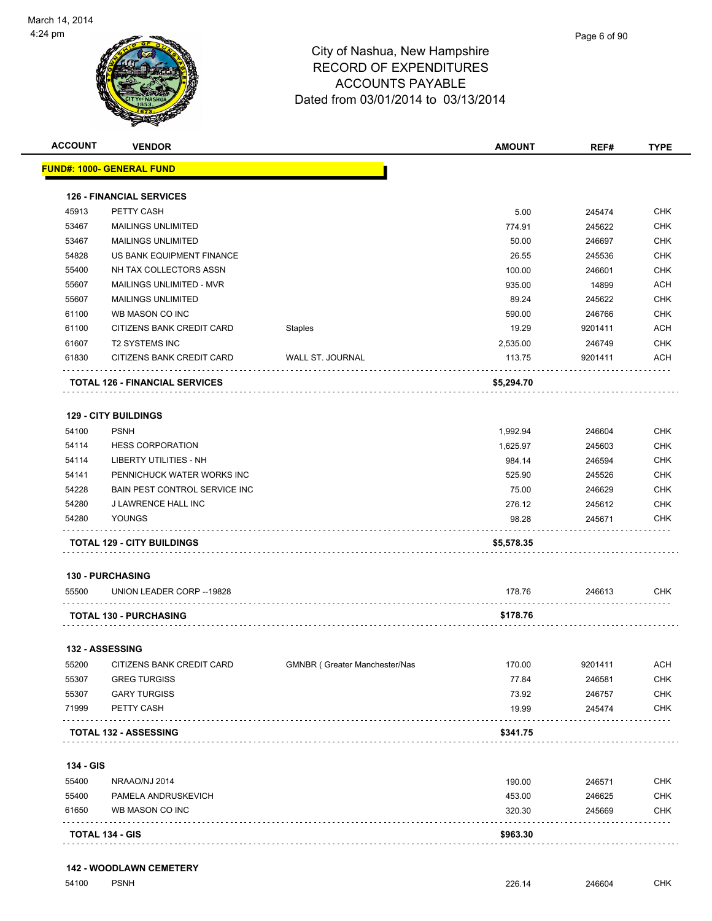March 14, 2014
4:24 pm

# City of Nashua, New Hampshire
## RECORD OF EXPENDITURES
## ACCOUNTS PAYABLE
### Dated from 03/01/2014 to 03/13/2014

| ACCOUNT | VENDOR | | AMOUNT | REF# | TYPE |
|---|---|---|---|---|---|
| **FUND#: 1000- GENERAL FUND** | | | | | |
| **126 - FINANCIAL SERVICES** | | | | | |
| 45913 | PETTY CASH | | 5.00 | 245474 | CHK |
| 53467 | MAILINGS UNLIMITED | | 774.91 | 245622 | CHK |
| 53467 | MAILINGS UNLIMITED | | 50.00 | 246697 | CHK |
| 54828 | US BANK EQUIPMENT FINANCE | | 26.55 | 245536 | CHK |
| 55400 | NH TAX COLLECTORS ASSN | | 100.00 | 246601 | CHK |
| 55607 | MAILINGS UNLIMITED - MVR | | 935.00 | 14899 | ACH |
| 55607 | MAILINGS UNLIMITED | | 89.24 | 245622 | CHK |
| 61100 | WB MASON CO INC | | 590.00 | 246766 | CHK |
| 61100 | CITIZENS BANK CREDIT CARD | Staples | 19.29 | 9201411 | ACH |
| 61607 | T2 SYSTEMS INC | | 2,535.00 | 246749 | CHK |
| 61830 | CITIZENS BANK CREDIT CARD | WALL ST. JOURNAL | 113.75 | 9201411 | ACH |
| **TOTAL 126 - FINANCIAL SERVICES** | | | **$5,294.70** | | |
| **129 - CITY BUILDINGS** | | | | | |
| 54100 | PSNH | | 1,992.94 | 246604 | CHK |
| 54114 | HESS CORPORATION | | 1,625.97 | 245603 | CHK |
| 54114 | LIBERTY UTILITIES - NH | | 984.14 | 246594 | CHK |
| 54141 | PENNICHUCK WATER WORKS INC | | 525.90 | 245526 | CHK |
| 54228 | BAIN PEST CONTROL SERVICE INC | | 75.00 | 246629 | CHK |
| 54280 | J LAWRENCE HALL INC | | 276.12 | 245612 | CHK |
| 54280 | YOUNGS | | 98.28 | 245671 | CHK |
| **TOTAL 129 - CITY BUILDINGS** | | | **$5,578.35** | | |
| **130 - PURCHASING** | | | | | |
| 55500 | UNION LEADER CORP --19828 | | 178.76 | 246613 | CHK |
| **TOTAL 130 - PURCHASING** | | | **$178.76** | | |
| **132 - ASSESSING** | | | | | |
| 55200 | CITIZENS BANK CREDIT CARD | GMNBR ( Greater Manchester/Nas | 170.00 | 9201411 | ACH |
| 55307 | GREG TURGISS | | 77.84 | 246581 | CHK |
| 55307 | GARY TURGISS | | 73.92 | 246757 | CHK |
| 71999 | PETTY CASH | | 19.99 | 245474 | CHK |
| **TOTAL 132 - ASSESSING** | | | **$341.75** | | |
| **134 - GIS** | | | | | |
| 55400 | NRAAO/NJ 2014 | | 190.00 | 246571 | CHK |
| 55400 | PAMELA ANDRUSKEVICH | | 453.00 | 246625 | CHK |
| 61650 | WB MASON CO INC | | 320.30 | 245669 | CHK |
| **TOTAL 134 - GIS** | | | **$963.30** | | |
| **142 - WOODLAWN CEMETERY** | | | | | |
| 54100 | PSNH | | 226.14 | 246604 | CHK |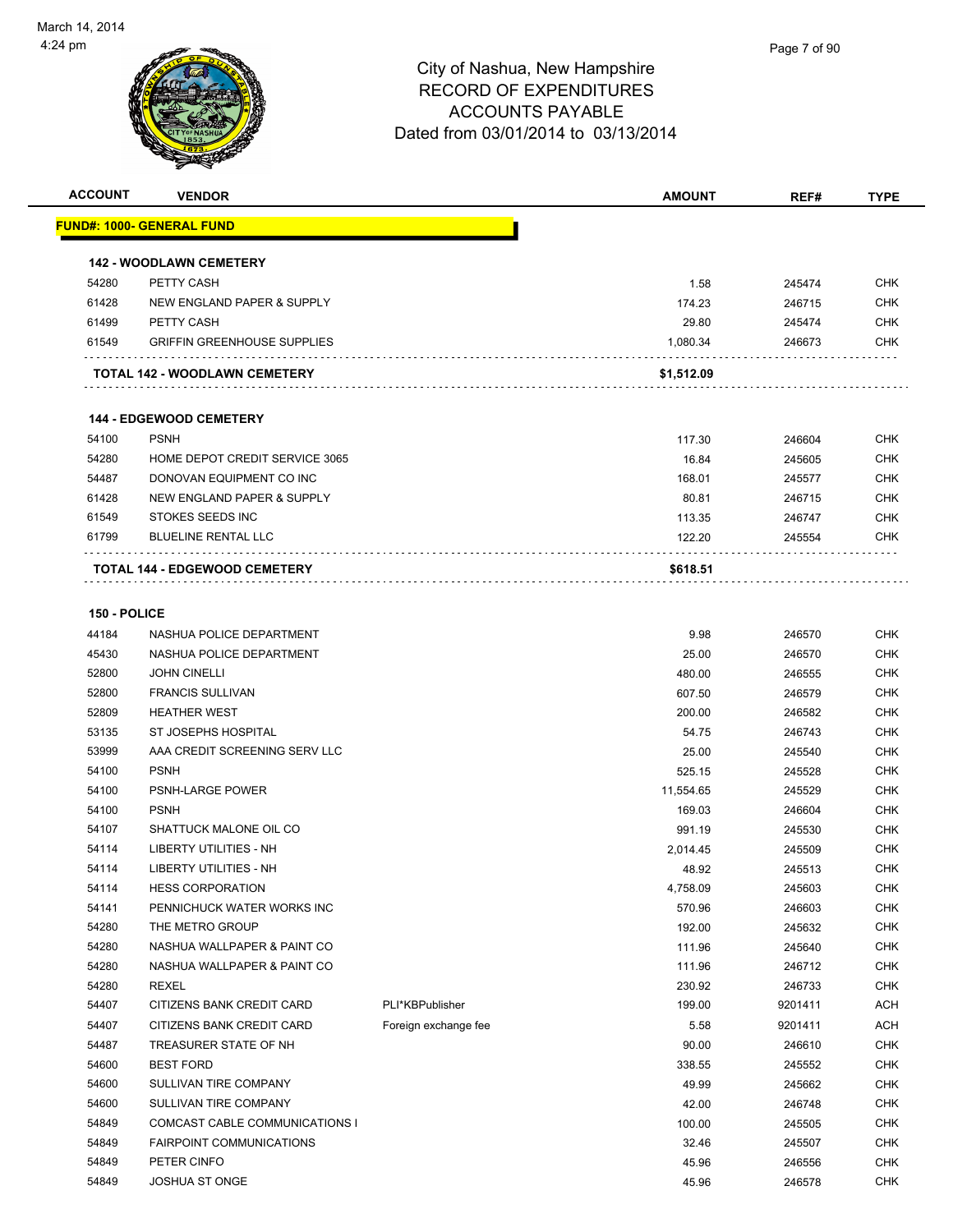# City of Nashua, New Hampshire
## RECORD OF EXPENDITURES
## ACCOUNTS PAYABLE
## Dated from 03/01/2014 to 03/13/2014

March 14, 2014
4:24 pm

| ACCOUNT | VENDOR | | AMOUNT | REF# | TYPE |
|---|---|---|---|---|---|
| **FUND#: 1000- GENERAL FUND** | | | | | |
| **142 - WOODLAWN CEMETERY** | | | | | |
| 54280 | PETTY CASH | | 1.58 | 245474 | CHK |
| 61428 | NEW ENGLAND PAPER & SUPPLY | | 174.23 | 246715 | CHK |
| 61499 | PETTY CASH | | 29.80 | 245474 | CHK |
| 61549 | GRIFFIN GREENHOUSE SUPPLIES | | 1,080.34 | 246673 | CHK |
| **TOTAL 142 - WOODLAWN CEMETERY** | | | **$1,512.09** | | |
| **144 - EDGEWOOD CEMETERY** | | | | | |
| 54100 | PSNH | | 117.30 | 246604 | CHK |
| 54280 | HOME DEPOT CREDIT SERVICE 3065 | | 16.84 | 245605 | CHK |
| 54487 | DONOVAN EQUIPMENT CO INC | | 168.01 | 245577 | CHK |
| 61428 | NEW ENGLAND PAPER & SUPPLY | | 80.81 | 246715 | CHK |
| 61549 | STOKES SEEDS INC | | 113.35 | 246747 | CHK |
| 61799 | BLUELINE RENTAL LLC | | 122.20 | 245554 | CHK |
| **TOTAL 144 - EDGEWOOD CEMETERY** | | | **$618.51** | | |
| **150 - POLICE** | | | | | |
| 44184 | NASHUA POLICE DEPARTMENT | | 9.98 | 246570 | CHK |
| 45430 | NASHUA POLICE DEPARTMENT | | 25.00 | 246570 | CHK |
| 52800 | JOHN CINELLI | | 480.00 | 246555 | CHK |
| 52800 | FRANCIS SULLIVAN | | 607.50 | 246579 | CHK |
| 52809 | HEATHER WEST | | 200.00 | 246582 | CHK |
| 53135 | ST JOSEPHS HOSPITAL | | 54.75 | 246743 | CHK |
| 53999 | AAA CREDIT SCREENING SERV LLC | | 25.00 | 245540 | CHK |
| 54100 | PSNH | | 525.15 | 245528 | CHK |
| 54100 | PSNH-LARGE POWER | | 11,554.65 | 245529 | CHK |
| 54100 | PSNH | | 169.03 | 246604 | CHK |
| 54107 | SHATTUCK MALONE OIL CO | | 991.19 | 245530 | CHK |
| 54114 | LIBERTY UTILITIES - NH | | 2,014.45 | 245509 | CHK |
| 54114 | LIBERTY UTILITIES - NH | | 48.92 | 245513 | CHK |
| 54114 | HESS CORPORATION | | 4,758.09 | 245603 | CHK |
| 54141 | PENNICHUCK WATER WORKS INC | | 570.96 | 246603 | CHK |
| 54280 | THE METRO GROUP | | 192.00 | 245632 | CHK |
| 54280 | NASHUA WALLPAPER & PAINT CO | | 111.96 | 245640 | CHK |
| 54280 | NASHUA WALLPAPER & PAINT CO | | 111.96 | 246712 | CHK |
| 54280 | REXEL | | 230.92 | 246733 | CHK |
| 54407 | CITIZENS BANK CREDIT CARD | PLI*KBPublisher | 199.00 | 9201411 | ACH |
| 54407 | CITIZENS BANK CREDIT CARD | Foreign exchange fee | 5.58 | 9201411 | ACH |
| 54487 | TREASURER STATE OF NH | | 90.00 | 246610 | CHK |
| 54600 | BEST FORD | | 338.55 | 245552 | CHK |
| 54600 | SULLIVAN TIRE COMPANY | | 49.99 | 245662 | CHK |
| 54600 | SULLIVAN TIRE COMPANY | | 42.00 | 246748 | CHK |
| 54849 | COMCAST CABLE COMMUNICATIONS I | | 100.00 | 245505 | CHK |
| 54849 | FAIRPOINT COMMUNICATIONS | | 32.46 | 245507 | CHK |
| 54849 | PETER CINFO | | 45.96 | 246556 | CHK |
| 54849 | JOSHUA ST ONGE | | 45.96 | 246578 | CHK |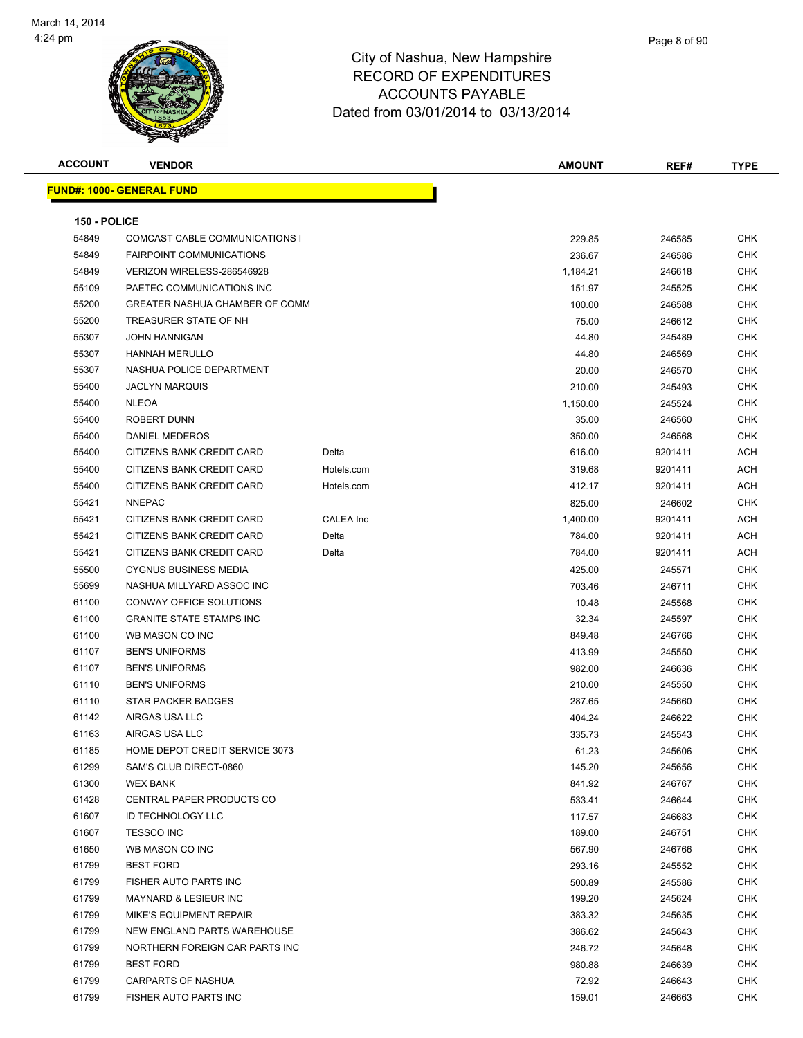# City of Nashua, New Hampshire
## RECORD OF EXPENDITURES
## ACCOUNTS PAYABLE
### Dated from 03/01/2014 to 03/13/2014

March 14, 2014
4:24 pm

**FUND#: 1000- GENERAL FUND**

**150 - POLICE**

| ACCOUNT | VENDOR | | AMOUNT | REF# | TYPE |
|---|---|---|---|---|---|
| 54849 | COMCAST CABLE COMMUNICATIONS I | | 229.85 | 246585 | CHK |
| 54849 | FAIRPOINT COMMUNICATIONS | | 236.67 | 246586 | CHK |
| 54849 | VERIZON WIRELESS-286546928 | | 1,184.21 | 246618 | CHK |
| 55109 | PAETEC COMMUNICATIONS INC | | 151.97 | 245525 | CHK |
| 55200 | GREATER NASHUA CHAMBER OF COMM | | 100.00 | 246588 | CHK |
| 55200 | TREASURER STATE OF NH | | 75.00 | 246612 | CHK |
| 55307 | JOHN HANNIGAN | | 44.80 | 245489 | CHK |
| 55307 | HANNAH MERULLO | | 44.80 | 246569 | CHK |
| 55307 | NASHUA POLICE DEPARTMENT | | 20.00 | 246570 | CHK |
| 55400 | JACLYN MARQUIS | | 210.00 | 245493 | CHK |
| 55400 | NLEOA | | 1,150.00 | 245524 | CHK |
| 55400 | ROBERT DUNN | | 35.00 | 246560 | CHK |
| 55400 | DANIEL MEDEROS | | 350.00 | 246568 | CHK |
| 55400 | CITIZENS BANK CREDIT CARD | Delta | 616.00 | 9201411 | ACH |
| 55400 | CITIZENS BANK CREDIT CARD | Hotels.com | 319.68 | 9201411 | ACH |
| 55400 | CITIZENS BANK CREDIT CARD | Hotels.com | 412.17 | 9201411 | ACH |
| 55421 | NNEPAC | | 825.00 | 246602 | CHK |
| 55421 | CITIZENS BANK CREDIT CARD | CALEA Inc | 1,400.00 | 9201411 | ACH |
| 55421 | CITIZENS BANK CREDIT CARD | Delta | 784.00 | 9201411 | ACH |
| 55421 | CITIZENS BANK CREDIT CARD | Delta | 784.00 | 9201411 | ACH |
| 55500 | CYGNUS BUSINESS MEDIA | | 425.00 | 245571 | CHK |
| 55699 | NASHUA MILLYARD ASSOC INC | | 703.46 | 246711 | CHK |
| 61100 | CONWAY OFFICE SOLUTIONS | | 10.48 | 245568 | CHK |
| 61100 | GRANITE STATE STAMPS INC | | 32.34 | 245597 | CHK |
| 61100 | WB MASON CO INC | | 849.48 | 246766 | CHK |
| 61107 | BEN'S UNIFORMS | | 413.99 | 245550 | CHK |
| 61107 | BEN'S UNIFORMS | | 982.00 | 246636 | CHK |
| 61110 | BEN'S UNIFORMS | | 210.00 | 245550 | CHK |
| 61110 | STAR PACKER BADGES | | 287.65 | 245660 | CHK |
| 61142 | AIRGAS USA LLC | | 404.24 | 246622 | CHK |
| 61163 | AIRGAS USA LLC | | 335.73 | 245543 | CHK |
| 61185 | HOME DEPOT CREDIT SERVICE 3073 | | 61.23 | 245606 | CHK |
| 61299 | SAM'S CLUB DIRECT-0860 | | 145.20 | 245656 | CHK |
| 61300 | WEX BANK | | 841.92 | 246767 | CHK |
| 61428 | CENTRAL PAPER PRODUCTS CO | | 533.41 | 246644 | CHK |
| 61607 | ID TECHNOLOGY LLC | | 117.57 | 246683 | CHK |
| 61607 | TESSCO INC | | 189.00 | 246751 | CHK |
| 61650 | WB MASON CO INC | | 567.90 | 246766 | CHK |
| 61799 | BEST FORD | | 293.16 | 245552 | CHK |
| 61799 | FISHER AUTO PARTS INC | | 500.89 | 245586 | CHK |
| 61799 | MAYNARD & LESIEUR INC | | 199.20 | 245624 | CHK |
| 61799 | MIKE'S EQUIPMENT REPAIR | | 383.32 | 245635 | CHK |
| 61799 | NEW ENGLAND PARTS WAREHOUSE | | 386.62 | 245643 | CHK |
| 61799 | NORTHERN FOREIGN CAR PARTS INC | | 246.72 | 245648 | CHK |
| 61799 | BEST FORD | | 980.88 | 246639 | CHK |
| 61799 | CARPARTS OF NASHUA | | 72.92 | 246643 | CHK |
| 61799 | FISHER AUTO PARTS INC | | 159.01 | 246663 | CHK |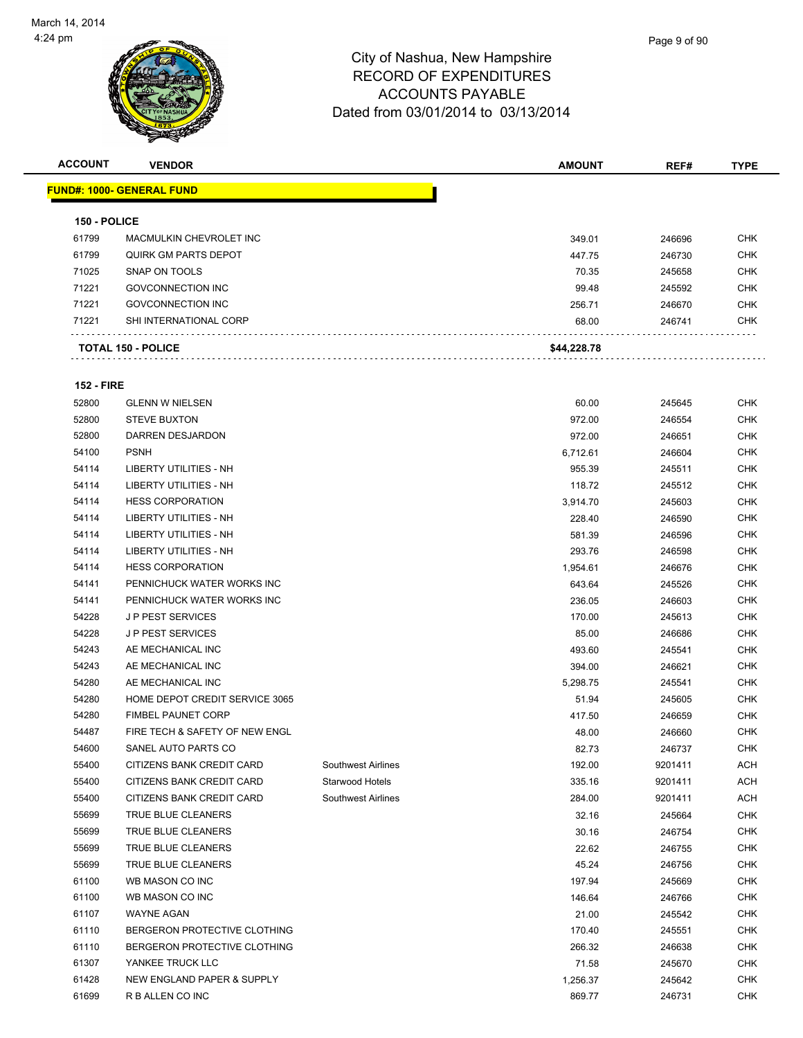City of Nashua, New Hampshire
RECORD OF EXPENDITURES
ACCOUNTS PAYABLE
Dated from 03/01/2014 to 03/13/2014

| ACCOUNT | VENDOR | | AMOUNT | REF# | TYPE |
|---|---|---|---|---|---|
| **FUND#: 1000- GENERAL FUND** | | | | | |
| **150 - POLICE** | | | | | |
| 61799 | MACMULKIN CHEVROLET INC | | 349.01 | 246696 | CHK |
| 61799 | QUIRK GM PARTS DEPOT | | 447.75 | 246730 | CHK |
| 71025 | SNAP ON TOOLS | | 70.35 | 245658 | CHK |
| 71221 | GOVCONNECTION INC | | 99.48 | 245592 | CHK |
| 71221 | GOVCONNECTION INC | | 256.71 | 246670 | CHK |
| 71221 | SHI INTERNATIONAL CORP | | 68.00 | 246741 | CHK |
| **TOTAL 150 - POLICE** | | | **$44,228.78** | | |
| **152 - FIRE** | | | | | |
| 52800 | GLENN W NIELSEN | | 60.00 | 245645 | CHK |
| 52800 | STEVE BUXTON | | 972.00 | 246554 | CHK |
| 52800 | DARREN DESJARDON | | 972.00 | 246651 | CHK |
| 54100 | PSNH | | 6,712.61 | 246604 | CHK |
| 54114 | LIBERTY UTILITIES - NH | | 955.39 | 245511 | CHK |
| 54114 | LIBERTY UTILITIES - NH | | 118.72 | 245512 | CHK |
| 54114 | HESS CORPORATION | | 3,914.70 | 245603 | CHK |
| 54114 | LIBERTY UTILITIES - NH | | 228.40 | 246590 | CHK |
| 54114 | LIBERTY UTILITIES - NH | | 581.39 | 246596 | CHK |
| 54114 | LIBERTY UTILITIES - NH | | 293.76 | 246598 | CHK |
| 54114 | HESS CORPORATION | | 1,954.61 | 246676 | CHK |
| 54141 | PENNICHUCK WATER WORKS INC | | 643.64 | 245526 | CHK |
| 54141 | PENNICHUCK WATER WORKS INC | | 236.05 | 246603 | CHK |
| 54228 | J P PEST SERVICES | | 170.00 | 245613 | CHK |
| 54228 | J P PEST SERVICES | | 85.00 | 246686 | CHK |
| 54243 | AE MECHANICAL INC | | 493.60 | 245541 | CHK |
| 54243 | AE MECHANICAL INC | | 394.00 | 246621 | CHK |
| 54280 | AE MECHANICAL INC | | 5,298.75 | 245541 | CHK |
| 54280 | HOME DEPOT CREDIT SERVICE 3065 | | 51.94 | 245605 | CHK |
| 54280 | FIMBEL PAUNET CORP | | 417.50 | 246659 | CHK |
| 54487 | FIRE TECH & SAFETY OF NEW ENGL | | 48.00 | 246660 | CHK |
| 54600 | SANEL AUTO PARTS CO | | 82.73 | 246737 | CHK |
| 55400 | CITIZENS BANK CREDIT CARD | Southwest Airlines | 192.00 | 9201411 | ACH |
| 55400 | CITIZENS BANK CREDIT CARD | Starwood Hotels | 335.16 | 9201411 | ACH |
| 55400 | CITIZENS BANK CREDIT CARD | Southwest Airlines | 284.00 | 9201411 | ACH |
| 55699 | TRUE BLUE CLEANERS | | 32.16 | 245664 | CHK |
| 55699 | TRUE BLUE CLEANERS | | 30.16 | 246754 | CHK |
| 55699 | TRUE BLUE CLEANERS | | 22.62 | 246755 | CHK |
| 55699 | TRUE BLUE CLEANERS | | 45.24 | 246756 | CHK |
| 61100 | WB MASON CO INC | | 197.94 | 245669 | CHK |
| 61100 | WB MASON CO INC | | 146.64 | 246766 | CHK |
| 61107 | WAYNE AGAN | | 21.00 | 245542 | CHK |
| 61110 | BERGERON PROTECTIVE CLOTHING | | 170.40 | 245551 | CHK |
| 61110 | BERGERON PROTECTIVE CLOTHING | | 266.32 | 246638 | CHK |
| 61307 | YANKEE TRUCK LLC | | 71.58 | 245670 | CHK |
| 61428 | NEW ENGLAND PAPER & SUPPLY | | 1,256.37 | 245642 | CHK |
| 61699 | R B ALLEN CO INC | | 869.77 | 246731 | CHK |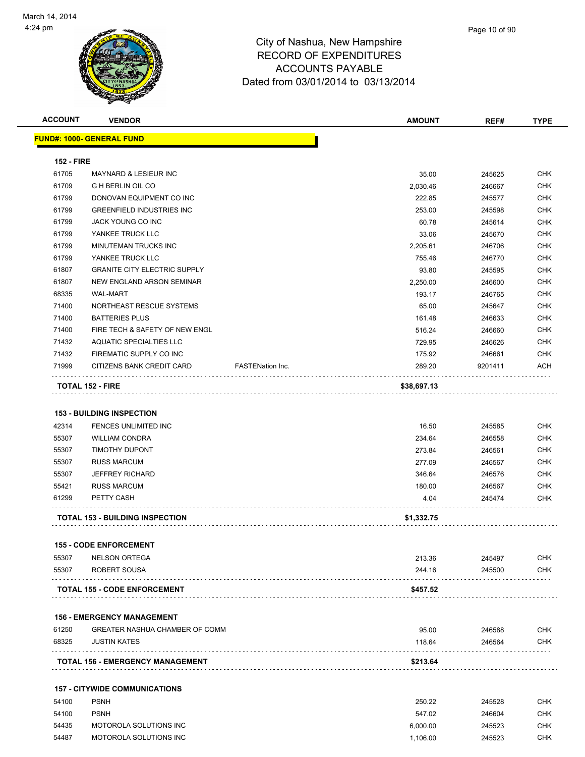City of Nashua, New Hampshire
RECORD OF EXPENDITURES
ACCOUNTS PAYABLE
Dated from 03/01/2014 to 03/13/2014

March 14, 2014
4:24 pm

## FUND#: 1000- GENERAL FUND

### 152 - FIRE

| ACCOUNT | VENDOR | | AMOUNT | REF# | TYPE |
|---|---|---|---|---|---|
| 61705 | MAYNARD & LESIEUR INC | | 35.00 | 245625 | CHK |
| 61709 | G H BERLIN OIL CO | | 2,030.46 | 246667 | CHK |
| 61799 | DONOVAN EQUIPMENT CO INC | | 222.85 | 245577 | CHK |
| 61799 | GREENFIELD INDUSTRIES INC | | 253.00 | 245598 | CHK |
| 61799 | JACK YOUNG CO INC | | 60.78 | 245614 | CHK |
| 61799 | YANKEE TRUCK LLC | | 33.06 | 245670 | CHK |
| 61799 | MINUTEMAN TRUCKS INC | | 2,205.61 | 246706 | CHK |
| 61799 | YANKEE TRUCK LLC | | 755.46 | 246770 | CHK |
| 61807 | GRANITE CITY ELECTRIC SUPPLY | | 93.80 | 245595 | CHK |
| 61807 | NEW ENGLAND ARSON SEMINAR | | 2,250.00 | 246600 | CHK |
| 68335 | WAL-MART | | 193.17 | 246765 | CHK |
| 71400 | NORTHEAST RESCUE SYSTEMS | | 65.00 | 245647 | CHK |
| 71400 | BATTERIES PLUS | | 161.48 | 246633 | CHK |
| 71400 | FIRE TECH & SAFETY OF NEW ENGL | | 516.24 | 246660 | CHK |
| 71432 | AQUATIC SPECIALTIES LLC | | 729.95 | 246626 | CHK |
| 71432 | FIREMATIC SUPPLY CO INC | | 175.92 | 246661 | CHK |
| 71999 | CITIZENS BANK CREDIT CARD | FASTENation Inc. | 289.20 | 9201411 | ACH |
| **TOTAL 152 - FIRE** | | | **$38,697.13** | | |

### 153 - BUILDING INSPECTION

| ACCOUNT | VENDOR | AMOUNT | REF# | TYPE |
|---|---|---|---|---|
| 42314 | FENCES UNLIMITED INC | 16.50 | 245585 | CHK |
| 55307 | WILLIAM CONDRA | 234.64 | 246558 | CHK |
| 55307 | TIMOTHY DUPONT | 273.84 | 246561 | CHK |
| 55307 | RUSS MARCUM | 277.09 | 246567 | CHK |
| 55307 | JEFFREY RICHARD | 346.64 | 246576 | CHK |
| 55421 | RUSS MARCUM | 180.00 | 246567 | CHK |
| 61299 | PETTY CASH | 4.04 | 245474 | CHK |
| **TOTAL 153 - BUILDING INSPECTION** | | **$1,332.75** | | |

### 155 - CODE ENFORCEMENT

| ACCOUNT | VENDOR | AMOUNT | REF# | TYPE |
|---|---|---|---|---|
| 55307 | NELSON ORTEGA | 213.36 | 245497 | CHK |
| 55307 | ROBERT SOUSA | 244.16 | 245500 | CHK |
| **TOTAL 155 - CODE ENFORCEMENT** | | **$457.52** | | |

### 156 - EMERGENCY MANAGEMENT

| ACCOUNT | VENDOR | AMOUNT | REF# | TYPE |
|---|---|---|---|---|
| 61250 | GREATER NASHUA CHAMBER OF COMM | 95.00 | 246588 | CHK |
| 68325 | JUSTIN KATES | 118.64 | 246564 | CHK |
| **TOTAL 156 - EMERGENCY MANAGEMENT** | | **$213.64** | | |

### 157 - CITYWIDE COMMUNICATIONS

| ACCOUNT | VENDOR | AMOUNT | REF# | TYPE |
|---|---|---|---|---|
| 54100 | PSNH | 250.22 | 245528 | CHK |
| 54100 | PSNH | 547.02 | 246604 | CHK |
| 54435 | MOTOROLA SOLUTIONS INC | 6,000.00 | 245523 | CHK |
| 54487 | MOTOROLA SOLUTIONS INC | 1,106.00 | 245523 | CHK |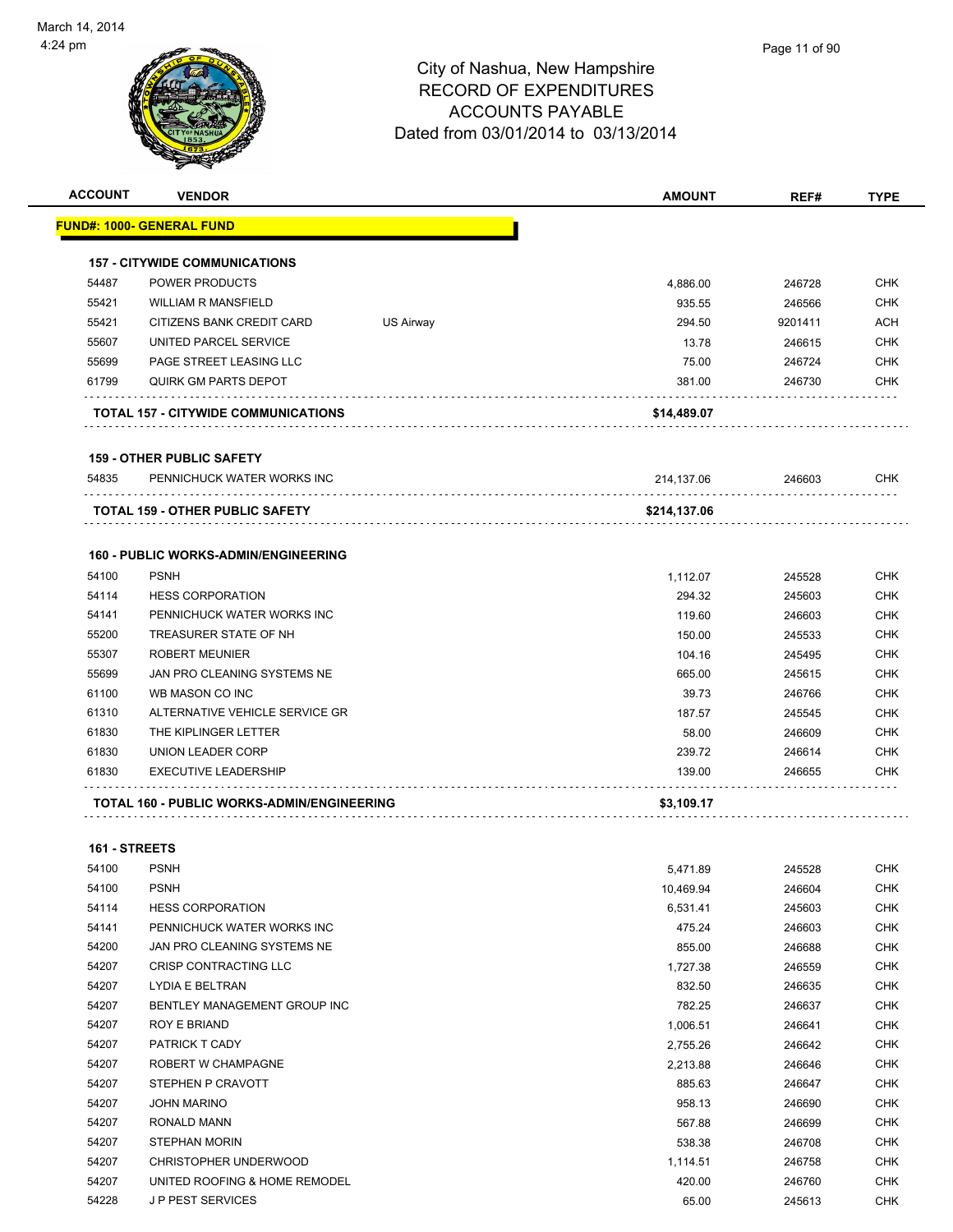# City of Nashua, New Hampshire
## RECORD OF EXPENDITURES
## ACCOUNTS PAYABLE
## Dated from 03/01/2014 to 03/13/2014

March 14, 2014
4:24 pm

| ACCOUNT | VENDOR | | AMOUNT | REF# | TYPE |
|---|---|---|---|---|---|
| **FUND#: 1000- GENERAL FUND** | | | | | |
| **157 - CITYWIDE COMMUNICATIONS** | | | | | |
| 54487 | POWER PRODUCTS | | 4,886.00 | 246728 | CHK |
| 55421 | WILLIAM R MANSFIELD | | 935.55 | 246566 | CHK |
| 55421 | CITIZENS BANK CREDIT CARD | US Airway | 294.50 | 9201411 | ACH |
| 55607 | UNITED PARCEL SERVICE | | 13.78 | 246615 | CHK |
| 55699 | PAGE STREET LEASING LLC | | 75.00 | 246724 | CHK |
| 61799 | QUIRK GM PARTS DEPOT | | 381.00 | 246730 | CHK |
| **TOTAL 157 - CITYWIDE COMMUNICATIONS** | | | **$14,489.07** | | |
| **159 - OTHER PUBLIC SAFETY** | | | | | |
| 54835 | PENNICHUCK WATER WORKS INC | | 214,137.06 | 246603 | CHK |
| **TOTAL 159 - OTHER PUBLIC SAFETY** | | | **$214,137.06** | | |
| **160 - PUBLIC WORKS-ADMIN/ENGINEERING** | | | | | |
| 54100 | PSNH | | 1,112.07 | 245528 | CHK |
| 54114 | HESS CORPORATION | | 294.32 | 245603 | CHK |
| 54141 | PENNICHUCK WATER WORKS INC | | 119.60 | 246603 | CHK |
| 55200 | TREASURER STATE OF NH | | 150.00 | 245533 | CHK |
| 55307 | ROBERT MEUNIER | | 104.16 | 245495 | CHK |
| 55699 | JAN PRO CLEANING SYSTEMS NE | | 665.00 | 245615 | CHK |
| 61100 | WB MASON CO INC | | 39.73 | 246766 | CHK |
| 61310 | ALTERNATIVE VEHICLE SERVICE GR | | 187.57 | 245545 | CHK |
| 61830 | THE KIPLINGER LETTER | | 58.00 | 246609 | CHK |
| 61830 | UNION LEADER CORP | | 239.72 | 246614 | CHK |
| 61830 | EXECUTIVE LEADERSHIP | | 139.00 | 246655 | CHK |
| **TOTAL 160 - PUBLIC WORKS-ADMIN/ENGINEERING** | | | **$3,109.17** | | |
| **161 - STREETS** | | | | | |
| 54100 | PSNH | | 5,471.89 | 245528 | CHK |
| 54100 | PSNH | | 10,469.94 | 246604 | CHK |
| 54114 | HESS CORPORATION | | 6,531.41 | 245603 | CHK |
| 54141 | PENNICHUCK WATER WORKS INC | | 475.24 | 246603 | CHK |
| 54200 | JAN PRO CLEANING SYSTEMS NE | | 855.00 | 246688 | CHK |
| 54207 | CRISP CONTRACTING LLC | | 1,727.38 | 246559 | CHK |
| 54207 | LYDIA E BELTRAN | | 832.50 | 246635 | CHK |
| 54207 | BENTLEY MANAGEMENT GROUP INC | | 782.25 | 246637 | CHK |
| 54207 | ROY E BRIAND | | 1,006.51 | 246641 | CHK |
| 54207 | PATRICK T CADY | | 2,755.26 | 246642 | CHK |
| 54207 | ROBERT W CHAMPAGNE | | 2,213.88 | 246646 | CHK |
| 54207 | STEPHEN P CRAVOTT | | 885.63 | 246647 | CHK |
| 54207 | JOHN MARINO | | 958.13 | 246690 | CHK |
| 54207 | RONALD MANN | | 567.88 | 246699 | CHK |
| 54207 | STEPHAN MORIN | | 538.38 | 246708 | CHK |
| 54207 | CHRISTOPHER UNDERWOOD | | 1,114.51 | 246758 | CHK |
| 54207 | UNITED ROOFING & HOME REMODEL | | 420.00 | 246760 | CHK |
| 54228 | J P PEST SERVICES | | 65.00 | 245613 | CHK |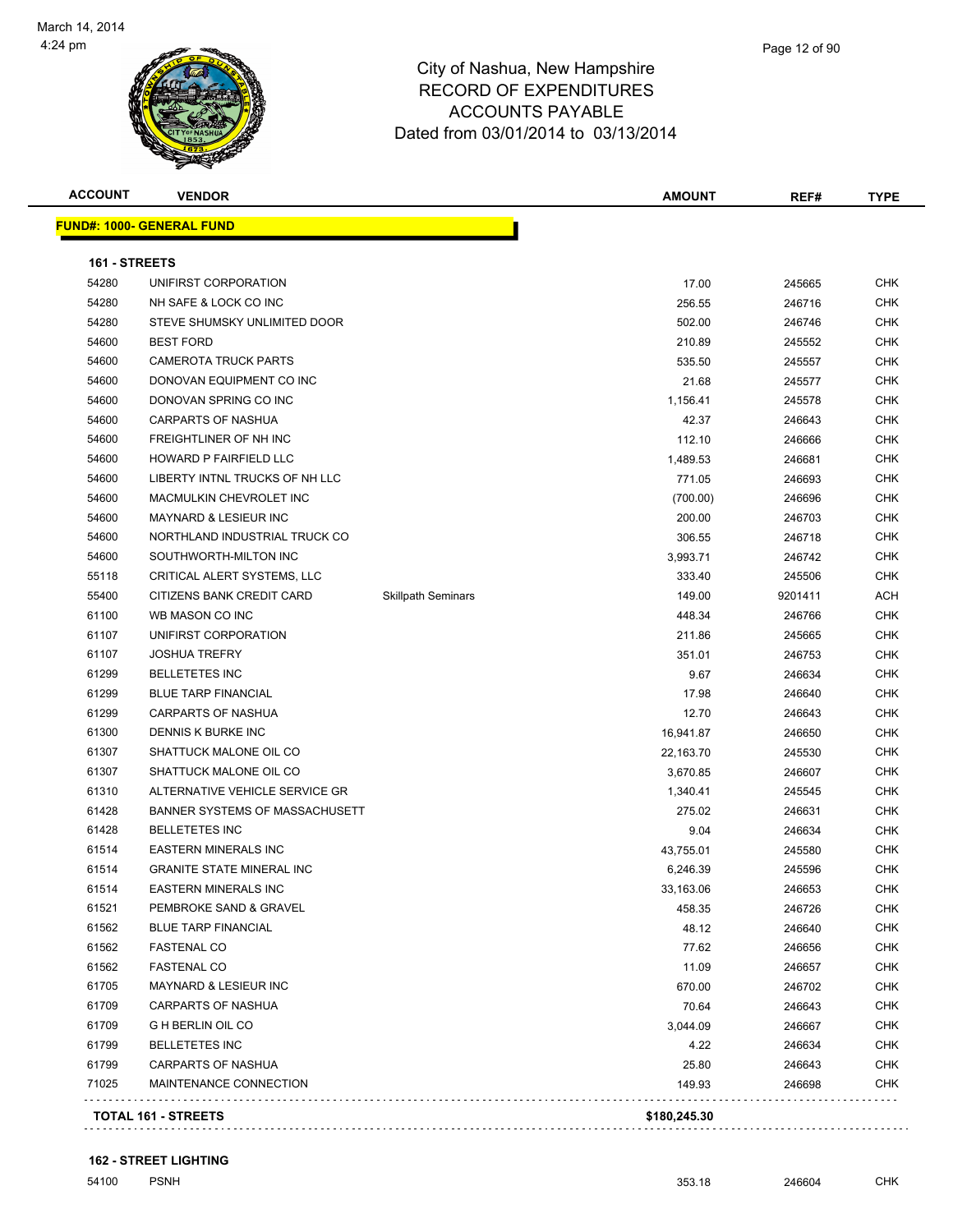# City of Nashua, New Hampshire
## RECORD OF EXPENDITURES
## ACCOUNTS PAYABLE
## Dated from 03/01/2014 to 03/13/2014

| ACCOUNT | VENDOR | | AMOUNT | REF# | TYPE |
|---|---|---|---|---|---|
| **FUND#: 1000- GENERAL FUND** | | | | | |
| **161 - STREETS** | | | | | |
| 54280 | UNIFIRST CORPORATION | | 17.00 | 245665 | CHK |
| 54280 | NH SAFE & LOCK CO INC | | 256.55 | 246716 | CHK |
| 54280 | STEVE SHUMSKY UNLIMITED DOOR | | 502.00 | 246746 | CHK |
| 54600 | BEST FORD | | 210.89 | 245552 | CHK |
| 54600 | CAMEROTA TRUCK PARTS | | 535.50 | 245557 | CHK |
| 54600 | DONOVAN EQUIPMENT CO INC | | 21.68 | 245577 | CHK |
| 54600 | DONOVAN SPRING CO INC | | 1,156.41 | 245578 | CHK |
| 54600 | CARPARTS OF NASHUA | | 42.37 | 246643 | CHK |
| 54600 | FREIGHTLINER OF NH INC | | 112.10 | 246666 | CHK |
| 54600 | HOWARD P FAIRFIELD LLC | | 1,489.53 | 246681 | CHK |
| 54600 | LIBERTY INTNL TRUCKS OF NH LLC | | 771.05 | 246693 | CHK |
| 54600 | MACMULKIN CHEVROLET INC | | (700.00) | 246696 | CHK |
| 54600 | MAYNARD & LESIEUR INC | | 200.00 | 246703 | CHK |
| 54600 | NORTHLAND INDUSTRIAL TRUCK CO | | 306.55 | 246718 | CHK |
| 54600 | SOUTHWORTH-MILTON INC | | 3,993.71 | 246742 | CHK |
| 55118 | CRITICAL ALERT SYSTEMS, LLC | | 333.40 | 245506 | CHK |
| 55400 | CITIZENS BANK CREDIT CARD | Skillpath Seminars | 149.00 | 9201411 | ACH |
| 61100 | WB MASON CO INC | | 448.34 | 246766 | CHK |
| 61107 | UNIFIRST CORPORATION | | 211.86 | 245665 | CHK |
| 61107 | JOSHUA TREFRY | | 351.01 | 246753 | CHK |
| 61299 | BELLETETES INC | | 9.67 | 246634 | CHK |
| 61299 | BLUE TARP FINANCIAL | | 17.98 | 246640 | CHK |
| 61299 | CARPARTS OF NASHUA | | 12.70 | 246643 | CHK |
| 61300 | DENNIS K BURKE INC | | 16,941.87 | 246650 | CHK |
| 61307 | SHATTUCK MALONE OIL CO | | 22,163.70 | 245530 | CHK |
| 61307 | SHATTUCK MALONE OIL CO | | 3,670.85 | 246607 | CHK |
| 61310 | ALTERNATIVE VEHICLE SERVICE GR | | 1,340.41 | 245545 | CHK |
| 61428 | BANNER SYSTEMS OF MASSACHUSETT | | 275.02 | 246631 | CHK |
| 61428 | BELLETETES INC | | 9.04 | 246634 | CHK |
| 61514 | EASTERN MINERALS INC | | 43,755.01 | 245580 | CHK |
| 61514 | GRANITE STATE MINERAL INC | | 6,246.39 | 245596 | CHK |
| 61514 | EASTERN MINERALS INC | | 33,163.06 | 246653 | CHK |
| 61521 | PEMBROKE SAND & GRAVEL | | 458.35 | 246726 | CHK |
| 61562 | BLUE TARP FINANCIAL | | 48.12 | 246640 | CHK |
| 61562 | FASTENAL CO | | 77.62 | 246656 | CHK |
| 61562 | FASTENAL CO | | 11.09 | 246657 | CHK |
| 61705 | MAYNARD & LESIEUR INC | | 670.00 | 246702 | CHK |
| 61709 | CARPARTS OF NASHUA | | 70.64 | 246643 | CHK |
| 61709 | G H BERLIN OIL CO | | 3,044.09 | 246667 | CHK |
| 61799 | BELLETETES INC | | 4.22 | 246634 | CHK |
| 61799 | CARPARTS OF NASHUA | | 25.80 | 246643 | CHK |
| 71025 | MAINTENANCE CONNECTION | | 149.93 | 246698 | CHK |
| **TOTAL 161 - STREETS** | | | **$180,245.30** | | |
| **162 - STREET LIGHTING** | | | | | |
| 54100 | PSNH | | 353.18 | 246604 | CHK |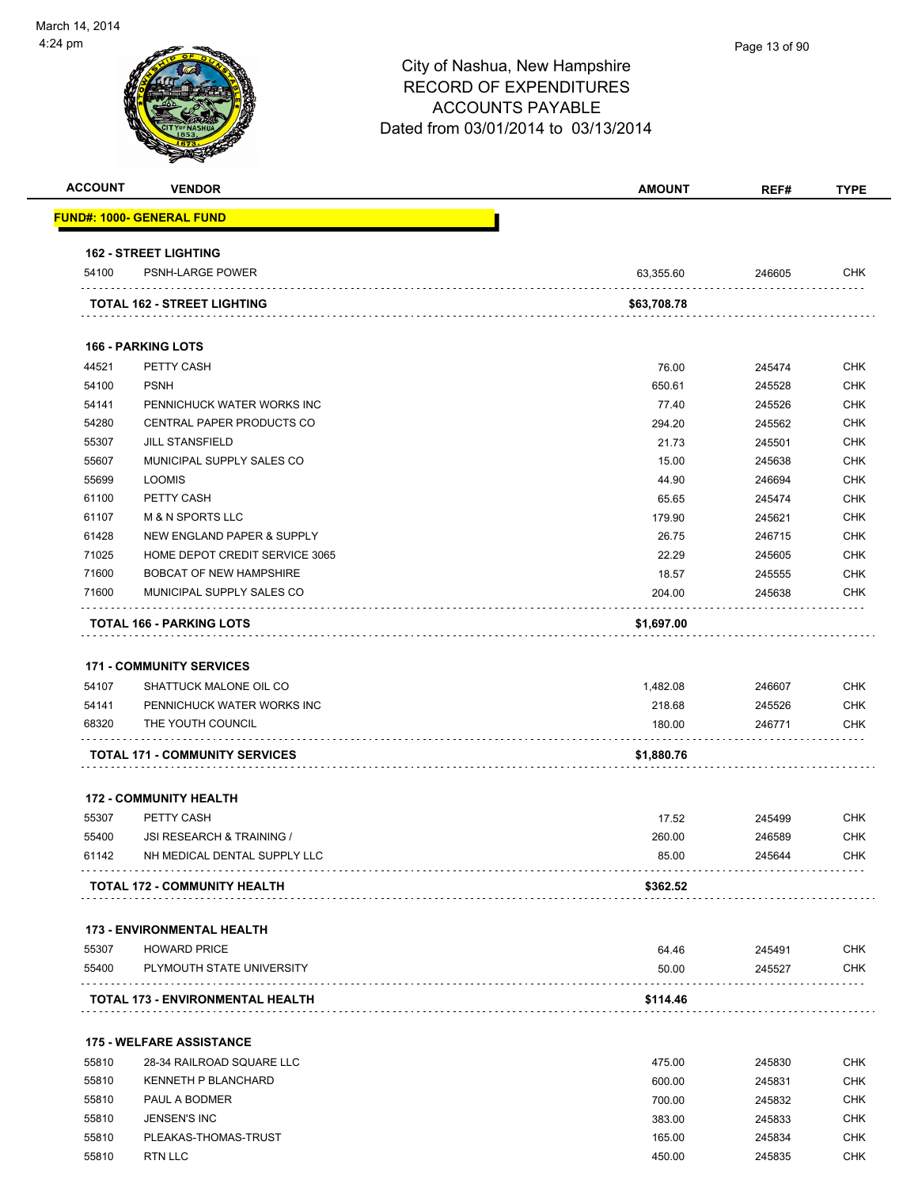City of Nashua, New Hampshire
RECORD OF EXPENDITURES
ACCOUNTS PAYABLE
Dated from 03/01/2014 to 03/13/2014

| ACCOUNT | VENDOR | AMOUNT | REF# | TYPE |
|---|---|---|---|---|
| **FUND#: 1000- GENERAL FUND** | | | | |
| **162 - STREET LIGHTING** | | | | |
| 54100 | PSNH-LARGE POWER | 63,355.60 | 246605 | CHK |
| | **TOTAL 162 - STREET LIGHTING** | **$63,708.78** | | |
| **166 - PARKING LOTS** | | | | |
| 44521 | PETTY CASH | 76.00 | 245474 | CHK |
| 54100 | PSNH | 650.61 | 245528 | CHK |
| 54141 | PENNICHUCK WATER WORKS INC | 77.40 | 245526 | CHK |
| 54280 | CENTRAL PAPER PRODUCTS CO | 294.20 | 245562 | CHK |
| 55307 | JILL STANSFIELD | 21.73 | 245501 | CHK |
| 55607 | MUNICIPAL SUPPLY SALES CO | 15.00 | 245638 | CHK |
| 55699 | LOOMIS | 44.90 | 246694 | CHK |
| 61100 | PETTY CASH | 65.65 | 245474 | CHK |
| 61107 | M & N SPORTS LLC | 179.90 | 245621 | CHK |
| 61428 | NEW ENGLAND PAPER & SUPPLY | 26.75 | 246715 | CHK |
| 71025 | HOME DEPOT CREDIT SERVICE 3065 | 22.29 | 245605 | CHK |
| 71600 | BOBCAT OF NEW HAMPSHIRE | 18.57 | 245555 | CHK |
| 71600 | MUNICIPAL SUPPLY SALES CO | 204.00 | 245638 | CHK |
| | **TOTAL 166 - PARKING LOTS** | **$1,697.00** | | |
| **171 - COMMUNITY SERVICES** | | | | |
| 54107 | SHATTUCK MALONE OIL CO | 1,482.08 | 246607 | CHK |
| 54141 | PENNICHUCK WATER WORKS INC | 218.68 | 245526 | CHK |
| 68320 | THE YOUTH COUNCIL | 180.00 | 246771 | CHK |
| | **TOTAL 171 - COMMUNITY SERVICES** | **$1,880.76** | | |
| **172 - COMMUNITY HEALTH** | | | | |
| 55307 | PETTY CASH | 17.52 | 245499 | CHK |
| 55400 | JSI RESEARCH & TRAINING / | 260.00 | 246589 | CHK |
| 61142 | NH MEDICAL DENTAL SUPPLY LLC | 85.00 | 245644 | CHK |
| | **TOTAL 172 - COMMUNITY HEALTH** | **$362.52** | | |
| **173 - ENVIRONMENTAL HEALTH** | | | | |
| 55307 | HOWARD PRICE | 64.46 | 245491 | CHK |
| 55400 | PLYMOUTH STATE UNIVERSITY | 50.00 | 245527 | CHK |
| | **TOTAL 173 - ENVIRONMENTAL HEALTH** | **$114.46** | | |
| **175 - WELFARE ASSISTANCE** | | | | |
| 55810 | 28-34 RAILROAD SQUARE LLC | 475.00 | 245830 | CHK |
| 55810 | KENNETH P BLANCHARD | 600.00 | 245831 | CHK |
| 55810 | PAUL A BODMER | 700.00 | 245832 | CHK |
| 55810 | JENSEN'S INC | 383.00 | 245833 | CHK |
| 55810 | PLEAKAS-THOMAS-TRUST | 165.00 | 245834 | CHK |
| 55810 | RTN LLC | 450.00 | 245835 | CHK |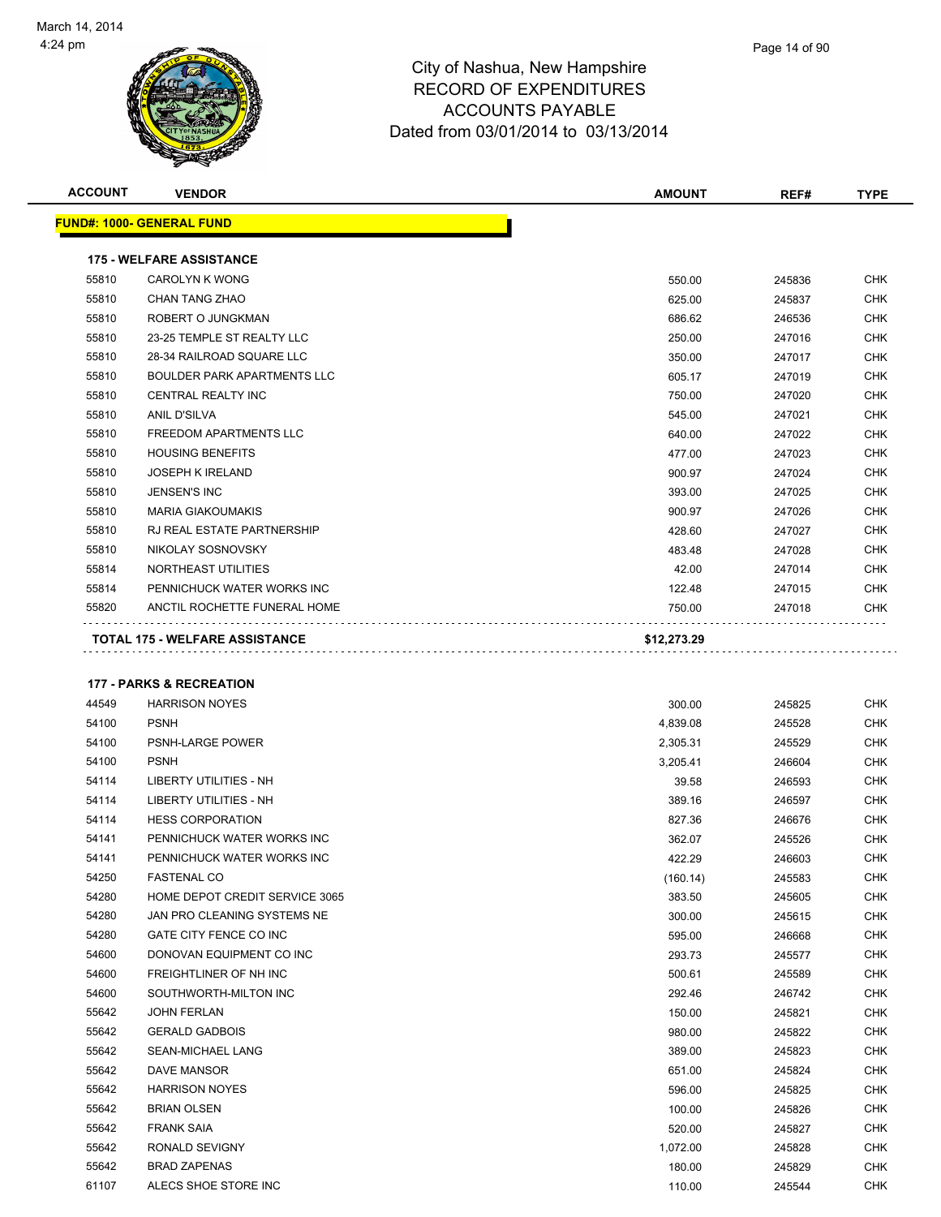# City of Nashua, New Hampshire
# RECORD OF EXPENDITURES
# ACCOUNTS PAYABLE
# Dated from 03/01/2014 to 03/13/2014

| ACCOUNT | VENDOR | AMOUNT | REF# | TYPE |
|---|---|---|---|---|
| **FUND#: 1000- GENERAL FUND** | | | | |
| **175 - WELFARE ASSISTANCE** | | | | |
| 55810 | CAROLYN K WONG | 550.00 | 245836 | CHK |
| 55810 | CHAN TANG ZHAO | 625.00 | 245837 | CHK |
| 55810 | ROBERT O JUNGKMAN | 686.62 | 246536 | CHK |
| 55810 | 23-25 TEMPLE ST REALTY LLC | 250.00 | 247016 | CHK |
| 55810 | 28-34 RAILROAD SQUARE LLC | 350.00 | 247017 | CHK |
| 55810 | BOULDER PARK APARTMENTS LLC | 605.17 | 247019 | CHK |
| 55810 | CENTRAL REALTY INC | 750.00 | 247020 | CHK |
| 55810 | ANIL D'SILVA | 545.00 | 247021 | CHK |
| 55810 | FREEDOM APARTMENTS LLC | 640.00 | 247022 | CHK |
| 55810 | HOUSING BENEFITS | 477.00 | 247023 | CHK |
| 55810 | JOSEPH K IRELAND | 900.97 | 247024 | CHK |
| 55810 | JENSEN'S INC | 393.00 | 247025 | CHK |
| 55810 | MARIA GIAKOUMAKIS | 900.97 | 247026 | CHK |
| 55810 | RJ REAL ESTATE PARTNERSHIP | 428.60 | 247027 | CHK |
| 55810 | NIKOLAY SOSNOVSKY | 483.48 | 247028 | CHK |
| 55814 | NORTHEAST UTILITIES | 42.00 | 247014 | CHK |
| 55814 | PENNICHUCK WATER WORKS INC | 122.48 | 247015 | CHK |
| 55820 | ANCTIL ROCHETTE FUNERAL HOME | 750.00 | 247018 | CHK |
| **TOTAL 175 - WELFARE ASSISTANCE** | | **$12,273.29** | | |
| **177 - PARKS & RECREATION** | | | | |
| 44549 | HARRISON NOYES | 300.00 | 245825 | CHK |
| 54100 | PSNH | 4,839.08 | 245528 | CHK |
| 54100 | PSNH-LARGE POWER | 2,305.31 | 245529 | CHK |
| 54100 | PSNH | 3,205.41 | 246604 | CHK |
| 54114 | LIBERTY UTILITIES - NH | 39.58 | 246593 | CHK |
| 54114 | LIBERTY UTILITIES - NH | 389.16 | 246597 | CHK |
| 54114 | HESS CORPORATION | 827.36 | 246676 | CHK |
| 54141 | PENNICHUCK WATER WORKS INC | 362.07 | 245526 | CHK |
| 54141 | PENNICHUCK WATER WORKS INC | 422.29 | 246603 | CHK |
| 54250 | FASTENAL CO | (160.14) | 245583 | CHK |
| 54280 | HOME DEPOT CREDIT SERVICE 3065 | 383.50 | 245605 | CHK |
| 54280 | JAN PRO CLEANING SYSTEMS NE | 300.00 | 245615 | CHK |
| 54280 | GATE CITY FENCE CO INC | 595.00 | 246668 | CHK |
| 54600 | DONOVAN EQUIPMENT CO INC | 293.73 | 245577 | CHK |
| 54600 | FREIGHTLINER OF NH INC | 500.61 | 245589 | CHK |
| 54600 | SOUTHWORTH-MILTON INC | 292.46 | 246742 | CHK |
| 55642 | JOHN FERLAN | 150.00 | 245821 | CHK |
| 55642 | GERALD GADBOIS | 980.00 | 245822 | CHK |
| 55642 | SEAN-MICHAEL LANG | 389.00 | 245823 | CHK |
| 55642 | DAVE MANSOR | 651.00 | 245824 | CHK |
| 55642 | HARRISON NOYES | 596.00 | 245825 | CHK |
| 55642 | BRIAN OLSEN | 100.00 | 245826 | CHK |
| 55642 | FRANK SAIA | 520.00 | 245827 | CHK |
| 55642 | RONALD SEVIGNY | 1,072.00 | 245828 | CHK |
| 55642 | BRAD ZAPENAS | 180.00 | 245829 | CHK |
| 61107 | ALECS SHOE STORE INC | 110.00 | 245544 | CHK |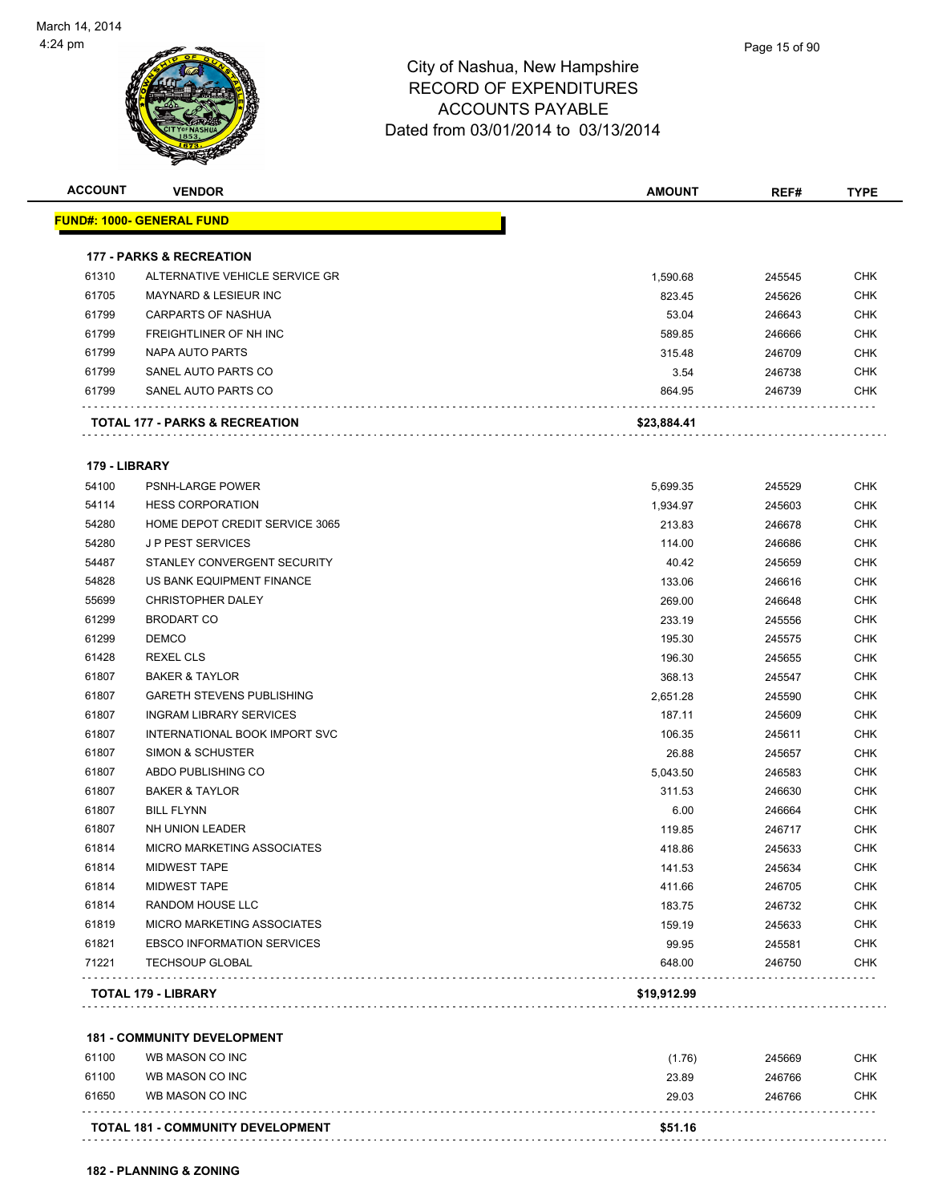March 14, 2014
4:24 pm

# City of Nashua, New Hampshire
## RECORD OF EXPENDITURES
## ACCOUNTS PAYABLE
## Dated from 03/01/2014 to 03/13/2014

| ACCOUNT | VENDOR | AMOUNT | REF# | TYPE |
|---|---|---|---|---|
| **FUND#: 1000- GENERAL FUND** | | | | |
| **177 - PARKS & RECREATION** | | | | |
| 61310 | ALTERNATIVE VEHICLE SERVICE GR | 1,590.68 | 245545 | CHK |
| 61705 | MAYNARD & LESIEUR INC | 823.45 | 245626 | CHK |
| 61799 | CARPARTS OF NASHUA | 53.04 | 246643 | CHK |
| 61799 | FREIGHTLINER OF NH INC | 589.85 | 246666 | CHK |
| 61799 | NAPA AUTO PARTS | 315.48 | 246709 | CHK |
| 61799 | SANEL AUTO PARTS CO | 3.54 | 246738 | CHK |
| 61799 | SANEL AUTO PARTS CO | 864.95 | 246739 | CHK |
| **TOTAL 177 - PARKS & RECREATION** | | **$23,884.41** | | |
| **179 - LIBRARY** | | | | |
| 54100 | PSNH-LARGE POWER | 5,699.35 | 245529 | CHK |
| 54114 | HESS CORPORATION | 1,934.97 | 245603 | CHK |
| 54280 | HOME DEPOT CREDIT SERVICE 3065 | 213.83 | 246678 | CHK |
| 54280 | J P PEST SERVICES | 114.00 | 246686 | CHK |
| 54487 | STANLEY CONVERGENT SECURITY | 40.42 | 245659 | CHK |
| 54828 | US BANK EQUIPMENT FINANCE | 133.06 | 246616 | CHK |
| 55699 | CHRISTOPHER DALEY | 269.00 | 246648 | CHK |
| 61299 | BRODART CO | 233.19 | 245556 | CHK |
| 61299 | DEMCO | 195.30 | 245575 | CHK |
| 61428 | REXEL CLS | 196.30 | 245655 | CHK |
| 61807 | BAKER & TAYLOR | 368.13 | 245547 | CHK |
| 61807 | GARETH STEVENS PUBLISHING | 2,651.28 | 245590 | CHK |
| 61807 | INGRAM LIBRARY SERVICES | 187.11 | 245609 | CHK |
| 61807 | INTERNATIONAL BOOK IMPORT SVC | 106.35 | 245611 | CHK |
| 61807 | SIMON & SCHUSTER | 26.88 | 245657 | CHK |
| 61807 | ABDO PUBLISHING CO | 5,043.50 | 246583 | CHK |
| 61807 | BAKER & TAYLOR | 311.53 | 246630 | CHK |
| 61807 | BILL FLYNN | 6.00 | 246664 | CHK |
| 61807 | NH UNION LEADER | 119.85 | 246717 | CHK |
| 61814 | MICRO MARKETING ASSOCIATES | 418.86 | 245633 | CHK |
| 61814 | MIDWEST TAPE | 141.53 | 245634 | CHK |
| 61814 | MIDWEST TAPE | 411.66 | 246705 | CHK |
| 61814 | RANDOM HOUSE LLC | 183.75 | 246732 | CHK |
| 61819 | MICRO MARKETING ASSOCIATES | 159.19 | 245633 | CHK |
| 61821 | EBSCO INFORMATION SERVICES | 99.95 | 245581 | CHK |
| 71221 | TECHSOUP GLOBAL | 648.00 | 246750 | CHK |
| **TOTAL 179 - LIBRARY** | | **$19,912.99** | | |
| **181 - COMMUNITY DEVELOPMENT** | | | | |
| 61100 | WB MASON CO INC | (1.76) | 245669 | CHK |
| 61100 | WB MASON CO INC | 23.89 | 246766 | CHK |
| 61650 | WB MASON CO INC | 29.03 | 246766 | CHK |
| **TOTAL 181 - COMMUNITY DEVELOPMENT** | | **$51.16** | | |

**182 - PLANNING & ZONING**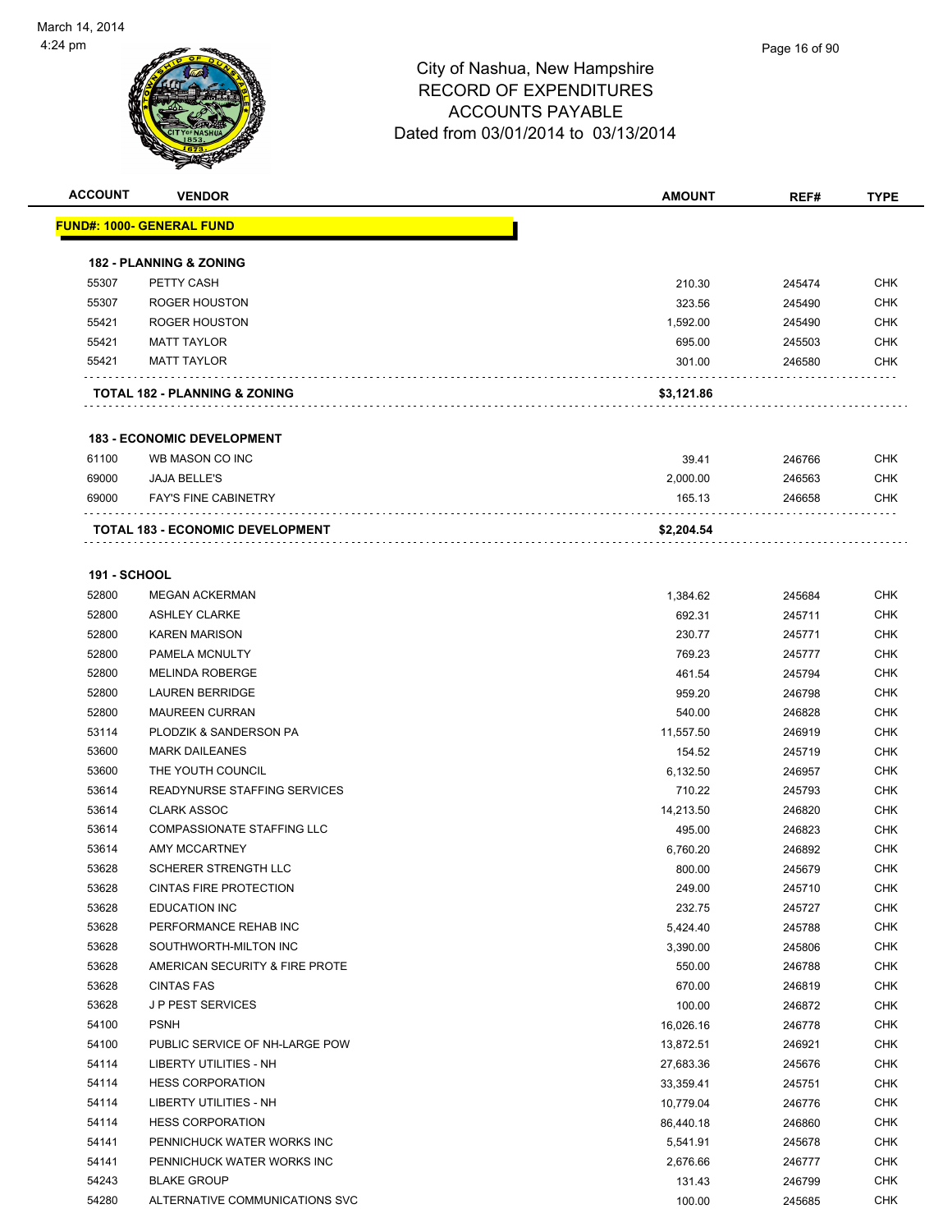March 14, 2014
4:24 pm

# City of Nashua, New Hampshire
## RECORD OF EXPENDITURES
## ACCOUNTS PAYABLE
## Dated from 03/01/2014 to 03/13/2014

| ACCOUNT | VENDOR | AMOUNT | REF# | TYPE |
|---|---|---|---|---|
| **FUND#: 1000- GENERAL FUND** | | | | |
| **182 - PLANNING & ZONING** | | | | |
| 55307 | PETTY CASH | 210.30 | 245474 | CHK |
| 55307 | ROGER HOUSTON | 323.56 | 245490 | CHK |
| 55421 | ROGER HOUSTON | 1,592.00 | 245490 | CHK |
| 55421 | MATT TAYLOR | 695.00 | 245503 | CHK |
| 55421 | MATT TAYLOR | 301.00 | 246580 | CHK |
| | **TOTAL 182 - PLANNING & ZONING** | **$3,121.86** | | |
| **183 - ECONOMIC DEVELOPMENT** | | | | |
| 61100 | WB MASON CO INC | 39.41 | 246766 | CHK |
| 69000 | JAJA BELLE'S | 2,000.00 | 246563 | CHK |
| 69000 | FAY'S FINE CABINETRY | 165.13 | 246658 | CHK |
| | **TOTAL 183 - ECONOMIC DEVELOPMENT** | **$2,204.54** | | |
| **191 - SCHOOL** | | | | |
| 52800 | MEGAN ACKERMAN | 1,384.62 | 245684 | CHK |
| 52800 | ASHLEY CLARKE | 692.31 | 245711 | CHK |
| 52800 | KAREN MARISON | 230.77 | 245771 | CHK |
| 52800 | PAMELA MCNULTY | 769.23 | 245777 | CHK |
| 52800 | MELINDA ROBERGE | 461.54 | 245794 | CHK |
| 52800 | LAUREN BERRIDGE | 959.20 | 246798 | CHK |
| 52800 | MAUREEN CURRAN | 540.00 | 246828 | CHK |
| 53114 | PLODZIK & SANDERSON PA | 11,557.50 | 246919 | CHK |
| 53600 | MARK DAILEANES | 154.52 | 245719 | CHK |
| 53600 | THE YOUTH COUNCIL | 6,132.50 | 246957 | CHK |
| 53614 | READYNURSE STAFFING SERVICES | 710.22 | 245793 | CHK |
| 53614 | CLARK ASSOC | 14,213.50 | 246820 | CHK |
| 53614 | COMPASSIONATE STAFFING LLC | 495.00 | 246823 | CHK |
| 53614 | AMY MCCARTNEY | 6,760.20 | 246892 | CHK |
| 53628 | SCHERER STRENGTH LLC | 800.00 | 245679 | CHK |
| 53628 | CINTAS FIRE PROTECTION | 249.00 | 245710 | CHK |
| 53628 | EDUCATION INC | 232.75 | 245727 | CHK |
| 53628 | PERFORMANCE REHAB INC | 5,424.40 | 245788 | CHK |
| 53628 | SOUTHWORTH-MILTON INC | 3,390.00 | 245806 | CHK |
| 53628 | AMERICAN SECURITY & FIRE PROTE | 550.00 | 246788 | CHK |
| 53628 | CINTAS FAS | 670.00 | 246819 | CHK |
| 53628 | J P PEST SERVICES | 100.00 | 246872 | CHK |
| 54100 | PSNH | 16,026.16 | 246778 | CHK |
| 54100 | PUBLIC SERVICE OF NH-LARGE POW | 13,872.51 | 246921 | CHK |
| 54114 | LIBERTY UTILITIES - NH | 27,683.36 | 245676 | CHK |
| 54114 | HESS CORPORATION | 33,359.41 | 245751 | CHK |
| 54114 | LIBERTY UTILITIES - NH | 10,779.04 | 246776 | CHK |
| 54114 | HESS CORPORATION | 86,440.18 | 246860 | CHK |
| 54141 | PENNICHUCK WATER WORKS INC | 5,541.91 | 245678 | CHK |
| 54141 | PENNICHUCK WATER WORKS INC | 2,676.66 | 246777 | CHK |
| 54243 | BLAKE GROUP | 131.43 | 246799 | CHK |
| 54280 | ALTERNATIVE COMMUNICATIONS SVC | 100.00 | 245685 | CHK |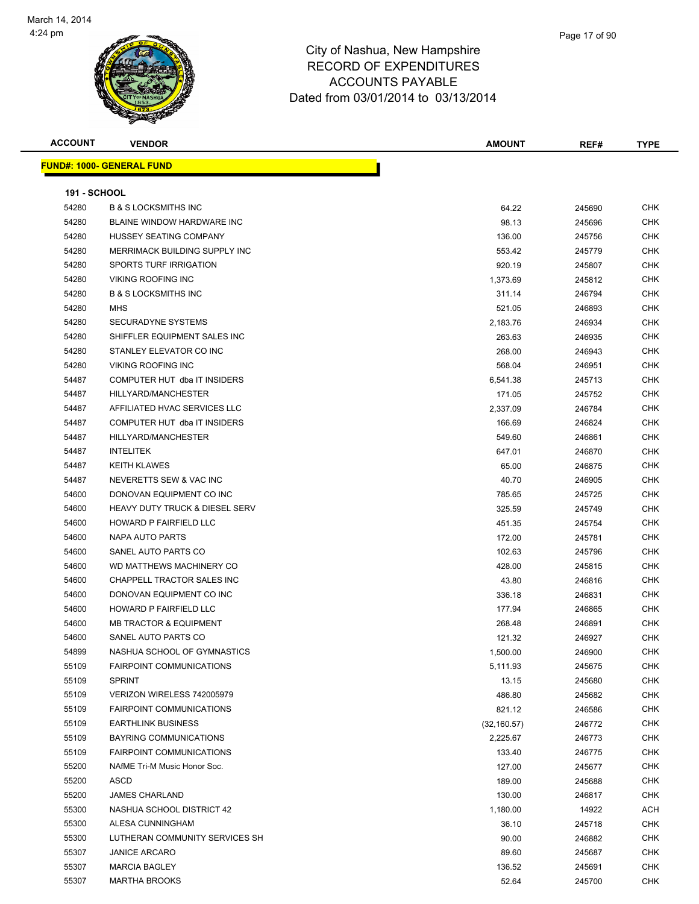# City of Nashua, New Hampshire
## RECORD OF EXPENDITURES
## ACCOUNTS PAYABLE
## Dated from 03/01/2014 to 03/13/2014

| ACCOUNT | VENDOR | AMOUNT | REF# | TYPE |
|---|---|---|---|---|
| **FUND#: 1000- GENERAL FUND** | | | | |
| **191 - SCHOOL** | | | | |
| 54280 | B & S LOCKSMITHS INC | 64.22 | 245690 | CHK |
| 54280 | BLAINE WINDOW HARDWARE INC | 98.13 | 245696 | CHK |
| 54280 | HUSSEY SEATING COMPANY | 136.00 | 245756 | CHK |
| 54280 | MERRIMACK BUILDING SUPPLY INC | 553.42 | 245779 | CHK |
| 54280 | SPORTS TURF IRRIGATION | 920.19 | 245807 | CHK |
| 54280 | VIKING ROOFING INC | 1,373.69 | 245812 | CHK |
| 54280 | B & S LOCKSMITHS INC | 311.14 | 246794 | CHK |
| 54280 | MHS | 521.05 | 246893 | CHK |
| 54280 | SECURADYNE SYSTEMS | 2,183.76 | 246934 | CHK |
| 54280 | SHIFFLER EQUIPMENT SALES INC | 263.63 | 246935 | CHK |
| 54280 | STANLEY ELEVATOR CO INC | 268.00 | 246943 | CHK |
| 54280 | VIKING ROOFING INC | 568.04 | 246951 | CHK |
| 54487 | COMPUTER HUT dba IT INSIDERS | 6,541.38 | 245713 | CHK |
| 54487 | HILLYARD/MANCHESTER | 171.05 | 245752 | CHK |
| 54487 | AFFILIATED HVAC SERVICES LLC | 2,337.09 | 246784 | CHK |
| 54487 | COMPUTER HUT dba IT INSIDERS | 166.69 | 246824 | CHK |
| 54487 | HILLYARD/MANCHESTER | 549.60 | 246861 | CHK |
| 54487 | INTELITEK | 647.01 | 246870 | CHK |
| 54487 | KEITH KLAWES | 65.00 | 246875 | CHK |
| 54487 | NEVERETTS SEW & VAC INC | 40.70 | 246905 | CHK |
| 54600 | DONOVAN EQUIPMENT CO INC | 785.65 | 245725 | CHK |
| 54600 | HEAVY DUTY TRUCK & DIESEL SERV | 325.59 | 245749 | CHK |
| 54600 | HOWARD P FAIRFIELD LLC | 451.35 | 245754 | CHK |
| 54600 | NAPA AUTO PARTS | 172.00 | 245781 | CHK |
| 54600 | SANEL AUTO PARTS CO | 102.63 | 245796 | CHK |
| 54600 | WD MATTHEWS MACHINERY CO | 428.00 | 245815 | CHK |
| 54600 | CHAPPELL TRACTOR SALES INC | 43.80 | 246816 | CHK |
| 54600 | DONOVAN EQUIPMENT CO INC | 336.18 | 246831 | CHK |
| 54600 | HOWARD P FAIRFIELD LLC | 177.94 | 246865 | CHK |
| 54600 | MB TRACTOR & EQUIPMENT | 268.48 | 246891 | CHK |
| 54600 | SANEL AUTO PARTS CO | 121.32 | 246927 | CHK |
| 54899 | NASHUA SCHOOL OF GYMNASTICS | 1,500.00 | 246900 | CHK |
| 55109 | FAIRPOINT COMMUNICATIONS | 5,111.93 | 245675 | CHK |
| 55109 | SPRINT | 13.15 | 245680 | CHK |
| 55109 | VERIZON WIRELESS 742005979 | 486.80 | 245682 | CHK |
| 55109 | FAIRPOINT COMMUNICATIONS | 821.12 | 246586 | CHK |
| 55109 | EARTHLINK BUSINESS | (32,160.57) | 246772 | CHK |
| 55109 | BAYRING COMMUNICATIONS | 2,225.67 | 246773 | CHK |
| 55109 | FAIRPOINT COMMUNICATIONS | 133.40 | 246775 | CHK |
| 55200 | NAfME Tri-M Music Honor Soc. | 127.00 | 245677 | CHK |
| 55200 | ASCD | 189.00 | 245688 | CHK |
| 55200 | JAMES CHARLAND | 130.00 | 246817 | CHK |
| 55300 | NASHUA SCHOOL DISTRICT 42 | 1,180.00 | 14922 | ACH |
| 55300 | ALESA CUNNINGHAM | 36.10 | 245718 | CHK |
| 55300 | LUTHERAN COMMUNITY SERVICES SH | 90.00 | 246882 | CHK |
| 55307 | JANICE ARCARO | 89.60 | 245687 | CHK |
| 55307 | MARCIA BAGLEY | 136.52 | 245691 | CHK |
| 55307 | MARTHA BROOKS | 52.64 | 245700 | CHK |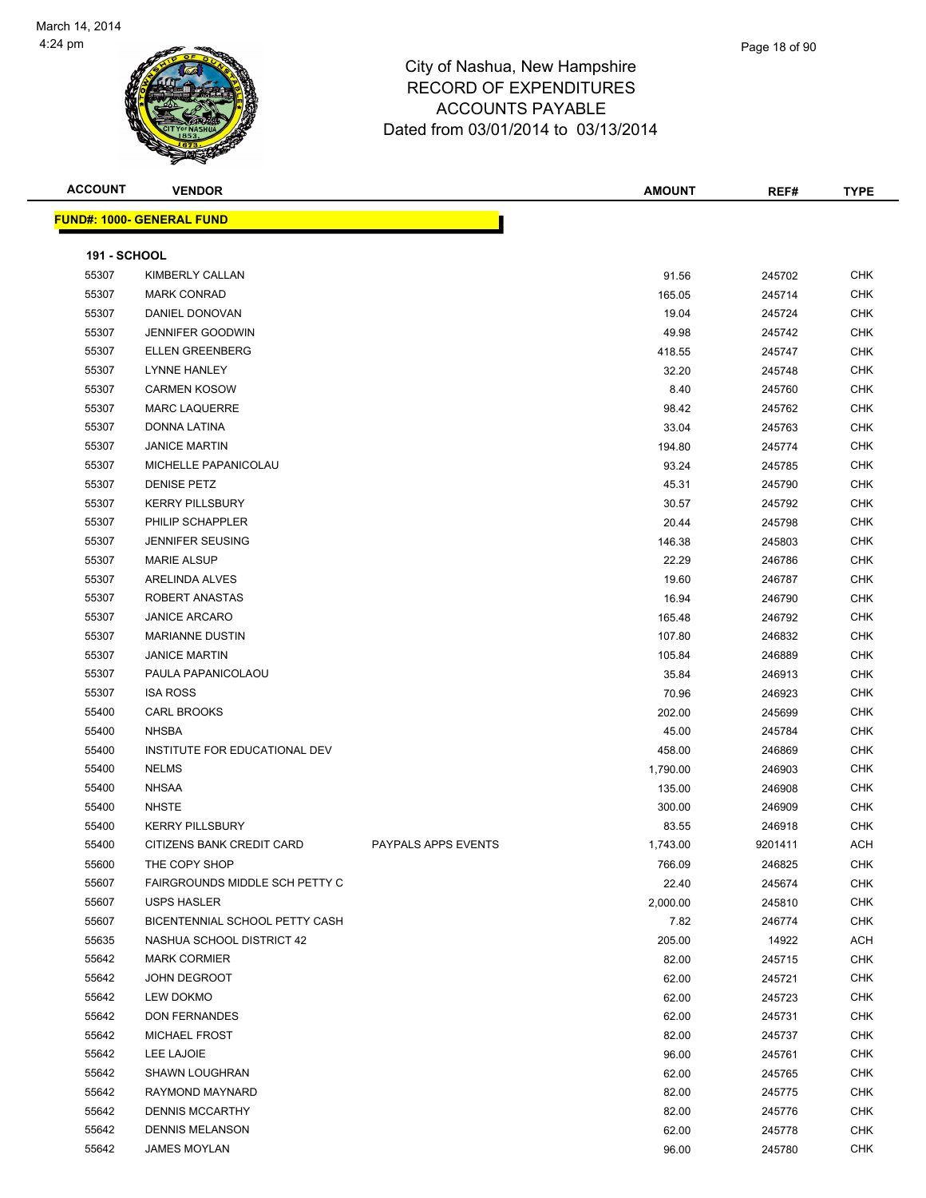City of Nashua, New Hampshire
RECORD OF EXPENDITURES
ACCOUNTS PAYABLE
Dated from 03/01/2014 to 03/13/2014

March 14, 2014
4:24 pm

| ACCOUNT | VENDOR | | AMOUNT | REF# | TYPE |
|---|---|---|---|---|---|

**FUND#: 1000- GENERAL FUND**

**191 - SCHOOL**

| ACCOUNT | VENDOR | | AMOUNT | REF# | TYPE |
|---|---|---|---|---|---|
| 55307 | KIMBERLY CALLAN | | 91.56 | 245702 | CHK |
| 55307 | MARK CONRAD | | 165.05 | 245714 | CHK |
| 55307 | DANIEL DONOVAN | | 19.04 | 245724 | CHK |
| 55307 | JENNIFER GOODWIN | | 49.98 | 245742 | CHK |
| 55307 | ELLEN GREENBERG | | 418.55 | 245747 | CHK |
| 55307 | LYNNE HANLEY | | 32.20 | 245748 | CHK |
| 55307 | CARMEN KOSOW | | 8.40 | 245760 | CHK |
| 55307 | MARC LAQUERRE | | 98.42 | 245762 | CHK |
| 55307 | DONNA LATINA | | 33.04 | 245763 | CHK |
| 55307 | JANICE MARTIN | | 194.80 | 245774 | CHK |
| 55307 | MICHELLE PAPANICOLAU | | 93.24 | 245785 | CHK |
| 55307 | DENISE PETZ | | 45.31 | 245790 | CHK |
| 55307 | KERRY PILLSBURY | | 30.57 | 245792 | CHK |
| 55307 | PHILIP SCHAPPLER | | 20.44 | 245798 | CHK |
| 55307 | JENNIFER SEUSING | | 146.38 | 245803 | CHK |
| 55307 | MARIE ALSUP | | 22.29 | 246786 | CHK |
| 55307 | ARELINDA ALVES | | 19.60 | 246787 | CHK |
| 55307 | ROBERT ANASTAS | | 16.94 | 246790 | CHK |
| 55307 | JANICE ARCARO | | 165.48 | 246792 | CHK |
| 55307 | MARIANNE DUSTIN | | 107.80 | 246832 | CHK |
| 55307 | JANICE MARTIN | | 105.84 | 246889 | CHK |
| 55307 | PAULA PAPANICOLAOU | | 35.84 | 246913 | CHK |
| 55307 | ISA ROSS | | 70.96 | 246923 | CHK |
| 55400 | CARL BROOKS | | 202.00 | 245699 | CHK |
| 55400 | NHSBA | | 45.00 | 245784 | CHK |
| 55400 | INSTITUTE FOR EDUCATIONAL DEV | | 458.00 | 246869 | CHK |
| 55400 | NELMS | | 1,790.00 | 246903 | CHK |
| 55400 | NHSAA | | 135.00 | 246908 | CHK |
| 55400 | NHSTE | | 300.00 | 246909 | CHK |
| 55400 | KERRY PILLSBURY | | 83.55 | 246918 | CHK |
| 55400 | CITIZENS BANK CREDIT CARD | PAYPALS APPS EVENTS | 1,743.00 | 9201411 | ACH |
| 55600 | THE COPY SHOP | | 766.09 | 246825 | CHK |
| 55607 | FAIRGROUNDS MIDDLE SCH PETTY C | | 22.40 | 245674 | CHK |
| 55607 | USPS HASLER | | 2,000.00 | 245810 | CHK |
| 55607 | BICENTENNIAL SCHOOL PETTY CASH | | 7.82 | 246774 | CHK |
| 55635 | NASHUA SCHOOL DISTRICT 42 | | 205.00 | 14922 | ACH |
| 55642 | MARK CORMIER | | 82.00 | 245715 | CHK |
| 55642 | JOHN DEGROOT | | 62.00 | 245721 | CHK |
| 55642 | LEW DOKMO | | 62.00 | 245723 | CHK |
| 55642 | DON FERNANDES | | 62.00 | 245731 | CHK |
| 55642 | MICHAEL FROST | | 82.00 | 245737 | CHK |
| 55642 | LEE LAJOIE | | 96.00 | 245761 | CHK |
| 55642 | SHAWN LOUGHRAN | | 62.00 | 245765 | CHK |
| 55642 | RAYMOND MAYNARD | | 82.00 | 245775 | CHK |
| 55642 | DENNIS MCCARTHY | | 82.00 | 245776 | CHK |
| 55642 | DENNIS MELANSON | | 62.00 | 245778 | CHK |
| 55642 | JAMES MOYLAN | | 96.00 | 245780 | CHK |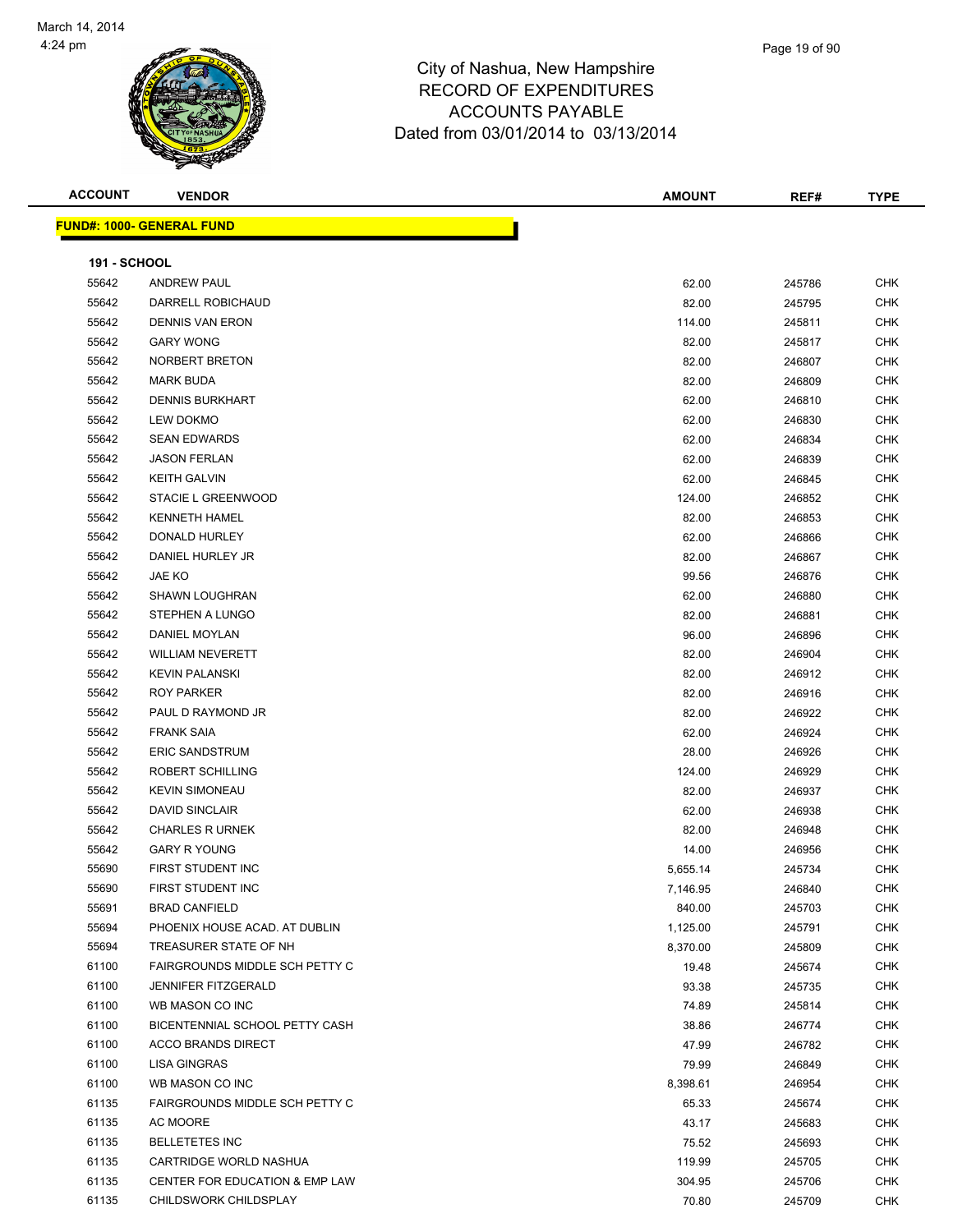# City of Nashua, New Hampshire
## RECORD OF EXPENDITURES
## ACCOUNTS PAYABLE
## Dated from 03/01/2014 to 03/13/2014

March 14, 2014
4:24 pm

| ACCOUNT | VENDOR | AMOUNT | REF# | TYPE |
|---|---|---|---|---|
| **FUND#: 1000- GENERAL FUND** | | | | |
| **191 - SCHOOL** | | | | |
| 55642 | ANDREW PAUL | 62.00 | 245786 | CHK |
| 55642 | DARRELL ROBICHAUD | 82.00 | 245795 | CHK |
| 55642 | DENNIS VAN ERON | 114.00 | 245811 | CHK |
| 55642 | GARY WONG | 82.00 | 245817 | CHK |
| 55642 | NORBERT BRETON | 82.00 | 246807 | CHK |
| 55642 | MARK BUDA | 82.00 | 246809 | CHK |
| 55642 | DENNIS BURKHART | 62.00 | 246810 | CHK |
| 55642 | LEW DOKMO | 62.00 | 246830 | CHK |
| 55642 | SEAN EDWARDS | 62.00 | 246834 | CHK |
| 55642 | JASON FERLAN | 62.00 | 246839 | CHK |
| 55642 | KEITH GALVIN | 62.00 | 246845 | CHK |
| 55642 | STACIE L GREENWOOD | 124.00 | 246852 | CHK |
| 55642 | KENNETH HAMEL | 82.00 | 246853 | CHK |
| 55642 | DONALD HURLEY | 62.00 | 246866 | CHK |
| 55642 | DANIEL HURLEY JR | 82.00 | 246867 | CHK |
| 55642 | JAE KO | 99.56 | 246876 | CHK |
| 55642 | SHAWN LOUGHRAN | 62.00 | 246880 | CHK |
| 55642 | STEPHEN A LUNGO | 82.00 | 246881 | CHK |
| 55642 | DANIEL MOYLAN | 96.00 | 246896 | CHK |
| 55642 | WILLIAM NEVERETT | 82.00 | 246904 | CHK |
| 55642 | KEVIN PALANSKI | 82.00 | 246912 | CHK |
| 55642 | ROY PARKER | 82.00 | 246916 | CHK |
| 55642 | PAUL D RAYMOND JR | 82.00 | 246922 | CHK |
| 55642 | FRANK SAIA | 62.00 | 246924 | CHK |
| 55642 | ERIC SANDSTRUM | 28.00 | 246926 | CHK |
| 55642 | ROBERT SCHILLING | 124.00 | 246929 | CHK |
| 55642 | KEVIN SIMONEAU | 82.00 | 246937 | CHK |
| 55642 | DAVID SINCLAIR | 62.00 | 246938 | CHK |
| 55642 | CHARLES R URNEK | 82.00 | 246948 | CHK |
| 55642 | GARY R YOUNG | 14.00 | 246956 | CHK |
| 55690 | FIRST STUDENT INC | 5,655.14 | 245734 | CHK |
| 55690 | FIRST STUDENT INC | 7,146.95 | 246840 | CHK |
| 55691 | BRAD CANFIELD | 840.00 | 245703 | CHK |
| 55694 | PHOENIX HOUSE ACAD. AT DUBLIN | 1,125.00 | 245791 | CHK |
| 55694 | TREASURER STATE OF NH | 8,370.00 | 245809 | CHK |
| 61100 | FAIRGROUNDS MIDDLE SCH PETTY C | 19.48 | 245674 | CHK |
| 61100 | JENNIFER FITZGERALD | 93.38 | 245735 | CHK |
| 61100 | WB MASON CO INC | 74.89 | 245814 | CHK |
| 61100 | BICENTENNIAL SCHOOL PETTY CASH | 38.86 | 246774 | CHK |
| 61100 | ACCO BRANDS DIRECT | 47.99 | 246782 | CHK |
| 61100 | LISA GINGRAS | 79.99 | 246849 | CHK |
| 61100 | WB MASON CO INC | 8,398.61 | 246954 | CHK |
| 61135 | FAIRGROUNDS MIDDLE SCH PETTY C | 65.33 | 245674 | CHK |
| 61135 | AC MOORE | 43.17 | 245683 | CHK |
| 61135 | BELLETETES INC | 75.52 | 245693 | CHK |
| 61135 | CARTRIDGE WORLD NASHUA | 119.99 | 245705 | CHK |
| 61135 | CENTER FOR EDUCATION & EMP LAW | 304.95 | 245706 | CHK |
| 61135 | CHILDSWORK CHILDSPLAY | 70.80 | 245709 | CHK |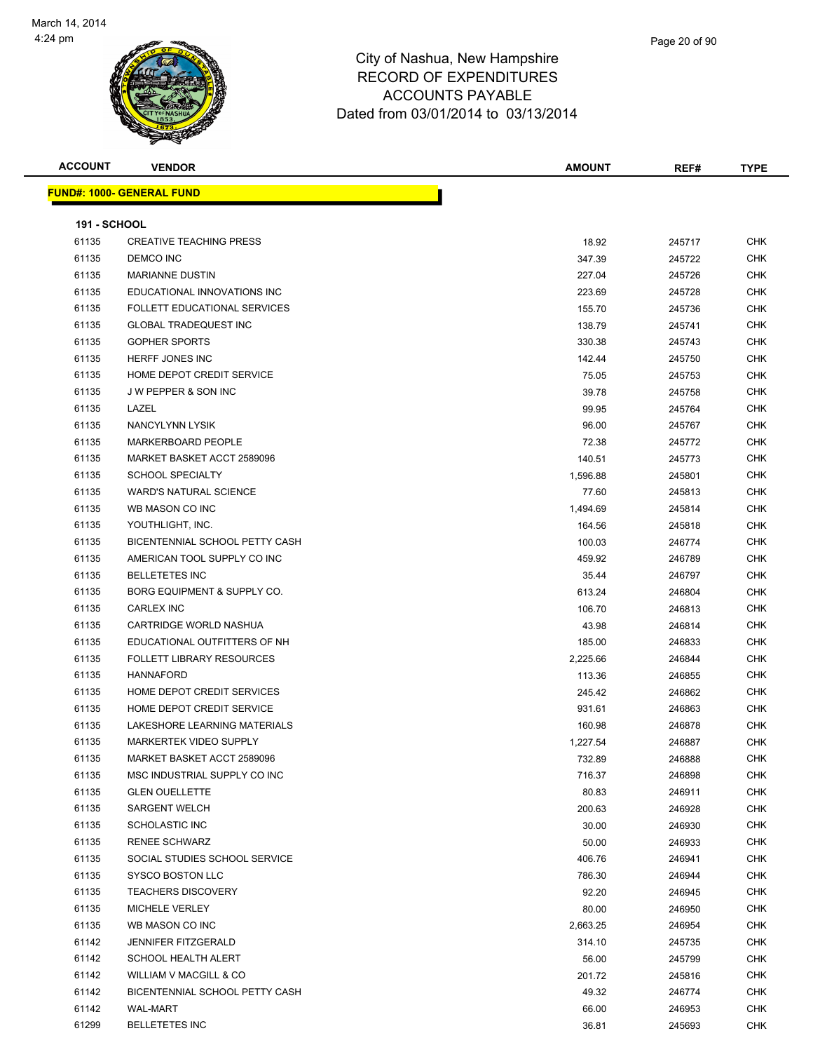# City of Nashua, New Hampshire
## RECORD OF EXPENDITURES
## ACCOUNTS PAYABLE
## Dated from 03/01/2014 to 03/13/2014

March 14, 2014
4:24 pm

| ACCOUNT | VENDOR | AMOUNT | REF# | TYPE |
|---|---|---|---|---|
| **FUND#: 1000- GENERAL FUND** | | | | |
| **191 - SCHOOL** | | | | |
| 61135 | CREATIVE TEACHING PRESS | 18.92 | 245717 | CHK |
| 61135 | DEMCO INC | 347.39 | 245722 | CHK |
| 61135 | MARIANNE DUSTIN | 227.04 | 245726 | CHK |
| 61135 | EDUCATIONAL INNOVATIONS INC | 223.69 | 245728 | CHK |
| 61135 | FOLLETT EDUCATIONAL SERVICES | 155.70 | 245736 | CHK |
| 61135 | GLOBAL TRADEQUEST INC | 138.79 | 245741 | CHK |
| 61135 | GOPHER SPORTS | 330.38 | 245743 | CHK |
| 61135 | HERFF JONES INC | 142.44 | 245750 | CHK |
| 61135 | HOME DEPOT CREDIT SERVICE | 75.05 | 245753 | CHK |
| 61135 | J W PEPPER & SON INC | 39.78 | 245758 | CHK |
| 61135 | LAZEL | 99.95 | 245764 | CHK |
| 61135 | NANCYLYNN LYSIK | 96.00 | 245767 | CHK |
| 61135 | MARKERBOARD PEOPLE | 72.38 | 245772 | CHK |
| 61135 | MARKET BASKET ACCT 2589096 | 140.51 | 245773 | CHK |
| 61135 | SCHOOL SPECIALTY | 1,596.88 | 245801 | CHK |
| 61135 | WARD'S NATURAL SCIENCE | 77.60 | 245813 | CHK |
| 61135 | WB MASON CO INC | 1,494.69 | 245814 | CHK |
| 61135 | YOUTHLIGHT, INC. | 164.56 | 245818 | CHK |
| 61135 | BICENTENNIAL SCHOOL PETTY CASH | 100.03 | 246774 | CHK |
| 61135 | AMERICAN TOOL SUPPLY CO INC | 459.92 | 246789 | CHK |
| 61135 | BELLETETES INC | 35.44 | 246797 | CHK |
| 61135 | BORG EQUIPMENT & SUPPLY CO. | 613.24 | 246804 | CHK |
| 61135 | CARLEX INC | 106.70 | 246813 | CHK |
| 61135 | CARTRIDGE WORLD NASHUA | 43.98 | 246814 | CHK |
| 61135 | EDUCATIONAL OUTFITTERS OF NH | 185.00 | 246833 | CHK |
| 61135 | FOLLETT LIBRARY RESOURCES | 2,225.66 | 246844 | CHK |
| 61135 | HANNAFORD | 113.36 | 246855 | CHK |
| 61135 | HOME DEPOT CREDIT SERVICES | 245.42 | 246862 | CHK |
| 61135 | HOME DEPOT CREDIT SERVICE | 931.61 | 246863 | CHK |
| 61135 | LAKESHORE LEARNING MATERIALS | 160.98 | 246878 | CHK |
| 61135 | MARKERTEK VIDEO SUPPLY | 1,227.54 | 246887 | CHK |
| 61135 | MARKET BASKET ACCT 2589096 | 732.89 | 246888 | CHK |
| 61135 | MSC INDUSTRIAL SUPPLY CO INC | 716.37 | 246898 | CHK |
| 61135 | GLEN OUELLETTE | 80.83 | 246911 | CHK |
| 61135 | SARGENT WELCH | 200.63 | 246928 | CHK |
| 61135 | SCHOLASTIC INC | 30.00 | 246930 | CHK |
| 61135 | RENEE SCHWARZ | 50.00 | 246933 | CHK |
| 61135 | SOCIAL STUDIES SCHOOL SERVICE | 406.76 | 246941 | CHK |
| 61135 | SYSCO BOSTON LLC | 786.30 | 246944 | CHK |
| 61135 | TEACHERS DISCOVERY | 92.20 | 246945 | CHK |
| 61135 | MICHELE VERLEY | 80.00 | 246950 | CHK |
| 61135 | WB MASON CO INC | 2,663.25 | 246954 | CHK |
| 61142 | JENNIFER FITZGERALD | 314.10 | 245735 | CHK |
| 61142 | SCHOOL HEALTH ALERT | 56.00 | 245799 | CHK |
| 61142 | WILLIAM V MACGILL & CO | 201.72 | 245816 | CHK |
| 61142 | BICENTENNIAL SCHOOL PETTY CASH | 49.32 | 246774 | CHK |
| 61142 | WAL-MART | 66.00 | 246953 | CHK |
| 61299 | BELLETETES INC | 36.81 | 245693 | CHK |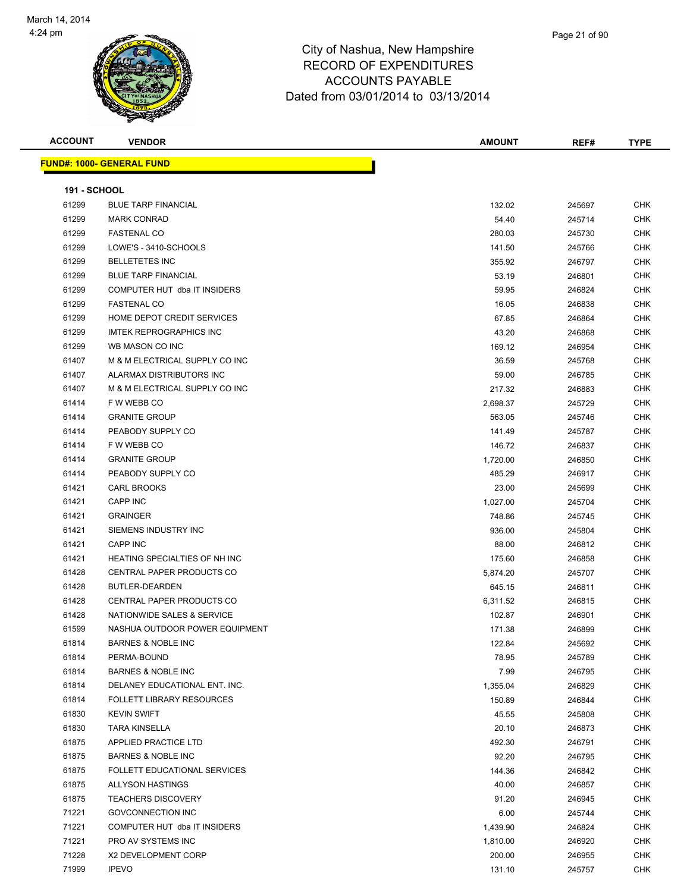City of Nashua, New Hampshire
RECORD OF EXPENDITURES
ACCOUNTS PAYABLE
Dated from 03/01/2014 to 03/13/2014

| ACCOUNT | VENDOR | AMOUNT | REF# | TYPE |
|---|---|---|---|---|

**FUND#: 1000- GENERAL FUND**

**191 - SCHOOL**

| ACCOUNT | VENDOR | AMOUNT | REF# | TYPE |
|---|---|---|---|---|
| 61299 | BLUE TARP FINANCIAL | 132.02 | 245697 | CHK |
| 61299 | MARK CONRAD | 54.40 | 245714 | CHK |
| 61299 | FASTENAL CO | 280.03 | 245730 | CHK |
| 61299 | LOWE'S - 3410-SCHOOLS | 141.50 | 245766 | CHK |
| 61299 | BELLETETES INC | 355.92 | 246797 | CHK |
| 61299 | BLUE TARP FINANCIAL | 53.19 | 246801 | CHK |
| 61299 | COMPUTER HUT dba IT INSIDERS | 59.95 | 246824 | CHK |
| 61299 | FASTENAL CO | 16.05 | 246838 | CHK |
| 61299 | HOME DEPOT CREDIT SERVICES | 67.85 | 246864 | CHK |
| 61299 | IMTEK REPROGRAPHICS INC | 43.20 | 246868 | CHK |
| 61299 | WB MASON CO INC | 169.12 | 246954 | CHK |
| 61407 | M & M ELECTRICAL SUPPLY CO INC | 36.59 | 245768 | CHK |
| 61407 | ALARMAX DISTRIBUTORS INC | 59.00 | 246785 | CHK |
| 61407 | M & M ELECTRICAL SUPPLY CO INC | 217.32 | 246883 | CHK |
| 61414 | F W WEBB CO | 2,698.37 | 245729 | CHK |
| 61414 | GRANITE GROUP | 563.05 | 245746 | CHK |
| 61414 | PEABODY SUPPLY CO | 141.49 | 245787 | CHK |
| 61414 | F W WEBB CO | 146.72 | 246837 | CHK |
| 61414 | GRANITE GROUP | 1,720.00 | 246850 | CHK |
| 61414 | PEABODY SUPPLY CO | 485.29 | 246917 | CHK |
| 61421 | CARL BROOKS | 23.00 | 245699 | CHK |
| 61421 | CAPP INC | 1,027.00 | 245704 | CHK |
| 61421 | GRAINGER | 748.86 | 245745 | CHK |
| 61421 | SIEMENS INDUSTRY INC | 936.00 | 245804 | CHK |
| 61421 | CAPP INC | 88.00 | 246812 | CHK |
| 61421 | HEATING SPECIALTIES OF NH INC | 175.60 | 246858 | CHK |
| 61428 | CENTRAL PAPER PRODUCTS CO | 5,874.20 | 245707 | CHK |
| 61428 | BUTLER-DEARDEN | 645.15 | 246811 | CHK |
| 61428 | CENTRAL PAPER PRODUCTS CO | 6,311.52 | 246815 | CHK |
| 61428 | NATIONWIDE SALES & SERVICE | 102.87 | 246901 | CHK |
| 61599 | NASHUA OUTDOOR POWER EQUIPMENT | 171.38 | 246899 | CHK |
| 61814 | BARNES & NOBLE INC | 122.84 | 245692 | CHK |
| 61814 | PERMA-BOUND | 78.95 | 245789 | CHK |
| 61814 | BARNES & NOBLE INC | 7.99 | 246795 | CHK |
| 61814 | DELANEY EDUCATIONAL ENT. INC. | 1,355.04 | 246829 | CHK |
| 61814 | FOLLETT LIBRARY RESOURCES | 150.89 | 246844 | CHK |
| 61830 | KEVIN SWIFT | 45.55 | 245808 | CHK |
| 61830 | TARA KINSELLA | 20.10 | 246873 | CHK |
| 61875 | APPLIED PRACTICE LTD | 492.30 | 246791 | CHK |
| 61875 | BARNES & NOBLE INC | 92.20 | 246795 | CHK |
| 61875 | FOLLETT EDUCATIONAL SERVICES | 144.36 | 246842 | CHK |
| 61875 | ALLYSON HASTINGS | 40.00 | 246857 | CHK |
| 61875 | TEACHERS DISCOVERY | 91.20 | 246945 | CHK |
| 71221 | GOVCONNECTION INC | 6.00 | 245744 | CHK |
| 71221 | COMPUTER HUT dba IT INSIDERS | 1,439.90 | 246824 | CHK |
| 71221 | PRO AV SYSTEMS INC | 1,810.00 | 246920 | CHK |
| 71228 | X2 DEVELOPMENT CORP | 200.00 | 246955 | CHK |
| 71999 | IPEVO | 131.10 | 245757 | CHK |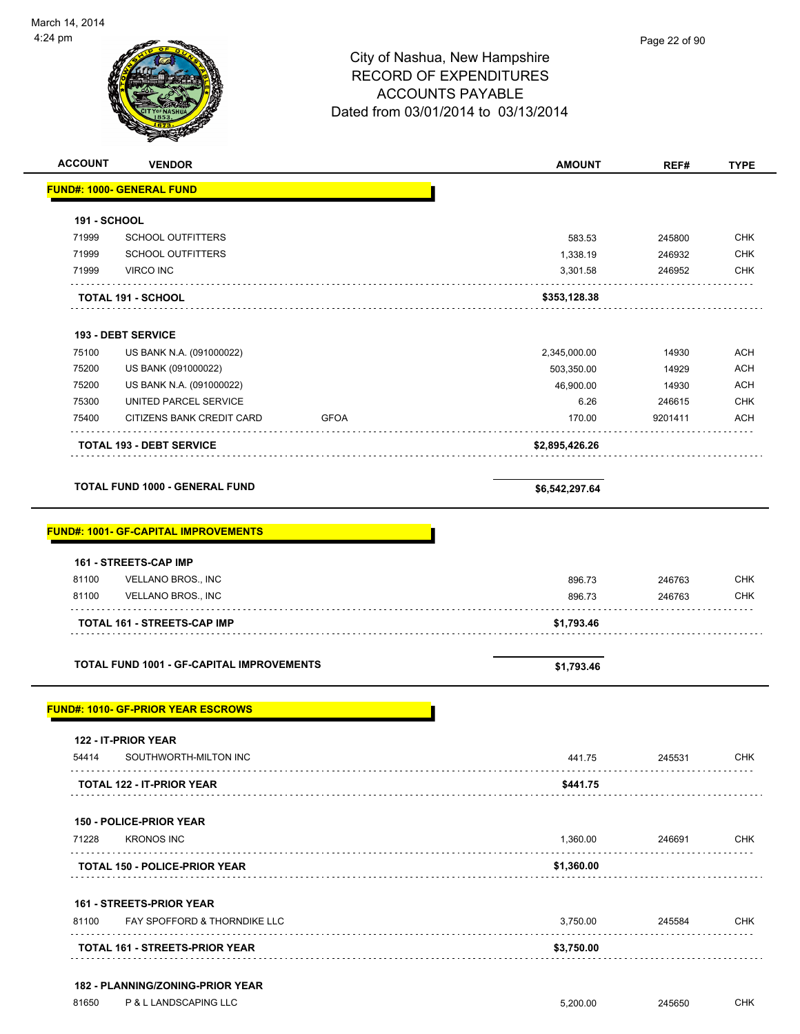March 14, 2014
4:24 pm

# City of Nashua, New Hampshire
## RECORD OF EXPENDITURES
## ACCOUNTS PAYABLE
## Dated from 03/01/2014 to 03/13/2014

| ACCOUNT | VENDOR | | AMOUNT | REF# | TYPE |
|---|---|---|---|---|---|
| **FUND#: 1000- GENERAL FUND** | | | | | |
| **191 - SCHOOL** | | | | | |
| 71999 | SCHOOL OUTFITTERS | | 583.53 | 245800 | CHK |
| 71999 | SCHOOL OUTFITTERS | | 1,338.19 | 246932 | CHK |
| 71999 | VIRCO INC | | 3,301.58 | 246952 | CHK |
| **TOTAL 191 - SCHOOL** | | | **$353,128.38** | | |
| **193 - DEBT SERVICE** | | | | | |
| 75100 | US BANK N.A. (091000022) | | 2,345,000.00 | 14930 | ACH |
| 75200 | US BANK (091000022) | | 503,350.00 | 14929 | ACH |
| 75200 | US BANK N.A. (091000022) | | 46,900.00 | 14930 | ACH |
| 75300 | UNITED PARCEL SERVICE | | 6.26 | 246615 | CHK |
| 75400 | CITIZENS BANK CREDIT CARD | GFOA | 170.00 | 9201411 | ACH |
| **TOTAL 193 - DEBT SERVICE** | | | **$2,895,426.26** | | |
| **TOTAL FUND 1000 - GENERAL FUND** | | | **$6,542,297.64** | | |
| **FUND#: 1001- GF-CAPITAL IMPROVEMENTS** | | | | | |
| **161 - STREETS-CAP IMP** | | | | | |
| 81100 | VELLANO BROS., INC | | 896.73 | 246763 | CHK |
| 81100 | VELLANO BROS., INC | | 896.73 | 246763 | CHK |
| **TOTAL 161 - STREETS-CAP IMP** | | | **$1,793.46** | | |
| **TOTAL FUND 1001 - GF-CAPITAL IMPROVEMENTS** | | | **$1,793.46** | | |
| **FUND#: 1010- GF-PRIOR YEAR ESCROWS** | | | | | |
| **122 - IT-PRIOR YEAR** | | | | | |
| 54414 | SOUTHWORTH-MILTON INC | | 441.75 | 245531 | CHK |
| **TOTAL 122 - IT-PRIOR YEAR** | | | **$441.75** | | |
| **150 - POLICE-PRIOR YEAR** | | | | | |
| 71228 | KRONOS INC | | 1,360.00 | 246691 | CHK |
| **TOTAL 150 - POLICE-PRIOR YEAR** | | | **$1,360.00** | | |
| **161 - STREETS-PRIOR YEAR** | | | | | |
| 81100 | FAY SPOFFORD & THORNDIKE LLC | | 3,750.00 | 245584 | CHK |
| **TOTAL 161 - STREETS-PRIOR YEAR** | | | **$3,750.00** | | |
| **182 - PLANNING/ZONING-PRIOR YEAR** | | | | | |
| 81650 | P & L LANDSCAPING LLC | | 5,200.00 | 245650 | CHK |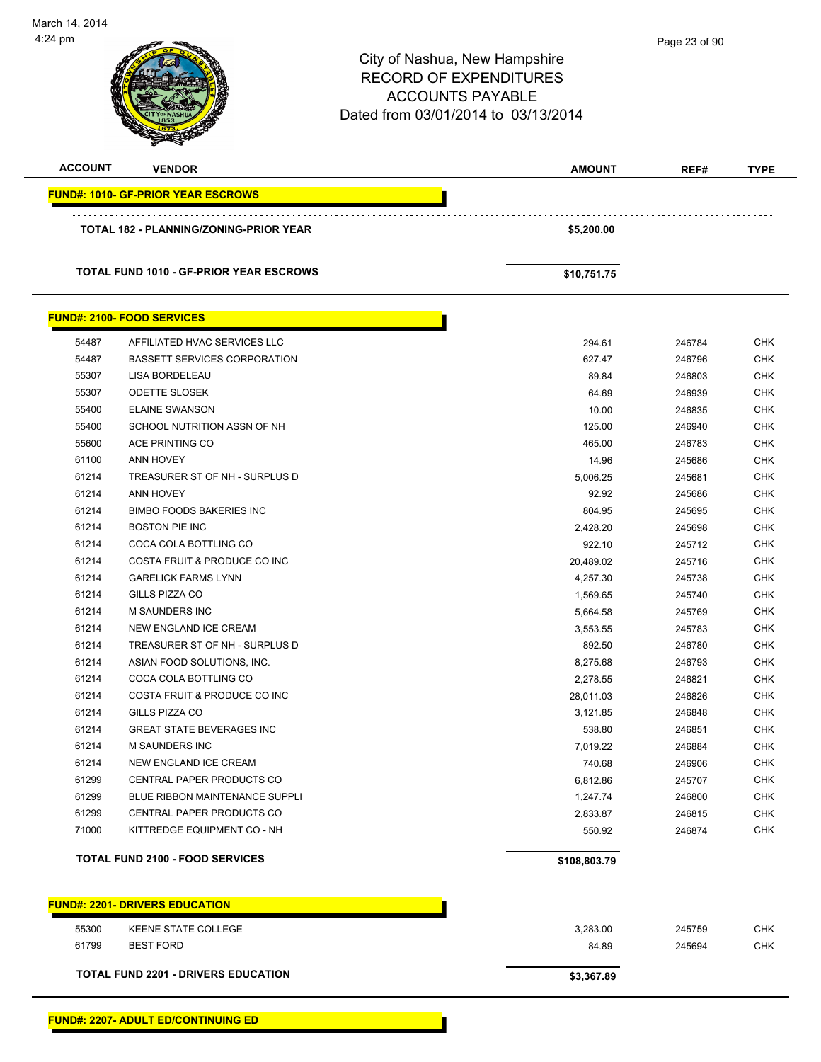# City of Nashua, New Hampshire
## RECORD OF EXPENDITURES
## ACCOUNTS PAYABLE
### Dated from 03/01/2014 to 03/13/2014

March 14, 2014
4:24 pm

| ACCOUNT | VENDOR | AMOUNT | REF# | TYPE |
|---|---|---|---|---|
| **FUND#: 1010- GF-PRIOR YEAR ESCROWS** | | | | |
| | **TOTAL 182 - PLANNING/ZONING-PRIOR YEAR** | **$5,200.00** | | |
| | **TOTAL FUND 1010 - GF-PRIOR YEAR ESCROWS** | **$10,751.75** | | |
| **FUND#: 2100- FOOD SERVICES** | | | | |
| 54487 | AFFILIATED HVAC SERVICES LLC | 294.61 | 246784 | CHK |
| 54487 | BASSETT SERVICES CORPORATION | 627.47 | 246796 | CHK |
| 55307 | LISA BORDELEAU | 89.84 | 246803 | CHK |
| 55307 | ODETTE SLOSEK | 64.69 | 246939 | CHK |
| 55400 | ELAINE SWANSON | 10.00 | 246835 | CHK |
| 55400 | SCHOOL NUTRITION ASSN OF NH | 125.00 | 246940 | CHK |
| 55600 | ACE PRINTING CO | 465.00 | 246783 | CHK |
| 61100 | ANN HOVEY | 14.96 | 245686 | CHK |
| 61214 | TREASURER ST OF NH - SURPLUS D | 5,006.25 | 245681 | CHK |
| 61214 | ANN HOVEY | 92.92 | 245686 | CHK |
| 61214 | BIMBO FOODS BAKERIES INC | 804.95 | 245695 | CHK |
| 61214 | BOSTON PIE INC | 2,428.20 | 245698 | CHK |
| 61214 | COCA COLA BOTTLING CO | 922.10 | 245712 | CHK |
| 61214 | COSTA FRUIT & PRODUCE CO INC | 20,489.02 | 245716 | CHK |
| 61214 | GARELICK FARMS LYNN | 4,257.30 | 245738 | CHK |
| 61214 | GILLS PIZZA CO | 1,569.65 | 245740 | CHK |
| 61214 | M SAUNDERS INC | 5,664.58 | 245769 | CHK |
| 61214 | NEW ENGLAND ICE CREAM | 3,553.55 | 245783 | CHK |
| 61214 | TREASURER ST OF NH - SURPLUS D | 892.50 | 246780 | CHK |
| 61214 | ASIAN FOOD SOLUTIONS, INC. | 8,275.68 | 246793 | CHK |
| 61214 | COCA COLA BOTTLING CO | 2,278.55 | 246821 | CHK |
| 61214 | COSTA FRUIT & PRODUCE CO INC | 28,011.03 | 246826 | CHK |
| 61214 | GILLS PIZZA CO | 3,121.85 | 246848 | CHK |
| 61214 | GREAT STATE BEVERAGES INC | 538.80 | 246851 | CHK |
| 61214 | M SAUNDERS INC | 7,019.22 | 246884 | CHK |
| 61214 | NEW ENGLAND ICE CREAM | 740.68 | 246906 | CHK |
| 61299 | CENTRAL PAPER PRODUCTS CO | 6,812.86 | 245707 | CHK |
| 61299 | BLUE RIBBON MAINTENANCE SUPPLI | 1,247.74 | 246800 | CHK |
| 61299 | CENTRAL PAPER PRODUCTS CO | 2,833.87 | 246815 | CHK |
| 71000 | KITTREDGE EQUIPMENT CO - NH | 550.92 | 246874 | CHK |
| | **TOTAL FUND 2100 - FOOD SERVICES** | **$108,803.79** | | |
| **FUND#: 2201- DRIVERS EDUCATION** | | | | |
| 55300 | KEENE STATE COLLEGE | 3,283.00 | 245759 | CHK |
| 61799 | BEST FORD | 84.89 | 245694 | CHK |
| | **TOTAL FUND 2201 - DRIVERS EDUCATION** | **$3,367.89** | | |
| **FUND#: 2207- ADULT ED/CONTINUING ED** | | | | |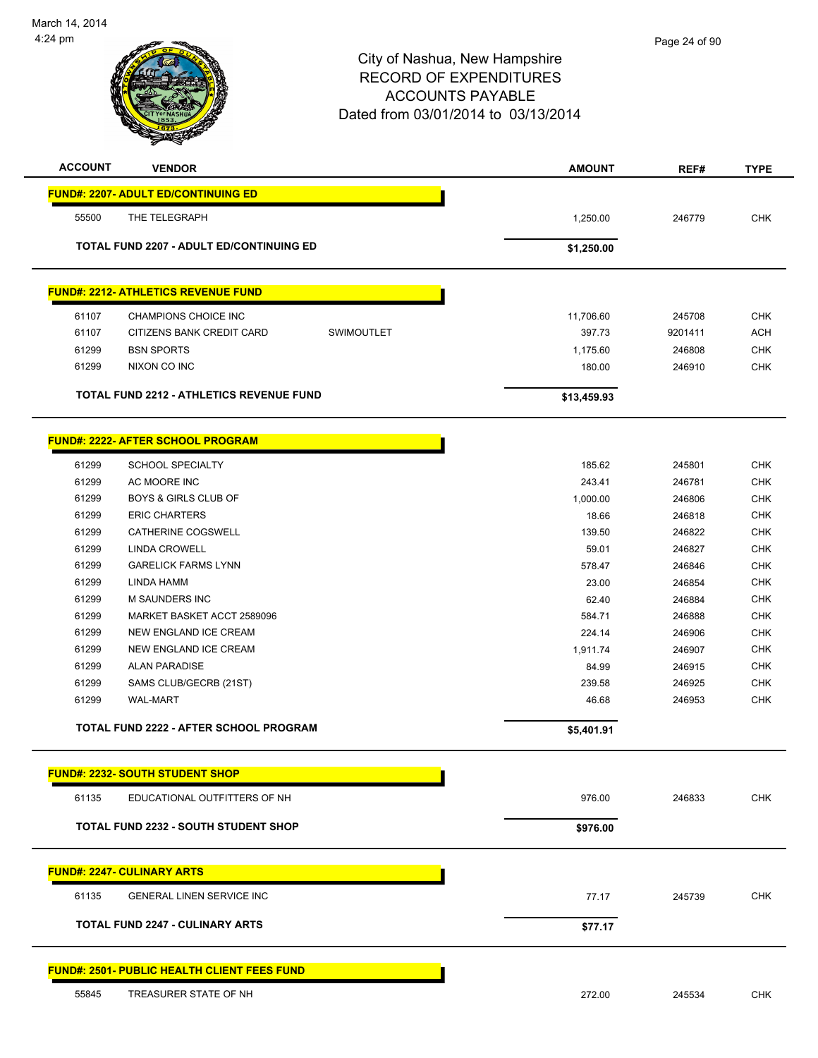# City of Nashua, New Hampshire
## RECORD OF EXPENDITURES
## ACCOUNTS PAYABLE
## Dated from 03/01/2014 to 03/13/2014

| ACCOUNT | VENDOR | | AMOUNT | REF# | TYPE |
|---|---|---|---|---|---|
| **FUND#: 2207- ADULT ED/CONTINUING ED** | | | | | |
| 55500 | THE TELEGRAPH | | 1,250.00 | 246779 | CHK |
| **TOTAL FUND 2207 - ADULT ED/CONTINUING ED** | | | **$1,250.00** | | |
| **FUND#: 2212- ATHLETICS REVENUE FUND** | | | | | |
| 61107 | CHAMPIONS CHOICE INC | | 11,706.60 | 245708 | CHK |
| 61107 | CITIZENS BANK CREDIT CARD | SWIMOUTLET | 397.73 | 9201411 | ACH |
| 61299 | BSN SPORTS | | 1,175.60 | 246808 | CHK |
| 61299 | NIXON CO INC | | 180.00 | 246910 | CHK |
| **TOTAL FUND 2212 - ATHLETICS REVENUE FUND** | | | **$13,459.93** | | |
| **FUND#: 2222- AFTER SCHOOL PROGRAM** | | | | | |
| 61299 | SCHOOL SPECIALTY | | 185.62 | 245801 | CHK |
| 61299 | AC MOORE INC | | 243.41 | 246781 | CHK |
| 61299 | BOYS & GIRLS CLUB OF | | 1,000.00 | 246806 | CHK |
| 61299 | ERIC CHARTERS | | 18.66 | 246818 | CHK |
| 61299 | CATHERINE COGSWELL | | 139.50 | 246822 | CHK |
| 61299 | LINDA CROWELL | | 59.01 | 246827 | CHK |
| 61299 | GARELICK FARMS LYNN | | 578.47 | 246846 | CHK |
| 61299 | LINDA HAMM | | 23.00 | 246854 | CHK |
| 61299 | M SAUNDERS INC | | 62.40 | 246884 | CHK |
| 61299 | MARKET BASKET ACCT 2589096 | | 584.71 | 246888 | CHK |
| 61299 | NEW ENGLAND ICE CREAM | | 224.14 | 246906 | CHK |
| 61299 | NEW ENGLAND ICE CREAM | | 1,911.74 | 246907 | CHK |
| 61299 | ALAN PARADISE | | 84.99 | 246915 | CHK |
| 61299 | SAMS CLUB/GECRB (21ST) | | 239.58 | 246925 | CHK |
| 61299 | WAL-MART | | 46.68 | 246953 | CHK |
| **TOTAL FUND 2222 - AFTER SCHOOL PROGRAM** | | | **$5,401.91** | | |
| **FUND#: 2232- SOUTH STUDENT SHOP** | | | | | |
| 61135 | EDUCATIONAL OUTFITTERS OF NH | | 976.00 | 246833 | CHK |
| **TOTAL FUND 2232 - SOUTH STUDENT SHOP** | | | **$976.00** | | |
| **FUND#: 2247- CULINARY ARTS** | | | | | |
| 61135 | GENERAL LINEN SERVICE INC | | 77.17 | 245739 | CHK |
| **TOTAL FUND 2247 - CULINARY ARTS** | | | **$77.17** | | |
| **FUND#: 2501- PUBLIC HEALTH CLIENT FEES FUND** | | | | | |
| 55845 | TREASURER STATE OF NH | | 272.00 | 245534 | CHK |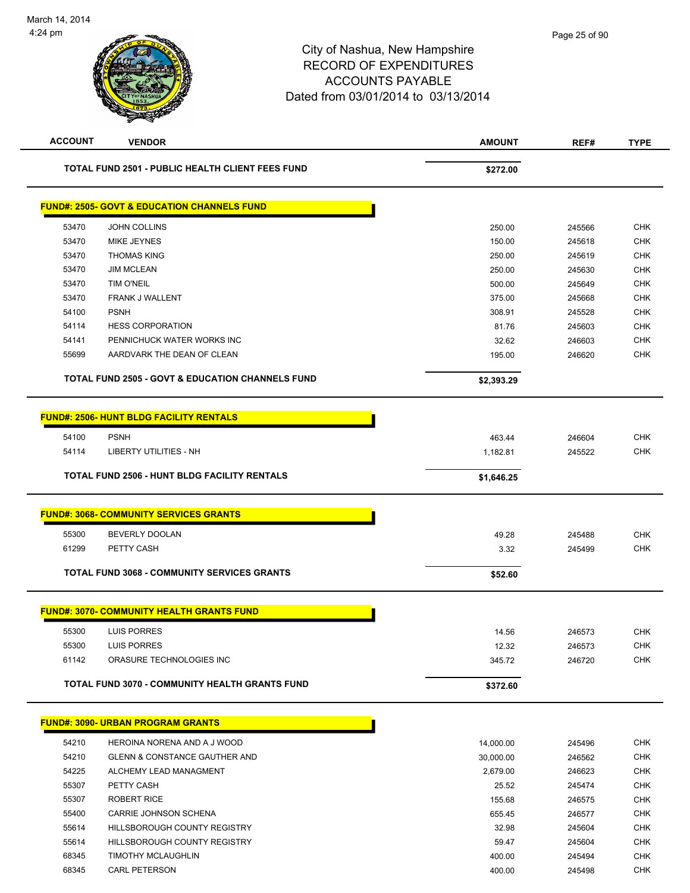City of Nashua, New Hampshire
RECORD OF EXPENDITURES
ACCOUNTS PAYABLE
Dated from 03/01/2014 to 03/13/2014

| ACCOUNT | VENDOR | AMOUNT | REF# | TYPE |
|---|---|---|---|---|
| | **TOTAL FUND 2501 - PUBLIC HEALTH CLIENT FEES FUND** | **$272.00** | | |

**FUND#: 2505- GOVT & EDUCATION CHANNELS FUND**

| ACCOUNT | VENDOR | AMOUNT | REF# | TYPE |
|---|---|---|---|---|
| 53470 | JOHN COLLINS | 250.00 | 245566 | CHK |
| 53470 | MIKE JEYNES | 150.00 | 245618 | CHK |
| 53470 | THOMAS KING | 250.00 | 245619 | CHK |
| 53470 | JIM MCLEAN | 250.00 | 245630 | CHK |
| 53470 | TIM O'NEIL | 500.00 | 245649 | CHK |
| 53470 | FRANK J WALLENT | 375.00 | 245668 | CHK |
| 54100 | PSNH | 308.91 | 245528 | CHK |
| 54114 | HESS CORPORATION | 81.76 | 245603 | CHK |
| 54141 | PENNICHUCK WATER WORKS INC | 32.62 | 246603 | CHK |
| 55699 | AARDVARK THE DEAN OF CLEAN | 195.00 | 246620 | CHK |
| | **TOTAL FUND 2505 - GOVT & EDUCATION CHANNELS FUND** | **$2,393.29** | | |

**FUND#: 2506- HUNT BLDG FACILITY RENTALS**

| ACCOUNT | VENDOR | AMOUNT | REF# | TYPE |
|---|---|---|---|---|
| 54100 | PSNH | 463.44 | 246604 | CHK |
| 54114 | LIBERTY UTILITIES - NH | 1,182.81 | 245522 | CHK |
| | **TOTAL FUND 2506 - HUNT BLDG FACILITY RENTALS** | **$1,646.25** | | |

**FUND#: 3068- COMMUNITY SERVICES GRANTS**

| ACCOUNT | VENDOR | AMOUNT | REF# | TYPE |
|---|---|---|---|---|
| 55300 | BEVERLY DOOLAN | 49.28 | 245488 | CHK |
| 61299 | PETTY CASH | 3.32 | 245499 | CHK |
| | **TOTAL FUND 3068 - COMMUNITY SERVICES GRANTS** | **$52.60** | | |

**FUND#: 3070- COMMUNITY HEALTH GRANTS FUND**

| ACCOUNT | VENDOR | AMOUNT | REF# | TYPE |
|---|---|---|---|---|
| 55300 | LUIS PORRES | 14.56 | 246573 | CHK |
| 55300 | LUIS PORRES | 12.32 | 246573 | CHK |
| 61142 | ORASURE TECHNOLOGIES INC | 345.72 | 246720 | CHK |
| | **TOTAL FUND 3070 - COMMUNITY HEALTH GRANTS FUND** | **$372.60** | | |

**FUND#: 3090- URBAN PROGRAM GRANTS**

| ACCOUNT | VENDOR | AMOUNT | REF# | TYPE |
|---|---|---|---|---|
| 54210 | HEROINA NORENA AND A J WOOD | 14,000.00 | 245496 | CHK |
| 54210 | GLENN & CONSTANCE GAUTHER AND | 30,000.00 | 246562 | CHK |
| 54225 | ALCHEMY LEAD MANAGMENT | 2,679.00 | 246623 | CHK |
| 55307 | PETTY CASH | 25.52 | 245474 | CHK |
| 55307 | ROBERT RICE | 155.68 | 246575 | CHK |
| 55400 | CARRIE JOHNSON SCHENA | 655.45 | 246577 | CHK |
| 55614 | HILLSBOROUGH COUNTY REGISTRY | 32.98 | 245604 | CHK |
| 55614 | HILLSBOROUGH COUNTY REGISTRY | 59.47 | 245604 | CHK |
| 68345 | TIMOTHY MCLAUGHLIN | 400.00 | 245494 | CHK |
| 68345 | CARL PETERSON | 400.00 | 245498 | CHK |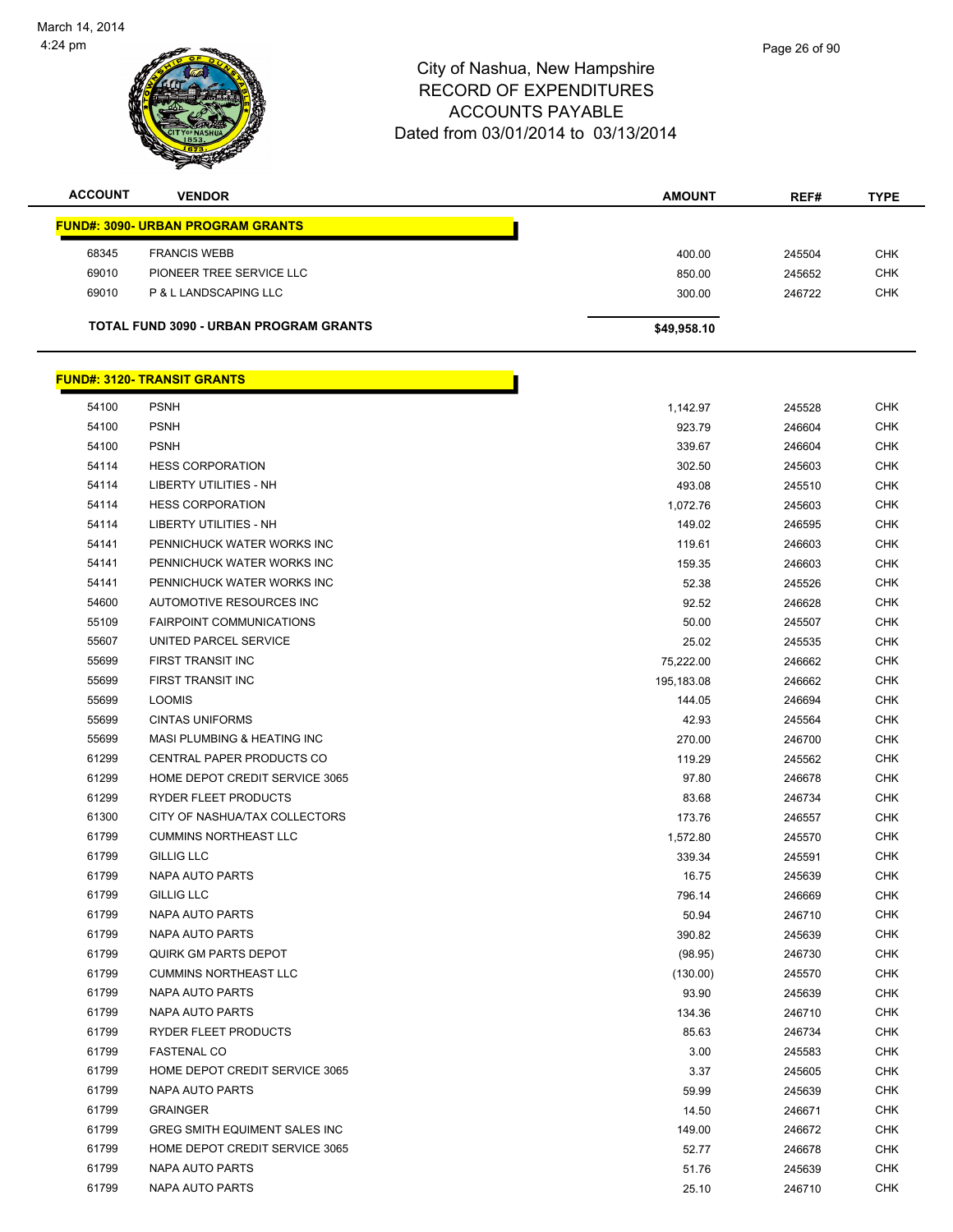City of Nashua, New Hampshire
RECORD OF EXPENDITURES
ACCOUNTS PAYABLE
Dated from 03/01/2014 to 03/13/2014

| ACCOUNT | VENDOR | AMOUNT | REF# | TYPE |
|---|---|---|---|---|
| **FUND#: 3090- URBAN PROGRAM GRANTS** | | | | |
| 68345 | FRANCIS WEBB | 400.00 | 245504 | CHK |
| 69010 | PIONEER TREE SERVICE LLC | 850.00 | 245652 | CHK |
| 69010 | P & L LANDSCAPING LLC | 300.00 | 246722 | CHK |
| **TOTAL FUND 3090 - URBAN PROGRAM GRANTS** | | **$49,958.10** | | |

| ACCOUNT | VENDOR | AMOUNT | REF# | TYPE |
|---|---|---|---|---|
| **FUND#: 3120- TRANSIT GRANTS** | | | | |
| 54100 | PSNH | 1,142.97 | 245528 | CHK |
| 54100 | PSNH | 923.79 | 246604 | CHK |
| 54100 | PSNH | 339.67 | 246604 | CHK |
| 54114 | HESS CORPORATION | 302.50 | 245603 | CHK |
| 54114 | LIBERTY UTILITIES - NH | 493.08 | 245510 | CHK |
| 54114 | HESS CORPORATION | 1,072.76 | 245603 | CHK |
| 54114 | LIBERTY UTILITIES - NH | 149.02 | 246595 | CHK |
| 54141 | PENNICHUCK WATER WORKS INC | 119.61 | 246603 | CHK |
| 54141 | PENNICHUCK WATER WORKS INC | 159.35 | 246603 | CHK |
| 54141 | PENNICHUCK WATER WORKS INC | 52.38 | 245526 | CHK |
| 54600 | AUTOMOTIVE RESOURCES INC | 92.52 | 246628 | CHK |
| 55109 | FAIRPOINT COMMUNICATIONS | 50.00 | 245507 | CHK |
| 55607 | UNITED PARCEL SERVICE | 25.02 | 245535 | CHK |
| 55699 | FIRST TRANSIT INC | 75,222.00 | 246662 | CHK |
| 55699 | FIRST TRANSIT INC | 195,183.08 | 246662 | CHK |
| 55699 | LOOMIS | 144.05 | 246694 | CHK |
| 55699 | CINTAS UNIFORMS | 42.93 | 245564 | CHK |
| 55699 | MASI PLUMBING & HEATING INC | 270.00 | 246700 | CHK |
| 61299 | CENTRAL PAPER PRODUCTS CO | 119.29 | 245562 | CHK |
| 61299 | HOME DEPOT CREDIT SERVICE 3065 | 97.80 | 246678 | CHK |
| 61299 | RYDER FLEET PRODUCTS | 83.68 | 246734 | CHK |
| 61300 | CITY OF NASHUA/TAX COLLECTORS | 173.76 | 246557 | CHK |
| 61799 | CUMMINS NORTHEAST LLC | 1,572.80 | 245570 | CHK |
| 61799 | GILLIG LLC | 339.34 | 245591 | CHK |
| 61799 | NAPA AUTO PARTS | 16.75 | 245639 | CHK |
| 61799 | GILLIG LLC | 796.14 | 246669 | CHK |
| 61799 | NAPA AUTO PARTS | 50.94 | 246710 | CHK |
| 61799 | NAPA AUTO PARTS | 390.82 | 245639 | CHK |
| 61799 | QUIRK GM PARTS DEPOT | (98.95) | 246730 | CHK |
| 61799 | CUMMINS NORTHEAST LLC | (130.00) | 245570 | CHK |
| 61799 | NAPA AUTO PARTS | 93.90 | 245639 | CHK |
| 61799 | NAPA AUTO PARTS | 134.36 | 246710 | CHK |
| 61799 | RYDER FLEET PRODUCTS | 85.63 | 246734 | CHK |
| 61799 | FASTENAL CO | 3.00 | 245583 | CHK |
| 61799 | HOME DEPOT CREDIT SERVICE 3065 | 3.37 | 245605 | CHK |
| 61799 | NAPA AUTO PARTS | 59.99 | 245639 | CHK |
| 61799 | GRAINGER | 14.50 | 246671 | CHK |
| 61799 | GREG SMITH EQUIMENT SALES INC | 149.00 | 246672 | CHK |
| 61799 | HOME DEPOT CREDIT SERVICE 3065 | 52.77 | 246678 | CHK |
| 61799 | NAPA AUTO PARTS | 51.76 | 245639 | CHK |
| 61799 | NAPA AUTO PARTS | 25.10 | 246710 | CHK |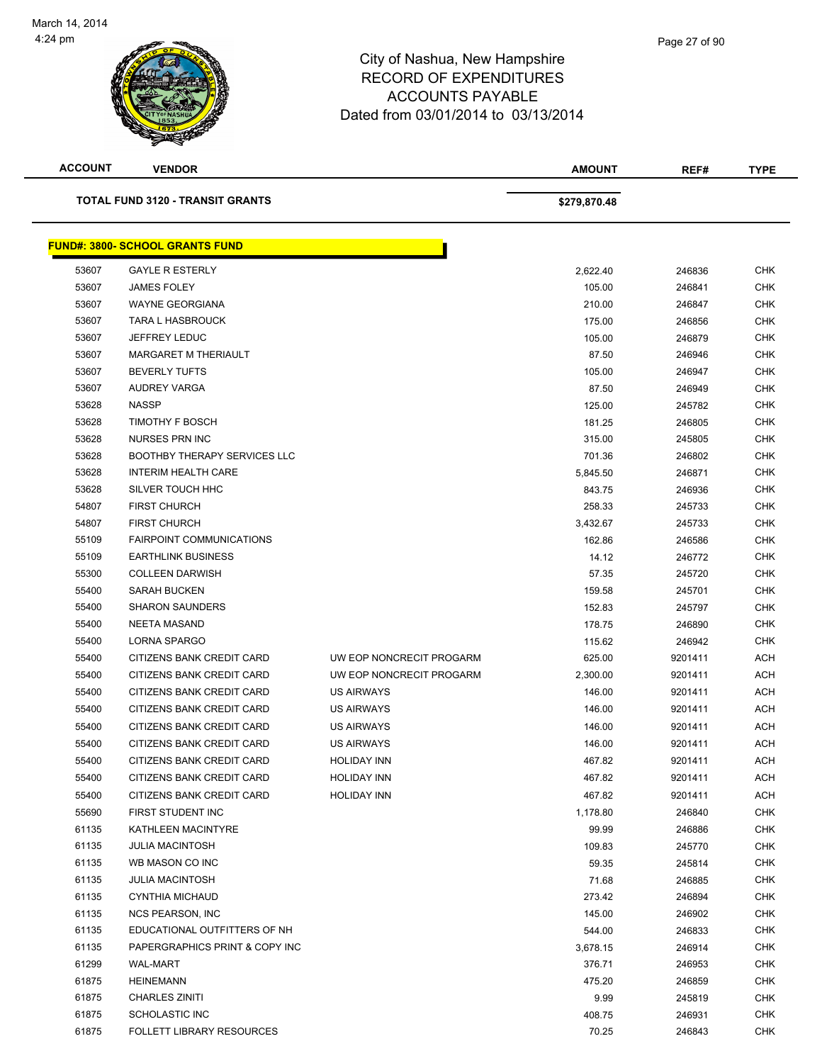City of Nashua, New Hampshire
RECORD OF EXPENDITURES
ACCOUNTS PAYABLE
Dated from 03/01/2014 to 03/13/2014

| ACCOUNT | VENDOR | | AMOUNT | REF# | TYPE |
|---|---|---|---|---|---|
| **TOTAL FUND 3120 - TRANSIT GRANTS** | | | **$279,870.48** | | |

**FUND#: 3800- SCHOOL GRANTS FUND**

| ACCOUNT | VENDOR | | AMOUNT | REF# | TYPE |
|---|---|---|---|---|---|
| 53607 | GAYLE R ESTERLY | | 2,622.40 | 246836 | CHK |
| 53607 | JAMES FOLEY | | 105.00 | 246841 | CHK |
| 53607 | WAYNE GEORGIANA | | 210.00 | 246847 | CHK |
| 53607 | TARA L HASBROUCK | | 175.00 | 246856 | CHK |
| 53607 | JEFFREY LEDUC | | 105.00 | 246879 | CHK |
| 53607 | MARGARET M THERIAULT | | 87.50 | 246946 | CHK |
| 53607 | BEVERLY TUFTS | | 105.00 | 246947 | CHK |
| 53607 | AUDREY VARGA | | 87.50 | 246949 | CHK |
| 53628 | NASSP | | 125.00 | 245782 | CHK |
| 53628 | TIMOTHY F BOSCH | | 181.25 | 246805 | CHK |
| 53628 | NURSES PRN INC | | 315.00 | 245805 | CHK |
| 53628 | BOOTHBY THERAPY SERVICES LLC | | 701.36 | 246802 | CHK |
| 53628 | INTERIM HEALTH CARE | | 5,845.50 | 246871 | CHK |
| 53628 | SILVER TOUCH HHC | | 843.75 | 246936 | CHK |
| 54807 | FIRST CHURCH | | 258.33 | 245733 | CHK |
| 54807 | FIRST CHURCH | | 3,432.67 | 245733 | CHK |
| 55109 | FAIRPOINT COMMUNICATIONS | | 162.86 | 246586 | CHK |
| 55109 | EARTHLINK BUSINESS | | 14.12 | 246772 | CHK |
| 55300 | COLLEEN DARWISH | | 57.35 | 245720 | CHK |
| 55400 | SARAH BUCKEN | | 159.58 | 245701 | CHK |
| 55400 | SHARON SAUNDERS | | 152.83 | 245797 | CHK |
| 55400 | NEETA MASAND | | 178.75 | 246890 | CHK |
| 55400 | LORNA SPARGO | | 115.62 | 246942 | CHK |
| 55400 | CITIZENS BANK CREDIT CARD | UW EOP NONCRECIT PROGARM | 625.00 | 9201411 | ACH |
| 55400 | CITIZENS BANK CREDIT CARD | UW EOP NONCRECIT PROGARM | 2,300.00 | 9201411 | ACH |
| 55400 | CITIZENS BANK CREDIT CARD | US AIRWAYS | 146.00 | 9201411 | ACH |
| 55400 | CITIZENS BANK CREDIT CARD | US AIRWAYS | 146.00 | 9201411 | ACH |
| 55400 | CITIZENS BANK CREDIT CARD | US AIRWAYS | 146.00 | 9201411 | ACH |
| 55400 | CITIZENS BANK CREDIT CARD | US AIRWAYS | 146.00 | 9201411 | ACH |
| 55400 | CITIZENS BANK CREDIT CARD | HOLIDAY INN | 467.82 | 9201411 | ACH |
| 55400 | CITIZENS BANK CREDIT CARD | HOLIDAY INN | 467.82 | 9201411 | ACH |
| 55400 | CITIZENS BANK CREDIT CARD | HOLIDAY INN | 467.82 | 9201411 | ACH |
| 55690 | FIRST STUDENT INC | | 1,178.80 | 246840 | CHK |
| 61135 | KATHLEEN MACINTYRE | | 99.99 | 246886 | CHK |
| 61135 | JULIA MACINTOSH | | 109.83 | 245770 | CHK |
| 61135 | WB MASON CO INC | | 59.35 | 245814 | CHK |
| 61135 | JULIA MACINTOSH | | 71.68 | 246885 | CHK |
| 61135 | CYNTHIA MICHAUD | | 273.42 | 246894 | CHK |
| 61135 | NCS PEARSON, INC | | 145.00 | 246902 | CHK |
| 61135 | EDUCATIONAL OUTFITTERS OF NH | | 544.00 | 246833 | CHK |
| 61135 | PAPERGRAPHICS PRINT & COPY INC | | 3,678.15 | 246914 | CHK |
| 61299 | WAL-MART | | 376.71 | 246953 | CHK |
| 61875 | HEINEMANN | | 475.20 | 246859 | CHK |
| 61875 | CHARLES ZINITI | | 9.99 | 245819 | CHK |
| 61875 | SCHOLASTIC INC | | 408.75 | 246931 | CHK |
| 61875 | FOLLETT LIBRARY RESOURCES | | 70.25 | 246843 | CHK |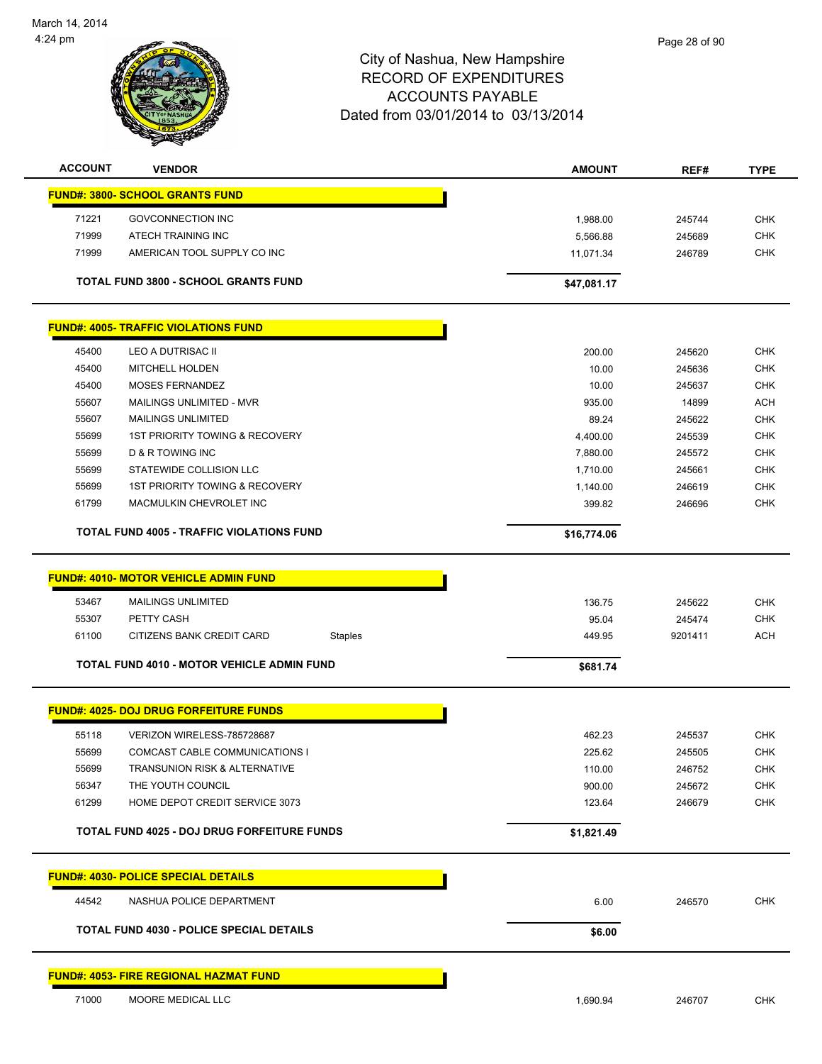City of Nashua, New Hampshire
RECORD OF EXPENDITURES
ACCOUNTS PAYABLE
Dated from 03/01/2014 to 03/13/2014

| ACCOUNT | VENDOR | | AMOUNT | REF# | TYPE |
|---|---|---|---|---|---|
| **FUND#: 3800- SCHOOL GRANTS FUND** | | | | | |
| 71221 | GOVCONNECTION INC | | 1,988.00 | 245744 | CHK |
| 71999 | ATECH TRAINING INC | | 5,566.88 | 245689 | CHK |
| 71999 | AMERICAN TOOL SUPPLY CO INC | | 11,071.34 | 246789 | CHK |
| | **TOTAL FUND 3800 - SCHOOL GRANTS FUND** | | **$47,081.17** | | |
| **FUND#: 4005- TRAFFIC VIOLATIONS FUND** | | | | | |
| 45400 | LEO A DUTRISAC II | | 200.00 | 245620 | CHK |
| 45400 | MITCHELL HOLDEN | | 10.00 | 245636 | CHK |
| 45400 | MOSES FERNANDEZ | | 10.00 | 245637 | CHK |
| 55607 | MAILINGS UNLIMITED - MVR | | 935.00 | 14899 | ACH |
| 55607 | MAILINGS UNLIMITED | | 89.24 | 245622 | CHK |
| 55699 | 1ST PRIORITY TOWING & RECOVERY | | 4,400.00 | 245539 | CHK |
| 55699 | D & R TOWING INC | | 7,880.00 | 245572 | CHK |
| 55699 | STATEWIDE COLLISION LLC | | 1,710.00 | 245661 | CHK |
| 55699 | 1ST PRIORITY TOWING & RECOVERY | | 1,140.00 | 246619 | CHK |
| 61799 | MACMULKIN CHEVROLET INC | | 399.82 | 246696 | CHK |
| | **TOTAL FUND 4005 - TRAFFIC VIOLATIONS FUND** | | **$16,774.06** | | |
| **FUND#: 4010- MOTOR VEHICLE ADMIN FUND** | | | | | |
| 53467 | MAILINGS UNLIMITED | | 136.75 | 245622 | CHK |
| 55307 | PETTY CASH | | 95.04 | 245474 | CHK |
| 61100 | CITIZENS BANK CREDIT CARD | Staples | 449.95 | 9201411 | ACH |
| | **TOTAL FUND 4010 - MOTOR VEHICLE ADMIN FUND** | | **$681.74** | | |
| **FUND#: 4025- DOJ DRUG FORFEITURE FUNDS** | | | | | |
| 55118 | VERIZON WIRELESS-785728687 | | 462.23 | 245537 | CHK |
| 55699 | COMCAST CABLE COMMUNICATIONS I | | 225.62 | 245505 | CHK |
| 55699 | TRANSUNION RISK & ALTERNATIVE | | 110.00 | 246752 | CHK |
| 56347 | THE YOUTH COUNCIL | | 900.00 | 245672 | CHK |
| 61299 | HOME DEPOT CREDIT SERVICE 3073 | | 123.64 | 246679 | CHK |
| | **TOTAL FUND 4025 - DOJ DRUG FORFEITURE FUNDS** | | **$1,821.49** | | |
| **FUND#: 4030- POLICE SPECIAL DETAILS** | | | | | |
| 44542 | NASHUA POLICE DEPARTMENT | | 6.00 | 246570 | CHK |
| | **TOTAL FUND 4030 - POLICE SPECIAL DETAILS** | | **$6.00** | | |
| **FUND#: 4053- FIRE REGIONAL HAZMAT FUND** | | | | | |
| 71000 | MOORE MEDICAL LLC | | 1,690.94 | 246707 | CHK |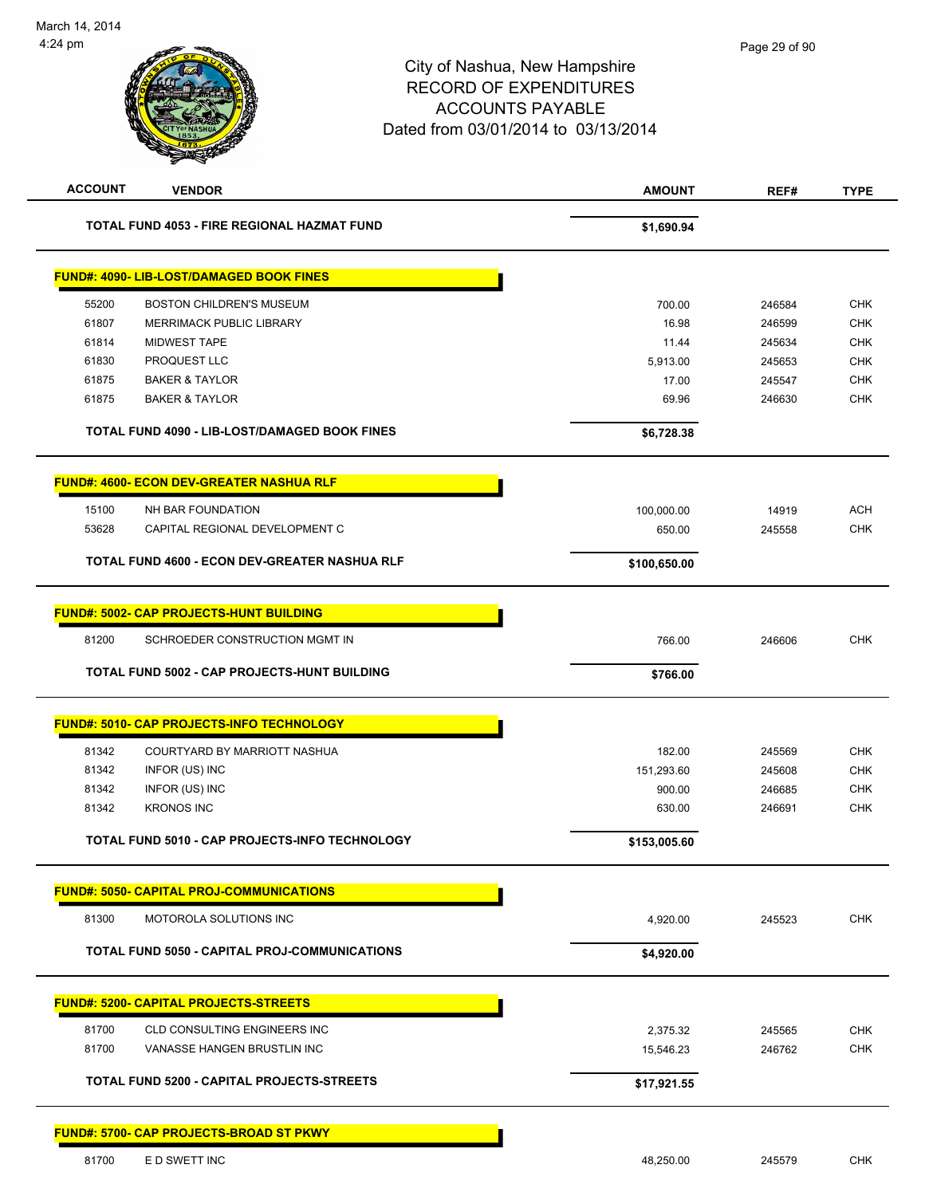March 14, 2014
4:24 pm

# City of Nashua, New Hampshire
## RECORD OF EXPENDITURES
## ACCOUNTS PAYABLE
## Dated from 03/01/2014 to 03/13/2014

| ACCOUNT | VENDOR | AMOUNT | REF# | TYPE |
|---|---|---|---|---|
| | **TOTAL FUND 4053 - FIRE REGIONAL HAZMAT FUND** | **$1,690.94** | | |
| | **FUND#: 4090- LIB-LOST/DAMAGED BOOK FINES** | | | |
| 55200 | BOSTON CHILDREN'S MUSEUM | 700.00 | 246584 | CHK |
| 61807 | MERRIMACK PUBLIC LIBRARY | 16.98 | 246599 | CHK |
| 61814 | MIDWEST TAPE | 11.44 | 245634 | CHK |
| 61830 | PROQUEST LLC | 5,913.00 | 245653 | CHK |
| 61875 | BAKER & TAYLOR | 17.00 | 245547 | CHK |
| 61875 | BAKER & TAYLOR | 69.96 | 246630 | CHK |
| | **TOTAL FUND 4090 - LIB-LOST/DAMAGED BOOK FINES** | **$6,728.38** | | |
| | **FUND#: 4600- ECON DEV-GREATER NASHUA RLF** | | | |
| 15100 | NH BAR FOUNDATION | 100,000.00 | 14919 | ACH |
| 53628 | CAPITAL REGIONAL DEVELOPMENT C | 650.00 | 245558 | CHK |
| | **TOTAL FUND 4600 - ECON DEV-GREATER NASHUA RLF** | **$100,650.00** | | |
| | **FUND#: 5002- CAP PROJECTS-HUNT BUILDING** | | | |
| 81200 | SCHROEDER CONSTRUCTION MGMT IN | 766.00 | 246606 | CHK |
| | **TOTAL FUND 5002 - CAP PROJECTS-HUNT BUILDING** | **$766.00** | | |
| | **FUND#: 5010- CAP PROJECTS-INFO TECHNOLOGY** | | | |
| 81342 | COURTYARD BY MARRIOTT NASHUA | 182.00 | 245569 | CHK |
| 81342 | INFOR (US) INC | 151,293.60 | 245608 | CHK |
| 81342 | INFOR (US) INC | 900.00 | 246685 | CHK |
| 81342 | KRONOS INC | 630.00 | 246691 | CHK |
| | **TOTAL FUND 5010 - CAP PROJECTS-INFO TECHNOLOGY** | **$153,005.60** | | |
| | **FUND#: 5050- CAPITAL PROJ-COMMUNICATIONS** | | | |
| 81300 | MOTOROLA SOLUTIONS INC | 4,920.00 | 245523 | CHK |
| | **TOTAL FUND 5050 - CAPITAL PROJ-COMMUNICATIONS** | **$4,920.00** | | |
| | **FUND#: 5200- CAPITAL PROJECTS-STREETS** | | | |
| 81700 | CLD CONSULTING ENGINEERS INC | 2,375.32 | 245565 | CHK |
| 81700 | VANASSE HANGEN BRUSTLIN INC | 15,546.23 | 246762 | CHK |
| | **TOTAL FUND 5200 - CAPITAL PROJECTS-STREETS** | **$17,921.55** | | |
| | **FUND#: 5700- CAP PROJECTS-BROAD ST PKWY** | | | |
| 81700 | E D SWETT INC | 48,250.00 | 245579 | CHK |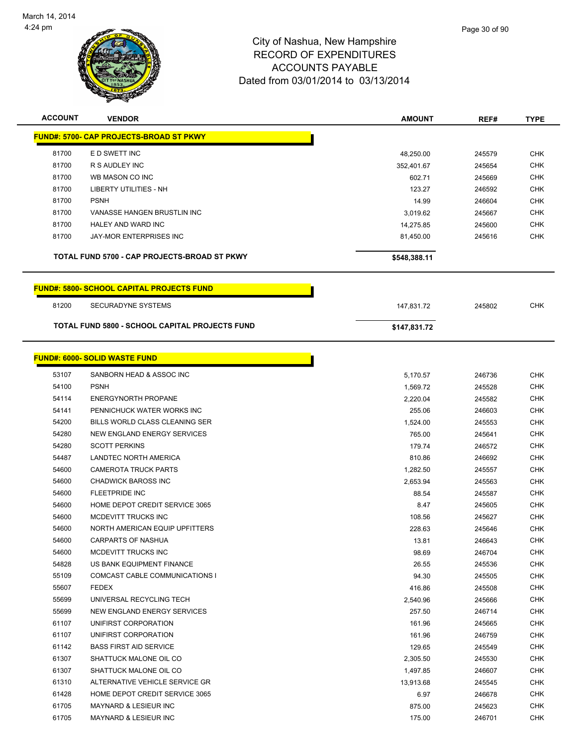March 14, 2014
4:24 pm

# City of Nashua, New Hampshire
## RECORD OF EXPENDITURES
## ACCOUNTS PAYABLE
## Dated from 03/01/2014 to 03/13/2014

| ACCOUNT | VENDOR | AMOUNT | REF# | TYPE |
|---|---|---|---|---|
| **FUND#: 5700- CAP PROJECTS-BROAD ST PKWY** | | | | |
| 81700 | E D SWETT INC | 48,250.00 | 245579 | CHK |
| 81700 | R S AUDLEY INC | 352,401.67 | 245654 | CHK |
| 81700 | WB MASON CO INC | 602.71 | 245669 | CHK |
| 81700 | LIBERTY UTILITIES - NH | 123.27 | 246592 | CHK |
| 81700 | PSNH | 14.99 | 246604 | CHK |
| 81700 | VANASSE HANGEN BRUSTLIN INC | 3,019.62 | 245667 | CHK |
| 81700 | HALEY AND WARD INC | 14,275.85 | 245600 | CHK |
| 81700 | JAY-MOR ENTERPRISES INC | 81,450.00 | 245616 | CHK |
| **TOTAL FUND 5700 - CAP PROJECTS-BROAD ST PKWY** | | **$548,388.11** | | |
| **FUND#: 5800- SCHOOL CAPITAL PROJECTS FUND** | | | | |
| 81200 | SECURADYNE SYSTEMS | 147,831.72 | 245802 | CHK |
| **TOTAL FUND 5800 - SCHOOL CAPITAL PROJECTS FUND** | | **$147,831.72** | | |
| **FUND#: 6000- SOLID WASTE FUND** | | | | |
| 53107 | SANBORN HEAD & ASSOC INC | 5,170.57 | 246736 | CHK |
| 54100 | PSNH | 1,569.72 | 245528 | CHK |
| 54114 | ENERGYNORTH PROPANE | 2,220.04 | 245582 | CHK |
| 54141 | PENNICHUCK WATER WORKS INC | 255.06 | 246603 | CHK |
| 54200 | BILLS WORLD CLASS CLEANING SER | 1,524.00 | 245553 | CHK |
| 54280 | NEW ENGLAND ENERGY SERVICES | 765.00 | 245641 | CHK |
| 54280 | SCOTT PERKINS | 179.74 | 246572 | CHK |
| 54487 | LANDTEC NORTH AMERICA | 810.86 | 246692 | CHK |
| 54600 | CAMEROTA TRUCK PARTS | 1,282.50 | 245557 | CHK |
| 54600 | CHADWICK BAROSS INC | 2,653.94 | 245563 | CHK |
| 54600 | FLEETPRIDE INC | 88.54 | 245587 | CHK |
| 54600 | HOME DEPOT CREDIT SERVICE 3065 | 8.47 | 245605 | CHK |
| 54600 | MCDEVITT TRUCKS INC | 108.56 | 245627 | CHK |
| 54600 | NORTH AMERICAN EQUIP UPFITTERS | 228.63 | 245646 | CHK |
| 54600 | CARPARTS OF NASHUA | 13.81 | 246643 | CHK |
| 54600 | MCDEVITT TRUCKS INC | 98.69 | 246704 | CHK |
| 54828 | US BANK EQUIPMENT FINANCE | 26.55 | 245536 | CHK |
| 55109 | COMCAST CABLE COMMUNICATIONS I | 94.30 | 245505 | CHK |
| 55607 | FEDEX | 416.86 | 245508 | CHK |
| 55699 | UNIVERSAL RECYCLING TECH | 2,540.96 | 245666 | CHK |
| 55699 | NEW ENGLAND ENERGY SERVICES | 257.50 | 246714 | CHK |
| 61107 | UNIFIRST CORPORATION | 161.96 | 245665 | CHK |
| 61107 | UNIFIRST CORPORATION | 161.96 | 246759 | CHK |
| 61142 | BASS FIRST AID SERVICE | 129.65 | 245549 | CHK |
| 61307 | SHATTUCK MALONE OIL CO | 2,305.50 | 245530 | CHK |
| 61307 | SHATTUCK MALONE OIL CO | 1,497.85 | 246607 | CHK |
| 61310 | ALTERNATIVE VEHICLE SERVICE GR | 13,913.68 | 245545 | CHK |
| 61428 | HOME DEPOT CREDIT SERVICE 3065 | 6.97 | 246678 | CHK |
| 61705 | MAYNARD & LESIEUR INC | 875.00 | 245623 | CHK |
| 61705 | MAYNARD & LESIEUR INC | 175.00 | 246701 | CHK |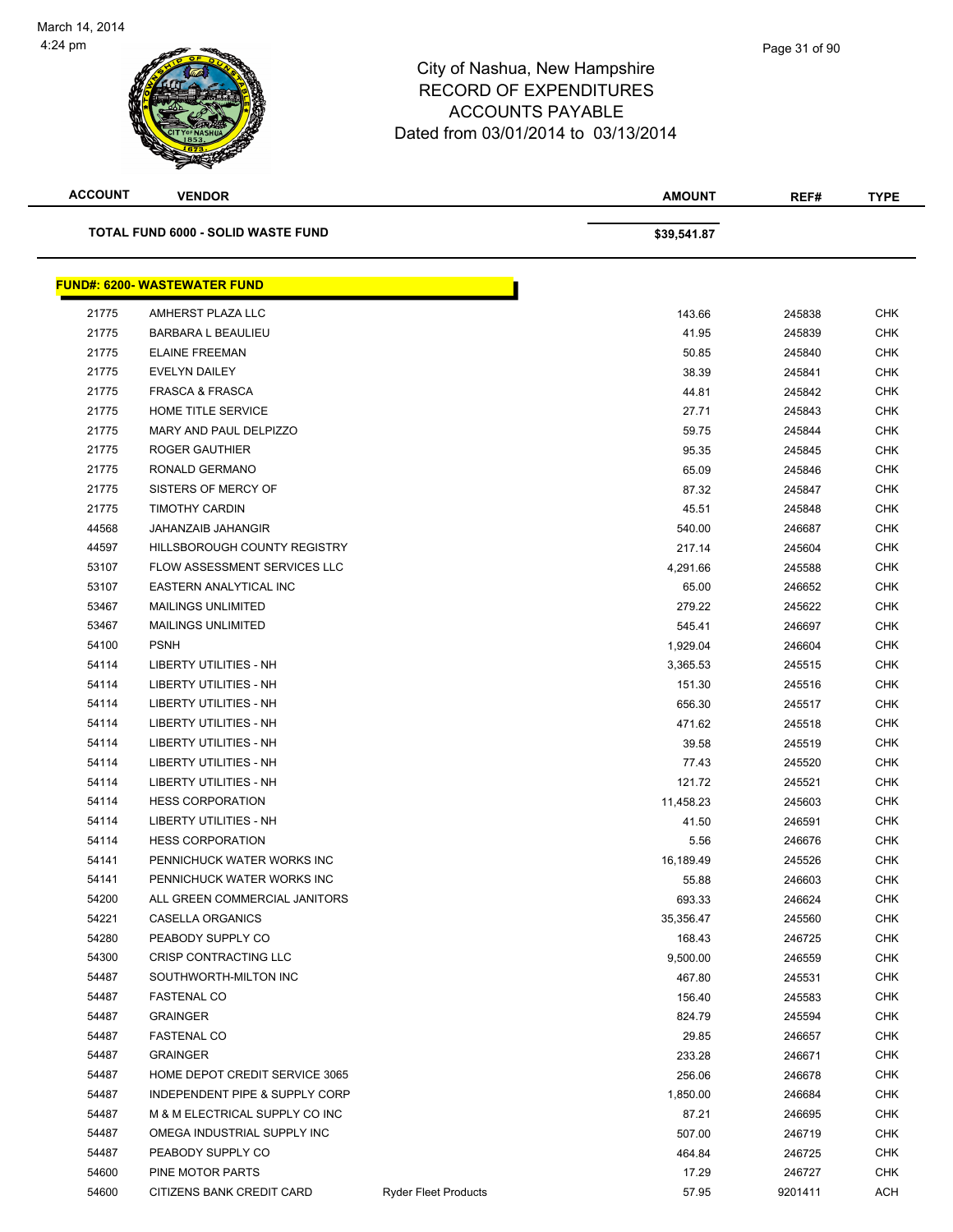City of Nashua, New Hampshire
RECORD OF EXPENDITURES
ACCOUNTS PAYABLE
Dated from 03/01/2014 to 03/13/2014

| ACCOUNT | VENDOR | | AMOUNT | REF# | TYPE |
|---|---|---|---|---|---|
| **TOTAL FUND 6000 - SOLID WASTE FUND** | | | **$39,541.87** | | |

**FUND#: 6200- WASTEWATER FUND**

| ACCOUNT | VENDOR | | AMOUNT | REF# | TYPE |
|---|---|---|---|---|---|
| 21775 | AMHERST PLAZA LLC | | 143.66 | 245838 | CHK |
| 21775 | BARBARA L BEAULIEU | | 41.95 | 245839 | CHK |
| 21775 | ELAINE FREEMAN | | 50.85 | 245840 | CHK |
| 21775 | EVELYN DAILEY | | 38.39 | 245841 | CHK |
| 21775 | FRASCA & FRASCA | | 44.81 | 245842 | CHK |
| 21775 | HOME TITLE SERVICE | | 27.71 | 245843 | CHK |
| 21775 | MARY AND PAUL DELPIZZO | | 59.75 | 245844 | CHK |
| 21775 | ROGER GAUTHIER | | 95.35 | 245845 | CHK |
| 21775 | RONALD GERMANO | | 65.09 | 245846 | CHK |
| 21775 | SISTERS OF MERCY OF | | 87.32 | 245847 | CHK |
| 21775 | TIMOTHY CARDIN | | 45.51 | 245848 | CHK |
| 44568 | JAHANZAIB JAHANGIR | | 540.00 | 246687 | CHK |
| 44597 | HILLSBOROUGH COUNTY REGISTRY | | 217.14 | 245604 | CHK |
| 53107 | FLOW ASSESSMENT SERVICES LLC | | 4,291.66 | 245588 | CHK |
| 53107 | EASTERN ANALYTICAL INC | | 65.00 | 246652 | CHK |
| 53467 | MAILINGS UNLIMITED | | 279.22 | 245622 | CHK |
| 53467 | MAILINGS UNLIMITED | | 545.41 | 246697 | CHK |
| 54100 | PSNH | | 1,929.04 | 246604 | CHK |
| 54114 | LIBERTY UTILITIES - NH | | 3,365.53 | 245515 | CHK |
| 54114 | LIBERTY UTILITIES - NH | | 151.30 | 245516 | CHK |
| 54114 | LIBERTY UTILITIES - NH | | 656.30 | 245517 | CHK |
| 54114 | LIBERTY UTILITIES - NH | | 471.62 | 245518 | CHK |
| 54114 | LIBERTY UTILITIES - NH | | 39.58 | 245519 | CHK |
| 54114 | LIBERTY UTILITIES - NH | | 77.43 | 245520 | CHK |
| 54114 | LIBERTY UTILITIES - NH | | 121.72 | 245521 | CHK |
| 54114 | HESS CORPORATION | | 11,458.23 | 245603 | CHK |
| 54114 | LIBERTY UTILITIES - NH | | 41.50 | 246591 | CHK |
| 54114 | HESS CORPORATION | | 5.56 | 246676 | CHK |
| 54141 | PENNICHUCK WATER WORKS INC | | 16,189.49 | 245526 | CHK |
| 54141 | PENNICHUCK WATER WORKS INC | | 55.88 | 246603 | CHK |
| 54200 | ALL GREEN COMMERCIAL JANITORS | | 693.33 | 246624 | CHK |
| 54221 | CASELLA ORGANICS | | 35,356.47 | 245560 | CHK |
| 54280 | PEABODY SUPPLY CO | | 168.43 | 246725 | CHK |
| 54300 | CRISP CONTRACTING LLC | | 9,500.00 | 246559 | CHK |
| 54487 | SOUTHWORTH-MILTON INC | | 467.80 | 245531 | CHK |
| 54487 | FASTENAL CO | | 156.40 | 245583 | CHK |
| 54487 | GRAINGER | | 824.79 | 245594 | CHK |
| 54487 | FASTENAL CO | | 29.85 | 246657 | CHK |
| 54487 | GRAINGER | | 233.28 | 246671 | CHK |
| 54487 | HOME DEPOT CREDIT SERVICE 3065 | | 256.06 | 246678 | CHK |
| 54487 | INDEPENDENT PIPE & SUPPLY CORP | | 1,850.00 | 246684 | CHK |
| 54487 | M & M ELECTRICAL SUPPLY CO INC | | 87.21 | 246695 | CHK |
| 54487 | OMEGA INDUSTRIAL SUPPLY INC | | 507.00 | 246719 | CHK |
| 54487 | PEABODY SUPPLY CO | | 464.84 | 246725 | CHK |
| 54600 | PINE MOTOR PARTS | | 17.29 | 246727 | CHK |
| 54600 | CITIZENS BANK CREDIT CARD | Ryder Fleet Products | 57.95 | 9201411 | ACH |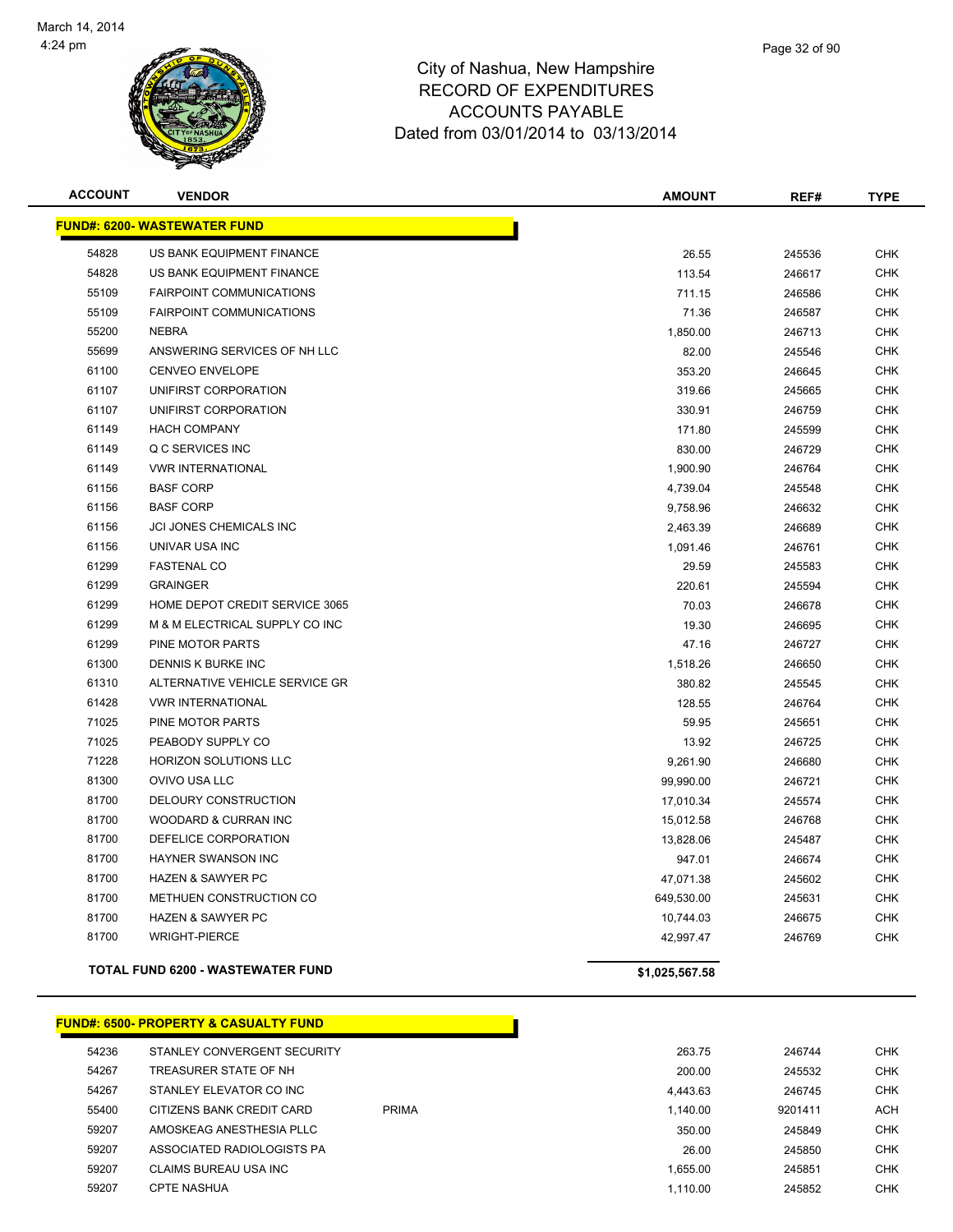# City of Nashua, New Hampshire
## RECORD OF EXPENDITURES
## ACCOUNTS PAYABLE
## Dated from 03/01/2014 to 03/13/2014

| ACCOUNT | VENDOR | | AMOUNT | REF# | TYPE |
|---|---|---|---|---|---|
| **FUND#: 6200- WASTEWATER FUND** | | | | | |
| 54828 | US BANK EQUIPMENT FINANCE | | 26.55 | 245536 | CHK |
| 54828 | US BANK EQUIPMENT FINANCE | | 113.54 | 246617 | CHK |
| 55109 | FAIRPOINT COMMUNICATIONS | | 711.15 | 246586 | CHK |
| 55109 | FAIRPOINT COMMUNICATIONS | | 71.36 | 246587 | CHK |
| 55200 | NEBRA | | 1,850.00 | 246713 | CHK |
| 55699 | ANSWERING SERVICES OF NH LLC | | 82.00 | 245546 | CHK |
| 61100 | CENVEO ENVELOPE | | 353.20 | 246645 | CHK |
| 61107 | UNIFIRST CORPORATION | | 319.66 | 245665 | CHK |
| 61107 | UNIFIRST CORPORATION | | 330.91 | 246759 | CHK |
| 61149 | HACH COMPANY | | 171.80 | 245599 | CHK |
| 61149 | Q C SERVICES INC | | 830.00 | 246729 | CHK |
| 61149 | VWR INTERNATIONAL | | 1,900.90 | 246764 | CHK |
| 61156 | BASF CORP | | 4,739.04 | 245548 | CHK |
| 61156 | BASF CORP | | 9,758.96 | 246632 | CHK |
| 61156 | JCI JONES CHEMICALS INC | | 2,463.39 | 246689 | CHK |
| 61156 | UNIVAR USA INC | | 1,091.46 | 246761 | CHK |
| 61299 | FASTENAL CO | | 29.59 | 245583 | CHK |
| 61299 | GRAINGER | | 220.61 | 245594 | CHK |
| 61299 | HOME DEPOT CREDIT SERVICE 3065 | | 70.03 | 246678 | CHK |
| 61299 | M & M ELECTRICAL SUPPLY CO INC | | 19.30 | 246695 | CHK |
| 61299 | PINE MOTOR PARTS | | 47.16 | 246727 | CHK |
| 61300 | DENNIS K BURKE INC | | 1,518.26 | 246650 | CHK |
| 61310 | ALTERNATIVE VEHICLE SERVICE GR | | 380.82 | 245545 | CHK |
| 61428 | VWR INTERNATIONAL | | 128.55 | 246764 | CHK |
| 71025 | PINE MOTOR PARTS | | 59.95 | 245651 | CHK |
| 71025 | PEABODY SUPPLY CO | | 13.92 | 246725 | CHK |
| 71228 | HORIZON SOLUTIONS LLC | | 9,261.90 | 246680 | CHK |
| 81300 | OVIVO USA LLC | | 99,990.00 | 246721 | CHK |
| 81700 | DELOURY CONSTRUCTION | | 17,010.34 | 245574 | CHK |
| 81700 | WOODARD & CURRAN INC | | 15,012.58 | 246768 | CHK |
| 81700 | DEFELICE CORPORATION | | 13,828.06 | 245487 | CHK |
| 81700 | HAYNER SWANSON INC | | 947.01 | 246674 | CHK |
| 81700 | HAZEN & SAWYER PC | | 47,071.38 | 245602 | CHK |
| 81700 | METHUEN CONSTRUCTION CO | | 649,530.00 | 245631 | CHK |
| 81700 | HAZEN & SAWYER PC | | 10,744.03 | 246675 | CHK |
| 81700 | WRIGHT-PIERCE | | 42,997.47 | 246769 | CHK |
| **TOTAL FUND 6200 - WASTEWATER FUND** | | | **$1,025,567.58** | | |
| **FUND#: 6500- PROPERTY & CASUALTY FUND** | | | | | |
| 54236 | STANLEY CONVERGENT SECURITY | | 263.75 | 246744 | CHK |
| 54267 | TREASURER STATE OF NH | | 200.00 | 245532 | CHK |
| 54267 | STANLEY ELEVATOR CO INC | | 4,443.63 | 246745 | CHK |
| 55400 | CITIZENS BANK CREDIT CARD | PRIMA | 1,140.00 | 9201411 | ACH |
| 59207 | AMOSKEAG ANESTHESIA PLLC | | 350.00 | 245849 | CHK |
| 59207 | ASSOCIATED RADIOLOGISTS PA | | 26.00 | 245850 | CHK |
| 59207 | CLAIMS BUREAU USA INC | | 1,655.00 | 245851 | CHK |
| 59207 | CPTE NASHUA | | 1,110.00 | 245852 | CHK |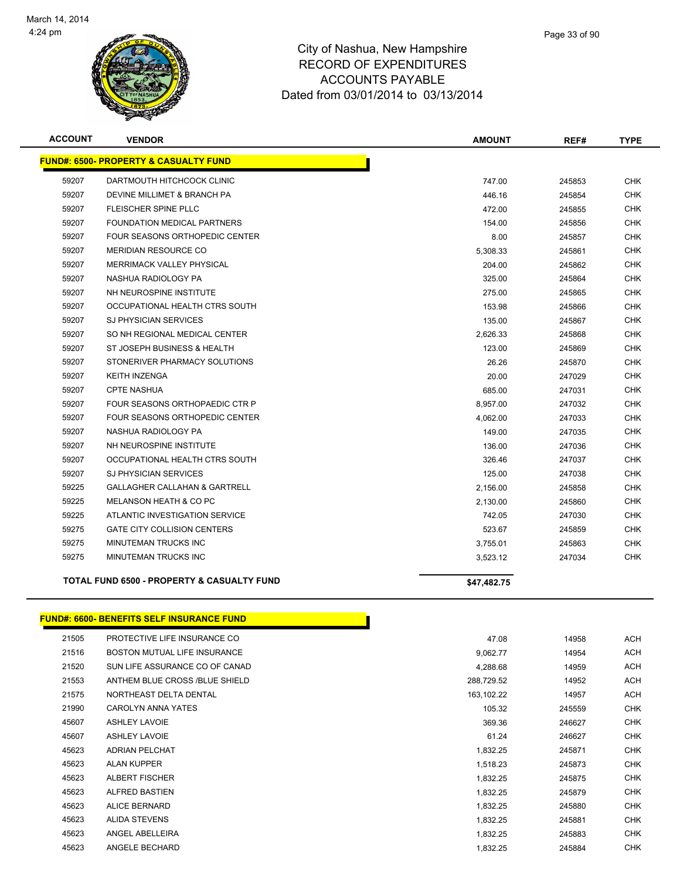# City of Nashua, New Hampshire
## RECORD OF EXPENDITURES
## ACCOUNTS PAYABLE
## Dated from 03/01/2014 to 03/13/2014

| ACCOUNT | VENDOR | AMOUNT | REF# | TYPE |
|---|---|---|---|---|
| **FUND#: 6500- PROPERTY & CASUALTY FUND** | | | | |
| 59207 | DARTMOUTH HITCHCOCK CLINIC | 747.00 | 245853 | CHK |
| 59207 | DEVINE MILLIMET & BRANCH PA | 446.16 | 245854 | CHK |
| 59207 | FLEISCHER SPINE PLLC | 472.00 | 245855 | CHK |
| 59207 | FOUNDATION MEDICAL PARTNERS | 154.00 | 245856 | CHK |
| 59207 | FOUR SEASONS ORTHOPEDIC CENTER | 8.00 | 245857 | CHK |
| 59207 | MERIDIAN RESOURCE CO | 5,308.33 | 245861 | CHK |
| 59207 | MERRIMACK VALLEY PHYSICAL | 204.00 | 245862 | CHK |
| 59207 | NASHUA RADIOLOGY PA | 325.00 | 245864 | CHK |
| 59207 | NH NEUROSPINE INSTITUTE | 275.00 | 245865 | CHK |
| 59207 | OCCUPATIONAL HEALTH CTRS SOUTH | 153.98 | 245866 | CHK |
| 59207 | SJ PHYSICIAN SERVICES | 135.00 | 245867 | CHK |
| 59207 | SO NH REGIONAL MEDICAL CENTER | 2,626.33 | 245868 | CHK |
| 59207 | ST JOSEPH BUSINESS & HEALTH | 123.00 | 245869 | CHK |
| 59207 | STONERIVER PHARMACY SOLUTIONS | 26.26 | 245870 | CHK |
| 59207 | KEITH INZENGA | 20.00 | 247029 | CHK |
| 59207 | CPTE NASHUA | 685.00 | 247031 | CHK |
| 59207 | FOUR SEASONS ORTHOPAEDIC CTR P | 8,957.00 | 247032 | CHK |
| 59207 | FOUR SEASONS ORTHOPEDIC CENTER | 4,062.00 | 247033 | CHK |
| 59207 | NASHUA RADIOLOGY PA | 149.00 | 247035 | CHK |
| 59207 | NH NEUROSPINE INSTITUTE | 136.00 | 247036 | CHK |
| 59207 | OCCUPATIONAL HEALTH CTRS SOUTH | 326.46 | 247037 | CHK |
| 59207 | SJ PHYSICIAN SERVICES | 125.00 | 247038 | CHK |
| 59225 | GALLAGHER CALLAHAN & GARTRELL | 2,156.00 | 245858 | CHK |
| 59225 | MELANSON HEATH & CO PC | 2,130.00 | 245860 | CHK |
| 59225 | ATLANTIC INVESTIGATION SERVICE | 742.05 | 247030 | CHK |
| 59275 | GATE CITY COLLISION CENTERS | 523.67 | 245859 | CHK |
| 59275 | MINUTEMAN TRUCKS INC | 3,755.01 | 245863 | CHK |
| 59275 | MINUTEMAN TRUCKS INC | 3,523.12 | 247034 | CHK |
| **TOTAL FUND 6500 - PROPERTY & CASUALTY FUND** | | **$47,482.75** | | |

| ACCOUNT | VENDOR | AMOUNT | REF# | TYPE |
|---|---|---|---|---|
| **FUND#: 6600- BENEFITS SELF INSURANCE FUND** | | | | |
| 21505 | PROTECTIVE LIFE INSURANCE CO | 47.08 | 14958 | ACH |
| 21516 | BOSTON MUTUAL LIFE INSURANCE | 9,062.77 | 14954 | ACH |
| 21520 | SUN LIFE ASSURANCE CO OF CANAD | 4,288.68 | 14959 | ACH |
| 21553 | ANTHEM BLUE CROSS /BLUE SHIELD | 288,729.52 | 14952 | ACH |
| 21575 | NORTHEAST DELTA DENTAL | 163,102.22 | 14957 | ACH |
| 21990 | CAROLYN ANNA YATES | 105.32 | 245559 | CHK |
| 45607 | ASHLEY LAVOIE | 369.36 | 246627 | CHK |
| 45607 | ASHLEY LAVOIE | 61.24 | 246627 | CHK |
| 45623 | ADRIAN PELCHAT | 1,832.25 | 245871 | CHK |
| 45623 | ALAN KUPPER | 1,518.23 | 245873 | CHK |
| 45623 | ALBERT FISCHER | 1,832.25 | 245875 | CHK |
| 45623 | ALFRED BASTIEN | 1,832.25 | 245879 | CHK |
| 45623 | ALICE BERNARD | 1,832.25 | 245880 | CHK |
| 45623 | ALIDA STEVENS | 1,832.25 | 245881 | CHK |
| 45623 | ANGEL ABELLEIRA | 1,832.25 | 245883 | CHK |
| 45623 | ANGELE BECHARD | 1,832.25 | 245884 | CHK |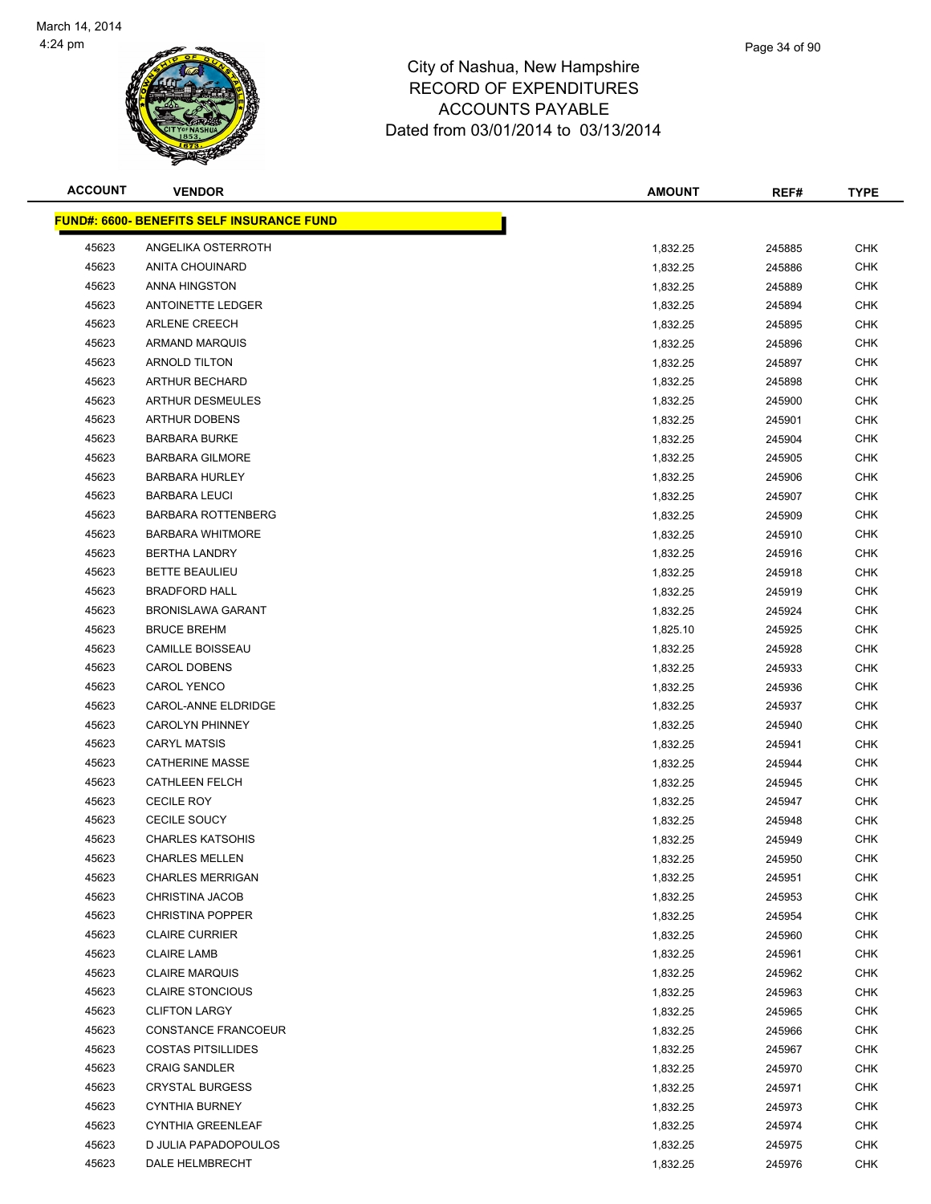# City of Nashua, New Hampshire
## RECORD OF EXPENDITURES
## ACCOUNTS PAYABLE
### Dated from 03/01/2014 to 03/13/2014

March 14, 2014
4:24 pm

| ACCOUNT | VENDOR | AMOUNT | REF# | TYPE |
|---|---|---|---|---|
| **FUND#: 6600- BENEFITS SELF INSURANCE FUND** | | | | |
| 45623 | ANGELIKA OSTERROTH | 1,832.25 | 245885 | CHK |
| 45623 | ANITA CHOUINARD | 1,832.25 | 245886 | CHK |
| 45623 | ANNA HINGSTON | 1,832.25 | 245889 | CHK |
| 45623 | ANTOINETTE LEDGER | 1,832.25 | 245894 | CHK |
| 45623 | ARLENE CREECH | 1,832.25 | 245895 | CHK |
| 45623 | ARMAND MARQUIS | 1,832.25 | 245896 | CHK |
| 45623 | ARNOLD TILTON | 1,832.25 | 245897 | CHK |
| 45623 | ARTHUR BECHARD | 1,832.25 | 245898 | CHK |
| 45623 | ARTHUR DESMEULES | 1,832.25 | 245900 | CHK |
| 45623 | ARTHUR DOBENS | 1,832.25 | 245901 | CHK |
| 45623 | BARBARA BURKE | 1,832.25 | 245904 | CHK |
| 45623 | BARBARA GILMORE | 1,832.25 | 245905 | CHK |
| 45623 | BARBARA HURLEY | 1,832.25 | 245906 | CHK |
| 45623 | BARBARA LEUCI | 1,832.25 | 245907 | CHK |
| 45623 | BARBARA ROTTENBERG | 1,832.25 | 245909 | CHK |
| 45623 | BARBARA WHITMORE | 1,832.25 | 245910 | CHK |
| 45623 | BERTHA LANDRY | 1,832.25 | 245916 | CHK |
| 45623 | BETTE BEAULIEU | 1,832.25 | 245918 | CHK |
| 45623 | BRADFORD HALL | 1,832.25 | 245919 | CHK |
| 45623 | BRONISLAWA GARANT | 1,832.25 | 245924 | CHK |
| 45623 | BRUCE BREHM | 1,825.10 | 245925 | CHK |
| 45623 | CAMILLE BOISSEAU | 1,832.25 | 245928 | CHK |
| 45623 | CAROL DOBENS | 1,832.25 | 245933 | CHK |
| 45623 | CAROL YENCO | 1,832.25 | 245936 | CHK |
| 45623 | CAROL-ANNE ELDRIDGE | 1,832.25 | 245937 | CHK |
| 45623 | CAROLYN PHINNEY | 1,832.25 | 245940 | CHK |
| 45623 | CARYL MATSIS | 1,832.25 | 245941 | CHK |
| 45623 | CATHERINE MASSE | 1,832.25 | 245944 | CHK |
| 45623 | CATHLEEN FELCH | 1,832.25 | 245945 | CHK |
| 45623 | CECILE ROY | 1,832.25 | 245947 | CHK |
| 45623 | CECILE SOUCY | 1,832.25 | 245948 | CHK |
| 45623 | CHARLES KATSOHIS | 1,832.25 | 245949 | CHK |
| 45623 | CHARLES MELLEN | 1,832.25 | 245950 | CHK |
| 45623 | CHARLES MERRIGAN | 1,832.25 | 245951 | CHK |
| 45623 | CHRISTINA JACOB | 1,832.25 | 245953 | CHK |
| 45623 | CHRISTINA POPPER | 1,832.25 | 245954 | CHK |
| 45623 | CLAIRE CURRIER | 1,832.25 | 245960 | CHK |
| 45623 | CLAIRE LAMB | 1,832.25 | 245961 | CHK |
| 45623 | CLAIRE MARQUIS | 1,832.25 | 245962 | CHK |
| 45623 | CLAIRE STONCIOUS | 1,832.25 | 245963 | CHK |
| 45623 | CLIFTON LARGY | 1,832.25 | 245965 | CHK |
| 45623 | CONSTANCE FRANCOEUR | 1,832.25 | 245966 | CHK |
| 45623 | COSTAS PITSILLIDES | 1,832.25 | 245967 | CHK |
| 45623 | CRAIG SANDLER | 1,832.25 | 245970 | CHK |
| 45623 | CRYSTAL BURGESS | 1,832.25 | 245971 | CHK |
| 45623 | CYNTHIA BURNEY | 1,832.25 | 245973 | CHK |
| 45623 | CYNTHIA GREENLEAF | 1,832.25 | 245974 | CHK |
| 45623 | D JULIA PAPADOPOULOS | 1,832.25 | 245975 | CHK |
| 45623 | DALE HELMBRECHT | 1,832.25 | 245976 | CHK |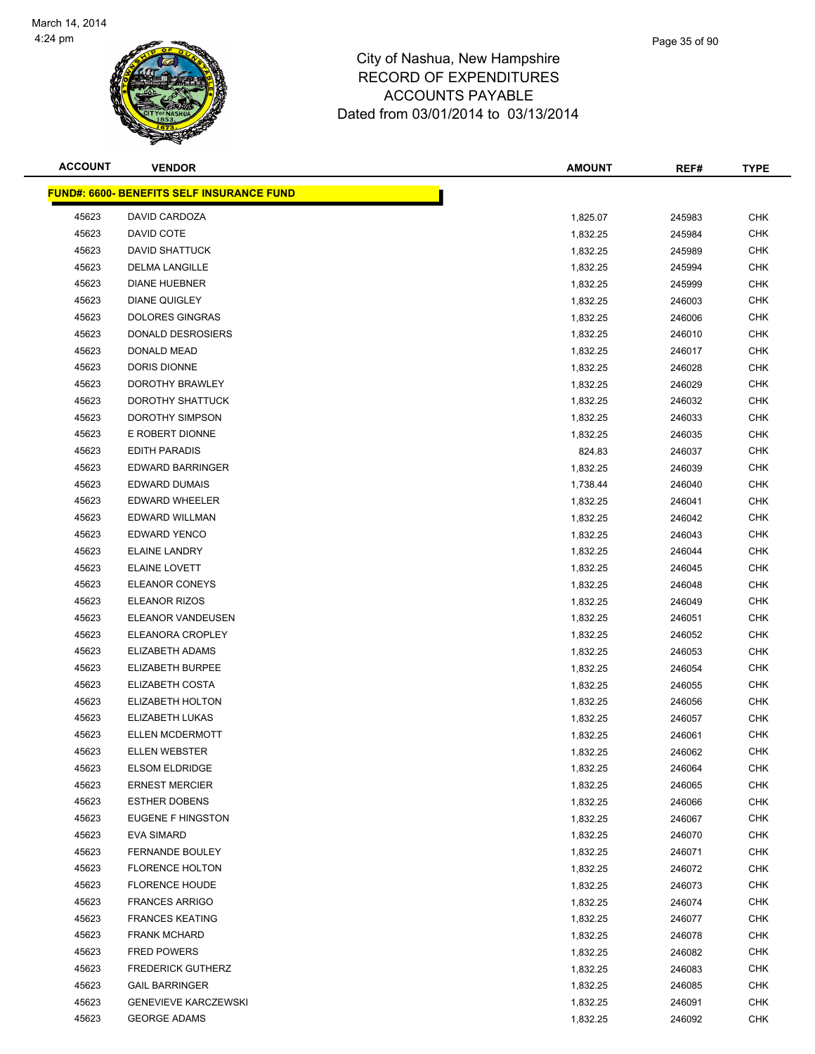City of Nashua, New Hampshire
RECORD OF EXPENDITURES
ACCOUNTS PAYABLE
Dated from 03/01/2014 to 03/13/2014

| ACCOUNT | VENDOR | AMOUNT | REF# | TYPE |
|---|---|---|---|---|
| **FUND#: 6600- BENEFITS SELF INSURANCE FUND** | | | | |
| 45623 | DAVID CARDOZA | 1,825.07 | 245983 | CHK |
| 45623 | DAVID COTE | 1,832.25 | 245984 | CHK |
| 45623 | DAVID SHATTUCK | 1,832.25 | 245989 | CHK |
| 45623 | DELMA LANGILLE | 1,832.25 | 245994 | CHK |
| 45623 | DIANE HUEBNER | 1,832.25 | 245999 | CHK |
| 45623 | DIANE QUIGLEY | 1,832.25 | 246003 | CHK |
| 45623 | DOLORES GINGRAS | 1,832.25 | 246006 | CHK |
| 45623 | DONALD DESROSIERS | 1,832.25 | 246010 | CHK |
| 45623 | DONALD MEAD | 1,832.25 | 246017 | CHK |
| 45623 | DORIS DIONNE | 1,832.25 | 246028 | CHK |
| 45623 | DOROTHY BRAWLEY | 1,832.25 | 246029 | CHK |
| 45623 | DOROTHY SHATTUCK | 1,832.25 | 246032 | CHK |
| 45623 | DOROTHY SIMPSON | 1,832.25 | 246033 | CHK |
| 45623 | E ROBERT DIONNE | 1,832.25 | 246035 | CHK |
| 45623 | EDITH PARADIS | 824.83 | 246037 | CHK |
| 45623 | EDWARD BARRINGER | 1,832.25 | 246039 | CHK |
| 45623 | EDWARD DUMAIS | 1,738.44 | 246040 | CHK |
| 45623 | EDWARD WHEELER | 1,832.25 | 246041 | CHK |
| 45623 | EDWARD WILLMAN | 1,832.25 | 246042 | CHK |
| 45623 | EDWARD YENCO | 1,832.25 | 246043 | CHK |
| 45623 | ELAINE LANDRY | 1,832.25 | 246044 | CHK |
| 45623 | ELAINE LOVETT | 1,832.25 | 246045 | CHK |
| 45623 | ELEANOR CONEYS | 1,832.25 | 246048 | CHK |
| 45623 | ELEANOR RIZOS | 1,832.25 | 246049 | CHK |
| 45623 | ELEANOR VANDEUSEN | 1,832.25 | 246051 | CHK |
| 45623 | ELEANORA CROPLEY | 1,832.25 | 246052 | CHK |
| 45623 | ELIZABETH ADAMS | 1,832.25 | 246053 | CHK |
| 45623 | ELIZABETH BURPEE | 1,832.25 | 246054 | CHK |
| 45623 | ELIZABETH COSTA | 1,832.25 | 246055 | CHK |
| 45623 | ELIZABETH HOLTON | 1,832.25 | 246056 | CHK |
| 45623 | ELIZABETH LUKAS | 1,832.25 | 246057 | CHK |
| 45623 | ELLEN MCDERMOTT | 1,832.25 | 246061 | CHK |
| 45623 | ELLEN WEBSTER | 1,832.25 | 246062 | CHK |
| 45623 | ELSOM ELDRIDGE | 1,832.25 | 246064 | CHK |
| 45623 | ERNEST MERCIER | 1,832.25 | 246065 | CHK |
| 45623 | ESTHER DOBENS | 1,832.25 | 246066 | CHK |
| 45623 | EUGENE F HINGSTON | 1,832.25 | 246067 | CHK |
| 45623 | EVA SIMARD | 1,832.25 | 246070 | CHK |
| 45623 | FERNANDE BOULEY | 1,832.25 | 246071 | CHK |
| 45623 | FLORENCE HOLTON | 1,832.25 | 246072 | CHK |
| 45623 | FLORENCE HOUDE | 1,832.25 | 246073 | CHK |
| 45623 | FRANCES ARRIGO | 1,832.25 | 246074 | CHK |
| 45623 | FRANCES KEATING | 1,832.25 | 246077 | CHK |
| 45623 | FRANK MCHARD | 1,832.25 | 246078 | CHK |
| 45623 | FRED POWERS | 1,832.25 | 246082 | CHK |
| 45623 | FREDERICK GUTHERZ | 1,832.25 | 246083 | CHK |
| 45623 | GAIL BARRINGER | 1,832.25 | 246085 | CHK |
| 45623 | GENEVIEVE KARCZEWSKI | 1,832.25 | 246091 | CHK |
| 45623 | GEORGE ADAMS | 1,832.25 | 246092 | CHK |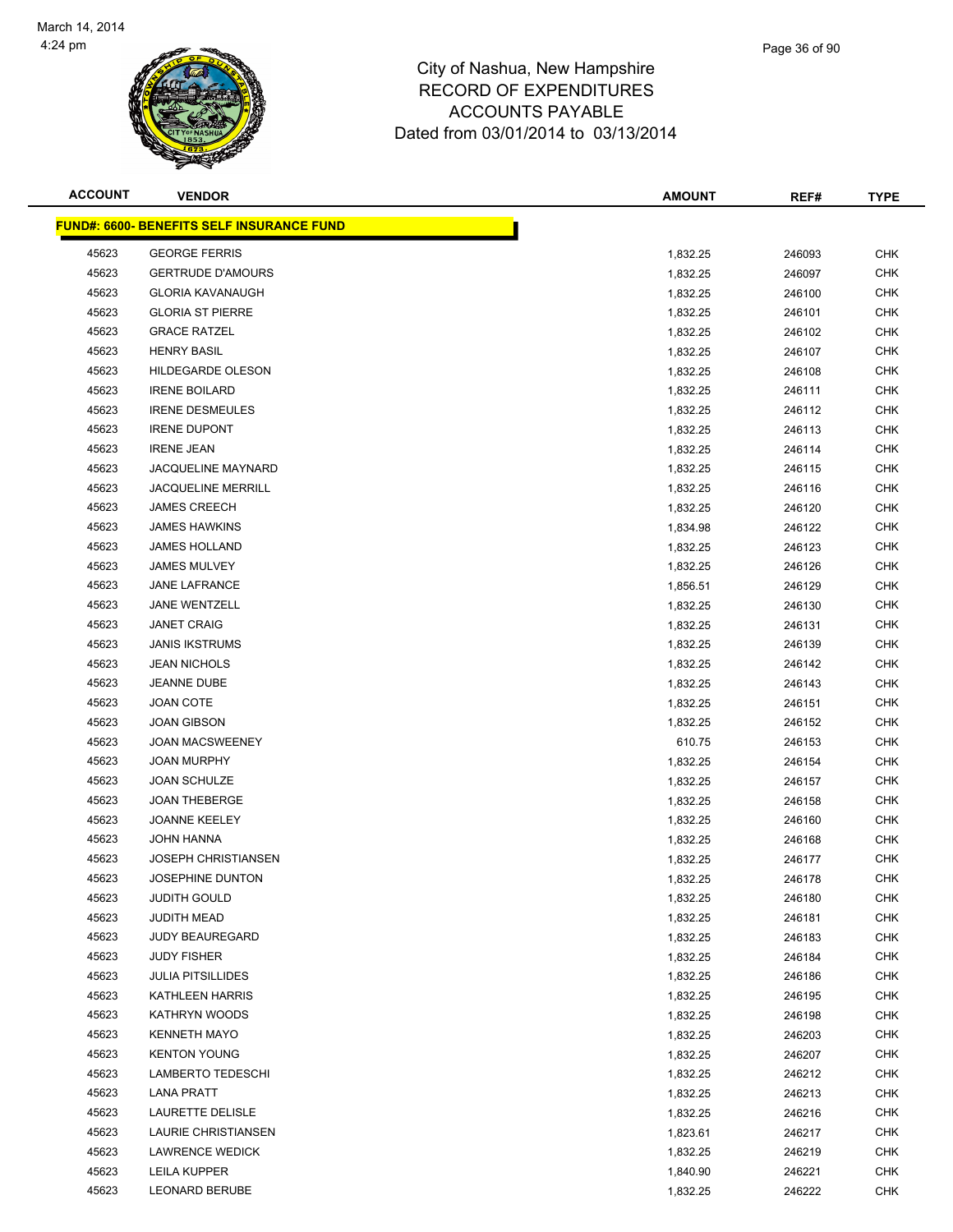City of Nashua, New Hampshire
RECORD OF EXPENDITURES
ACCOUNTS PAYABLE
Dated from 03/01/2014 to 03/13/2014

| ACCOUNT | VENDOR | AMOUNT | REF# | TYPE |
|---|---|---|---|---|
| **FUND#: 6600- BENEFITS SELF INSURANCE FUND** | | | | |
| 45623 | GEORGE FERRIS | 1,832.25 | 246093 | CHK |
| 45623 | GERTRUDE D'AMOURS | 1,832.25 | 246097 | CHK |
| 45623 | GLORIA KAVANAUGH | 1,832.25 | 246100 | CHK |
| 45623 | GLORIA ST PIERRE | 1,832.25 | 246101 | CHK |
| 45623 | GRACE RATZEL | 1,832.25 | 246102 | CHK |
| 45623 | HENRY BASIL | 1,832.25 | 246107 | CHK |
| 45623 | HILDEGARDE OLESON | 1,832.25 | 246108 | CHK |
| 45623 | IRENE BOILARD | 1,832.25 | 246111 | CHK |
| 45623 | IRENE DESMEULES | 1,832.25 | 246112 | CHK |
| 45623 | IRENE DUPONT | 1,832.25 | 246113 | CHK |
| 45623 | IRENE JEAN | 1,832.25 | 246114 | CHK |
| 45623 | JACQUELINE MAYNARD | 1,832.25 | 246115 | CHK |
| 45623 | JACQUELINE MERRILL | 1,832.25 | 246116 | CHK |
| 45623 | JAMES CREECH | 1,832.25 | 246120 | CHK |
| 45623 | JAMES HAWKINS | 1,834.98 | 246122 | CHK |
| 45623 | JAMES HOLLAND | 1,832.25 | 246123 | CHK |
| 45623 | JAMES MULVEY | 1,832.25 | 246126 | CHK |
| 45623 | JANE LAFRANCE | 1,856.51 | 246129 | CHK |
| 45623 | JANE WENTZELL | 1,832.25 | 246130 | CHK |
| 45623 | JANET CRAIG | 1,832.25 | 246131 | CHK |
| 45623 | JANIS IKSTRUMS | 1,832.25 | 246139 | CHK |
| 45623 | JEAN NICHOLS | 1,832.25 | 246142 | CHK |
| 45623 | JEANNE DUBE | 1,832.25 | 246143 | CHK |
| 45623 | JOAN COTE | 1,832.25 | 246151 | CHK |
| 45623 | JOAN GIBSON | 1,832.25 | 246152 | CHK |
| 45623 | JOAN MACSWEENEY | 610.75 | 246153 | CHK |
| 45623 | JOAN MURPHY | 1,832.25 | 246154 | CHK |
| 45623 | JOAN SCHULZE | 1,832.25 | 246157 | CHK |
| 45623 | JOAN THEBERGE | 1,832.25 | 246158 | CHK |
| 45623 | JOANNE KEELEY | 1,832.25 | 246160 | CHK |
| 45623 | JOHN HANNA | 1,832.25 | 246168 | CHK |
| 45623 | JOSEPH CHRISTIANSEN | 1,832.25 | 246177 | CHK |
| 45623 | JOSEPHINE DUNTON | 1,832.25 | 246178 | CHK |
| 45623 | JUDITH GOULD | 1,832.25 | 246180 | CHK |
| 45623 | JUDITH MEAD | 1,832.25 | 246181 | CHK |
| 45623 | JUDY BEAUREGARD | 1,832.25 | 246183 | CHK |
| 45623 | JUDY FISHER | 1,832.25 | 246184 | CHK |
| 45623 | JULIA PITSILLIDES | 1,832.25 | 246186 | CHK |
| 45623 | KATHLEEN HARRIS | 1,832.25 | 246195 | CHK |
| 45623 | KATHRYN WOODS | 1,832.25 | 246198 | CHK |
| 45623 | KENNETH MAYO | 1,832.25 | 246203 | CHK |
| 45623 | KENTON YOUNG | 1,832.25 | 246207 | CHK |
| 45623 | LAMBERTO TEDESCHI | 1,832.25 | 246212 | CHK |
| 45623 | LANA PRATT | 1,832.25 | 246213 | CHK |
| 45623 | LAURETTE DELISLE | 1,832.25 | 246216 | CHK |
| 45623 | LAURIE CHRISTIANSEN | 1,823.61 | 246217 | CHK |
| 45623 | LAWRENCE WEDICK | 1,832.25 | 246219 | CHK |
| 45623 | LEILA KUPPER | 1,840.90 | 246221 | CHK |
| 45623 | LEONARD BERUBE | 1,832.25 | 246222 | CHK |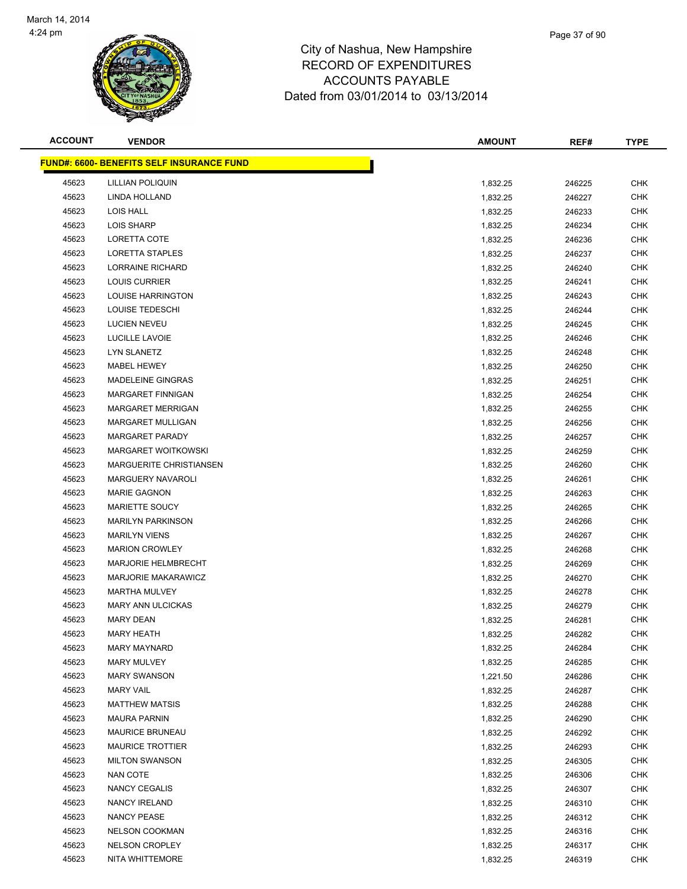City of Nashua, New Hampshire
RECORD OF EXPENDITURES
ACCOUNTS PAYABLE
Dated from 03/01/2014 to 03/13/2014

| ACCOUNT | VENDOR | AMOUNT | REF# | TYPE |
|---|---|---|---|---|
| **FUND#: 6600- BENEFITS SELF INSURANCE FUND** | | | | |
| 45623 | LILLIAN POLIQUIN | 1,832.25 | 246225 | CHK |
| 45623 | LINDA HOLLAND | 1,832.25 | 246227 | CHK |
| 45623 | LOIS HALL | 1,832.25 | 246233 | CHK |
| 45623 | LOIS SHARP | 1,832.25 | 246234 | CHK |
| 45623 | LORETTA COTE | 1,832.25 | 246236 | CHK |
| 45623 | LORETTA STAPLES | 1,832.25 | 246237 | CHK |
| 45623 | LORRAINE RICHARD | 1,832.25 | 246240 | CHK |
| 45623 | LOUIS CURRIER | 1,832.25 | 246241 | CHK |
| 45623 | LOUISE HARRINGTON | 1,832.25 | 246243 | CHK |
| 45623 | LOUISE TEDESCHI | 1,832.25 | 246244 | CHK |
| 45623 | LUCIEN NEVEU | 1,832.25 | 246245 | CHK |
| 45623 | LUCILLE LAVOIE | 1,832.25 | 246246 | CHK |
| 45623 | LYN SLANETZ | 1,832.25 | 246248 | CHK |
| 45623 | MABEL HEWEY | 1,832.25 | 246250 | CHK |
| 45623 | MADELEINE GINGRAS | 1,832.25 | 246251 | CHK |
| 45623 | MARGARET FINNIGAN | 1,832.25 | 246254 | CHK |
| 45623 | MARGARET MERRIGAN | 1,832.25 | 246255 | CHK |
| 45623 | MARGARET MULLIGAN | 1,832.25 | 246256 | CHK |
| 45623 | MARGARET PARADY | 1,832.25 | 246257 | CHK |
| 45623 | MARGARET WOITKOWSKI | 1,832.25 | 246259 | CHK |
| 45623 | MARGUERITE CHRISTIANSEN | 1,832.25 | 246260 | CHK |
| 45623 | MARGUERY NAVAROLI | 1,832.25 | 246261 | CHK |
| 45623 | MARIE GAGNON | 1,832.25 | 246263 | CHK |
| 45623 | MARIETTE SOUCY | 1,832.25 | 246265 | CHK |
| 45623 | MARILYN PARKINSON | 1,832.25 | 246266 | CHK |
| 45623 | MARILYN VIENS | 1,832.25 | 246267 | CHK |
| 45623 | MARION CROWLEY | 1,832.25 | 246268 | CHK |
| 45623 | MARJORIE HELMBRECHT | 1,832.25 | 246269 | CHK |
| 45623 | MARJORIE MAKARAWICZ | 1,832.25 | 246270 | CHK |
| 45623 | MARTHA MULVEY | 1,832.25 | 246278 | CHK |
| 45623 | MARY ANN ULCICKAS | 1,832.25 | 246279 | CHK |
| 45623 | MARY DEAN | 1,832.25 | 246281 | CHK |
| 45623 | MARY HEATH | 1,832.25 | 246282 | CHK |
| 45623 | MARY MAYNARD | 1,832.25 | 246284 | CHK |
| 45623 | MARY MULVEY | 1,832.25 | 246285 | CHK |
| 45623 | MARY SWANSON | 1,221.50 | 246286 | CHK |
| 45623 | MARY VAIL | 1,832.25 | 246287 | CHK |
| 45623 | MATTHEW MATSIS | 1,832.25 | 246288 | CHK |
| 45623 | MAURA PARNIN | 1,832.25 | 246290 | CHK |
| 45623 | MAURICE BRUNEAU | 1,832.25 | 246292 | CHK |
| 45623 | MAURICE TROTTIER | 1,832.25 | 246293 | CHK |
| 45623 | MILTON SWANSON | 1,832.25 | 246305 | CHK |
| 45623 | NAN COTE | 1,832.25 | 246306 | CHK |
| 45623 | NANCY CEGALIS | 1,832.25 | 246307 | CHK |
| 45623 | NANCY IRELAND | 1,832.25 | 246310 | CHK |
| 45623 | NANCY PEASE | 1,832.25 | 246312 | CHK |
| 45623 | NELSON COOKMAN | 1,832.25 | 246316 | CHK |
| 45623 | NELSON CROPLEY | 1,832.25 | 246317 | CHK |
| 45623 | NITA WHITTEMORE | 1,832.25 | 246319 | CHK |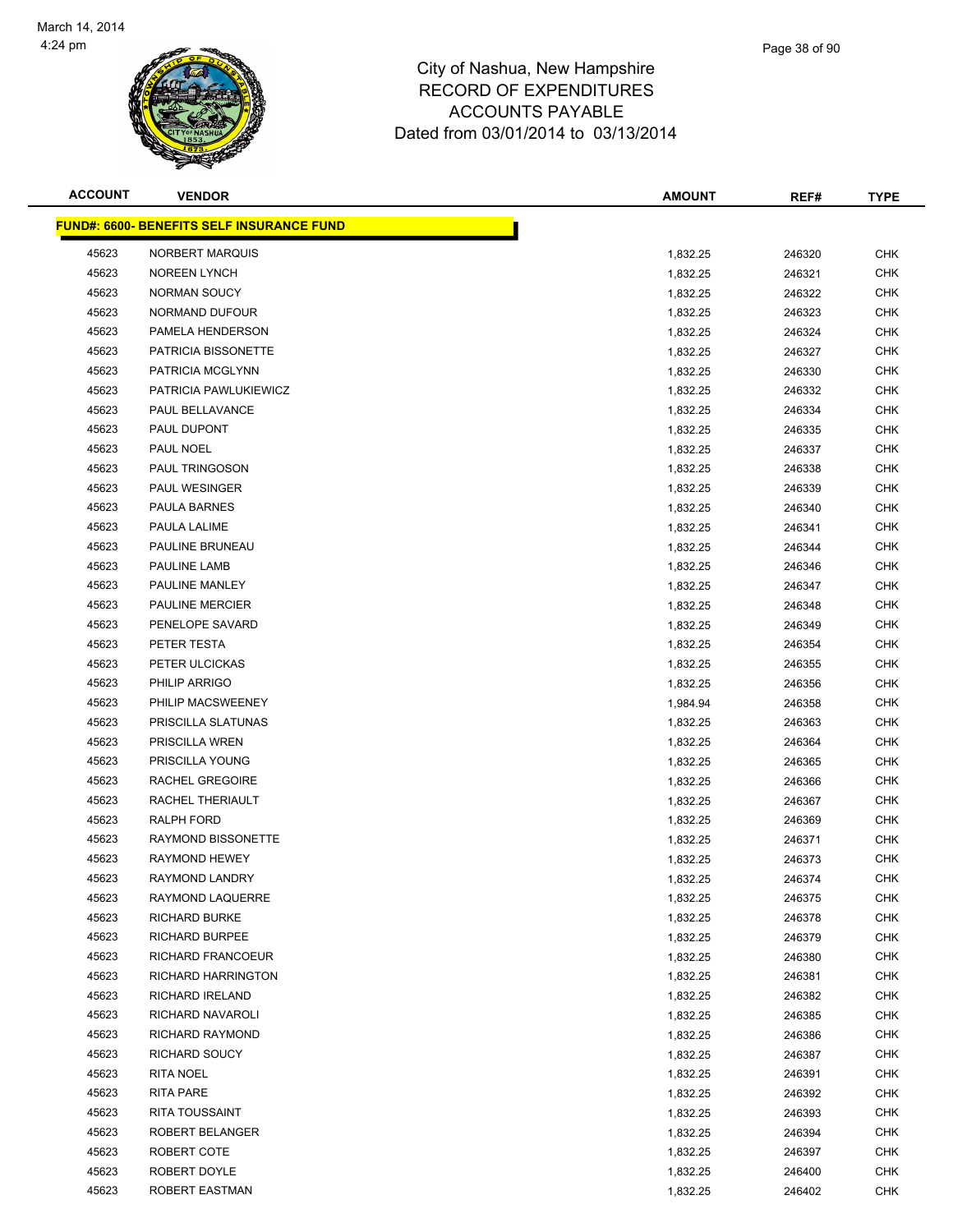# City of Nashua, New Hampshire
## RECORD OF EXPENDITURES
## ACCOUNTS PAYABLE
## Dated from 03/01/2014 to 03/13/2014

| ACCOUNT | VENDOR | AMOUNT | REF# | TYPE |
|---|---|---|---|---|
| **FUND#: 6600- BENEFITS SELF INSURANCE FUND** | | | | |
| 45623 | NORBERT MARQUIS | 1,832.25 | 246320 | CHK |
| 45623 | NOREEN LYNCH | 1,832.25 | 246321 | CHK |
| 45623 | NORMAN SOUCY | 1,832.25 | 246322 | CHK |
| 45623 | NORMAND DUFOUR | 1,832.25 | 246323 | CHK |
| 45623 | PAMELA HENDERSON | 1,832.25 | 246324 | CHK |
| 45623 | PATRICIA BISSONETTE | 1,832.25 | 246327 | CHK |
| 45623 | PATRICIA MCGLYNN | 1,832.25 | 246330 | CHK |
| 45623 | PATRICIA PAWLUKIEWICZ | 1,832.25 | 246332 | CHK |
| 45623 | PAUL BELLAVANCE | 1,832.25 | 246334 | CHK |
| 45623 | PAUL DUPONT | 1,832.25 | 246335 | CHK |
| 45623 | PAUL NOEL | 1,832.25 | 246337 | CHK |
| 45623 | PAUL TRINGOSON | 1,832.25 | 246338 | CHK |
| 45623 | PAUL WESINGER | 1,832.25 | 246339 | CHK |
| 45623 | PAULA BARNES | 1,832.25 | 246340 | CHK |
| 45623 | PAULA LALIME | 1,832.25 | 246341 | CHK |
| 45623 | PAULINE BRUNEAU | 1,832.25 | 246344 | CHK |
| 45623 | PAULINE LAMB | 1,832.25 | 246346 | CHK |
| 45623 | PAULINE MANLEY | 1,832.25 | 246347 | CHK |
| 45623 | PAULINE MERCIER | 1,832.25 | 246348 | CHK |
| 45623 | PENELOPE SAVARD | 1,832.25 | 246349 | CHK |
| 45623 | PETER TESTA | 1,832.25 | 246354 | CHK |
| 45623 | PETER ULCICKAS | 1,832.25 | 246355 | CHK |
| 45623 | PHILIP ARRIGO | 1,832.25 | 246356 | CHK |
| 45623 | PHILIP MACSWEENEY | 1,984.94 | 246358 | CHK |
| 45623 | PRISCILLA SLATUNAS | 1,832.25 | 246363 | CHK |
| 45623 | PRISCILLA WREN | 1,832.25 | 246364 | CHK |
| 45623 | PRISCILLA YOUNG | 1,832.25 | 246365 | CHK |
| 45623 | RACHEL GREGOIRE | 1,832.25 | 246366 | CHK |
| 45623 | RACHEL THERIAULT | 1,832.25 | 246367 | CHK |
| 45623 | RALPH FORD | 1,832.25 | 246369 | CHK |
| 45623 | RAYMOND BISSONETTE | 1,832.25 | 246371 | CHK |
| 45623 | RAYMOND HEWEY | 1,832.25 | 246373 | CHK |
| 45623 | RAYMOND LANDRY | 1,832.25 | 246374 | CHK |
| 45623 | RAYMOND LAQUERRE | 1,832.25 | 246375 | CHK |
| 45623 | RICHARD BURKE | 1,832.25 | 246378 | CHK |
| 45623 | RICHARD BURPEE | 1,832.25 | 246379 | CHK |
| 45623 | RICHARD FRANCOEUR | 1,832.25 | 246380 | CHK |
| 45623 | RICHARD HARRINGTON | 1,832.25 | 246381 | CHK |
| 45623 | RICHARD IRELAND | 1,832.25 | 246382 | CHK |
| 45623 | RICHARD NAVAROLI | 1,832.25 | 246385 | CHK |
| 45623 | RICHARD RAYMOND | 1,832.25 | 246386 | CHK |
| 45623 | RICHARD SOUCY | 1,832.25 | 246387 | CHK |
| 45623 | RITA NOEL | 1,832.25 | 246391 | CHK |
| 45623 | RITA PARE | 1,832.25 | 246392 | CHK |
| 45623 | RITA TOUSSAINT | 1,832.25 | 246393 | CHK |
| 45623 | ROBERT BELANGER | 1,832.25 | 246394 | CHK |
| 45623 | ROBERT COTE | 1,832.25 | 246397 | CHK |
| 45623 | ROBERT DOYLE | 1,832.25 | 246400 | CHK |
| 45623 | ROBERT EASTMAN | 1,832.25 | 246402 | CHK |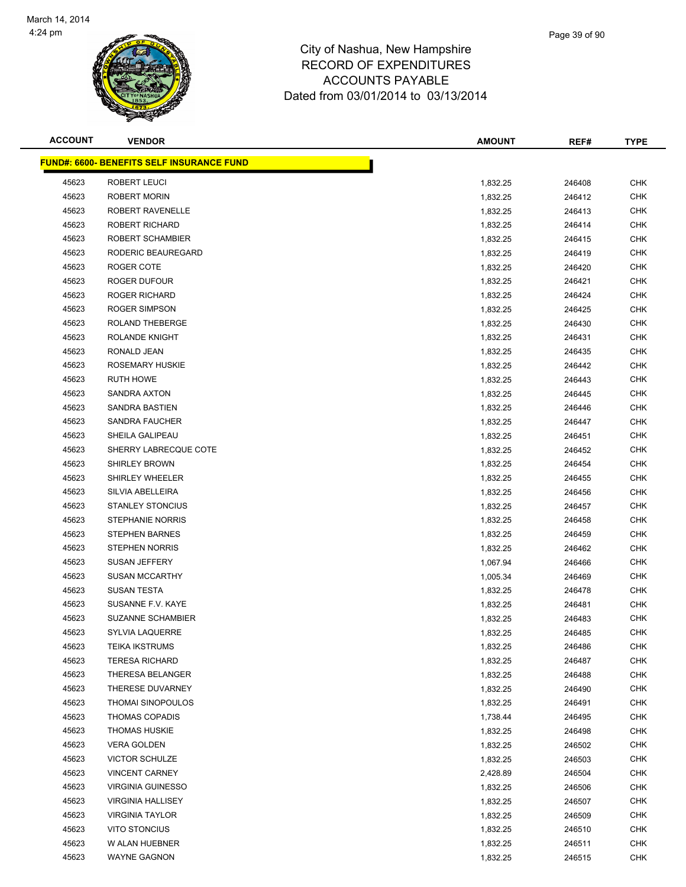# City of Nashua, New Hampshire
## RECORD OF EXPENDITURES
## ACCOUNTS PAYABLE
## Dated from 03/01/2014 to 03/13/2014

| ACCOUNT | VENDOR | AMOUNT | REF# | TYPE |
|---|---|---|---|---|
| **FUND#: 6600- BENEFITS SELF INSURANCE FUND** | | | | |
| 45623 | ROBERT LEUCI | 1,832.25 | 246408 | CHK |
| 45623 | ROBERT MORIN | 1,832.25 | 246412 | CHK |
| 45623 | ROBERT RAVENELLE | 1,832.25 | 246413 | CHK |
| 45623 | ROBERT RICHARD | 1,832.25 | 246414 | CHK |
| 45623 | ROBERT SCHAMBIER | 1,832.25 | 246415 | CHK |
| 45623 | RODERIC BEAUREGARD | 1,832.25 | 246419 | CHK |
| 45623 | ROGER COTE | 1,832.25 | 246420 | CHK |
| 45623 | ROGER DUFOUR | 1,832.25 | 246421 | CHK |
| 45623 | ROGER RICHARD | 1,832.25 | 246424 | CHK |
| 45623 | ROGER SIMPSON | 1,832.25 | 246425 | CHK |
| 45623 | ROLAND THEBERGE | 1,832.25 | 246430 | CHK |
| 45623 | ROLANDE KNIGHT | 1,832.25 | 246431 | CHK |
| 45623 | RONALD JEAN | 1,832.25 | 246435 | CHK |
| 45623 | ROSEMARY HUSKIE | 1,832.25 | 246442 | CHK |
| 45623 | RUTH HOWE | 1,832.25 | 246443 | CHK |
| 45623 | SANDRA AXTON | 1,832.25 | 246445 | CHK |
| 45623 | SANDRA BASTIEN | 1,832.25 | 246446 | CHK |
| 45623 | SANDRA FAUCHER | 1,832.25 | 246447 | CHK |
| 45623 | SHEILA GALIPEAU | 1,832.25 | 246451 | CHK |
| 45623 | SHERRY LABRECQUE COTE | 1,832.25 | 246452 | CHK |
| 45623 | SHIRLEY BROWN | 1,832.25 | 246454 | CHK |
| 45623 | SHIRLEY WHEELER | 1,832.25 | 246455 | CHK |
| 45623 | SILVIA ABELLEIRA | 1,832.25 | 246456 | CHK |
| 45623 | STANLEY STONCIUS | 1,832.25 | 246457 | CHK |
| 45623 | STEPHANIE NORRIS | 1,832.25 | 246458 | CHK |
| 45623 | STEPHEN BARNES | 1,832.25 | 246459 | CHK |
| 45623 | STEPHEN NORRIS | 1,832.25 | 246462 | CHK |
| 45623 | SUSAN JEFFERY | 1,067.94 | 246466 | CHK |
| 45623 | SUSAN MCCARTHY | 1,005.34 | 246469 | CHK |
| 45623 | SUSAN TESTA | 1,832.25 | 246478 | CHK |
| 45623 | SUSANNE F.V. KAYE | 1,832.25 | 246481 | CHK |
| 45623 | SUZANNE SCHAMBIER | 1,832.25 | 246483 | CHK |
| 45623 | SYLVIA LAQUERRE | 1,832.25 | 246485 | CHK |
| 45623 | TEIKA IKSTRUMS | 1,832.25 | 246486 | CHK |
| 45623 | TERESA RICHARD | 1,832.25 | 246487 | CHK |
| 45623 | THERESA BELANGER | 1,832.25 | 246488 | CHK |
| 45623 | THERESE DUVARNEY | 1,832.25 | 246490 | CHK |
| 45623 | THOMAI SINOPOULOS | 1,832.25 | 246491 | CHK |
| 45623 | THOMAS COPADIS | 1,738.44 | 246495 | CHK |
| 45623 | THOMAS HUSKIE | 1,832.25 | 246498 | CHK |
| 45623 | VERA GOLDEN | 1,832.25 | 246502 | CHK |
| 45623 | VICTOR SCHULZE | 1,832.25 | 246503 | CHK |
| 45623 | VINCENT CARNEY | 2,428.89 | 246504 | CHK |
| 45623 | VIRGINIA GUINESSO | 1,832.25 | 246506 | CHK |
| 45623 | VIRGINIA HALLISEY | 1,832.25 | 246507 | CHK |
| 45623 | VIRGINIA TAYLOR | 1,832.25 | 246509 | CHK |
| 45623 | VITO STONCIUS | 1,832.25 | 246510 | CHK |
| 45623 | W ALAN HUEBNER | 1,832.25 | 246511 | CHK |
| 45623 | WAYNE GAGNON | 1,832.25 | 246515 | CHK |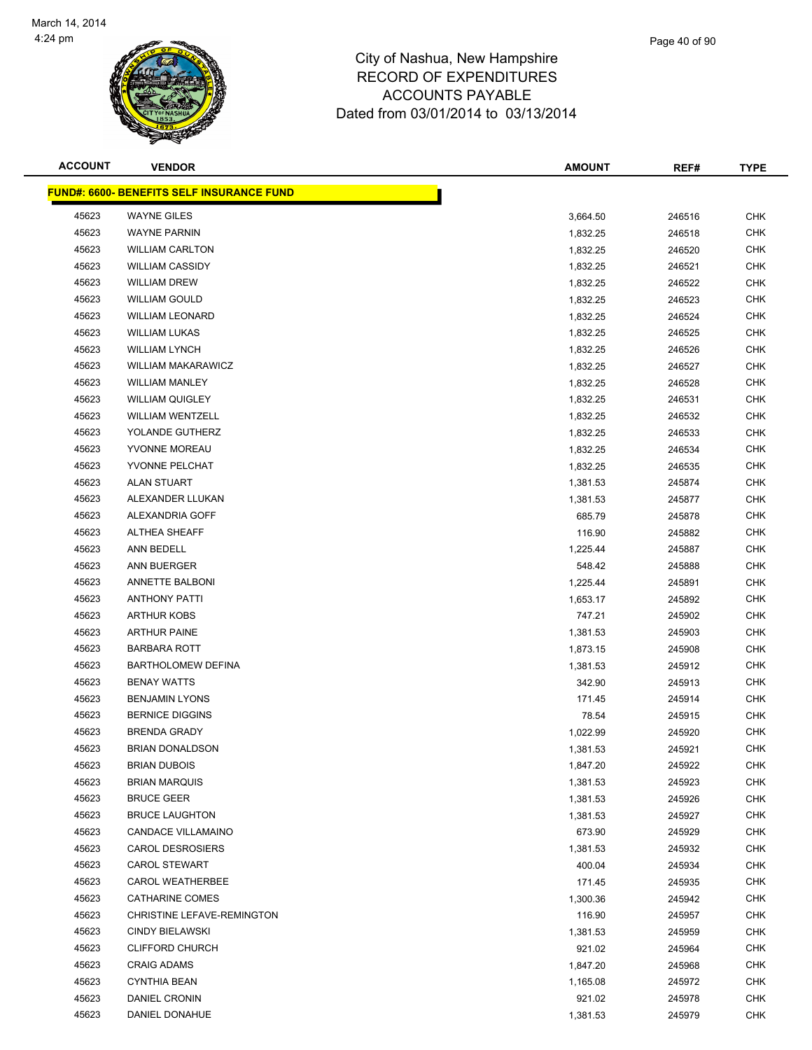# City of Nashua, New Hampshire
## RECORD OF EXPENDITURES
## ACCOUNTS PAYABLE
## Dated from 03/01/2014 to 03/13/2014

March 14, 2014
4:24 pm

| ACCOUNT | VENDOR | AMOUNT | REF# | TYPE |
|---|---|---|---|---|
| **FUND#: 6600- BENEFITS SELF INSURANCE FUND** | | | | |
| 45623 | WAYNE GILES | 3,664.50 | 246516 | CHK |
| 45623 | WAYNE PARNIN | 1,832.25 | 246518 | CHK |
| 45623 | WILLIAM CARLTON | 1,832.25 | 246520 | CHK |
| 45623 | WILLIAM CASSIDY | 1,832.25 | 246521 | CHK |
| 45623 | WILLIAM DREW | 1,832.25 | 246522 | CHK |
| 45623 | WILLIAM GOULD | 1,832.25 | 246523 | CHK |
| 45623 | WILLIAM LEONARD | 1,832.25 | 246524 | CHK |
| 45623 | WILLIAM LUKAS | 1,832.25 | 246525 | CHK |
| 45623 | WILLIAM LYNCH | 1,832.25 | 246526 | CHK |
| 45623 | WILLIAM MAKARAWICZ | 1,832.25 | 246527 | CHK |
| 45623 | WILLIAM MANLEY | 1,832.25 | 246528 | CHK |
| 45623 | WILLIAM QUIGLEY | 1,832.25 | 246531 | CHK |
| 45623 | WILLIAM WENTZELL | 1,832.25 | 246532 | CHK |
| 45623 | YOLANDE GUTHERZ | 1,832.25 | 246533 | CHK |
| 45623 | YVONNE MOREAU | 1,832.25 | 246534 | CHK |
| 45623 | YVONNE PELCHAT | 1,832.25 | 246535 | CHK |
| 45623 | ALAN STUART | 1,381.53 | 245874 | CHK |
| 45623 | ALEXANDER LLUKAN | 1,381.53 | 245877 | CHK |
| 45623 | ALEXANDRIA GOFF | 685.79 | 245878 | CHK |
| 45623 | ALTHEA SHEAFF | 116.90 | 245882 | CHK |
| 45623 | ANN BEDELL | 1,225.44 | 245887 | CHK |
| 45623 | ANN BUERGER | 548.42 | 245888 | CHK |
| 45623 | ANNETTE BALBONI | 1,225.44 | 245891 | CHK |
| 45623 | ANTHONY PATTI | 1,653.17 | 245892 | CHK |
| 45623 | ARTHUR KOBS | 747.21 | 245902 | CHK |
| 45623 | ARTHUR PAINE | 1,381.53 | 245903 | CHK |
| 45623 | BARBARA ROTT | 1,873.15 | 245908 | CHK |
| 45623 | BARTHOLOMEW DEFINA | 1,381.53 | 245912 | CHK |
| 45623 | BENAY WATTS | 342.90 | 245913 | CHK |
| 45623 | BENJAMIN LYONS | 171.45 | 245914 | CHK |
| 45623 | BERNICE DIGGINS | 78.54 | 245915 | CHK |
| 45623 | BRENDA GRADY | 1,022.99 | 245920 | CHK |
| 45623 | BRIAN DONALDSON | 1,381.53 | 245921 | CHK |
| 45623 | BRIAN DUBOIS | 1,847.20 | 245922 | CHK |
| 45623 | BRIAN MARQUIS | 1,381.53 | 245923 | CHK |
| 45623 | BRUCE GEER | 1,381.53 | 245926 | CHK |
| 45623 | BRUCE LAUGHTON | 1,381.53 | 245927 | CHK |
| 45623 | CANDACE VILLAMAINO | 673.90 | 245929 | CHK |
| 45623 | CAROL DESROSIERS | 1,381.53 | 245932 | CHK |
| 45623 | CAROL STEWART | 400.04 | 245934 | CHK |
| 45623 | CAROL WEATHERBEE | 171.45 | 245935 | CHK |
| 45623 | CATHARINE COMES | 1,300.36 | 245942 | CHK |
| 45623 | CHRISTINE LEFAVE-REMINGTON | 116.90 | 245957 | CHK |
| 45623 | CINDY BIELAWSKI | 1,381.53 | 245959 | CHK |
| 45623 | CLIFFORD CHURCH | 921.02 | 245964 | CHK |
| 45623 | CRAIG ADAMS | 1,847.20 | 245968 | CHK |
| 45623 | CYNTHIA BEAN | 1,165.08 | 245972 | CHK |
| 45623 | DANIEL CRONIN | 921.02 | 245978 | CHK |
| 45623 | DANIEL DONAHUE | 1,381.53 | 245979 | CHK |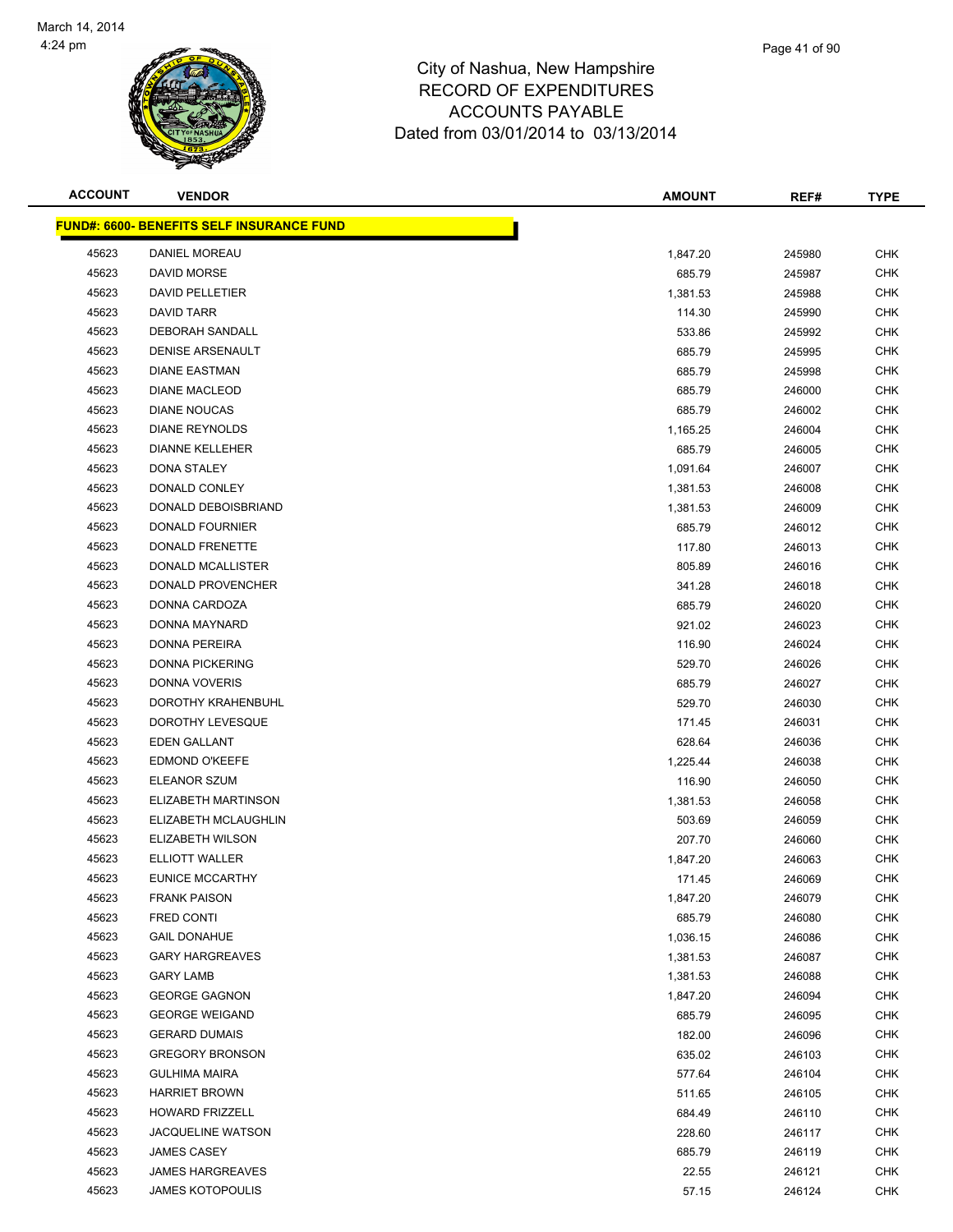City of Nashua, New Hampshire
RECORD OF EXPENDITURES
ACCOUNTS PAYABLE
Dated from 03/01/2014 to 03/13/2014

| ACCOUNT | VENDOR | AMOUNT | REF# | TYPE |
|---|---|---|---|---|
| **FUND#: 6600- BENEFITS SELF INSURANCE FUND** | | | | |
| 45623 | DANIEL MOREAU | 1,847.20 | 245980 | CHK |
| 45623 | DAVID MORSE | 685.79 | 245987 | CHK |
| 45623 | DAVID PELLETIER | 1,381.53 | 245988 | CHK |
| 45623 | DAVID TARR | 114.30 | 245990 | CHK |
| 45623 | DEBORAH SANDALL | 533.86 | 245992 | CHK |
| 45623 | DENISE ARSENAULT | 685.79 | 245995 | CHK |
| 45623 | DIANE EASTMAN | 685.79 | 245998 | CHK |
| 45623 | DIANE MACLEOD | 685.79 | 246000 | CHK |
| 45623 | DIANE NOUCAS | 685.79 | 246002 | CHK |
| 45623 | DIANE REYNOLDS | 1,165.25 | 246004 | CHK |
| 45623 | DIANNE KELLEHER | 685.79 | 246005 | CHK |
| 45623 | DONA STALEY | 1,091.64 | 246007 | CHK |
| 45623 | DONALD CONLEY | 1,381.53 | 246008 | CHK |
| 45623 | DONALD DEBOISBRIAND | 1,381.53 | 246009 | CHK |
| 45623 | DONALD FOURNIER | 685.79 | 246012 | CHK |
| 45623 | DONALD FRENETTE | 117.80 | 246013 | CHK |
| 45623 | DONALD MCALLISTER | 805.89 | 246016 | CHK |
| 45623 | DONALD PROVENCHER | 341.28 | 246018 | CHK |
| 45623 | DONNA CARDOZA | 685.79 | 246020 | CHK |
| 45623 | DONNA MAYNARD | 921.02 | 246023 | CHK |
| 45623 | DONNA PEREIRA | 116.90 | 246024 | CHK |
| 45623 | DONNA PICKERING | 529.70 | 246026 | CHK |
| 45623 | DONNA VOVERIS | 685.79 | 246027 | CHK |
| 45623 | DOROTHY KRAHENBUHL | 529.70 | 246030 | CHK |
| 45623 | DOROTHY LEVESQUE | 171.45 | 246031 | CHK |
| 45623 | EDEN GALLANT | 628.64 | 246036 | CHK |
| 45623 | EDMOND O'KEEFE | 1,225.44 | 246038 | CHK |
| 45623 | ELEANOR SZUM | 116.90 | 246050 | CHK |
| 45623 | ELIZABETH MARTINSON | 1,381.53 | 246058 | CHK |
| 45623 | ELIZABETH MCLAUGHLIN | 503.69 | 246059 | CHK |
| 45623 | ELIZABETH WILSON | 207.70 | 246060 | CHK |
| 45623 | ELLIOTT WALLER | 1,847.20 | 246063 | CHK |
| 45623 | EUNICE MCCARTHY | 171.45 | 246069 | CHK |
| 45623 | FRANK PAISON | 1,847.20 | 246079 | CHK |
| 45623 | FRED CONTI | 685.79 | 246080 | CHK |
| 45623 | GAIL DONAHUE | 1,036.15 | 246086 | CHK |
| 45623 | GARY HARGREAVES | 1,381.53 | 246087 | CHK |
| 45623 | GARY LAMB | 1,381.53 | 246088 | CHK |
| 45623 | GEORGE GAGNON | 1,847.20 | 246094 | CHK |
| 45623 | GEORGE WEIGAND | 685.79 | 246095 | CHK |
| 45623 | GERARD DUMAIS | 182.00 | 246096 | CHK |
| 45623 | GREGORY BRONSON | 635.02 | 246103 | CHK |
| 45623 | GULHIMA MAIRA | 577.64 | 246104 | CHK |
| 45623 | HARRIET BROWN | 511.65 | 246105 | CHK |
| 45623 | HOWARD FRIZZELL | 684.49 | 246110 | CHK |
| 45623 | JACQUELINE WATSON | 228.60 | 246117 | CHK |
| 45623 | JAMES CASEY | 685.79 | 246119 | CHK |
| 45623 | JAMES HARGREAVES | 22.55 | 246121 | CHK |
| 45623 | JAMES KOTOPOULIS | 57.15 | 246124 | CHK |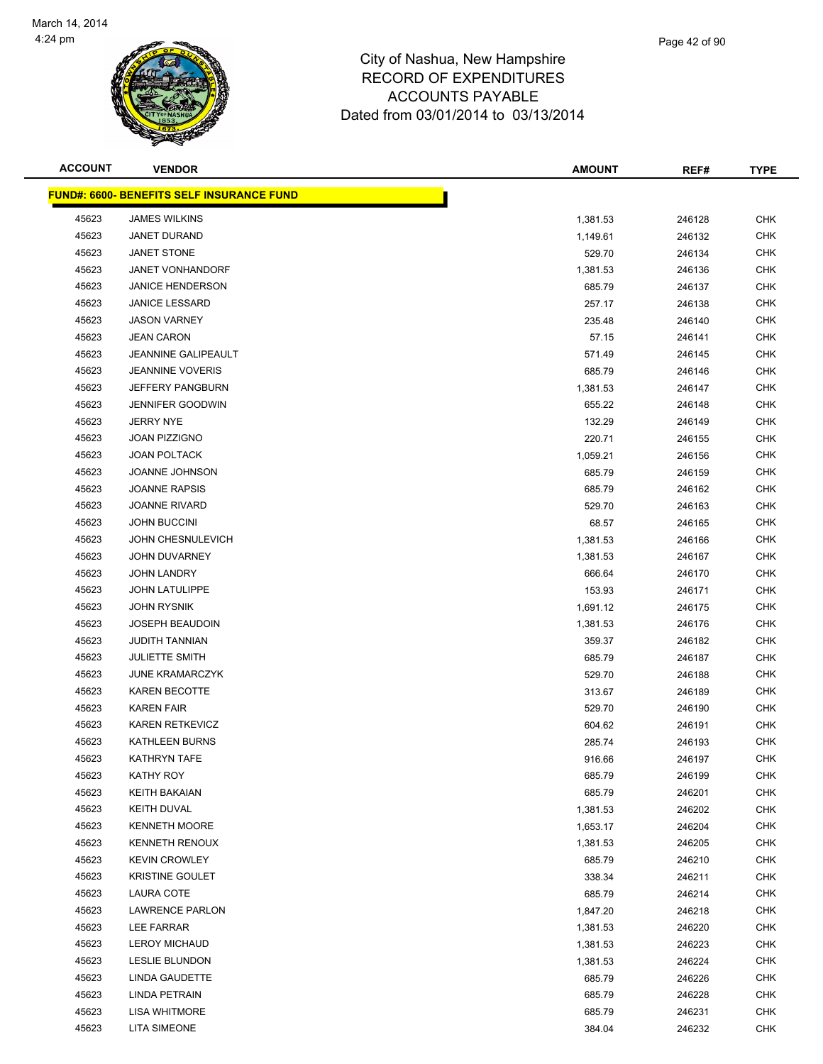March 14, 2014
4:24 pm

# City of Nashua, New Hampshire
## RECORD OF EXPENDITURES
## ACCOUNTS PAYABLE
## Dated from 03/01/2014 to 03/13/2014

| ACCOUNT | VENDOR | AMOUNT | REF# | TYPE |
|---|---|---|---|---|
| **FUND#: 6600- BENEFITS SELF INSURANCE FUND** | | | | |
| 45623 | JAMES WILKINS | 1,381.53 | 246128 | CHK |
| 45623 | JANET DURAND | 1,149.61 | 246132 | CHK |
| 45623 | JANET STONE | 529.70 | 246134 | CHK |
| 45623 | JANET VONHANDORF | 1,381.53 | 246136 | CHK |
| 45623 | JANICE HENDERSON | 685.79 | 246137 | CHK |
| 45623 | JANICE LESSARD | 257.17 | 246138 | CHK |
| 45623 | JASON VARNEY | 235.48 | 246140 | CHK |
| 45623 | JEAN CARON | 57.15 | 246141 | CHK |
| 45623 | JEANNINE GALIPEAULT | 571.49 | 246145 | CHK |
| 45623 | JEANNINE VOVERIS | 685.79 | 246146 | CHK |
| 45623 | JEFFERY PANGBURN | 1,381.53 | 246147 | CHK |
| 45623 | JENNIFER GOODWIN | 655.22 | 246148 | CHK |
| 45623 | JERRY NYE | 132.29 | 246149 | CHK |
| 45623 | JOAN PIZZIGNO | 220.71 | 246155 | CHK |
| 45623 | JOAN POLTACK | 1,059.21 | 246156 | CHK |
| 45623 | JOANNE JOHNSON | 685.79 | 246159 | CHK |
| 45623 | JOANNE RAPSIS | 685.79 | 246162 | CHK |
| 45623 | JOANNE RIVARD | 529.70 | 246163 | CHK |
| 45623 | JOHN BUCCINI | 68.57 | 246165 | CHK |
| 45623 | JOHN CHESNULEVICH | 1,381.53 | 246166 | CHK |
| 45623 | JOHN DUVARNEY | 1,381.53 | 246167 | CHK |
| 45623 | JOHN LANDRY | 666.64 | 246170 | CHK |
| 45623 | JOHN LATULIPPE | 153.93 | 246171 | CHK |
| 45623 | JOHN RYSNIK | 1,691.12 | 246175 | CHK |
| 45623 | JOSEPH BEAUDOIN | 1,381.53 | 246176 | CHK |
| 45623 | JUDITH TANNIAN | 359.37 | 246182 | CHK |
| 45623 | JULIETTE SMITH | 685.79 | 246187 | CHK |
| 45623 | JUNE KRAMARCZYK | 529.70 | 246188 | CHK |
| 45623 | KAREN BECOTTE | 313.67 | 246189 | CHK |
| 45623 | KAREN FAIR | 529.70 | 246190 | CHK |
| 45623 | KAREN RETKEVICZ | 604.62 | 246191 | CHK |
| 45623 | KATHLEEN BURNS | 285.74 | 246193 | CHK |
| 45623 | KATHRYN TAFE | 916.66 | 246197 | CHK |
| 45623 | KATHY ROY | 685.79 | 246199 | CHK |
| 45623 | KEITH BAKAIAN | 685.79 | 246201 | CHK |
| 45623 | KEITH DUVAL | 1,381.53 | 246202 | CHK |
| 45623 | KENNETH MOORE | 1,653.17 | 246204 | CHK |
| 45623 | KENNETH RENOUX | 1,381.53 | 246205 | CHK |
| 45623 | KEVIN CROWLEY | 685.79 | 246210 | CHK |
| 45623 | KRISTINE GOULET | 338.34 | 246211 | CHK |
| 45623 | LAURA COTE | 685.79 | 246214 | CHK |
| 45623 | LAWRENCE PARLON | 1,847.20 | 246218 | CHK |
| 45623 | LEE FARRAR | 1,381.53 | 246220 | CHK |
| 45623 | LEROY MICHAUD | 1,381.53 | 246223 | CHK |
| 45623 | LESLIE BLUNDON | 1,381.53 | 246224 | CHK |
| 45623 | LINDA GAUDETTE | 685.79 | 246226 | CHK |
| 45623 | LINDA PETRAIN | 685.79 | 246228 | CHK |
| 45623 | LISA WHITMORE | 685.79 | 246231 | CHK |
| 45623 | LITA SIMEONE | 384.04 | 246232 | CHK |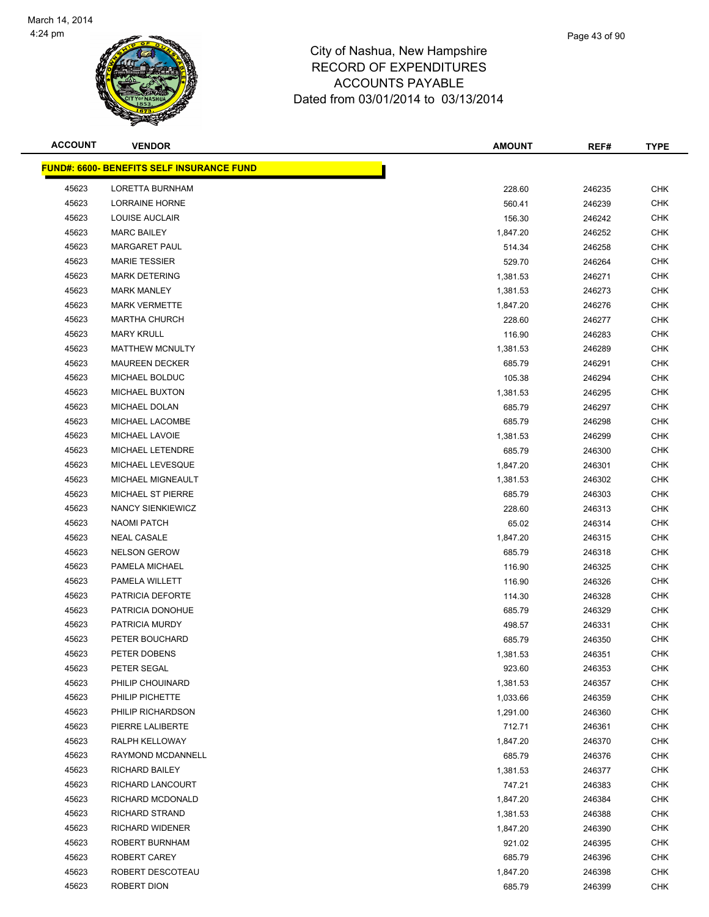City of Nashua, New Hampshire
RECORD OF EXPENDITURES
ACCOUNTS PAYABLE
Dated from 03/01/2014 to 03/13/2014

| ACCOUNT | VENDOR | AMOUNT | REF# | TYPE |
|---|---|---|---|---|
| **FUND#: 6600- BENEFITS SELF INSURANCE FUND** | | | | |
| 45623 | LORETTA BURNHAM | 228.60 | 246235 | CHK |
| 45623 | LORRAINE HORNE | 560.41 | 246239 | CHK |
| 45623 | LOUISE AUCLAIR | 156.30 | 246242 | CHK |
| 45623 | MARC BAILEY | 1,847.20 | 246252 | CHK |
| 45623 | MARGARET PAUL | 514.34 | 246258 | CHK |
| 45623 | MARIE TESSIER | 529.70 | 246264 | CHK |
| 45623 | MARK DETERING | 1,381.53 | 246271 | CHK |
| 45623 | MARK MANLEY | 1,381.53 | 246273 | CHK |
| 45623 | MARK VERMETTE | 1,847.20 | 246276 | CHK |
| 45623 | MARTHA CHURCH | 228.60 | 246277 | CHK |
| 45623 | MARY KRULL | 116.90 | 246283 | CHK |
| 45623 | MATTHEW MCNULTY | 1,381.53 | 246289 | CHK |
| 45623 | MAUREEN DECKER | 685.79 | 246291 | CHK |
| 45623 | MICHAEL BOLDUC | 105.38 | 246294 | CHK |
| 45623 | MICHAEL BUXTON | 1,381.53 | 246295 | CHK |
| 45623 | MICHAEL DOLAN | 685.79 | 246297 | CHK |
| 45623 | MICHAEL LACOMBE | 685.79 | 246298 | CHK |
| 45623 | MICHAEL LAVOIE | 1,381.53 | 246299 | CHK |
| 45623 | MICHAEL LETENDRE | 685.79 | 246300 | CHK |
| 45623 | MICHAEL LEVESQUE | 1,847.20 | 246301 | CHK |
| 45623 | MICHAEL MIGNEAULT | 1,381.53 | 246302 | CHK |
| 45623 | MICHAEL ST PIERRE | 685.79 | 246303 | CHK |
| 45623 | NANCY SIENKIEWICZ | 228.60 | 246313 | CHK |
| 45623 | NAOMI PATCH | 65.02 | 246314 | CHK |
| 45623 | NEAL CASALE | 1,847.20 | 246315 | CHK |
| 45623 | NELSON GEROW | 685.79 | 246318 | CHK |
| 45623 | PAMELA MICHAEL | 116.90 | 246325 | CHK |
| 45623 | PAMELA WILLETT | 116.90 | 246326 | CHK |
| 45623 | PATRICIA DEFORTE | 114.30 | 246328 | CHK |
| 45623 | PATRICIA DONOHUE | 685.79 | 246329 | CHK |
| 45623 | PATRICIA MURDY | 498.57 | 246331 | CHK |
| 45623 | PETER BOUCHARD | 685.79 | 246350 | CHK |
| 45623 | PETER DOBENS | 1,381.53 | 246351 | CHK |
| 45623 | PETER SEGAL | 923.60 | 246353 | CHK |
| 45623 | PHILIP CHOUINARD | 1,381.53 | 246357 | CHK |
| 45623 | PHILIP PICHETTE | 1,033.66 | 246359 | CHK |
| 45623 | PHILIP RICHARDSON | 1,291.00 | 246360 | CHK |
| 45623 | PIERRE LALIBERTE | 712.71 | 246361 | CHK |
| 45623 | RALPH KELLOWAY | 1,847.20 | 246370 | CHK |
| 45623 | RAYMOND MCDANNELL | 685.79 | 246376 | CHK |
| 45623 | RICHARD BAILEY | 1,381.53 | 246377 | CHK |
| 45623 | RICHARD LANCOURT | 747.21 | 246383 | CHK |
| 45623 | RICHARD MCDONALD | 1,847.20 | 246384 | CHK |
| 45623 | RICHARD STRAND | 1,381.53 | 246388 | CHK |
| 45623 | RICHARD WIDENER | 1,847.20 | 246390 | CHK |
| 45623 | ROBERT BURNHAM | 921.02 | 246395 | CHK |
| 45623 | ROBERT CAREY | 685.79 | 246396 | CHK |
| 45623 | ROBERT DESCOTEAU | 1,847.20 | 246398 | CHK |
| 45623 | ROBERT DION | 685.79 | 246399 | CHK |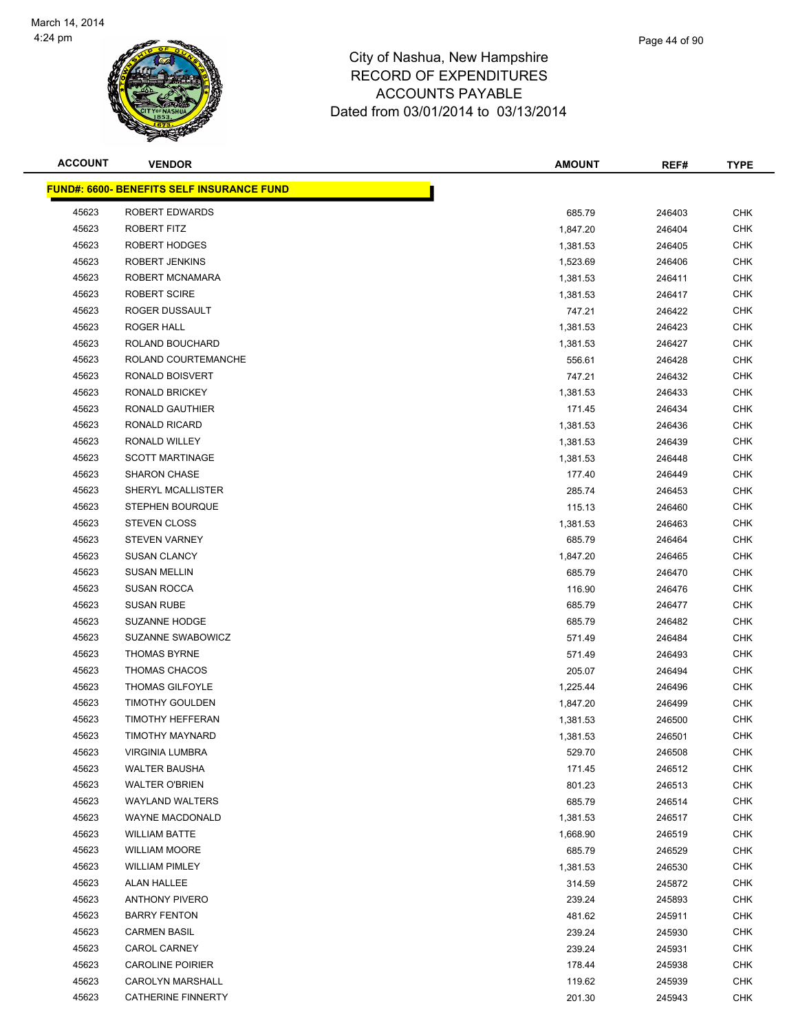March 14, 2014
4:24 pm

# City of Nashua, New Hampshire
## RECORD OF EXPENDITURES
## ACCOUNTS PAYABLE
## Dated from 03/01/2014 to 03/13/2014

| ACCOUNT | VENDOR | AMOUNT | REF# | TYPE |
|---|---|---|---|---|
| **FUND#: 6600- BENEFITS SELF INSURANCE FUND** | | | | |
| 45623 | ROBERT EDWARDS | 685.79 | 246403 | CHK |
| 45623 | ROBERT FITZ | 1,847.20 | 246404 | CHK |
| 45623 | ROBERT HODGES | 1,381.53 | 246405 | CHK |
| 45623 | ROBERT JENKINS | 1,523.69 | 246406 | CHK |
| 45623 | ROBERT MCNAMARA | 1,381.53 | 246411 | CHK |
| 45623 | ROBERT SCIRE | 1,381.53 | 246417 | CHK |
| 45623 | ROGER DUSSAULT | 747.21 | 246422 | CHK |
| 45623 | ROGER HALL | 1,381.53 | 246423 | CHK |
| 45623 | ROLAND BOUCHARD | 1,381.53 | 246427 | CHK |
| 45623 | ROLAND COURTEMANCHE | 556.61 | 246428 | CHK |
| 45623 | RONALD BOISVERT | 747.21 | 246432 | CHK |
| 45623 | RONALD BRICKEY | 1,381.53 | 246433 | CHK |
| 45623 | RONALD GAUTHIER | 171.45 | 246434 | CHK |
| 45623 | RONALD RICARD | 1,381.53 | 246436 | CHK |
| 45623 | RONALD WILLEY | 1,381.53 | 246439 | CHK |
| 45623 | SCOTT MARTINAGE | 1,381.53 | 246448 | CHK |
| 45623 | SHARON CHASE | 177.40 | 246449 | CHK |
| 45623 | SHERYL MCALLISTER | 285.74 | 246453 | CHK |
| 45623 | STEPHEN BOURQUE | 115.13 | 246460 | CHK |
| 45623 | STEVEN CLOSS | 1,381.53 | 246463 | CHK |
| 45623 | STEVEN VARNEY | 685.79 | 246464 | CHK |
| 45623 | SUSAN CLANCY | 1,847.20 | 246465 | CHK |
| 45623 | SUSAN MELLIN | 685.79 | 246470 | CHK |
| 45623 | SUSAN ROCCA | 116.90 | 246476 | CHK |
| 45623 | SUSAN RUBE | 685.79 | 246477 | CHK |
| 45623 | SUZANNE HODGE | 685.79 | 246482 | CHK |
| 45623 | SUZANNE SWABOWICZ | 571.49 | 246484 | CHK |
| 45623 | THOMAS BYRNE | 571.49 | 246493 | CHK |
| 45623 | THOMAS CHACOS | 205.07 | 246494 | CHK |
| 45623 | THOMAS GILFOYLE | 1,225.44 | 246496 | CHK |
| 45623 | TIMOTHY GOULDEN | 1,847.20 | 246499 | CHK |
| 45623 | TIMOTHY HEFFERAN | 1,381.53 | 246500 | CHK |
| 45623 | TIMOTHY MAYNARD | 1,381.53 | 246501 | CHK |
| 45623 | VIRGINIA LUMBRA | 529.70 | 246508 | CHK |
| 45623 | WALTER BAUSHA | 171.45 | 246512 | CHK |
| 45623 | WALTER O'BRIEN | 801.23 | 246513 | CHK |
| 45623 | WAYLAND WALTERS | 685.79 | 246514 | CHK |
| 45623 | WAYNE MACDONALD | 1,381.53 | 246517 | CHK |
| 45623 | WILLIAM BATTE | 1,668.90 | 246519 | CHK |
| 45623 | WILLIAM MOORE | 685.79 | 246529 | CHK |
| 45623 | WILLIAM PIMLEY | 1,381.53 | 246530 | CHK |
| 45623 | ALAN HALLEE | 314.59 | 245872 | CHK |
| 45623 | ANTHONY PIVERO | 239.24 | 245893 | CHK |
| 45623 | BARRY FENTON | 481.62 | 245911 | CHK |
| 45623 | CARMEN BASIL | 239.24 | 245930 | CHK |
| 45623 | CAROL CARNEY | 239.24 | 245931 | CHK |
| 45623 | CAROLINE POIRIER | 178.44 | 245938 | CHK |
| 45623 | CAROLYN MARSHALL | 119.62 | 245939 | CHK |
| 45623 | CATHERINE FINNERTY | 201.30 | 245943 | CHK |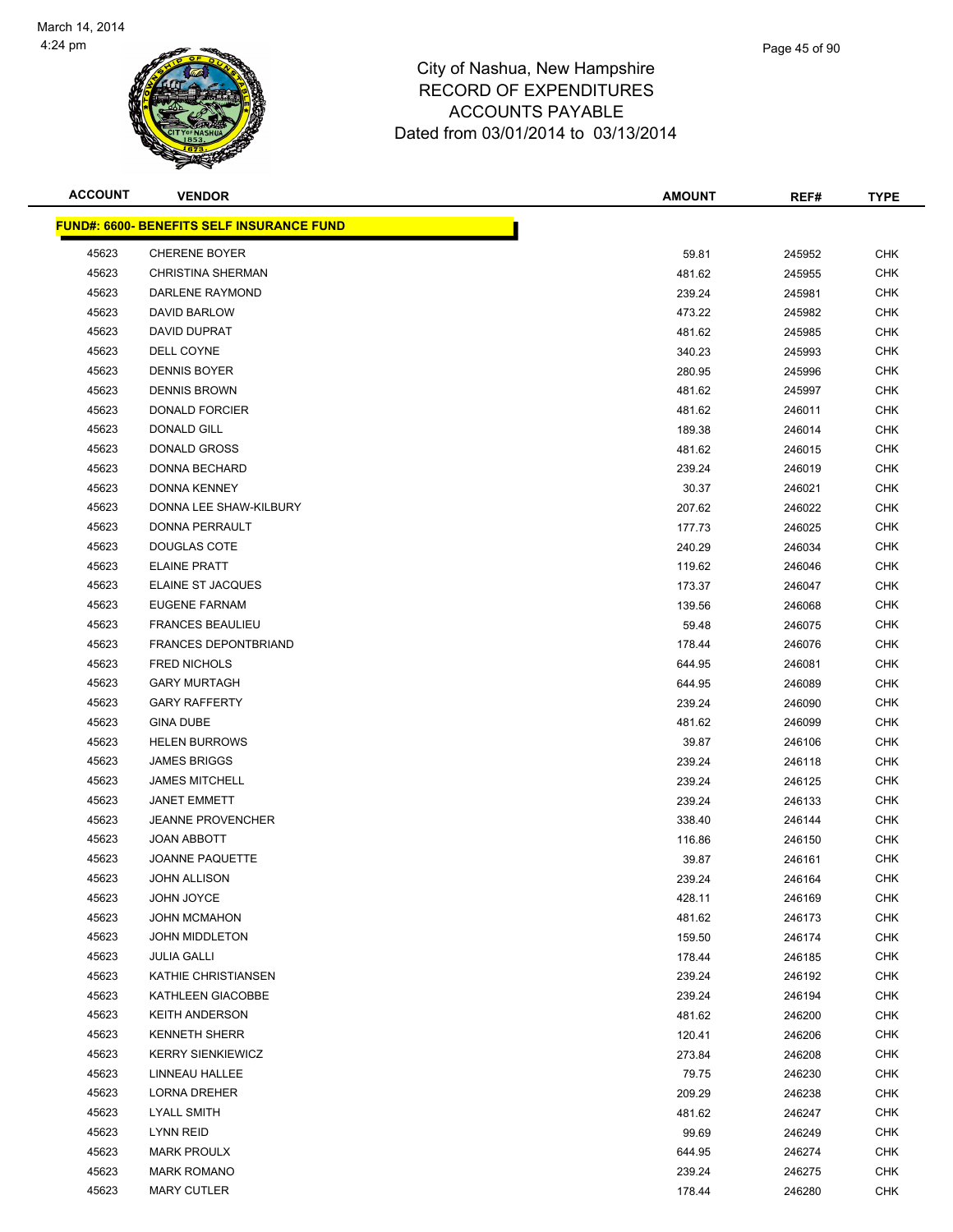# City of Nashua, New Hampshire
# RECORD OF EXPENDITURES
# ACCOUNTS PAYABLE
# Dated from 03/01/2014 to 03/13/2014

March 14, 2014
4:24 pm

| ACCOUNT | VENDOR | AMOUNT | REF# | TYPE |
|---|---|---|---|---|
| **FUND#: 6600- BENEFITS SELF INSURANCE FUND** | | | | |
| 45623 | CHERENE BOYER | 59.81 | 245952 | CHK |
| 45623 | CHRISTINA SHERMAN | 481.62 | 245955 | CHK |
| 45623 | DARLENE RAYMOND | 239.24 | 245981 | CHK |
| 45623 | DAVID BARLOW | 473.22 | 245982 | CHK |
| 45623 | DAVID DUPRAT | 481.62 | 245985 | CHK |
| 45623 | DELL COYNE | 340.23 | 245993 | CHK |
| 45623 | DENNIS BOYER | 280.95 | 245996 | CHK |
| 45623 | DENNIS BROWN | 481.62 | 245997 | CHK |
| 45623 | DONALD FORCIER | 481.62 | 246011 | CHK |
| 45623 | DONALD GILL | 189.38 | 246014 | CHK |
| 45623 | DONALD GROSS | 481.62 | 246015 | CHK |
| 45623 | DONNA BECHARD | 239.24 | 246019 | CHK |
| 45623 | DONNA KENNEY | 30.37 | 246021 | CHK |
| 45623 | DONNA LEE SHAW-KILBURY | 207.62 | 246022 | CHK |
| 45623 | DONNA PERRAULT | 177.73 | 246025 | CHK |
| 45623 | DOUGLAS COTE | 240.29 | 246034 | CHK |
| 45623 | ELAINE PRATT | 119.62 | 246046 | CHK |
| 45623 | ELAINE ST JACQUES | 173.37 | 246047 | CHK |
| 45623 | EUGENE FARNAM | 139.56 | 246068 | CHK |
| 45623 | FRANCES BEAULIEU | 59.48 | 246075 | CHK |
| 45623 | FRANCES DEPONTBRIAND | 178.44 | 246076 | CHK |
| 45623 | FRED NICHOLS | 644.95 | 246081 | CHK |
| 45623 | GARY MURTAGH | 644.95 | 246089 | CHK |
| 45623 | GARY RAFFERTY | 239.24 | 246090 | CHK |
| 45623 | GINA DUBE | 481.62 | 246099 | CHK |
| 45623 | HELEN BURROWS | 39.87 | 246106 | CHK |
| 45623 | JAMES BRIGGS | 239.24 | 246118 | CHK |
| 45623 | JAMES MITCHELL | 239.24 | 246125 | CHK |
| 45623 | JANET EMMETT | 239.24 | 246133 | CHK |
| 45623 | JEANNE PROVENCHER | 338.40 | 246144 | CHK |
| 45623 | JOAN ABBOTT | 116.86 | 246150 | CHK |
| 45623 | JOANNE PAQUETTE | 39.87 | 246161 | CHK |
| 45623 | JOHN ALLISON | 239.24 | 246164 | CHK |
| 45623 | JOHN JOYCE | 428.11 | 246169 | CHK |
| 45623 | JOHN MCMAHON | 481.62 | 246173 | CHK |
| 45623 | JOHN MIDDLETON | 159.50 | 246174 | CHK |
| 45623 | JULIA GALLI | 178.44 | 246185 | CHK |
| 45623 | KATHIE CHRISTIANSEN | 239.24 | 246192 | CHK |
| 45623 | KATHLEEN GIACOBBE | 239.24 | 246194 | CHK |
| 45623 | KEITH ANDERSON | 481.62 | 246200 | CHK |
| 45623 | KENNETH SHERR | 120.41 | 246206 | CHK |
| 45623 | KERRY SIENKIEWICZ | 273.84 | 246208 | CHK |
| 45623 | LINNEAU HALLEE | 79.75 | 246230 | CHK |
| 45623 | LORNA DREHER | 209.29 | 246238 | CHK |
| 45623 | LYALL SMITH | 481.62 | 246247 | CHK |
| 45623 | LYNN REID | 99.69 | 246249 | CHK |
| 45623 | MARK PROULX | 644.95 | 246274 | CHK |
| 45623 | MARK ROMANO | 239.24 | 246275 | CHK |
| 45623 | MARY CUTLER | 178.44 | 246280 | CHK |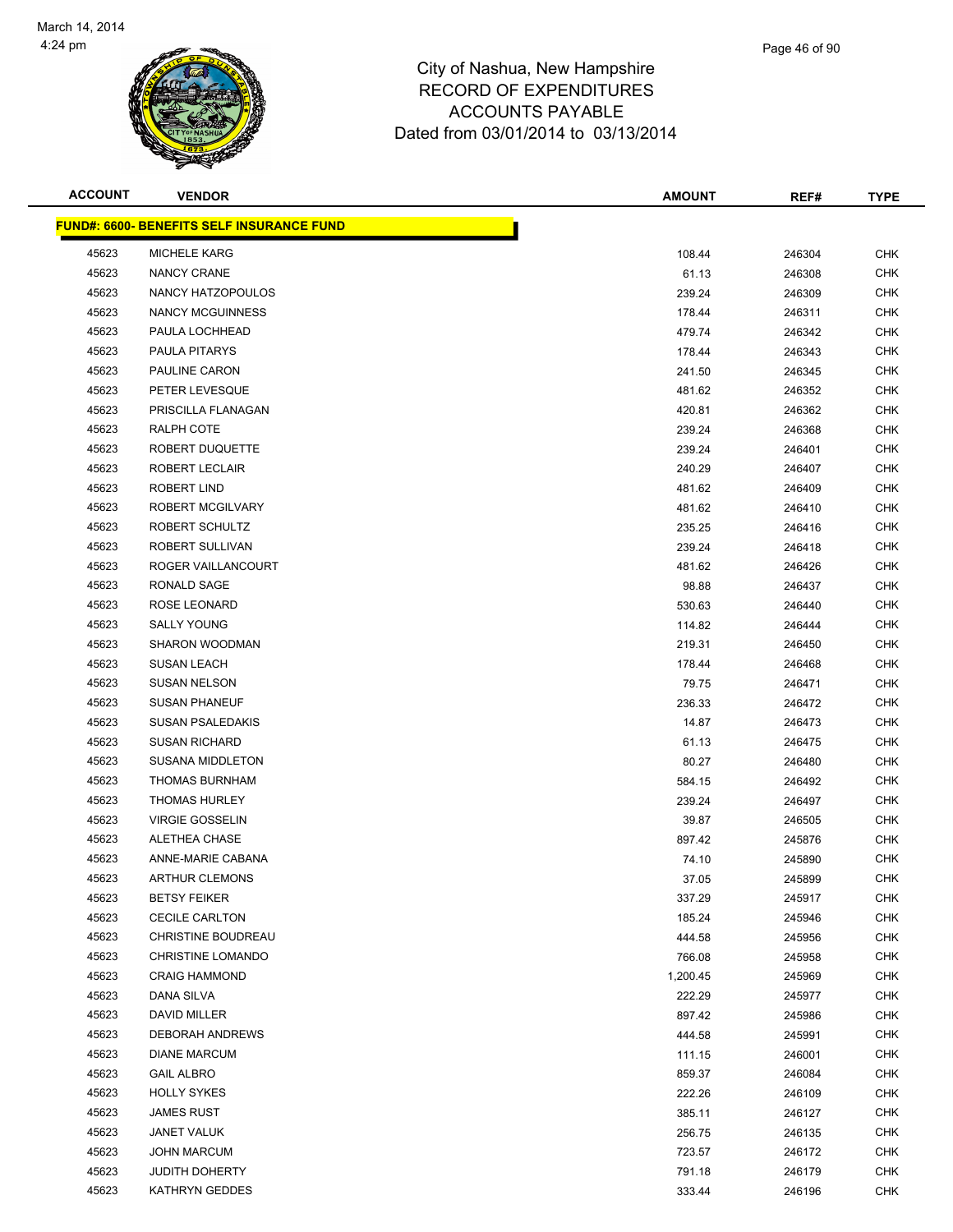City of Nashua, New Hampshire
RECORD OF EXPENDITURES
ACCOUNTS PAYABLE
Dated from 03/01/2014 to 03/13/2014

| ACCOUNT | VENDOR | AMOUNT | REF# | TYPE |
|---|---|---|---|---|
| **FUND#: 6600- BENEFITS SELF INSURANCE FUND** | | | | |
| 45623 | MICHELE KARG | 108.44 | 246304 | CHK |
| 45623 | NANCY CRANE | 61.13 | 246308 | CHK |
| 45623 | NANCY HATZOPOULOS | 239.24 | 246309 | CHK |
| 45623 | NANCY MCGUINNESS | 178.44 | 246311 | CHK |
| 45623 | PAULA LOCHHEAD | 479.74 | 246342 | CHK |
| 45623 | PAULA PITARYS | 178.44 | 246343 | CHK |
| 45623 | PAULINE CARON | 241.50 | 246345 | CHK |
| 45623 | PETER LEVESQUE | 481.62 | 246352 | CHK |
| 45623 | PRISCILLA FLANAGAN | 420.81 | 246362 | CHK |
| 45623 | RALPH COTE | 239.24 | 246368 | CHK |
| 45623 | ROBERT DUQUETTE | 239.24 | 246401 | CHK |
| 45623 | ROBERT LECLAIR | 240.29 | 246407 | CHK |
| 45623 | ROBERT LIND | 481.62 | 246409 | CHK |
| 45623 | ROBERT MCGILVARY | 481.62 | 246410 | CHK |
| 45623 | ROBERT SCHULTZ | 235.25 | 246416 | CHK |
| 45623 | ROBERT SULLIVAN | 239.24 | 246418 | CHK |
| 45623 | ROGER VAILLANCOURT | 481.62 | 246426 | CHK |
| 45623 | RONALD SAGE | 98.88 | 246437 | CHK |
| 45623 | ROSE LEONARD | 530.63 | 246440 | CHK |
| 45623 | SALLY YOUNG | 114.82 | 246444 | CHK |
| 45623 | SHARON WOODMAN | 219.31 | 246450 | CHK |
| 45623 | SUSAN LEACH | 178.44 | 246468 | CHK |
| 45623 | SUSAN NELSON | 79.75 | 246471 | CHK |
| 45623 | SUSAN PHANEUF | 236.33 | 246472 | CHK |
| 45623 | SUSAN PSALEDAKIS | 14.87 | 246473 | CHK |
| 45623 | SUSAN RICHARD | 61.13 | 246475 | CHK |
| 45623 | SUSANA MIDDLETON | 80.27 | 246480 | CHK |
| 45623 | THOMAS BURNHAM | 584.15 | 246492 | CHK |
| 45623 | THOMAS HURLEY | 239.24 | 246497 | CHK |
| 45623 | VIRGIE GOSSELIN | 39.87 | 246505 | CHK |
| 45623 | ALETHEA CHASE | 897.42 | 245876 | CHK |
| 45623 | ANNE-MARIE CABANA | 74.10 | 245890 | CHK |
| 45623 | ARTHUR CLEMONS | 37.05 | 245899 | CHK |
| 45623 | BETSY FEIKER | 337.29 | 245917 | CHK |
| 45623 | CECILE CARLTON | 185.24 | 245946 | CHK |
| 45623 | CHRISTINE BOUDREAU | 444.58 | 245956 | CHK |
| 45623 | CHRISTINE LOMANDO | 766.08 | 245958 | CHK |
| 45623 | CRAIG HAMMOND | 1,200.45 | 245969 | CHK |
| 45623 | DANA SILVA | 222.29 | 245977 | CHK |
| 45623 | DAVID MILLER | 897.42 | 245986 | CHK |
| 45623 | DEBORAH ANDREWS | 444.58 | 245991 | CHK |
| 45623 | DIANE MARCUM | 111.15 | 246001 | CHK |
| 45623 | GAIL ALBRO | 859.37 | 246084 | CHK |
| 45623 | HOLLY SYKES | 222.26 | 246109 | CHK |
| 45623 | JAMES RUST | 385.11 | 246127 | CHK |
| 45623 | JANET VALUK | 256.75 | 246135 | CHK |
| 45623 | JOHN MARCUM | 723.57 | 246172 | CHK |
| 45623 | JUDITH DOHERTY | 791.18 | 246179 | CHK |
| 45623 | KATHRYN GEDDES | 333.44 | 246196 | CHK |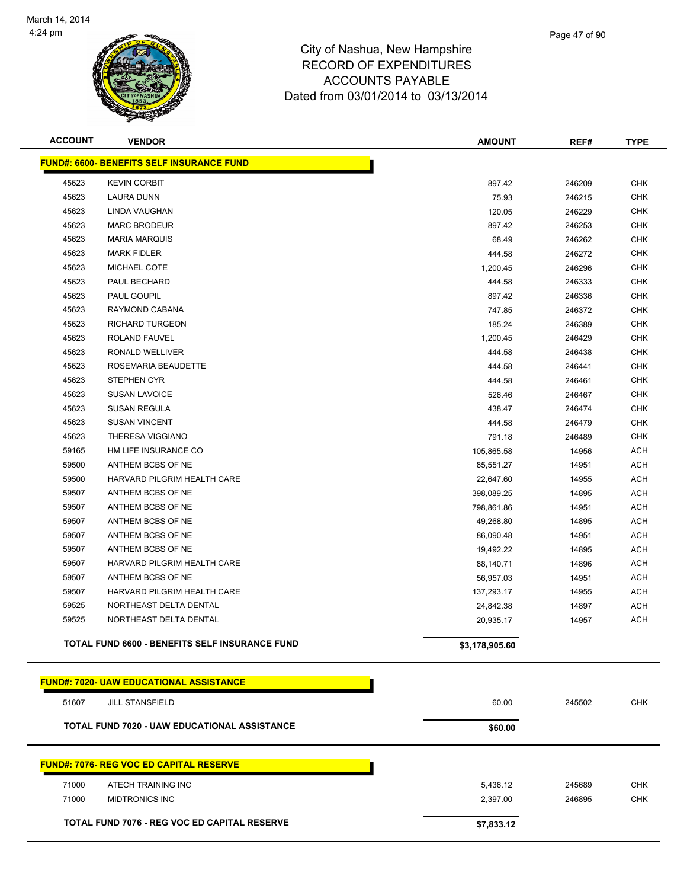# City of Nashua, New Hampshire
# RECORD OF EXPENDITURES
# ACCOUNTS PAYABLE
# Dated from 03/01/2014 to 03/13/2014

| ACCOUNT | VENDOR | AMOUNT | REF# | TYPE |
|---|---|---|---|---|
| **FUND#: 6600- BENEFITS SELF INSURANCE FUND** | | | | |
| 45623 | KEVIN CORBIT | 897.42 | 246209 | CHK |
| 45623 | LAURA DUNN | 75.93 | 246215 | CHK |
| 45623 | LINDA VAUGHAN | 120.05 | 246229 | CHK |
| 45623 | MARC BRODEUR | 897.42 | 246253 | CHK |
| 45623 | MARIA MARQUIS | 68.49 | 246262 | CHK |
| 45623 | MARK FIDLER | 444.58 | 246272 | CHK |
| 45623 | MICHAEL COTE | 1,200.45 | 246296 | CHK |
| 45623 | PAUL BECHARD | 444.58 | 246333 | CHK |
| 45623 | PAUL GOUPIL | 897.42 | 246336 | CHK |
| 45623 | RAYMOND CABANA | 747.85 | 246372 | CHK |
| 45623 | RICHARD TURGEON | 185.24 | 246389 | CHK |
| 45623 | ROLAND FAUVEL | 1,200.45 | 246429 | CHK |
| 45623 | RONALD WELLIVER | 444.58 | 246438 | CHK |
| 45623 | ROSEMARIA BEAUDETTE | 444.58 | 246441 | CHK |
| 45623 | STEPHEN CYR | 444.58 | 246461 | CHK |
| 45623 | SUSAN LAVOICE | 526.46 | 246467 | CHK |
| 45623 | SUSAN REGULA | 438.47 | 246474 | CHK |
| 45623 | SUSAN VINCENT | 444.58 | 246479 | CHK |
| 45623 | THERESA VIGGIANO | 791.18 | 246489 | CHK |
| 59165 | HM LIFE INSURANCE CO | 105,865.58 | 14956 | ACH |
| 59500 | ANTHEM BCBS OF NE | 85,551.27 | 14951 | ACH |
| 59500 | HARVARD PILGRIM HEALTH CARE | 22,647.60 | 14955 | ACH |
| 59507 | ANTHEM BCBS OF NE | 398,089.25 | 14895 | ACH |
| 59507 | ANTHEM BCBS OF NE | 798,861.86 | 14951 | ACH |
| 59507 | ANTHEM BCBS OF NE | 49,268.80 | 14895 | ACH |
| 59507 | ANTHEM BCBS OF NE | 86,090.48 | 14951 | ACH |
| 59507 | ANTHEM BCBS OF NE | 19,492.22 | 14895 | ACH |
| 59507 | HARVARD PILGRIM HEALTH CARE | 88,140.71 | 14896 | ACH |
| 59507 | ANTHEM BCBS OF NE | 56,957.03 | 14951 | ACH |
| 59507 | HARVARD PILGRIM HEALTH CARE | 137,293.17 | 14955 | ACH |
| 59525 | NORTHEAST DELTA DENTAL | 24,842.38 | 14897 | ACH |
| 59525 | NORTHEAST DELTA DENTAL | 20,935.17 | 14957 | ACH |
| | **TOTAL FUND 6600 - BENEFITS SELF INSURANCE FUND** | **$3,178,905.60** | | |
| **FUND#: 7020- UAW EDUCATIONAL ASSISTANCE** | | | | |
| 51607 | JILL STANSFIELD | 60.00 | 245502 | CHK |
| | **TOTAL FUND 7020 - UAW EDUCATIONAL ASSISTANCE** | **$60.00** | | |
| **FUND#: 7076- REG VOC ED CAPITAL RESERVE** | | | | |
| 71000 | ATECH TRAINING INC | 5,436.12 | 245689 | CHK |
| 71000 | MIDTRONICS INC | 2,397.00 | 246895 | CHK |
| | **TOTAL FUND 7076 - REG VOC ED CAPITAL RESERVE** | **$7,833.12** | | |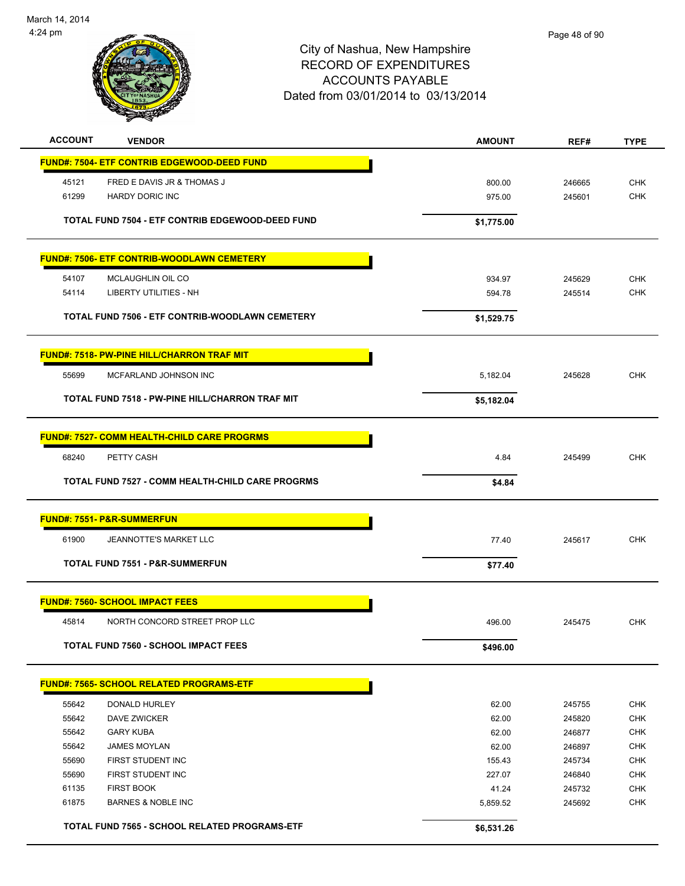# City of Nashua, New Hampshire
## RECORD OF EXPENDITURES
## ACCOUNTS PAYABLE
## Dated from 03/01/2014 to 03/13/2014

| ACCOUNT | VENDOR | AMOUNT | REF# | TYPE |
|---|---|---|---|---|
| **FUND#: 7504- ETF CONTRIB EDGEWOOD-DEED FUND** | | | | |
| 45121 | FRED E DAVIS JR & THOMAS J | 800.00 | 246665 | CHK |
| 61299 | HARDY DORIC INC | 975.00 | 245601 | CHK |
| | **TOTAL FUND 7504 - ETF CONTRIB EDGEWOOD-DEED FUND** | **$1,775.00** | | |
| **FUND#: 7506- ETF CONTRIB-WOODLAWN CEMETERY** | | | | |
| 54107 | MCLAUGHLIN OIL CO | 934.97 | 245629 | CHK |
| 54114 | LIBERTY UTILITIES - NH | 594.78 | 245514 | CHK |
| | **TOTAL FUND 7506 - ETF CONTRIB-WOODLAWN CEMETERY** | **$1,529.75** | | |
| **FUND#: 7518- PW-PINE HILL/CHARRON TRAF MIT** | | | | |
| 55699 | MCFARLAND JOHNSON INC | 5,182.04 | 245628 | CHK |
| | **TOTAL FUND 7518 - PW-PINE HILL/CHARRON TRAF MIT** | **$5,182.04** | | |
| **FUND#: 7527- COMM HEALTH-CHILD CARE PROGRMS** | | | | |
| 68240 | PETTY CASH | 4.84 | 245499 | CHK |
| | **TOTAL FUND 7527 - COMM HEALTH-CHILD CARE PROGRMS** | **$4.84** | | |
| **FUND#: 7551- P&R-SUMMERFUN** | | | | |
| 61900 | JEANNOTTE'S MARKET LLC | 77.40 | 245617 | CHK |
| | **TOTAL FUND 7551 - P&R-SUMMERFUN** | **$77.40** | | |
| **FUND#: 7560- SCHOOL IMPACT FEES** | | | | |
| 45814 | NORTH CONCORD STREET PROP LLC | 496.00 | 245475 | CHK |
| | **TOTAL FUND 7560 - SCHOOL IMPACT FEES** | **$496.00** | | |
| **FUND#: 7565- SCHOOL RELATED PROGRAMS-ETF** | | | | |
| 55642 | DONALD HURLEY | 62.00 | 245755 | CHK |
| 55642 | DAVE ZWICKER | 62.00 | 245820 | CHK |
| 55642 | GARY KUBA | 62.00 | 246877 | CHK |
| 55642 | JAMES MOYLAN | 62.00 | 246897 | CHK |
| 55690 | FIRST STUDENT INC | 155.43 | 245734 | CHK |
| 55690 | FIRST STUDENT INC | 227.07 | 246840 | CHK |
| 61135 | FIRST BOOK | 41.24 | 245732 | CHK |
| 61875 | BARNES & NOBLE INC | 5,859.52 | 245692 | CHK |
| | **TOTAL FUND 7565 - SCHOOL RELATED PROGRAMS-ETF** | **$6,531.26** | | |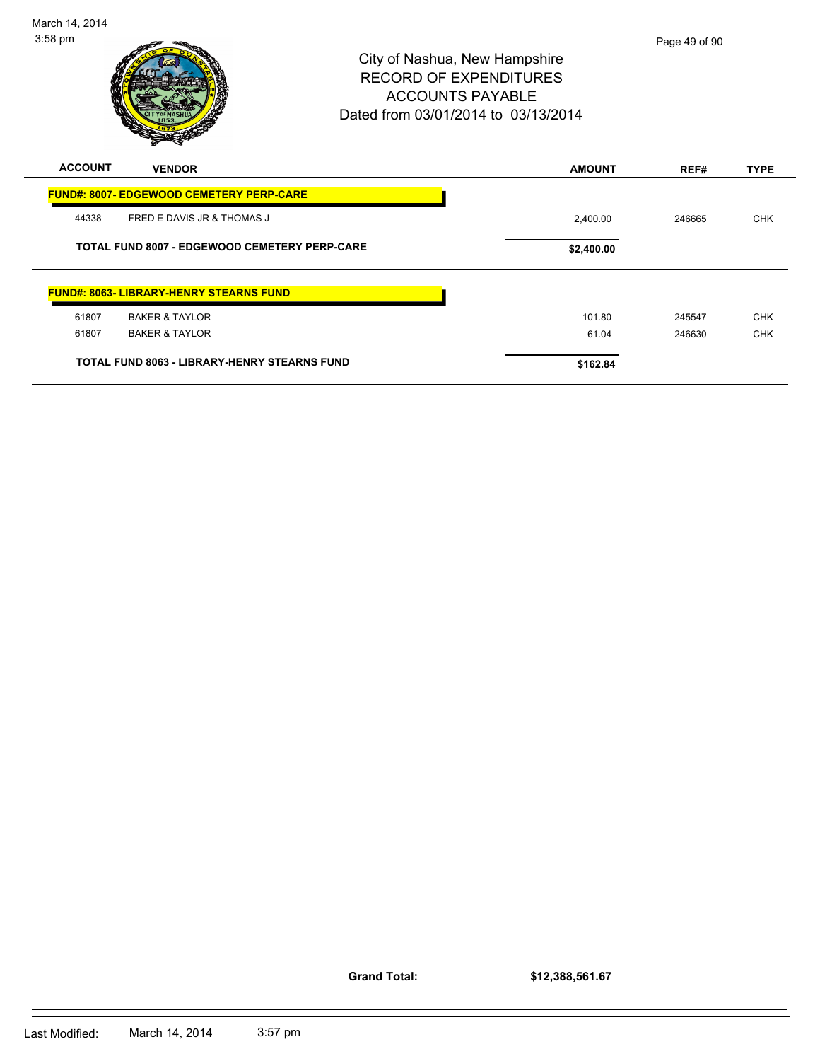# City of Nashua, New Hampshire
## RECORD OF EXPENDITURES
## ACCOUNTS PAYABLE
### Dated from 03/01/2014 to 03/13/2014

| ACCOUNT | VENDOR | AMOUNT | REF# | TYPE |
|---|---|---|---|---|
| **FUND#: 8007- EDGEWOOD CEMETERY PERP-CARE** | | | | |
| 44338 | FRED E DAVIS JR & THOMAS J | 2,400.00 | 246665 | CHK |
| **TOTAL FUND 8007 - EDGEWOOD CEMETERY PERP-CARE** | | **$2,400.00** | | |
| **FUND#: 8063- LIBRARY-HENRY STEARNS FUND** | | | | |
| 61807 | BAKER & TAYLOR | 101.80 | 245547 | CHK |
| 61807 | BAKER & TAYLOR | 61.04 | 246630 | CHK |
| **TOTAL FUND 8063 - LIBRARY-HENRY STEARNS FUND** | | **$162.84** | | |

**Grand Total:** **$12,388,561.67**

Last Modified: March 14, 2014 3:57 pm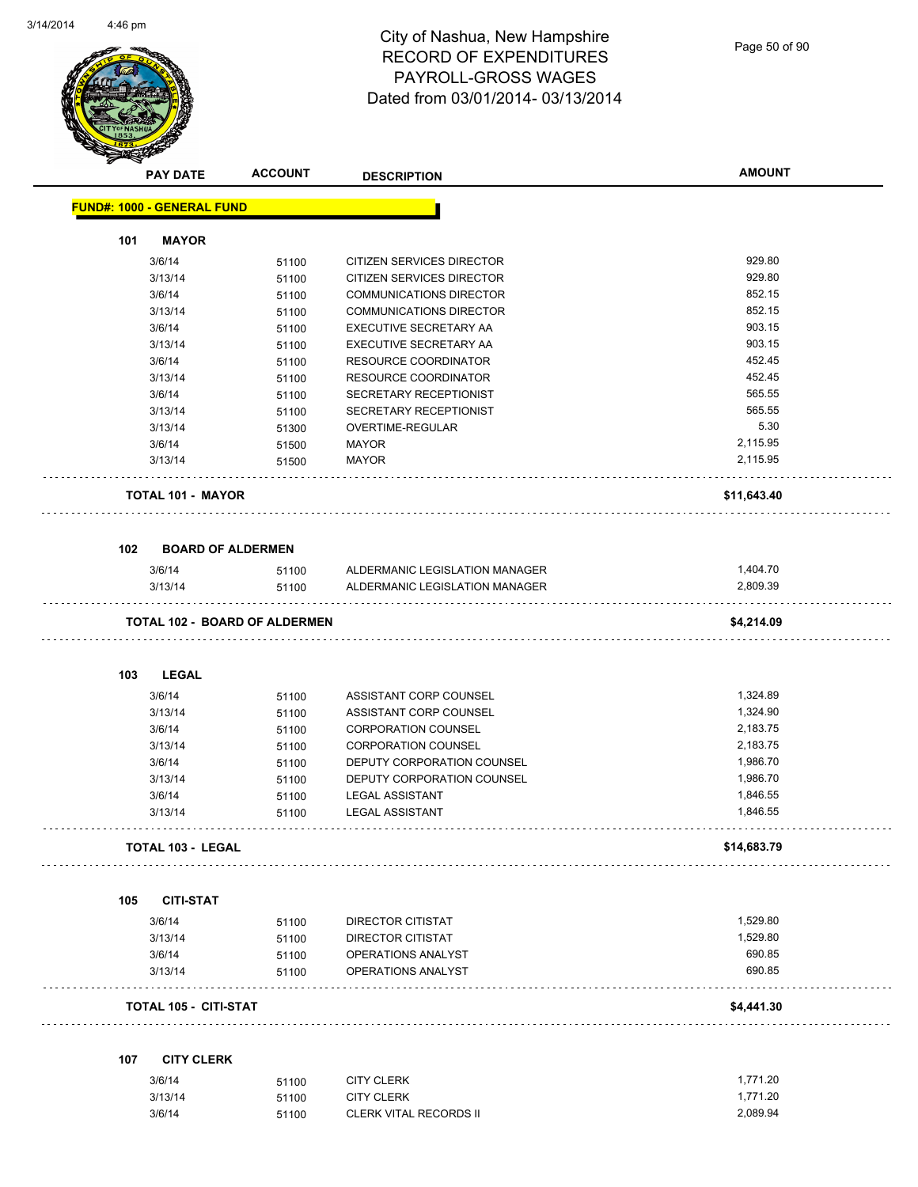# City of Nashua, New Hampshire
## RECORD OF EXPENDITURES
## PAYROLL-GROSS WAGES
## Dated from 03/01/2014- 03/13/2014

| PAY DATE | ACCOUNT | DESCRIPTION | AMOUNT |
|---|---|---|---|
| **FUND#: 1000 - GENERAL FUND** | | | |
| **101 MAYOR** | | | |
| 3/6/14 | 51100 | CITIZEN SERVICES DIRECTOR | 929.80 |
| 3/13/14 | 51100 | CITIZEN SERVICES DIRECTOR | 929.80 |
| 3/6/14 | 51100 | COMMUNICATIONS DIRECTOR | 852.15 |
| 3/13/14 | 51100 | COMMUNICATIONS DIRECTOR | 852.15 |
| 3/6/14 | 51100 | EXECUTIVE SECRETARY AA | 903.15 |
| 3/13/14 | 51100 | EXECUTIVE SECRETARY AA | 903.15 |
| 3/6/14 | 51100 | RESOURCE COORDINATOR | 452.45 |
| 3/13/14 | 51100 | RESOURCE COORDINATOR | 452.45 |
| 3/6/14 | 51100 | SECRETARY RECEPTIONIST | 565.55 |
| 3/13/14 | 51100 | SECRETARY RECEPTIONIST | 565.55 |
| 3/13/14 | 51300 | OVERTIME-REGULAR | 5.30 |
| 3/6/14 | 51500 | MAYOR | 2,115.95 |
| 3/13/14 | 51500 | MAYOR | 2,115.95 |
| **TOTAL 101 - MAYOR** | | | **$11,643.40** |
| **102 BOARD OF ALDERMEN** | | | |
| 3/6/14 | 51100 | ALDERMANIC LEGISLATION MANAGER | 1,404.70 |
| 3/13/14 | 51100 | ALDERMANIC LEGISLATION MANAGER | 2,809.39 |
| **TOTAL 102 - BOARD OF ALDERMEN** | | | **$4,214.09** |
| **103 LEGAL** | | | |
| 3/6/14 | 51100 | ASSISTANT CORP COUNSEL | 1,324.89 |
| 3/13/14 | 51100 | ASSISTANT CORP COUNSEL | 1,324.90 |
| 3/6/14 | 51100 | CORPORATION COUNSEL | 2,183.75 |
| 3/13/14 | 51100 | CORPORATION COUNSEL | 2,183.75 |
| 3/6/14 | 51100 | DEPUTY CORPORATION COUNSEL | 1,986.70 |
| 3/13/14 | 51100 | DEPUTY CORPORATION COUNSEL | 1,986.70 |
| 3/6/14 | 51100 | LEGAL ASSISTANT | 1,846.55 |
| 3/13/14 | 51100 | LEGAL ASSISTANT | 1,846.55 |
| **TOTAL 103 - LEGAL** | | | **$14,683.79** |
| **105 CITI-STAT** | | | |
| 3/6/14 | 51100 | DIRECTOR CITISTAT | 1,529.80 |
| 3/13/14 | 51100 | DIRECTOR CITISTAT | 1,529.80 |
| 3/6/14 | 51100 | OPERATIONS ANALYST | 690.85 |
| 3/13/14 | 51100 | OPERATIONS ANALYST | 690.85 |
| **TOTAL 105 - CITI-STAT** | | | **$4,441.30** |
| **107 CITY CLERK** | | | |
| 3/6/14 | 51100 | CITY CLERK | 1,771.20 |
| 3/13/14 | 51100 | CITY CLERK | 1,771.20 |
| 3/6/14 | 51100 | CLERK VITAL RECORDS II | 2,089.94 |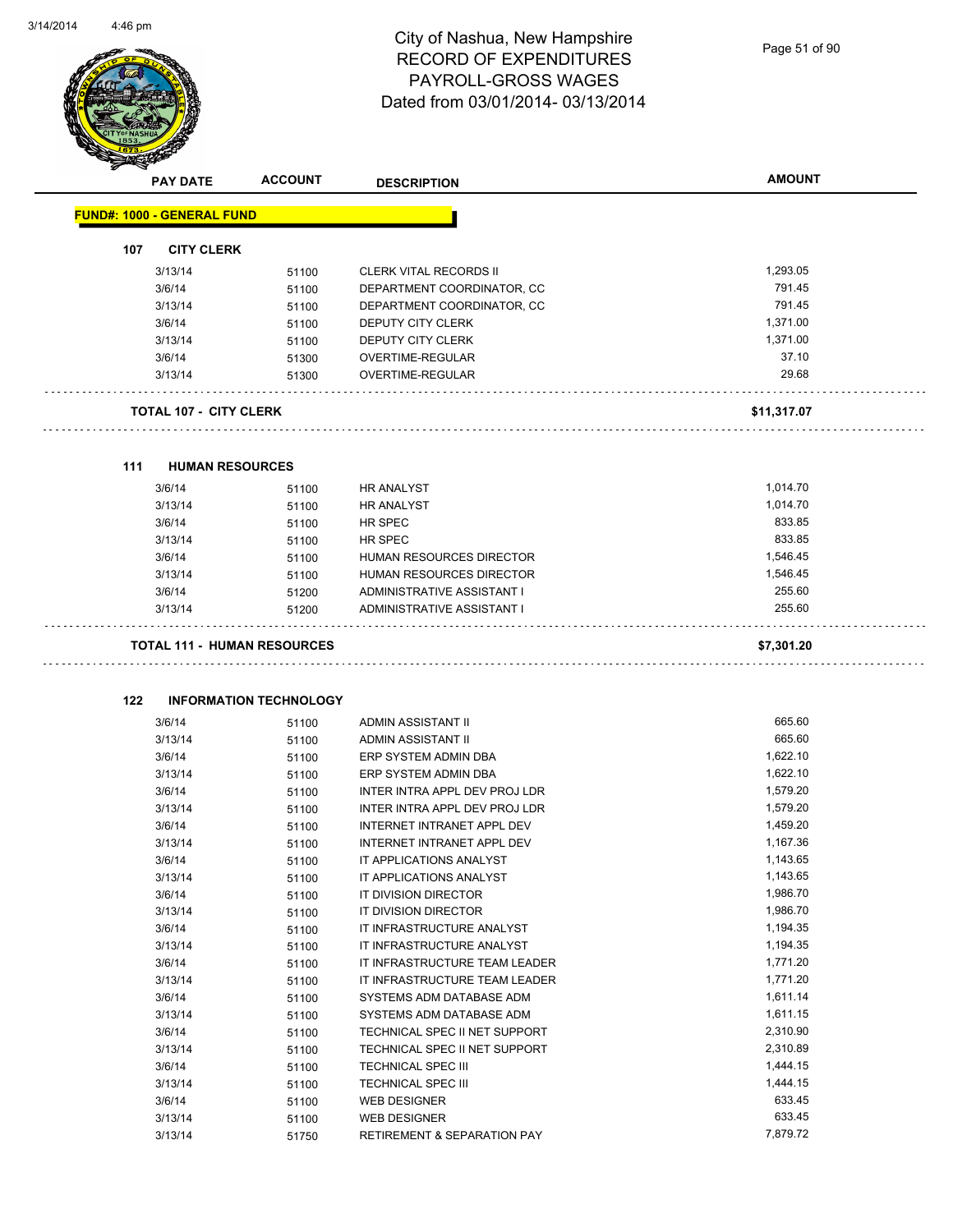# City of Nashua, New Hampshire
## RECORD OF EXPENDITURES
## PAYROLL-GROSS WAGES
## Dated from 03/01/2014- 03/13/2014

| PAY DATE | ACCOUNT | DESCRIPTION | AMOUNT |
|---|---|---|---|
| **FUND#: 1000 - GENERAL FUND** | | | |
| **107 CITY CLERK** | | | |
| 3/13/14 | 51100 | CLERK VITAL RECORDS II | 1,293.05 |
| 3/6/14 | 51100 | DEPARTMENT COORDINATOR, CC | 791.45 |
| 3/13/14 | 51100 | DEPARTMENT COORDINATOR, CC | 791.45 |
| 3/6/14 | 51100 | DEPUTY CITY CLERK | 1,371.00 |
| 3/13/14 | 51100 | DEPUTY CITY CLERK | 1,371.00 |
| 3/6/14 | 51300 | OVERTIME-REGULAR | 37.10 |
| 3/13/14 | 51300 | OVERTIME-REGULAR | 29.68 |
| **TOTAL 107 - CITY CLERK** | | | **$11,317.07** |
| **111 HUMAN RESOURCES** | | | |
| 3/6/14 | 51100 | HR ANALYST | 1,014.70 |
| 3/13/14 | 51100 | HR ANALYST | 1,014.70 |
| 3/6/14 | 51100 | HR SPEC | 833.85 |
| 3/13/14 | 51100 | HR SPEC | 833.85 |
| 3/6/14 | 51100 | HUMAN RESOURCES DIRECTOR | 1,546.45 |
| 3/13/14 | 51100 | HUMAN RESOURCES DIRECTOR | 1,546.45 |
| 3/6/14 | 51200 | ADMINISTRATIVE ASSISTANT I | 255.60 |
| 3/13/14 | 51200 | ADMINISTRATIVE ASSISTANT I | 255.60 |
| **TOTAL 111 - HUMAN RESOURCES** | | | **$7,301.20** |
| **122 INFORMATION TECHNOLOGY** | | | |
| 3/6/14 | 51100 | ADMIN ASSISTANT II | 665.60 |
| 3/13/14 | 51100 | ADMIN ASSISTANT II | 665.60 |
| 3/6/14 | 51100 | ERP SYSTEM ADMIN DBA | 1,622.10 |
| 3/13/14 | 51100 | ERP SYSTEM ADMIN DBA | 1,622.10 |
| 3/6/14 | 51100 | INTER INTRA APPL DEV PROJ LDR | 1,579.20 |
| 3/13/14 | 51100 | INTER INTRA APPL DEV PROJ LDR | 1,579.20 |
| 3/6/14 | 51100 | INTERNET INTRANET APPL DEV | 1,459.20 |
| 3/13/14 | 51100 | INTERNET INTRANET APPL DEV | 1,167.36 |
| 3/6/14 | 51100 | IT APPLICATIONS ANALYST | 1,143.65 |
| 3/13/14 | 51100 | IT APPLICATIONS ANALYST | 1,143.65 |
| 3/6/14 | 51100 | IT DIVISION DIRECTOR | 1,986.70 |
| 3/13/14 | 51100 | IT DIVISION DIRECTOR | 1,986.70 |
| 3/6/14 | 51100 | IT INFRASTRUCTURE ANALYST | 1,194.35 |
| 3/13/14 | 51100 | IT INFRASTRUCTURE ANALYST | 1,194.35 |
| 3/6/14 | 51100 | IT INFRASTRUCTURE TEAM LEADER | 1,771.20 |
| 3/13/14 | 51100 | IT INFRASTRUCTURE TEAM LEADER | 1,771.20 |
| 3/6/14 | 51100 | SYSTEMS ADM DATABASE ADM | 1,611.14 |
| 3/13/14 | 51100 | SYSTEMS ADM DATABASE ADM | 1,611.15 |
| 3/6/14 | 51100 | TECHNICAL SPEC II NET SUPPORT | 2,310.90 |
| 3/13/14 | 51100 | TECHNICAL SPEC II NET SUPPORT | 2,310.89 |
| 3/6/14 | 51100 | TECHNICAL SPEC III | 1,444.15 |
| 3/13/14 | 51100 | TECHNICAL SPEC III | 1,444.15 |
| 3/6/14 | 51100 | WEB DESIGNER | 633.45 |
| 3/13/14 | 51100 | WEB DESIGNER | 633.45 |
| 3/13/14 | 51750 | RETIREMENT & SEPARATION PAY | 7,879.72 |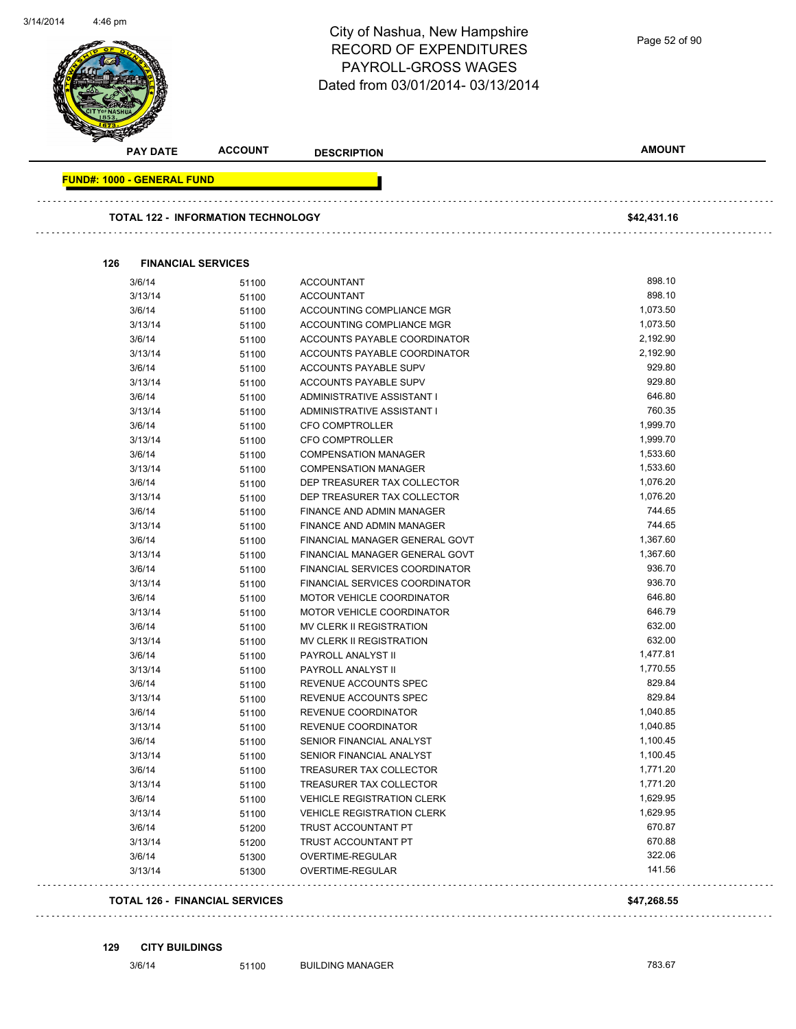City of Nashua, New Hampshire
RECORD OF EXPENDITURES
PAYROLL-GROSS WAGES
Dated from 03/01/2014- 03/13/2014

| PAY DATE | ACCOUNT | DESCRIPTION | AMOUNT |
|---|---|---|---|

**FUND#: 1000 - GENERAL FUND**

**TOTAL 122 - INFORMATION TECHNOLOGY** **$42,431.16**

**126 FINANCIAL SERVICES**

| PAY DATE | ACCOUNT | DESCRIPTION | AMOUNT |
|---|---|---|---|
| 3/6/14 | 51100 | ACCOUNTANT | 898.10 |
| 3/13/14 | 51100 | ACCOUNTANT | 898.10 |
| 3/6/14 | 51100 | ACCOUNTING COMPLIANCE MGR | 1,073.50 |
| 3/13/14 | 51100 | ACCOUNTING COMPLIANCE MGR | 1,073.50 |
| 3/6/14 | 51100 | ACCOUNTS PAYABLE COORDINATOR | 2,192.90 |
| 3/13/14 | 51100 | ACCOUNTS PAYABLE COORDINATOR | 2,192.90 |
| 3/6/14 | 51100 | ACCOUNTS PAYABLE SUPV | 929.80 |
| 3/13/14 | 51100 | ACCOUNTS PAYABLE SUPV | 929.80 |
| 3/6/14 | 51100 | ADMINISTRATIVE ASSISTANT I | 646.80 |
| 3/13/14 | 51100 | ADMINISTRATIVE ASSISTANT I | 760.35 |
| 3/6/14 | 51100 | CFO COMPTROLLER | 1,999.70 |
| 3/13/14 | 51100 | CFO COMPTROLLER | 1,999.70 |
| 3/6/14 | 51100 | COMPENSATION MANAGER | 1,533.60 |
| 3/13/14 | 51100 | COMPENSATION MANAGER | 1,533.60 |
| 3/6/14 | 51100 | DEP TREASURER TAX COLLECTOR | 1,076.20 |
| 3/13/14 | 51100 | DEP TREASURER TAX COLLECTOR | 1,076.20 |
| 3/6/14 | 51100 | FINANCE AND ADMIN MANAGER | 744.65 |
| 3/13/14 | 51100 | FINANCE AND ADMIN MANAGER | 744.65 |
| 3/6/14 | 51100 | FINANCIAL MANAGER GENERAL GOVT | 1,367.60 |
| 3/13/14 | 51100 | FINANCIAL MANAGER GENERAL GOVT | 1,367.60 |
| 3/6/14 | 51100 | FINANCIAL SERVICES COORDINATOR | 936.70 |
| 3/13/14 | 51100 | FINANCIAL SERVICES COORDINATOR | 936.70 |
| 3/6/14 | 51100 | MOTOR VEHICLE COORDINATOR | 646.80 |
| 3/13/14 | 51100 | MOTOR VEHICLE COORDINATOR | 646.79 |
| 3/6/14 | 51100 | MV CLERK II REGISTRATION | 632.00 |
| 3/13/14 | 51100 | MV CLERK II REGISTRATION | 632.00 |
| 3/6/14 | 51100 | PAYROLL ANALYST II | 1,477.81 |
| 3/13/14 | 51100 | PAYROLL ANALYST II | 1,770.55 |
| 3/6/14 | 51100 | REVENUE ACCOUNTS SPEC | 829.84 |
| 3/13/14 | 51100 | REVENUE ACCOUNTS SPEC | 829.84 |
| 3/6/14 | 51100 | REVENUE COORDINATOR | 1,040.85 |
| 3/13/14 | 51100 | REVENUE COORDINATOR | 1,040.85 |
| 3/6/14 | 51100 | SENIOR FINANCIAL ANALYST | 1,100.45 |
| 3/13/14 | 51100 | SENIOR FINANCIAL ANALYST | 1,100.45 |
| 3/6/14 | 51100 | TREASURER TAX COLLECTOR | 1,771.20 |
| 3/13/14 | 51100 | TREASURER TAX COLLECTOR | 1,771.20 |
| 3/6/14 | 51100 | VEHICLE REGISTRATION CLERK | 1,629.95 |
| 3/13/14 | 51100 | VEHICLE REGISTRATION CLERK | 1,629.95 |
| 3/6/14 | 51200 | TRUST ACCOUNTANT PT | 670.87 |
| 3/13/14 | 51200 | TRUST ACCOUNTANT PT | 670.88 |
| 3/6/14 | 51300 | OVERTIME-REGULAR | 322.06 |
| 3/13/14 | 51300 | OVERTIME-REGULAR | 141.56 |

**TOTAL 126 - FINANCIAL SERVICES** **$47,268.55**

**129 CITY BUILDINGS**

| PAY DATE | ACCOUNT | DESCRIPTION | AMOUNT |
|---|---|---|---|
| 3/6/14 | 51100 | BUILDING MANAGER | 783.67 |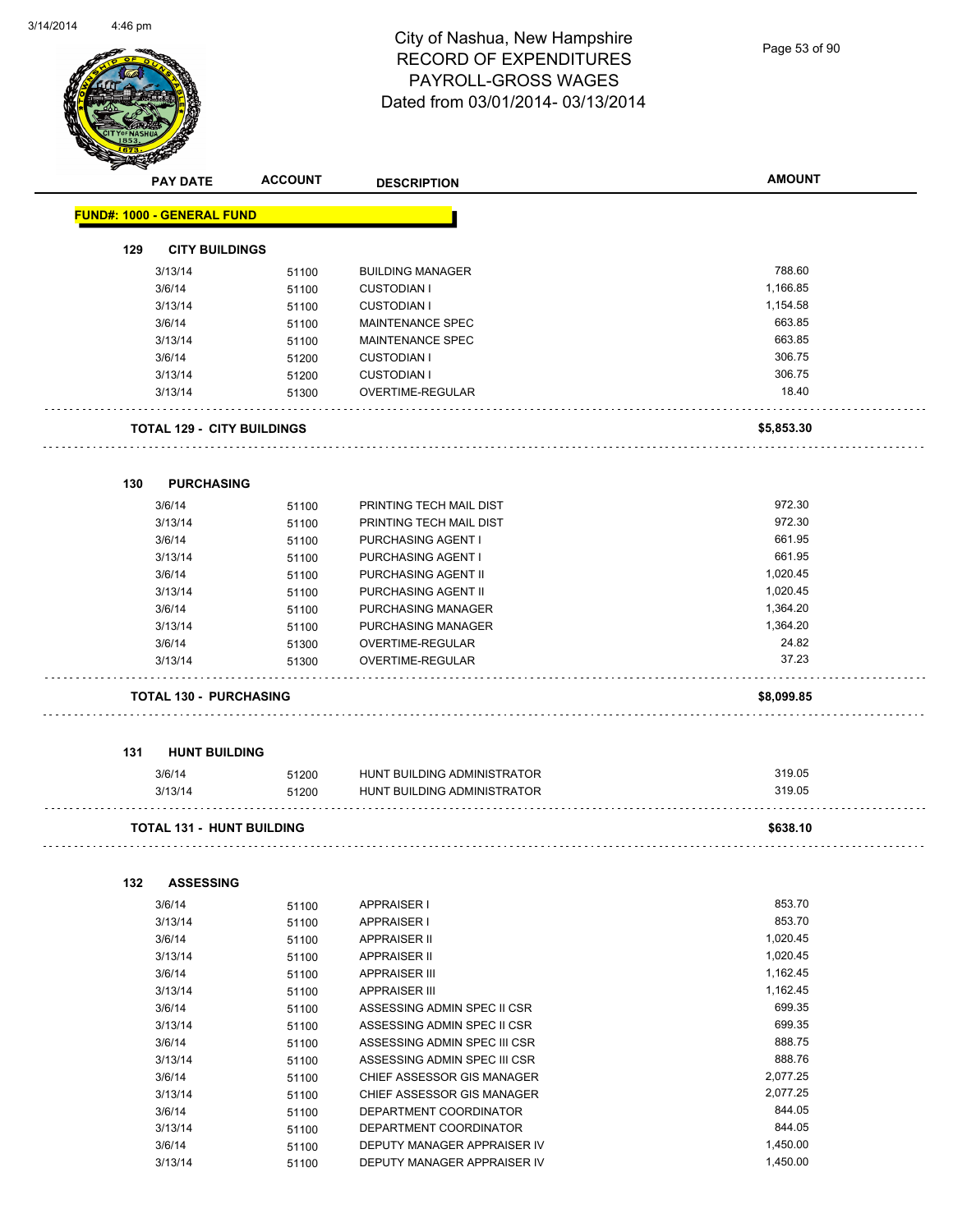# City of Nashua, New Hampshire
## RECORD OF EXPENDITURES
## PAYROLL-GROSS WAGES
## Dated from 03/01/2014- 03/13/2014

**FUND#: 1000 - GENERAL FUND**

### 129 CITY BUILDINGS

| PAY DATE | ACCOUNT | DESCRIPTION | AMOUNT |
|---|---|---|---|
| 3/13/14 | 51100 | BUILDING MANAGER | 788.60 |
| 3/6/14 | 51100 | CUSTODIAN I | 1,166.85 |
| 3/13/14 | 51100 | CUSTODIAN I | 1,154.58 |
| 3/6/14 | 51100 | MAINTENANCE SPEC | 663.85 |
| 3/13/14 | 51100 | MAINTENANCE SPEC | 663.85 |
| 3/6/14 | 51200 | CUSTODIAN I | 306.75 |
| 3/13/14 | 51200 | CUSTODIAN I | 306.75 |
| 3/13/14 | 51300 | OVERTIME-REGULAR | 18.40 |
| **TOTAL 129 - CITY BUILDINGS** | | | **$5,853.30** |

### 130 PURCHASING

| PAY DATE | ACCOUNT | DESCRIPTION | AMOUNT |
|---|---|---|---|
| 3/6/14 | 51100 | PRINTING TECH MAIL DIST | 972.30 |
| 3/13/14 | 51100 | PRINTING TECH MAIL DIST | 972.30 |
| 3/6/14 | 51100 | PURCHASING AGENT I | 661.95 |
| 3/13/14 | 51100 | PURCHASING AGENT I | 661.95 |
| 3/6/14 | 51100 | PURCHASING AGENT II | 1,020.45 |
| 3/13/14 | 51100 | PURCHASING AGENT II | 1,020.45 |
| 3/6/14 | 51100 | PURCHASING MANAGER | 1,364.20 |
| 3/13/14 | 51100 | PURCHASING MANAGER | 1,364.20 |
| 3/6/14 | 51300 | OVERTIME-REGULAR | 24.82 |
| 3/13/14 | 51300 | OVERTIME-REGULAR | 37.23 |
| **TOTAL 130 - PURCHASING** | | | **$8,099.85** |

### 131 HUNT BUILDING

| PAY DATE | ACCOUNT | DESCRIPTION | AMOUNT |
|---|---|---|---|
| 3/6/14 | 51200 | HUNT BUILDING ADMINISTRATOR | 319.05 |
| 3/13/14 | 51200 | HUNT BUILDING ADMINISTRATOR | 319.05 |
| **TOTAL 131 - HUNT BUILDING** | | | **$638.10** |

### 132 ASSESSING

| PAY DATE | ACCOUNT | DESCRIPTION | AMOUNT |
|---|---|---|---|
| 3/6/14 | 51100 | APPRAISER I | 853.70 |
| 3/13/14 | 51100 | APPRAISER I | 853.70 |
| 3/6/14 | 51100 | APPRAISER II | 1,020.45 |
| 3/13/14 | 51100 | APPRAISER II | 1,020.45 |
| 3/6/14 | 51100 | APPRAISER III | 1,162.45 |
| 3/13/14 | 51100 | APPRAISER III | 1,162.45 |
| 3/6/14 | 51100 | ASSESSING ADMIN SPEC II CSR | 699.35 |
| 3/13/14 | 51100 | ASSESSING ADMIN SPEC II CSR | 699.35 |
| 3/6/14 | 51100 | ASSESSING ADMIN SPEC III CSR | 888.75 |
| 3/13/14 | 51100 | ASSESSING ADMIN SPEC III CSR | 888.76 |
| 3/6/14 | 51100 | CHIEF ASSESSOR GIS MANAGER | 2,077.25 |
| 3/13/14 | 51100 | CHIEF ASSESSOR GIS MANAGER | 2,077.25 |
| 3/6/14 | 51100 | DEPARTMENT COORDINATOR | 844.05 |
| 3/13/14 | 51100 | DEPARTMENT COORDINATOR | 844.05 |
| 3/6/14 | 51100 | DEPUTY MANAGER APPRAISER IV | 1,450.00 |
| 3/13/14 | 51100 | DEPUTY MANAGER APPRAISER IV | 1,450.00 |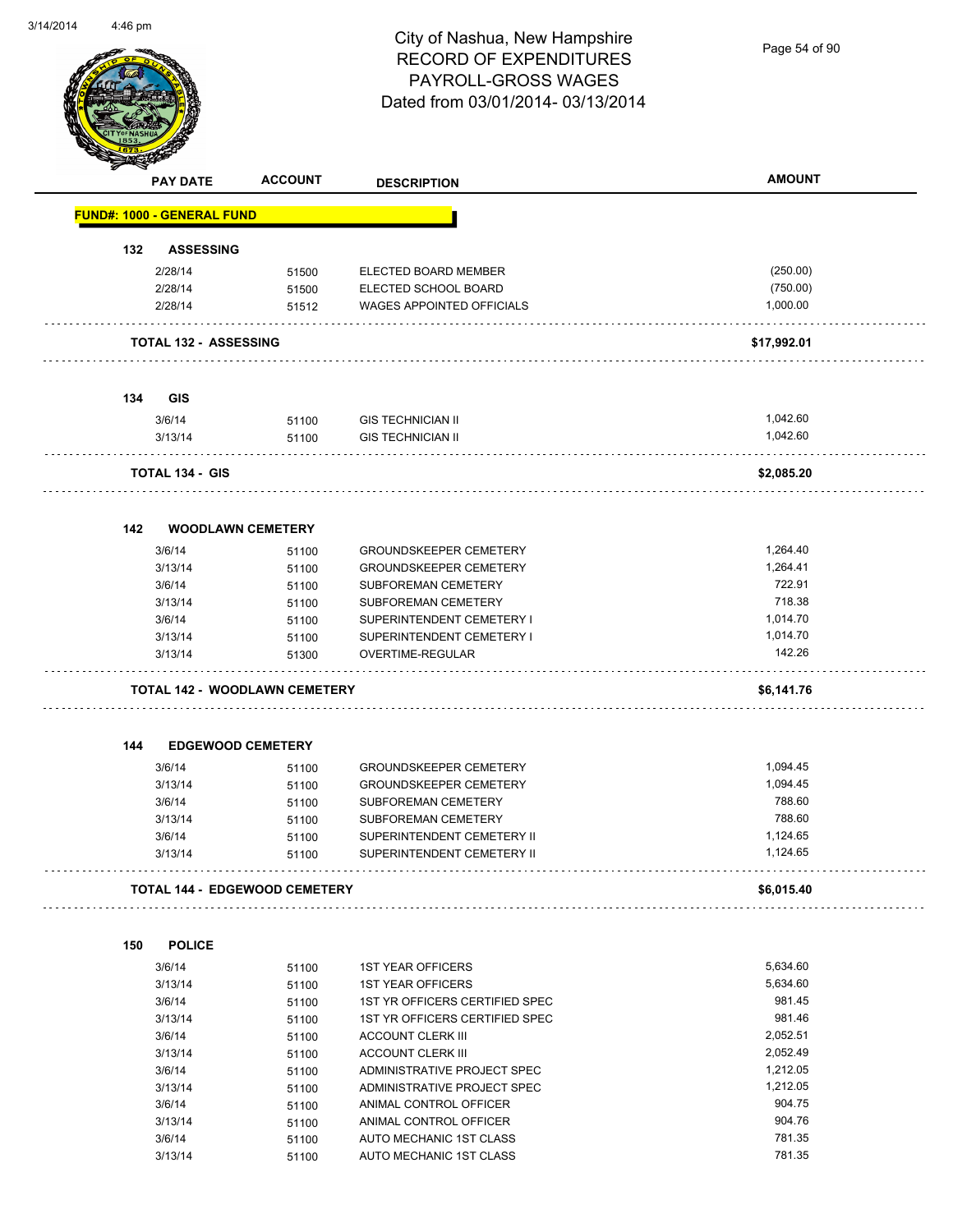City of Nashua, New Hampshire
RECORD OF EXPENDITURES
PAYROLL-GROSS WAGES
Dated from 03/01/2014- 03/13/2014

| PAY DATE | ACCOUNT | DESCRIPTION | AMOUNT |
|---|---|---|---|
| **FUND#: 1000 - GENERAL FUND** | | | |
| **132 ASSESSING** | | | |
| 2/28/14 | 51500 | ELECTED BOARD MEMBER | (250.00) |
| 2/28/14 | 51500 | ELECTED SCHOOL BOARD | (750.00) |
| 2/28/14 | 51512 | WAGES APPOINTED OFFICIALS | 1,000.00 |
| **TOTAL 132 - ASSESSING** | | | **$17,992.01** |
| **134 GIS** | | | |
| 3/6/14 | 51100 | GIS TECHNICIAN II | 1,042.60 |
| 3/13/14 | 51100 | GIS TECHNICIAN II | 1,042.60 |
| **TOTAL 134 - GIS** | | | **$2,085.20** |
| **142 WOODLAWN CEMETERY** | | | |
| 3/6/14 | 51100 | GROUNDSKEEPER CEMETERY | 1,264.40 |
| 3/13/14 | 51100 | GROUNDSKEEPER CEMETERY | 1,264.41 |
| 3/6/14 | 51100 | SUBFOREMAN CEMETERY | 722.91 |
| 3/13/14 | 51100 | SUBFOREMAN CEMETERY | 718.38 |
| 3/6/14 | 51100 | SUPERINTENDENT CEMETERY I | 1,014.70 |
| 3/13/14 | 51100 | SUPERINTENDENT CEMETERY I | 1,014.70 |
| 3/13/14 | 51300 | OVERTIME-REGULAR | 142.26 |
| **TOTAL 142 - WOODLAWN CEMETERY** | | | **$6,141.76** |
| **144 EDGEWOOD CEMETERY** | | | |
| 3/6/14 | 51100 | GROUNDSKEEPER CEMETERY | 1,094.45 |
| 3/13/14 | 51100 | GROUNDSKEEPER CEMETERY | 1,094.45 |
| 3/6/14 | 51100 | SUBFOREMAN CEMETERY | 788.60 |
| 3/13/14 | 51100 | SUBFOREMAN CEMETERY | 788.60 |
| 3/6/14 | 51100 | SUPERINTENDENT CEMETERY II | 1,124.65 |
| 3/13/14 | 51100 | SUPERINTENDENT CEMETERY II | 1,124.65 |
| **TOTAL 144 - EDGEWOOD CEMETERY** | | | **$6,015.40** |
| **150 POLICE** | | | |
| 3/6/14 | 51100 | 1ST YEAR OFFICERS | 5,634.60 |
| 3/13/14 | 51100 | 1ST YEAR OFFICERS | 5,634.60 |
| 3/6/14 | 51100 | 1ST YR OFFICERS CERTIFIED SPEC | 981.45 |
| 3/13/14 | 51100 | 1ST YR OFFICERS CERTIFIED SPEC | 981.46 |
| 3/6/14 | 51100 | ACCOUNT CLERK III | 2,052.51 |
| 3/13/14 | 51100 | ACCOUNT CLERK III | 2,052.49 |
| 3/6/14 | 51100 | ADMINISTRATIVE PROJECT SPEC | 1,212.05 |
| 3/13/14 | 51100 | ADMINISTRATIVE PROJECT SPEC | 1,212.05 |
| 3/6/14 | 51100 | ANIMAL CONTROL OFFICER | 904.75 |
| 3/13/14 | 51100 | ANIMAL CONTROL OFFICER | 904.76 |
| 3/6/14 | 51100 | AUTO MECHANIC 1ST CLASS | 781.35 |
| 3/13/14 | 51100 | AUTO MECHANIC 1ST CLASS | 781.35 |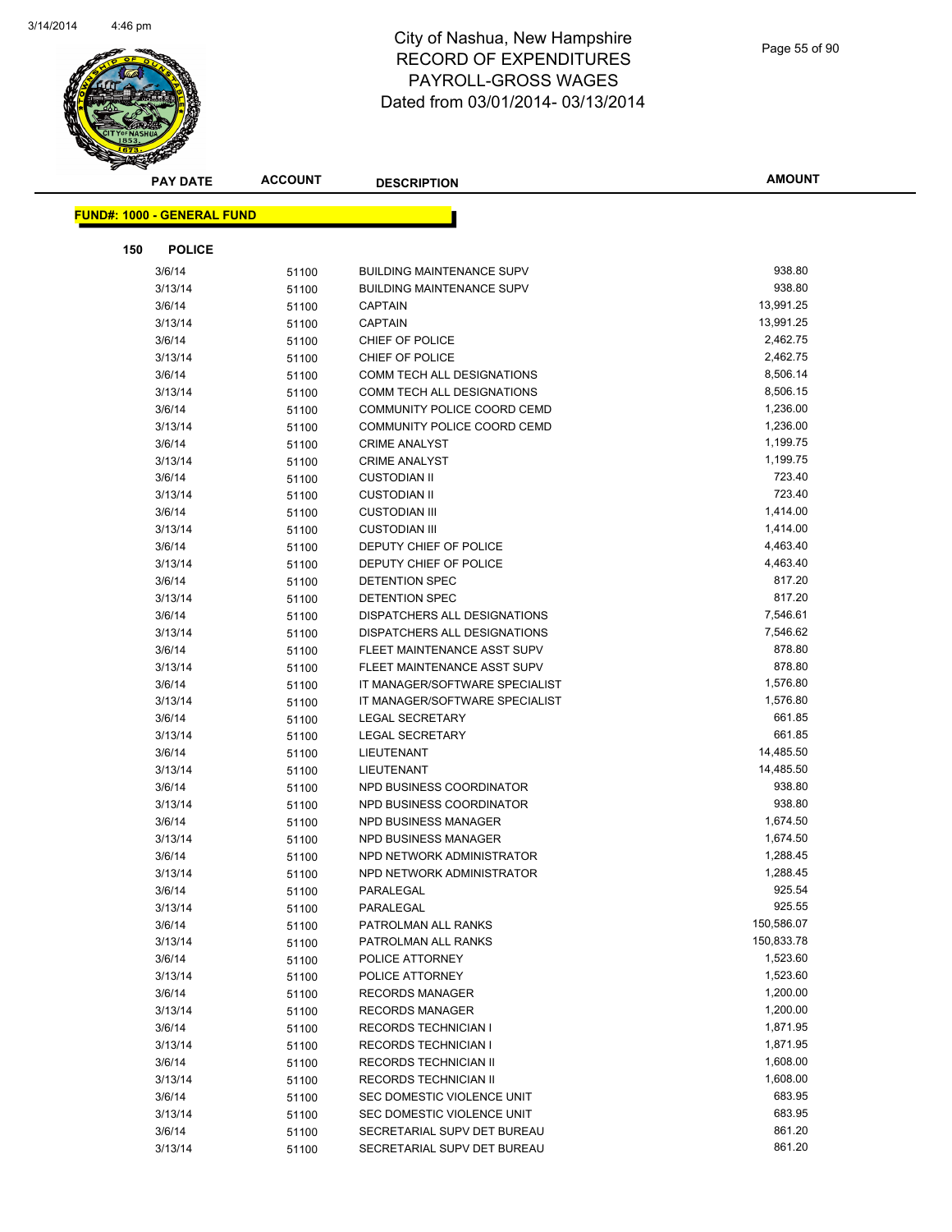# City of Nashua, New Hampshire
## RECORD OF EXPENDITURES
## PAYROLL-GROSS WAGES
## Dated from 03/01/2014- 03/13/2014

| PAY DATE | ACCOUNT | DESCRIPTION | AMOUNT |
|---|---|---|---|

**FUND#: 1000 - GENERAL FUND**

**150 POLICE**

| PAY DATE | ACCOUNT | DESCRIPTION | AMOUNT |
|---|---|---|---|
| 3/6/14 | 51100 | BUILDING MAINTENANCE SUPV | 938.80 |
| 3/13/14 | 51100 | BUILDING MAINTENANCE SUPV | 938.80 |
| 3/6/14 | 51100 | CAPTAIN | 13,991.25 |
| 3/13/14 | 51100 | CAPTAIN | 13,991.25 |
| 3/6/14 | 51100 | CHIEF OF POLICE | 2,462.75 |
| 3/13/14 | 51100 | CHIEF OF POLICE | 2,462.75 |
| 3/6/14 | 51100 | COMM TECH ALL DESIGNATIONS | 8,506.14 |
| 3/13/14 | 51100 | COMM TECH ALL DESIGNATIONS | 8,506.15 |
| 3/6/14 | 51100 | COMMUNITY POLICE COORD CEMD | 1,236.00 |
| 3/13/14 | 51100 | COMMUNITY POLICE COORD CEMD | 1,236.00 |
| 3/6/14 | 51100 | CRIME ANALYST | 1,199.75 |
| 3/13/14 | 51100 | CRIME ANALYST | 1,199.75 |
| 3/6/14 | 51100 | CUSTODIAN II | 723.40 |
| 3/13/14 | 51100 | CUSTODIAN II | 723.40 |
| 3/6/14 | 51100 | CUSTODIAN III | 1,414.00 |
| 3/13/14 | 51100 | CUSTODIAN III | 1,414.00 |
| 3/6/14 | 51100 | DEPUTY CHIEF OF POLICE | 4,463.40 |
| 3/13/14 | 51100 | DEPUTY CHIEF OF POLICE | 4,463.40 |
| 3/6/14 | 51100 | DETENTION SPEC | 817.20 |
| 3/13/14 | 51100 | DETENTION SPEC | 817.20 |
| 3/6/14 | 51100 | DISPATCHERS ALL DESIGNATIONS | 7,546.61 |
| 3/13/14 | 51100 | DISPATCHERS ALL DESIGNATIONS | 7,546.62 |
| 3/6/14 | 51100 | FLEET MAINTENANCE ASST SUPV | 878.80 |
| 3/13/14 | 51100 | FLEET MAINTENANCE ASST SUPV | 878.80 |
| 3/6/14 | 51100 | IT MANAGER/SOFTWARE SPECIALIST | 1,576.80 |
| 3/13/14 | 51100 | IT MANAGER/SOFTWARE SPECIALIST | 1,576.80 |
| 3/6/14 | 51100 | LEGAL SECRETARY | 661.85 |
| 3/13/14 | 51100 | LEGAL SECRETARY | 661.85 |
| 3/6/14 | 51100 | LIEUTENANT | 14,485.50 |
| 3/13/14 | 51100 | LIEUTENANT | 14,485.50 |
| 3/6/14 | 51100 | NPD BUSINESS COORDINATOR | 938.80 |
| 3/13/14 | 51100 | NPD BUSINESS COORDINATOR | 938.80 |
| 3/6/14 | 51100 | NPD BUSINESS MANAGER | 1,674.50 |
| 3/13/14 | 51100 | NPD BUSINESS MANAGER | 1,674.50 |
| 3/6/14 | 51100 | NPD NETWORK ADMINISTRATOR | 1,288.45 |
| 3/13/14 | 51100 | NPD NETWORK ADMINISTRATOR | 1,288.45 |
| 3/6/14 | 51100 | PARALEGAL | 925.54 |
| 3/13/14 | 51100 | PARALEGAL | 925.55 |
| 3/6/14 | 51100 | PATROLMAN ALL RANKS | 150,586.07 |
| 3/13/14 | 51100 | PATROLMAN ALL RANKS | 150,833.78 |
| 3/6/14 | 51100 | POLICE ATTORNEY | 1,523.60 |
| 3/13/14 | 51100 | POLICE ATTORNEY | 1,523.60 |
| 3/6/14 | 51100 | RECORDS MANAGER | 1,200.00 |
| 3/13/14 | 51100 | RECORDS MANAGER | 1,200.00 |
| 3/6/14 | 51100 | RECORDS TECHNICIAN I | 1,871.95 |
| 3/13/14 | 51100 | RECORDS TECHNICIAN I | 1,871.95 |
| 3/6/14 | 51100 | RECORDS TECHNICIAN II | 1,608.00 |
| 3/13/14 | 51100 | RECORDS TECHNICIAN II | 1,608.00 |
| 3/6/14 | 51100 | SEC DOMESTIC VIOLENCE UNIT | 683.95 |
| 3/13/14 | 51100 | SEC DOMESTIC VIOLENCE UNIT | 683.95 |
| 3/6/14 | 51100 | SECRETARIAL SUPV DET BUREAU | 861.20 |
| 3/13/14 | 51100 | SECRETARIAL SUPV DET BUREAU | 861.20 |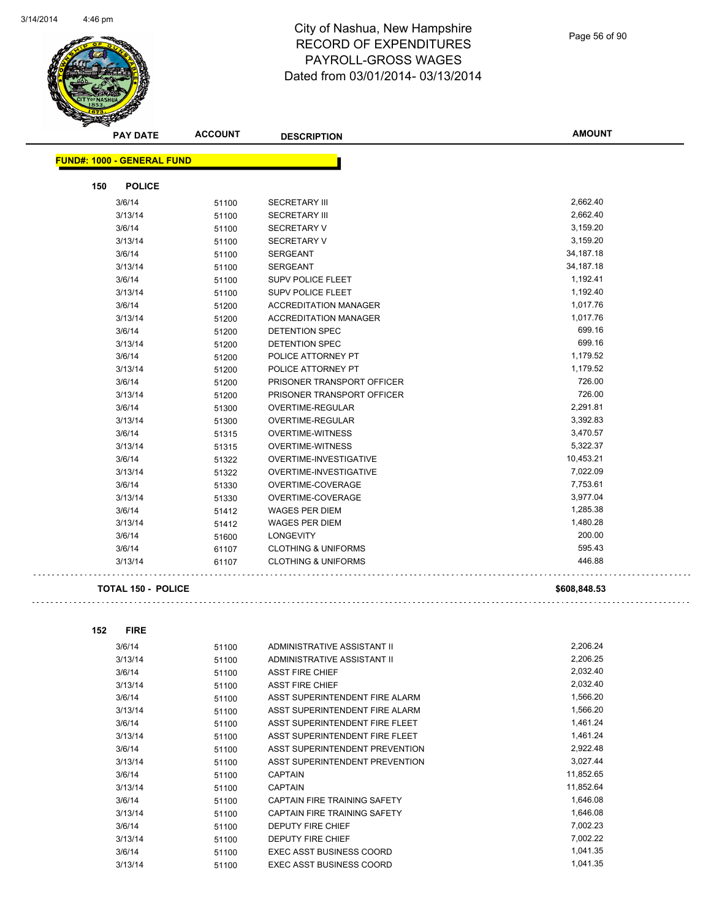# City of Nashua, New Hampshire
## RECORD OF EXPENDITURES
## PAYROLL-GROSS WAGES
## Dated from 03/01/2014- 03/13/2014

| PAY DATE | ACCOUNT | DESCRIPTION | AMOUNT |
|---|---|---|---|

**FUND#: 1000 - GENERAL FUND**

**150 POLICE**

| PAY DATE | ACCOUNT | DESCRIPTION | AMOUNT |
|---|---|---|---|
| 3/6/14 | 51100 | SECRETARY III | 2,662.40 |
| 3/13/14 | 51100 | SECRETARY III | 2,662.40 |
| 3/6/14 | 51100 | SECRETARY V | 3,159.20 |
| 3/13/14 | 51100 | SECRETARY V | 3,159.20 |
| 3/6/14 | 51100 | SERGEANT | 34,187.18 |
| 3/13/14 | 51100 | SERGEANT | 34,187.18 |
| 3/6/14 | 51100 | SUPV POLICE FLEET | 1,192.41 |
| 3/13/14 | 51100 | SUPV POLICE FLEET | 1,192.40 |
| 3/6/14 | 51200 | ACCREDITATION MANAGER | 1,017.76 |
| 3/13/14 | 51200 | ACCREDITATION MANAGER | 1,017.76 |
| 3/6/14 | 51200 | DETENTION SPEC | 699.16 |
| 3/13/14 | 51200 | DETENTION SPEC | 699.16 |
| 3/6/14 | 51200 | POLICE ATTORNEY PT | 1,179.52 |
| 3/13/14 | 51200 | POLICE ATTORNEY PT | 1,179.52 |
| 3/6/14 | 51200 | PRISONER TRANSPORT OFFICER | 726.00 |
| 3/13/14 | 51200 | PRISONER TRANSPORT OFFICER | 726.00 |
| 3/6/14 | 51300 | OVERTIME-REGULAR | 2,291.81 |
| 3/13/14 | 51300 | OVERTIME-REGULAR | 3,392.83 |
| 3/6/14 | 51315 | OVERTIME-WITNESS | 3,470.57 |
| 3/13/14 | 51315 | OVERTIME-WITNESS | 5,322.37 |
| 3/6/14 | 51322 | OVERTIME-INVESTIGATIVE | 10,453.21 |
| 3/13/14 | 51322 | OVERTIME-INVESTIGATIVE | 7,022.09 |
| 3/6/14 | 51330 | OVERTIME-COVERAGE | 7,753.61 |
| 3/13/14 | 51330 | OVERTIME-COVERAGE | 3,977.04 |
| 3/6/14 | 51412 | WAGES PER DIEM | 1,285.38 |
| 3/13/14 | 51412 | WAGES PER DIEM | 1,480.28 |
| 3/6/14 | 51600 | LONGEVITY | 200.00 |
| 3/6/14 | 61107 | CLOTHING & UNIFORMS | 595.43 |
| 3/13/14 | 61107 | CLOTHING & UNIFORMS | 446.88 |

**TOTAL 150 - POLICE** **$608,848.53**

**152 FIRE**

| PAY DATE | ACCOUNT | DESCRIPTION | AMOUNT |
|---|---|---|---|
| 3/6/14 | 51100 | ADMINISTRATIVE ASSISTANT II | 2,206.24 |
| 3/13/14 | 51100 | ADMINISTRATIVE ASSISTANT II | 2,206.25 |
| 3/6/14 | 51100 | ASST FIRE CHIEF | 2,032.40 |
| 3/13/14 | 51100 | ASST FIRE CHIEF | 2,032.40 |
| 3/6/14 | 51100 | ASST SUPERINTENDENT FIRE ALARM | 1,566.20 |
| 3/13/14 | 51100 | ASST SUPERINTENDENT FIRE ALARM | 1,566.20 |
| 3/6/14 | 51100 | ASST SUPERINTENDENT FIRE FLEET | 1,461.24 |
| 3/13/14 | 51100 | ASST SUPERINTENDENT FIRE FLEET | 1,461.24 |
| 3/6/14 | 51100 | ASST SUPERINTENDENT PREVENTION | 2,922.48 |
| 3/13/14 | 51100 | ASST SUPERINTENDENT PREVENTION | 3,027.44 |
| 3/6/14 | 51100 | CAPTAIN | 11,852.65 |
| 3/13/14 | 51100 | CAPTAIN | 11,852.64 |
| 3/6/14 | 51100 | CAPTAIN FIRE TRAINING SAFETY | 1,646.08 |
| 3/13/14 | 51100 | CAPTAIN FIRE TRAINING SAFETY | 1,646.08 |
| 3/6/14 | 51100 | DEPUTY FIRE CHIEF | 7,002.23 |
| 3/13/14 | 51100 | DEPUTY FIRE CHIEF | 7,002.22 |
| 3/6/14 | 51100 | EXEC ASST BUSINESS COORD | 1,041.35 |
| 3/13/14 | 51100 | EXEC ASST BUSINESS COORD | 1,041.35 |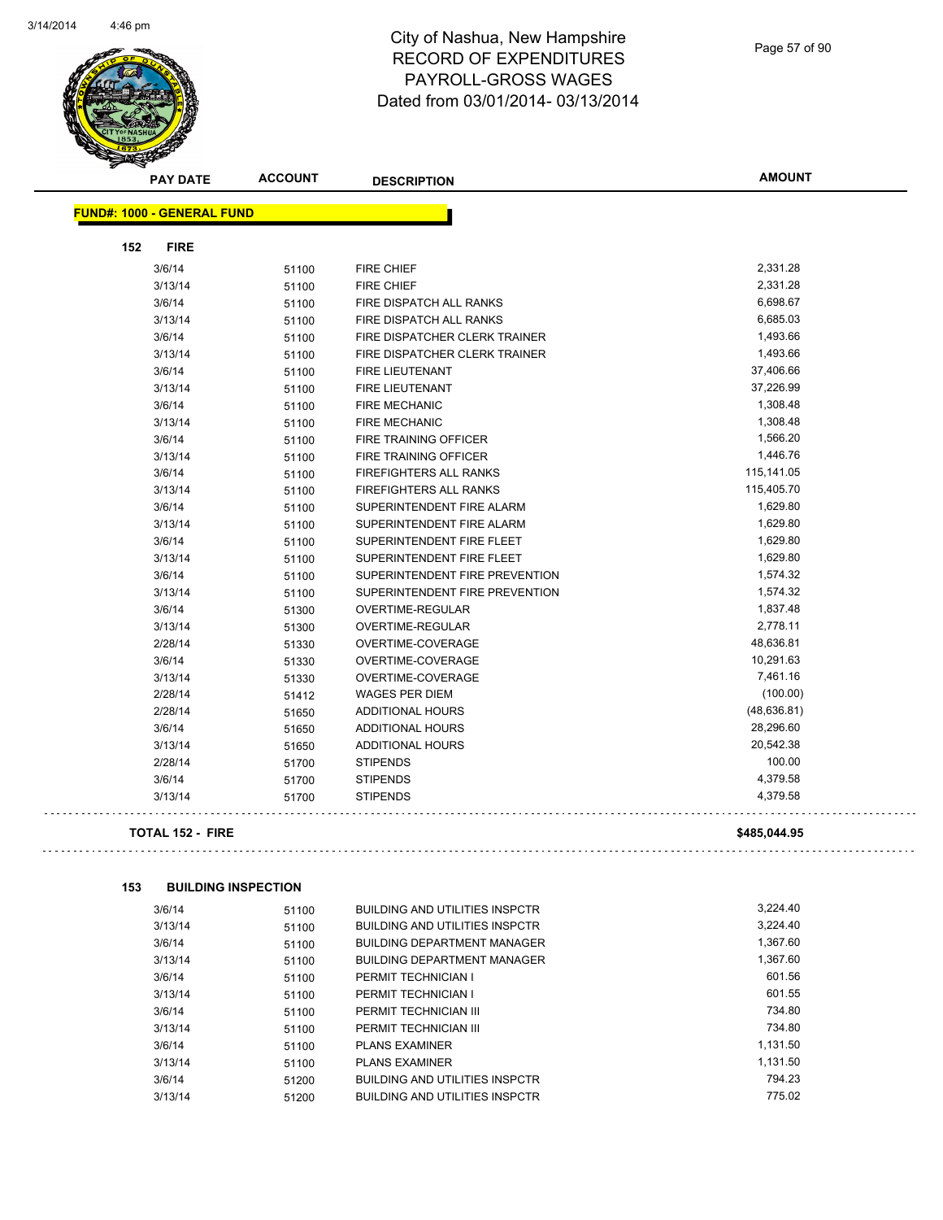# City of Nashua, New Hampshire
## RECORD OF EXPENDITURES
## PAYROLL-GROSS WAGES
## Dated from 03/01/2014- 03/13/2014

| PAY DATE | ACCOUNT | DESCRIPTION | AMOUNT |
|---|---|---|---|

**FUND#: 1000 - GENERAL FUND**

**152 FIRE**

| PAY DATE | ACCOUNT | DESCRIPTION | AMOUNT |
|---|---|---|---|
| 3/6/14 | 51100 | FIRE CHIEF | 2,331.28 |
| 3/13/14 | 51100 | FIRE CHIEF | 2,331.28 |
| 3/6/14 | 51100 | FIRE DISPATCH ALL RANKS | 6,698.67 |
| 3/13/14 | 51100 | FIRE DISPATCH ALL RANKS | 6,685.03 |
| 3/6/14 | 51100 | FIRE DISPATCHER CLERK TRAINER | 1,493.66 |
| 3/13/14 | 51100 | FIRE DISPATCHER CLERK TRAINER | 1,493.66 |
| 3/6/14 | 51100 | FIRE LIEUTENANT | 37,406.66 |
| 3/13/14 | 51100 | FIRE LIEUTENANT | 37,226.99 |
| 3/6/14 | 51100 | FIRE MECHANIC | 1,308.48 |
| 3/13/14 | 51100 | FIRE MECHANIC | 1,308.48 |
| 3/6/14 | 51100 | FIRE TRAINING OFFICER | 1,566.20 |
| 3/13/14 | 51100 | FIRE TRAINING OFFICER | 1,446.76 |
| 3/6/14 | 51100 | FIREFIGHTERS ALL RANKS | 115,141.05 |
| 3/13/14 | 51100 | FIREFIGHTERS ALL RANKS | 115,405.70 |
| 3/6/14 | 51100 | SUPERINTENDENT FIRE ALARM | 1,629.80 |
| 3/13/14 | 51100 | SUPERINTENDENT FIRE ALARM | 1,629.80 |
| 3/6/14 | 51100 | SUPERINTENDENT FIRE FLEET | 1,629.80 |
| 3/13/14 | 51100 | SUPERINTENDENT FIRE FLEET | 1,629.80 |
| 3/6/14 | 51100 | SUPERINTENDENT FIRE PREVENTION | 1,574.32 |
| 3/13/14 | 51100 | SUPERINTENDENT FIRE PREVENTION | 1,574.32 |
| 3/6/14 | 51300 | OVERTIME-REGULAR | 1,837.48 |
| 3/13/14 | 51300 | OVERTIME-REGULAR | 2,778.11 |
| 2/28/14 | 51330 | OVERTIME-COVERAGE | 48,636.81 |
| 3/6/14 | 51330 | OVERTIME-COVERAGE | 10,291.63 |
| 3/13/14 | 51330 | OVERTIME-COVERAGE | 7,461.16 |
| 2/28/14 | 51412 | WAGES PER DIEM | (100.00) |
| 2/28/14 | 51650 | ADDITIONAL HOURS | (48,636.81) |
| 3/6/14 | 51650 | ADDITIONAL HOURS | 28,296.60 |
| 3/13/14 | 51650 | ADDITIONAL HOURS | 20,542.38 |
| 2/28/14 | 51700 | STIPENDS | 100.00 |
| 3/6/14 | 51700 | STIPENDS | 4,379.58 |
| 3/13/14 | 51700 | STIPENDS | 4,379.58 |

**TOTAL 152 - FIRE** **$485,044.95**

**153 BUILDING INSPECTION**

| PAY DATE | ACCOUNT | DESCRIPTION | AMOUNT |
|---|---|---|---|
| 3/6/14 | 51100 | BUILDING AND UTILITIES INSPCTR | 3,224.40 |
| 3/13/14 | 51100 | BUILDING AND UTILITIES INSPCTR | 3,224.40 |
| 3/6/14 | 51100 | BUILDING DEPARTMENT MANAGER | 1,367.60 |
| 3/13/14 | 51100 | BUILDING DEPARTMENT MANAGER | 1,367.60 |
| 3/6/14 | 51100 | PERMIT TECHNICIAN I | 601.56 |
| 3/13/14 | 51100 | PERMIT TECHNICIAN I | 601.55 |
| 3/6/14 | 51100 | PERMIT TECHNICIAN III | 734.80 |
| 3/13/14 | 51100 | PERMIT TECHNICIAN III | 734.80 |
| 3/6/14 | 51100 | PLANS EXAMINER | 1,131.50 |
| 3/13/14 | 51100 | PLANS EXAMINER | 1,131.50 |
| 3/6/14 | 51200 | BUILDING AND UTILITIES INSPCTR | 794.23 |
| 3/13/14 | 51200 | BUILDING AND UTILITIES INSPCTR | 775.02 |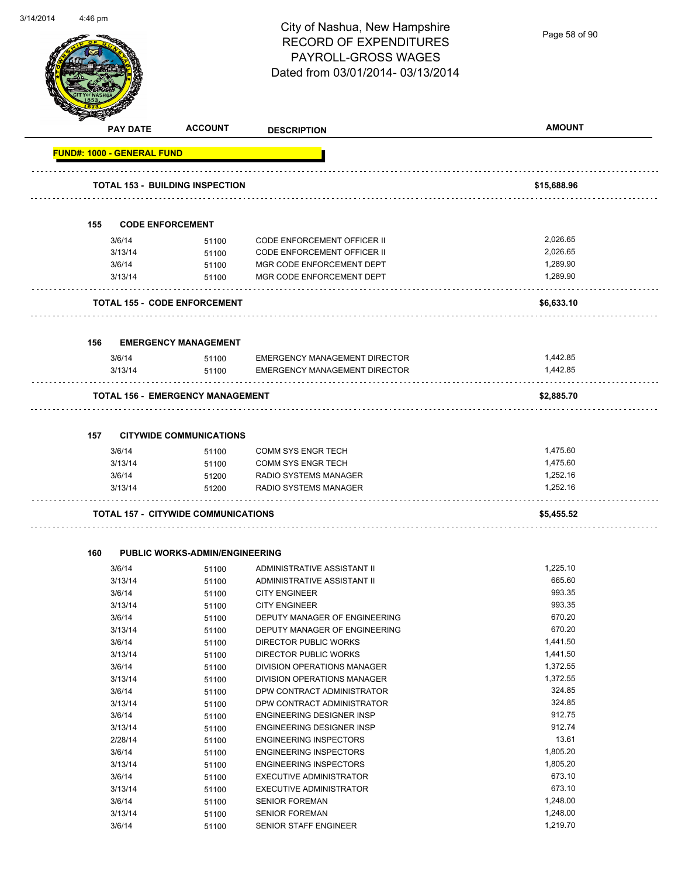# City of Nashua, New Hampshire
## RECORD OF EXPENDITURES
## PAYROLL-GROSS WAGES
## Dated from 03/01/2014- 03/13/2014

**FUND#: 1000 - GENERAL FUND**

| PAY DATE | ACCOUNT | DESCRIPTION | AMOUNT |
|---|---|---|---|
| **TOTAL 153 - BUILDING INSPECTION** | | | **$15,688.96** |
| **155 CODE ENFORCEMENT** | | | |
| 3/6/14 | 51100 | CODE ENFORCEMENT OFFICER II | 2,026.65 |
| 3/13/14 | 51100 | CODE ENFORCEMENT OFFICER II | 2,026.65 |
| 3/6/14 | 51100 | MGR CODE ENFORCEMENT DEPT | 1,289.90 |
| 3/13/14 | 51100 | MGR CODE ENFORCEMENT DEPT | 1,289.90 |
| **TOTAL 155 - CODE ENFORCEMENT** | | | **$6,633.10** |
| **156 EMERGENCY MANAGEMENT** | | | |
| 3/6/14 | 51100 | EMERGENCY MANAGEMENT DIRECTOR | 1,442.85 |
| 3/13/14 | 51100 | EMERGENCY MANAGEMENT DIRECTOR | 1,442.85 |
| **TOTAL 156 - EMERGENCY MANAGEMENT** | | | **$2,885.70** |
| **157 CITYWIDE COMMUNICATIONS** | | | |
| 3/6/14 | 51100 | COMM SYS ENGR TECH | 1,475.60 |
| 3/13/14 | 51100 | COMM SYS ENGR TECH | 1,475.60 |
| 3/6/14 | 51200 | RADIO SYSTEMS MANAGER | 1,252.16 |
| 3/13/14 | 51200 | RADIO SYSTEMS MANAGER | 1,252.16 |
| **TOTAL 157 - CITYWIDE COMMUNICATIONS** | | | **$5,455.52** |
| **160 PUBLIC WORKS-ADMIN/ENGINEERING** | | | |
| 3/6/14 | 51100 | ADMINISTRATIVE ASSISTANT II | 1,225.10 |
| 3/13/14 | 51100 | ADMINISTRATIVE ASSISTANT II | 665.60 |
| 3/6/14 | 51100 | CITY ENGINEER | 993.35 |
| 3/13/14 | 51100 | CITY ENGINEER | 993.35 |
| 3/6/14 | 51100 | DEPUTY MANAGER OF ENGINEERING | 670.20 |
| 3/13/14 | 51100 | DEPUTY MANAGER OF ENGINEERING | 670.20 |
| 3/6/14 | 51100 | DIRECTOR PUBLIC WORKS | 1,441.50 |
| 3/13/14 | 51100 | DIRECTOR PUBLIC WORKS | 1,441.50 |
| 3/6/14 | 51100 | DIVISION OPERATIONS MANAGER | 1,372.55 |
| 3/13/14 | 51100 | DIVISION OPERATIONS MANAGER | 1,372.55 |
| 3/6/14 | 51100 | DPW CONTRACT ADMINISTRATOR | 324.85 |
| 3/13/14 | 51100 | DPW CONTRACT ADMINISTRATOR | 324.85 |
| 3/6/14 | 51100 | ENGINEERING DESIGNER INSP | 912.75 |
| 3/13/14 | 51100 | ENGINEERING DESIGNER INSP | 912.74 |
| 2/28/14 | 51100 | ENGINEERING INSPECTORS | 13.61 |
| 3/6/14 | 51100 | ENGINEERING INSPECTORS | 1,805.20 |
| 3/13/14 | 51100 | ENGINEERING INSPECTORS | 1,805.20 |
| 3/6/14 | 51100 | EXECUTIVE ADMINISTRATOR | 673.10 |
| 3/13/14 | 51100 | EXECUTIVE ADMINISTRATOR | 673.10 |
| 3/6/14 | 51100 | SENIOR FOREMAN | 1,248.00 |
| 3/13/14 | 51100 | SENIOR FOREMAN | 1,248.00 |
| 3/6/14 | 51100 | SENIOR STAFF ENGINEER | 1,219.70 |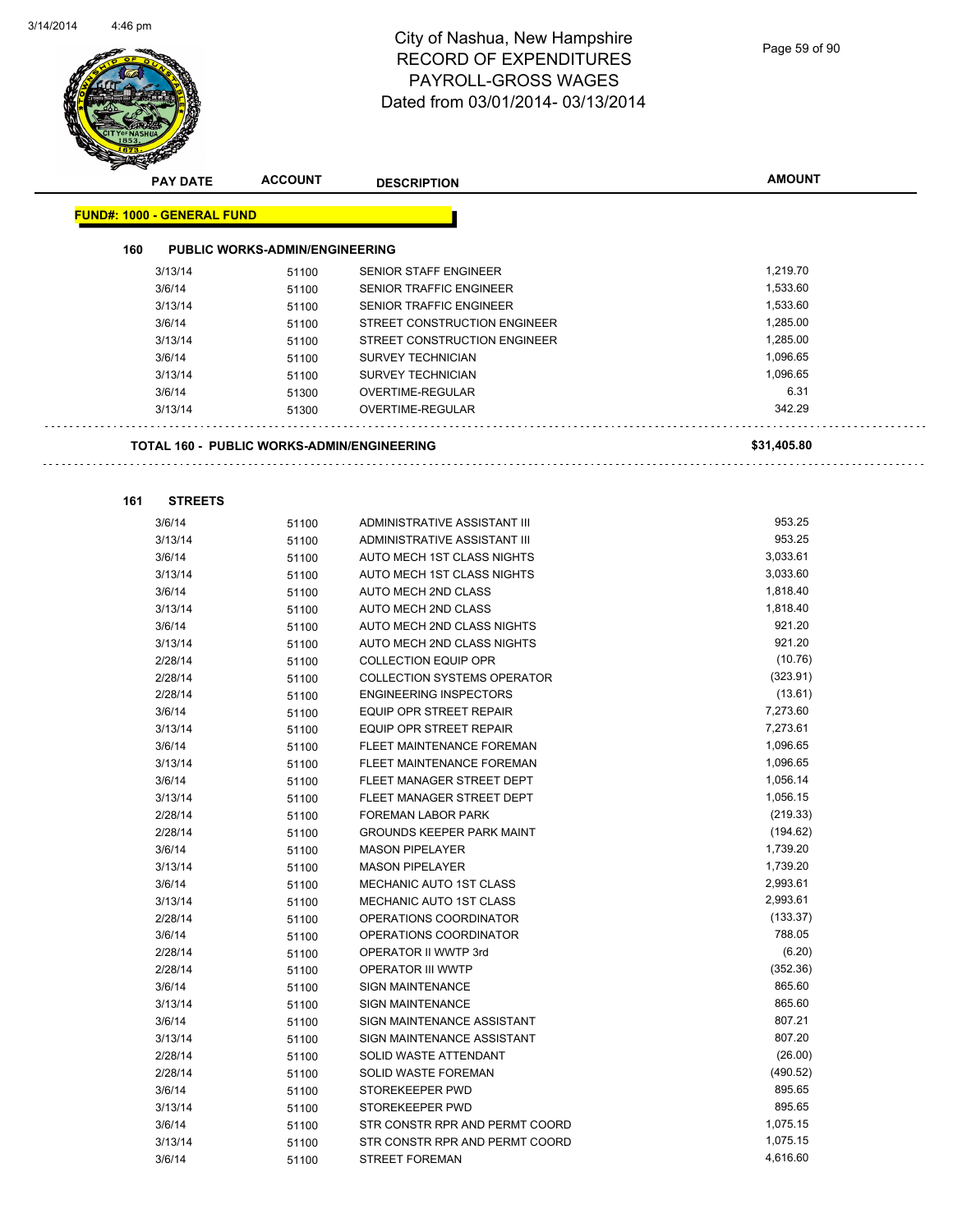# City of Nashua, New Hampshire
## RECORD OF EXPENDITURES
## PAYROLL-GROSS WAGES
### Dated from 03/01/2014- 03/13/2014

| PAY DATE | ACCOUNT | DESCRIPTION | AMOUNT |
|---|---|---|---|

**FUND#: 1000 - GENERAL FUND**

**160 PUBLIC WORKS-ADMIN/ENGINEERING**

| PAY DATE | ACCOUNT | DESCRIPTION | AMOUNT |
|---|---|---|---|
| 3/13/14 | 51100 | SENIOR STAFF ENGINEER | 1,219.70 |
| 3/6/14 | 51100 | SENIOR TRAFFIC ENGINEER | 1,533.60 |
| 3/13/14 | 51100 | SENIOR TRAFFIC ENGINEER | 1,533.60 |
| 3/6/14 | 51100 | STREET CONSTRUCTION ENGINEER | 1,285.00 |
| 3/13/14 | 51100 | STREET CONSTRUCTION ENGINEER | 1,285.00 |
| 3/6/14 | 51100 | SURVEY TECHNICIAN | 1,096.65 |
| 3/13/14 | 51100 | SURVEY TECHNICIAN | 1,096.65 |
| 3/6/14 | 51300 | OVERTIME-REGULAR | 6.31 |
| 3/13/14 | 51300 | OVERTIME-REGULAR | 342.29 |

**TOTAL 160 - PUBLIC WORKS-ADMIN/ENGINEERING** **$31,405.80**

**161 STREETS**

| PAY DATE | ACCOUNT | DESCRIPTION | AMOUNT |
|---|---|---|---|
| 3/6/14 | 51100 | ADMINISTRATIVE ASSISTANT III | 953.25 |
| 3/13/14 | 51100 | ADMINISTRATIVE ASSISTANT III | 953.25 |
| 3/6/14 | 51100 | AUTO MECH 1ST CLASS NIGHTS | 3,033.61 |
| 3/13/14 | 51100 | AUTO MECH 1ST CLASS NIGHTS | 3,033.60 |
| 3/6/14 | 51100 | AUTO MECH 2ND CLASS | 1,818.40 |
| 3/13/14 | 51100 | AUTO MECH 2ND CLASS | 1,818.40 |
| 3/6/14 | 51100 | AUTO MECH 2ND CLASS NIGHTS | 921.20 |
| 3/13/14 | 51100 | AUTO MECH 2ND CLASS NIGHTS | 921.20 |
| 2/28/14 | 51100 | COLLECTION EQUIP OPR | (10.76) |
| 2/28/14 | 51100 | COLLECTION SYSTEMS OPERATOR | (323.91) |
| 2/28/14 | 51100 | ENGINEERING INSPECTORS | (13.61) |
| 3/6/14 | 51100 | EQUIP OPR STREET REPAIR | 7,273.60 |
| 3/13/14 | 51100 | EQUIP OPR STREET REPAIR | 7,273.61 |
| 3/6/14 | 51100 | FLEET MAINTENANCE FOREMAN | 1,096.65 |
| 3/13/14 | 51100 | FLEET MAINTENANCE FOREMAN | 1,096.65 |
| 3/6/14 | 51100 | FLEET MANAGER STREET DEPT | 1,056.14 |
| 3/13/14 | 51100 | FLEET MANAGER STREET DEPT | 1,056.15 |
| 2/28/14 | 51100 | FOREMAN LABOR PARK | (219.33) |
| 2/28/14 | 51100 | GROUNDS KEEPER PARK MAINT | (194.62) |
| 3/6/14 | 51100 | MASON PIPELAYER | 1,739.20 |
| 3/13/14 | 51100 | MASON PIPELAYER | 1,739.20 |
| 3/6/14 | 51100 | MECHANIC AUTO 1ST CLASS | 2,993.61 |
| 3/13/14 | 51100 | MECHANIC AUTO 1ST CLASS | 2,993.61 |
| 2/28/14 | 51100 | OPERATIONS COORDINATOR | (133.37) |
| 3/6/14 | 51100 | OPERATIONS COORDINATOR | 788.05 |
| 2/28/14 | 51100 | OPERATOR II WWTP 3rd | (6.20) |
| 2/28/14 | 51100 | OPERATOR III WWTP | (352.36) |
| 3/6/14 | 51100 | SIGN MAINTENANCE | 865.60 |
| 3/13/14 | 51100 | SIGN MAINTENANCE | 865.60 |
| 3/6/14 | 51100 | SIGN MAINTENANCE ASSISTANT | 807.21 |
| 3/13/14 | 51100 | SIGN MAINTENANCE ASSISTANT | 807.20 |
| 2/28/14 | 51100 | SOLID WASTE ATTENDANT | (26.00) |
| 2/28/14 | 51100 | SOLID WASTE FOREMAN | (490.52) |
| 3/6/14 | 51100 | STOREKEEPER PWD | 895.65 |
| 3/13/14 | 51100 | STOREKEEPER PWD | 895.65 |
| 3/6/14 | 51100 | STR CONSTR RPR AND PERMT COORD | 1,075.15 |
| 3/13/14 | 51100 | STR CONSTR RPR AND PERMT COORD | 1,075.15 |
| 3/6/14 | 51100 | STREET FOREMAN | 4,616.60 |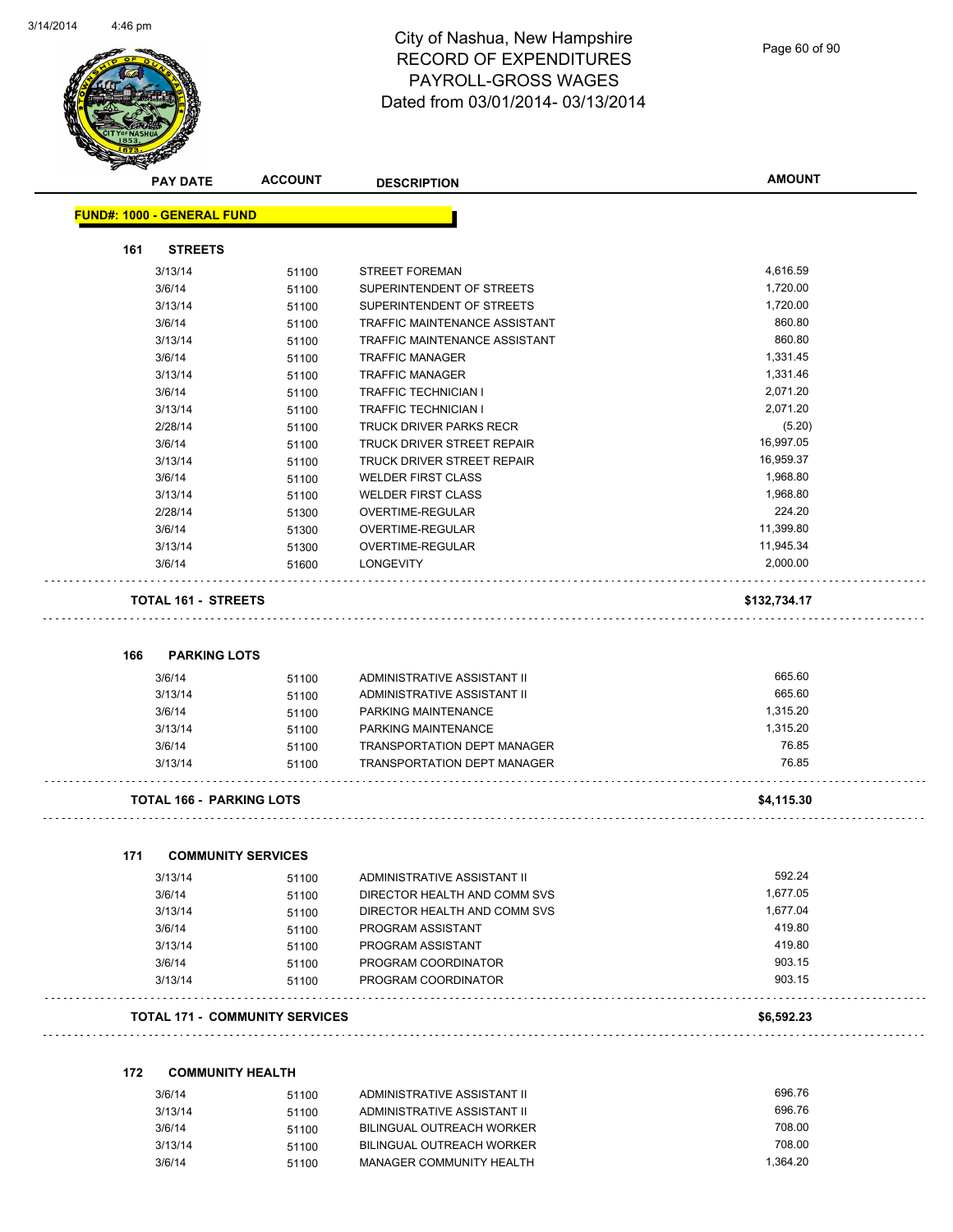# City of Nashua, New Hampshire
## RECORD OF EXPENDITURES
## PAYROLL-GROSS WAGES
## Dated from 03/01/2014- 03/13/2014

| PAY DATE | ACCOUNT | DESCRIPTION | AMOUNT |
|---|---|---|---|

**FUND#: 1000 - GENERAL FUND**

**161 STREETS**

| PAY DATE | ACCOUNT | DESCRIPTION | AMOUNT |
|---|---|---|---|
| 3/13/14 | 51100 | STREET FOREMAN | 4,616.59 |
| 3/6/14 | 51100 | SUPERINTENDENT OF STREETS | 1,720.00 |
| 3/13/14 | 51100 | SUPERINTENDENT OF STREETS | 1,720.00 |
| 3/6/14 | 51100 | TRAFFIC MAINTENANCE ASSISTANT | 860.80 |
| 3/13/14 | 51100 | TRAFFIC MAINTENANCE ASSISTANT | 860.80 |
| 3/6/14 | 51100 | TRAFFIC MANAGER | 1,331.45 |
| 3/13/14 | 51100 | TRAFFIC MANAGER | 1,331.46 |
| 3/6/14 | 51100 | TRAFFIC TECHNICIAN I | 2,071.20 |
| 3/13/14 | 51100 | TRAFFIC TECHNICIAN I | 2,071.20 |
| 2/28/14 | 51100 | TRUCK DRIVER PARKS RECR | (5.20) |
| 3/6/14 | 51100 | TRUCK DRIVER STREET REPAIR | 16,997.05 |
| 3/13/14 | 51100 | TRUCK DRIVER STREET REPAIR | 16,959.37 |
| 3/6/14 | 51100 | WELDER FIRST CLASS | 1,968.80 |
| 3/13/14 | 51100 | WELDER FIRST CLASS | 1,968.80 |
| 2/28/14 | 51300 | OVERTIME-REGULAR | 224.20 |
| 3/6/14 | 51300 | OVERTIME-REGULAR | 11,399.80 |
| 3/13/14 | 51300 | OVERTIME-REGULAR | 11,945.34 |
| 3/6/14 | 51600 | LONGEVITY | 2,000.00 |

**TOTAL 161 - STREETS** **$132,734.17**

**166 PARKING LOTS**

| PAY DATE | ACCOUNT | DESCRIPTION | AMOUNT |
|---|---|---|---|
| 3/6/14 | 51100 | ADMINISTRATIVE ASSISTANT II | 665.60 |
| 3/13/14 | 51100 | ADMINISTRATIVE ASSISTANT II | 665.60 |
| 3/6/14 | 51100 | PARKING MAINTENANCE | 1,315.20 |
| 3/13/14 | 51100 | PARKING MAINTENANCE | 1,315.20 |
| 3/6/14 | 51100 | TRANSPORTATION DEPT MANAGER | 76.85 |
| 3/13/14 | 51100 | TRANSPORTATION DEPT MANAGER | 76.85 |

**TOTAL 166 - PARKING LOTS** **$4,115.30**

**171 COMMUNITY SERVICES**

| PAY DATE | ACCOUNT | DESCRIPTION | AMOUNT |
|---|---|---|---|
| 3/13/14 | 51100 | ADMINISTRATIVE ASSISTANT II | 592.24 |
| 3/6/14 | 51100 | DIRECTOR HEALTH AND COMM SVS | 1,677.05 |
| 3/13/14 | 51100 | DIRECTOR HEALTH AND COMM SVS | 1,677.04 |
| 3/6/14 | 51100 | PROGRAM ASSISTANT | 419.80 |
| 3/13/14 | 51100 | PROGRAM ASSISTANT | 419.80 |
| 3/6/14 | 51100 | PROGRAM COORDINATOR | 903.15 |
| 3/13/14 | 51100 | PROGRAM COORDINATOR | 903.15 |

**TOTAL 171 - COMMUNITY SERVICES** **$6,592.23**

**172 COMMUNITY HEALTH**

| PAY DATE | ACCOUNT | DESCRIPTION | AMOUNT |
|---|---|---|---|
| 3/6/14 | 51100 | ADMINISTRATIVE ASSISTANT II | 696.76 |
| 3/13/14 | 51100 | ADMINISTRATIVE ASSISTANT II | 696.76 |
| 3/6/14 | 51100 | BILINGUAL OUTREACH WORKER | 708.00 |
| 3/13/14 | 51100 | BILINGUAL OUTREACH WORKER | 708.00 |
| 3/6/14 | 51100 | MANAGER COMMUNITY HEALTH | 1,364.20 |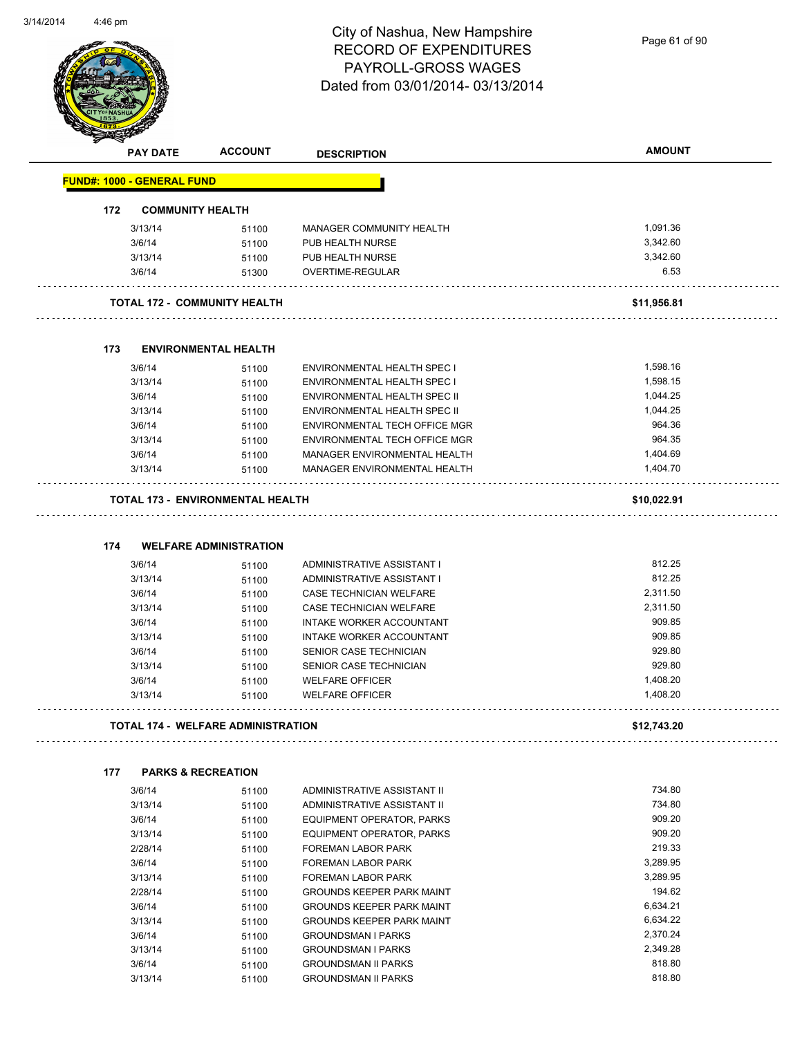# City of Nashua, New Hampshire
# RECORD OF EXPENDITURES
# PAYROLL-GROSS WAGES
# Dated from 03/01/2014- 03/13/2014

| PAY DATE | ACCOUNT | DESCRIPTION | AMOUNT |
|---|---|---|---|
| **FUND#: 1000 - GENERAL FUND** | | | |
| **172 COMMUNITY HEALTH** | | | |
| 3/13/14 | 51100 | MANAGER COMMUNITY HEALTH | 1,091.36 |
| 3/6/14 | 51100 | PUB HEALTH NURSE | 3,342.60 |
| 3/13/14 | 51100 | PUB HEALTH NURSE | 3,342.60 |
| 3/6/14 | 51300 | OVERTIME-REGULAR | 6.53 |
| **TOTAL 172 - COMMUNITY HEALTH** | | | **$11,956.81** |
| **173 ENVIRONMENTAL HEALTH** | | | |
| 3/6/14 | 51100 | ENVIRONMENTAL HEALTH SPEC I | 1,598.16 |
| 3/13/14 | 51100 | ENVIRONMENTAL HEALTH SPEC I | 1,598.15 |
| 3/6/14 | 51100 | ENVIRONMENTAL HEALTH SPEC II | 1,044.25 |
| 3/13/14 | 51100 | ENVIRONMENTAL HEALTH SPEC II | 1,044.25 |
| 3/6/14 | 51100 | ENVIRONMENTAL TECH OFFICE MGR | 964.36 |
| 3/13/14 | 51100 | ENVIRONMENTAL TECH OFFICE MGR | 964.35 |
| 3/6/14 | 51100 | MANAGER ENVIRONMENTAL HEALTH | 1,404.69 |
| 3/13/14 | 51100 | MANAGER ENVIRONMENTAL HEALTH | 1,404.70 |
| **TOTAL 173 - ENVIRONMENTAL HEALTH** | | | **$10,022.91** |
| **174 WELFARE ADMINISTRATION** | | | |
| 3/6/14 | 51100 | ADMINISTRATIVE ASSISTANT I | 812.25 |
| 3/13/14 | 51100 | ADMINISTRATIVE ASSISTANT I | 812.25 |
| 3/6/14 | 51100 | CASE TECHNICIAN WELFARE | 2,311.50 |
| 3/13/14 | 51100 | CASE TECHNICIAN WELFARE | 2,311.50 |
| 3/6/14 | 51100 | INTAKE WORKER ACCOUNTANT | 909.85 |
| 3/13/14 | 51100 | INTAKE WORKER ACCOUNTANT | 909.85 |
| 3/6/14 | 51100 | SENIOR CASE TECHNICIAN | 929.80 |
| 3/13/14 | 51100 | SENIOR CASE TECHNICIAN | 929.80 |
| 3/6/14 | 51100 | WELFARE OFFICER | 1,408.20 |
| 3/13/14 | 51100 | WELFARE OFFICER | 1,408.20 |
| **TOTAL 174 - WELFARE ADMINISTRATION** | | | **$12,743.20** |
| **177 PARKS & RECREATION** | | | |
| 3/6/14 | 51100 | ADMINISTRATIVE ASSISTANT II | 734.80 |
| 3/13/14 | 51100 | ADMINISTRATIVE ASSISTANT II | 734.80 |
| 3/6/14 | 51100 | EQUIPMENT OPERATOR, PARKS | 909.20 |
| 3/13/14 | 51100 | EQUIPMENT OPERATOR, PARKS | 909.20 |
| 2/28/14 | 51100 | FOREMAN LABOR PARK | 219.33 |
| 3/6/14 | 51100 | FOREMAN LABOR PARK | 3,289.95 |
| 3/13/14 | 51100 | FOREMAN LABOR PARK | 3,289.95 |
| 2/28/14 | 51100 | GROUNDS KEEPER PARK MAINT | 194.62 |
| 3/6/14 | 51100 | GROUNDS KEEPER PARK MAINT | 6,634.21 |
| 3/13/14 | 51100 | GROUNDS KEEPER PARK MAINT | 6,634.22 |
| 3/6/14 | 51100 | GROUNDSMAN I PARKS | 2,370.24 |
| 3/13/14 | 51100 | GROUNDSMAN I PARKS | 2,349.28 |
| 3/6/14 | 51100 | GROUNDSMAN II PARKS | 818.80 |
| 3/13/14 | 51100 | GROUNDSMAN II PARKS | 818.80 |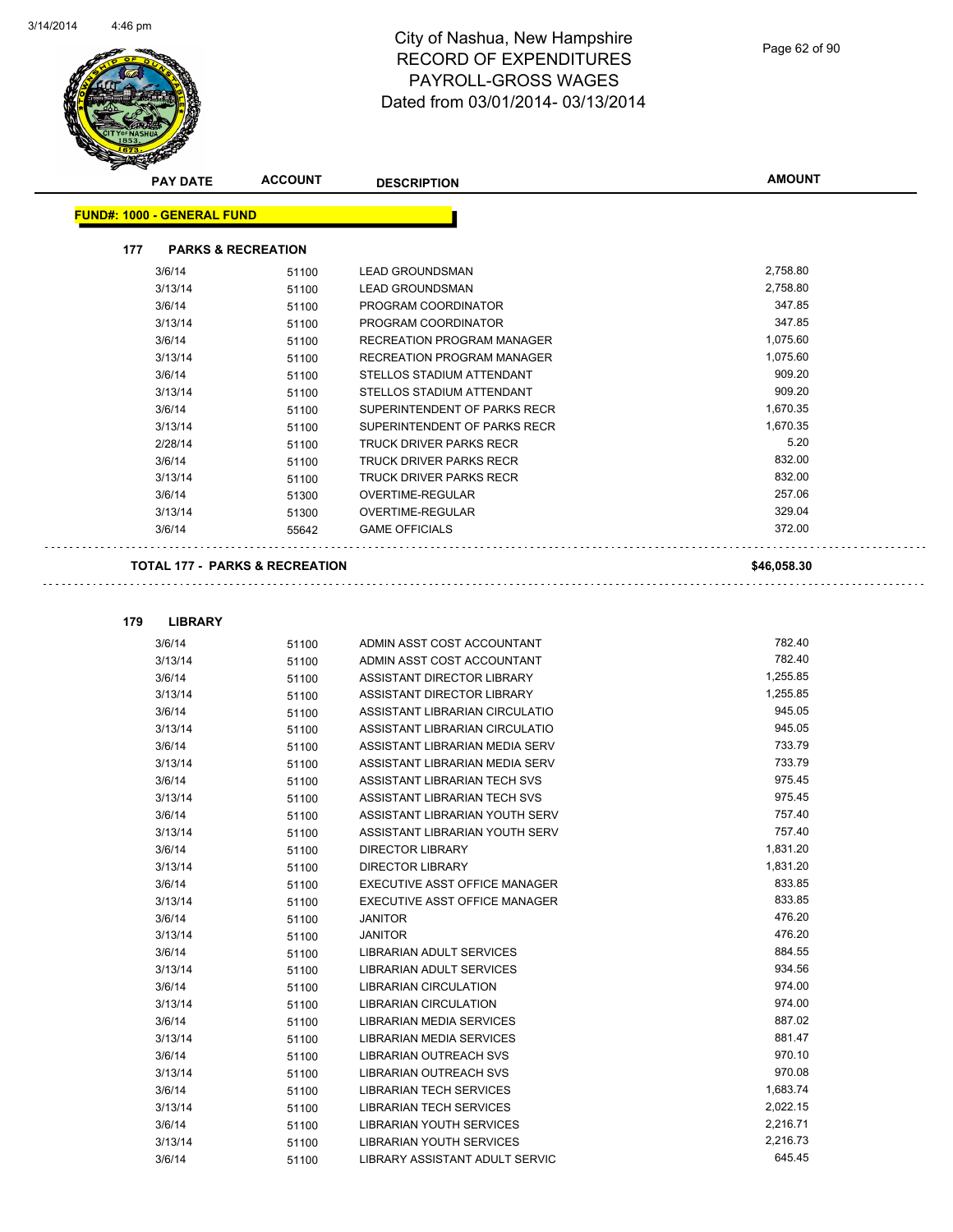# City of Nashua, New Hampshire
# RECORD OF EXPENDITURES
# PAYROLL-GROSS WAGES
# Dated from 03/01/2014- 03/13/2014

| PAY DATE | ACCOUNT | DESCRIPTION | AMOUNT |
|---|---|---|---|

**FUND#: 1000 - GENERAL FUND**

**177 PARKS & RECREATION**

| PAY DATE | ACCOUNT | DESCRIPTION | AMOUNT |
|---|---|---|---|
| 3/6/14 | 51100 | LEAD GROUNDSMAN | 2,758.80 |
| 3/13/14 | 51100 | LEAD GROUNDSMAN | 2,758.80 |
| 3/6/14 | 51100 | PROGRAM COORDINATOR | 347.85 |
| 3/13/14 | 51100 | PROGRAM COORDINATOR | 347.85 |
| 3/6/14 | 51100 | RECREATION PROGRAM MANAGER | 1,075.60 |
| 3/13/14 | 51100 | RECREATION PROGRAM MANAGER | 1,075.60 |
| 3/6/14 | 51100 | STELLOS STADIUM ATTENDANT | 909.20 |
| 3/13/14 | 51100 | STELLOS STADIUM ATTENDANT | 909.20 |
| 3/6/14 | 51100 | SUPERINTENDENT OF PARKS RECR | 1,670.35 |
| 3/13/14 | 51100 | SUPERINTENDENT OF PARKS RECR | 1,670.35 |
| 2/28/14 | 51100 | TRUCK DRIVER PARKS RECR | 5.20 |
| 3/6/14 | 51100 | TRUCK DRIVER PARKS RECR | 832.00 |
| 3/13/14 | 51100 | TRUCK DRIVER PARKS RECR | 832.00 |
| 3/6/14 | 51300 | OVERTIME-REGULAR | 257.06 |
| 3/13/14 | 51300 | OVERTIME-REGULAR | 329.04 |
| 3/6/14 | 55642 | GAME OFFICIALS | 372.00 |

**TOTAL 177 - PARKS & RECREATION** **$46,058.30**

**179 LIBRARY**

| PAY DATE | ACCOUNT | DESCRIPTION | AMOUNT |
|---|---|---|---|
| 3/6/14 | 51100 | ADMIN ASST COST ACCOUNTANT | 782.40 |
| 3/13/14 | 51100 | ADMIN ASST COST ACCOUNTANT | 782.40 |
| 3/6/14 | 51100 | ASSISTANT DIRECTOR LIBRARY | 1,255.85 |
| 3/13/14 | 51100 | ASSISTANT DIRECTOR LIBRARY | 1,255.85 |
| 3/6/14 | 51100 | ASSISTANT LIBRARIAN CIRCULATIO | 945.05 |
| 3/13/14 | 51100 | ASSISTANT LIBRARIAN CIRCULATIO | 945.05 |
| 3/6/14 | 51100 | ASSISTANT LIBRARIAN MEDIA SERV | 733.79 |
| 3/13/14 | 51100 | ASSISTANT LIBRARIAN MEDIA SERV | 733.79 |
| 3/6/14 | 51100 | ASSISTANT LIBRARIAN TECH SVS | 975.45 |
| 3/13/14 | 51100 | ASSISTANT LIBRARIAN TECH SVS | 975.45 |
| 3/6/14 | 51100 | ASSISTANT LIBRARIAN YOUTH SERV | 757.40 |
| 3/13/14 | 51100 | ASSISTANT LIBRARIAN YOUTH SERV | 757.40 |
| 3/6/14 | 51100 | DIRECTOR LIBRARY | 1,831.20 |
| 3/13/14 | 51100 | DIRECTOR LIBRARY | 1,831.20 |
| 3/6/14 | 51100 | EXECUTIVE ASST OFFICE MANAGER | 833.85 |
| 3/13/14 | 51100 | EXECUTIVE ASST OFFICE MANAGER | 833.85 |
| 3/6/14 | 51100 | JANITOR | 476.20 |
| 3/13/14 | 51100 | JANITOR | 476.20 |
| 3/6/14 | 51100 | LIBRARIAN ADULT SERVICES | 884.55 |
| 3/13/14 | 51100 | LIBRARIAN ADULT SERVICES | 934.56 |
| 3/6/14 | 51100 | LIBRARIAN CIRCULATION | 974.00 |
| 3/13/14 | 51100 | LIBRARIAN CIRCULATION | 974.00 |
| 3/6/14 | 51100 | LIBRARIAN MEDIA SERVICES | 887.02 |
| 3/13/14 | 51100 | LIBRARIAN MEDIA SERVICES | 881.47 |
| 3/6/14 | 51100 | LIBRARIAN OUTREACH SVS | 970.10 |
| 3/13/14 | 51100 | LIBRARIAN OUTREACH SVS | 970.08 |
| 3/6/14 | 51100 | LIBRARIAN TECH SERVICES | 1,683.74 |
| 3/13/14 | 51100 | LIBRARIAN TECH SERVICES | 2,022.15 |
| 3/6/14 | 51100 | LIBRARIAN YOUTH SERVICES | 2,216.71 |
| 3/13/14 | 51100 | LIBRARIAN YOUTH SERVICES | 2,216.73 |
| 3/6/14 | 51100 | LIBRARY ASSISTANT ADULT SERVIC | 645.45 |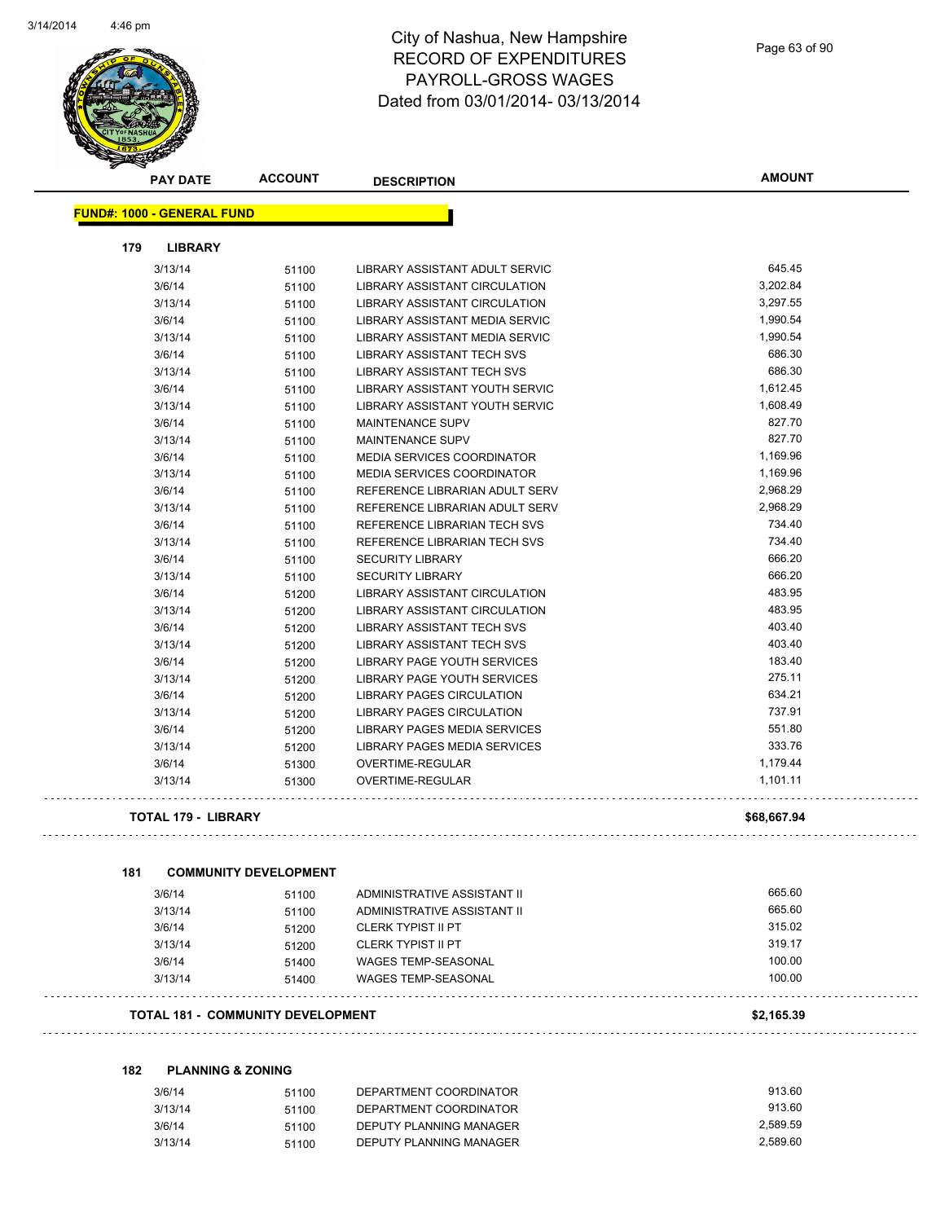# City of Nashua, New Hampshire
## RECORD OF EXPENDITURES
## PAYROLL-GROSS WAGES
## Dated from 03/01/2014- 03/13/2014

| PAY DATE | ACCOUNT | DESCRIPTION | AMOUNT |
|---|---|---|---|

**FUND#: 1000 - GENERAL FUND**

**179 LIBRARY**

| PAY DATE | ACCOUNT | DESCRIPTION | AMOUNT |
|---|---|---|---|
| 3/13/14 | 51100 | LIBRARY ASSISTANT ADULT SERVIC | 645.45 |
| 3/6/14 | 51100 | LIBRARY ASSISTANT CIRCULATION | 3,202.84 |
| 3/13/14 | 51100 | LIBRARY ASSISTANT CIRCULATION | 3,297.55 |
| 3/6/14 | 51100 | LIBRARY ASSISTANT MEDIA SERVIC | 1,990.54 |
| 3/13/14 | 51100 | LIBRARY ASSISTANT MEDIA SERVIC | 1,990.54 |
| 3/6/14 | 51100 | LIBRARY ASSISTANT TECH SVS | 686.30 |
| 3/13/14 | 51100 | LIBRARY ASSISTANT TECH SVS | 686.30 |
| 3/6/14 | 51100 | LIBRARY ASSISTANT YOUTH SERVIC | 1,612.45 |
| 3/13/14 | 51100 | LIBRARY ASSISTANT YOUTH SERVIC | 1,608.49 |
| 3/6/14 | 51100 | MAINTENANCE SUPV | 827.70 |
| 3/13/14 | 51100 | MAINTENANCE SUPV | 827.70 |
| 3/6/14 | 51100 | MEDIA SERVICES COORDINATOR | 1,169.96 |
| 3/13/14 | 51100 | MEDIA SERVICES COORDINATOR | 1,169.96 |
| 3/6/14 | 51100 | REFERENCE LIBRARIAN ADULT SERV | 2,968.29 |
| 3/13/14 | 51100 | REFERENCE LIBRARIAN ADULT SERV | 2,968.29 |
| 3/6/14 | 51100 | REFERENCE LIBRARIAN TECH SVS | 734.40 |
| 3/13/14 | 51100 | REFERENCE LIBRARIAN TECH SVS | 734.40 |
| 3/6/14 | 51100 | SECURITY LIBRARY | 666.20 |
| 3/13/14 | 51100 | SECURITY LIBRARY | 666.20 |
| 3/6/14 | 51200 | LIBRARY ASSISTANT CIRCULATION | 483.95 |
| 3/13/14 | 51200 | LIBRARY ASSISTANT CIRCULATION | 483.95 |
| 3/6/14 | 51200 | LIBRARY ASSISTANT TECH SVS | 403.40 |
| 3/13/14 | 51200 | LIBRARY ASSISTANT TECH SVS | 403.40 |
| 3/6/14 | 51200 | LIBRARY PAGE YOUTH SERVICES | 183.40 |
| 3/13/14 | 51200 | LIBRARY PAGE YOUTH SERVICES | 275.11 |
| 3/6/14 | 51200 | LIBRARY PAGES CIRCULATION | 634.21 |
| 3/13/14 | 51200 | LIBRARY PAGES CIRCULATION | 737.91 |
| 3/6/14 | 51200 | LIBRARY PAGES MEDIA SERVICES | 551.80 |
| 3/13/14 | 51200 | LIBRARY PAGES MEDIA SERVICES | 333.76 |
| 3/6/14 | 51300 | OVERTIME-REGULAR | 1,179.44 |
| 3/13/14 | 51300 | OVERTIME-REGULAR | 1,101.11 |

**TOTAL 179 - LIBRARY** **$68,667.94**

**181 COMMUNITY DEVELOPMENT**

| PAY DATE | ACCOUNT | DESCRIPTION | AMOUNT |
|---|---|---|---|
| 3/6/14 | 51100 | ADMINISTRATIVE ASSISTANT II | 665.60 |
| 3/13/14 | 51100 | ADMINISTRATIVE ASSISTANT II | 665.60 |
| 3/6/14 | 51200 | CLERK TYPIST II PT | 315.02 |
| 3/13/14 | 51200 | CLERK TYPIST II PT | 319.17 |
| 3/6/14 | 51400 | WAGES TEMP-SEASONAL | 100.00 |
| 3/13/14 | 51400 | WAGES TEMP-SEASONAL | 100.00 |

**TOTAL 181 - COMMUNITY DEVELOPMENT** **$2,165.39**

**182 PLANNING & ZONING**

| PAY DATE | ACCOUNT | DESCRIPTION | AMOUNT |
|---|---|---|---|
| 3/6/14 | 51100 | DEPARTMENT COORDINATOR | 913.60 |
| 3/13/14 | 51100 | DEPARTMENT COORDINATOR | 913.60 |
| 3/6/14 | 51100 | DEPUTY PLANNING MANAGER | 2,589.59 |
| 3/13/14 | 51100 | DEPUTY PLANNING MANAGER | 2,589.60 |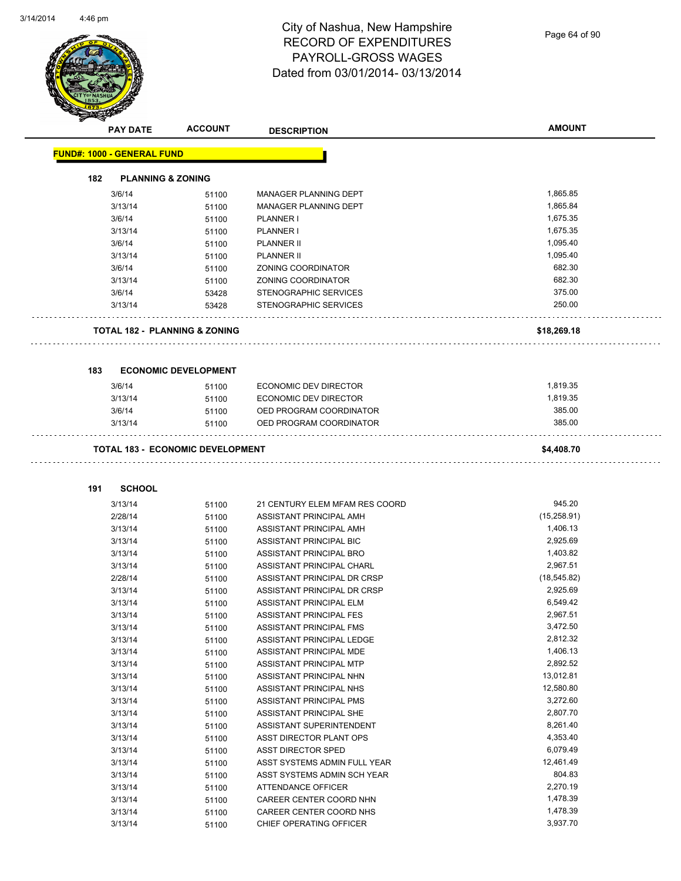# City of Nashua, New Hampshire
## RECORD OF EXPENDITURES
## PAYROLL-GROSS WAGES
## Dated from 03/01/2014- 03/13/2014

| PAY DATE | ACCOUNT | DESCRIPTION | AMOUNT |
|---|---|---|---|

**FUND#: 1000 - GENERAL FUND**

**182 PLANNING & ZONING**

| PAY DATE | ACCOUNT | DESCRIPTION | AMOUNT |
|---|---|---|---|
| 3/6/14 | 51100 | MANAGER PLANNING DEPT | 1,865.85 |
| 3/13/14 | 51100 | MANAGER PLANNING DEPT | 1,865.84 |
| 3/6/14 | 51100 | PLANNER I | 1,675.35 |
| 3/13/14 | 51100 | PLANNER I | 1,675.35 |
| 3/6/14 | 51100 | PLANNER II | 1,095.40 |
| 3/13/14 | 51100 | PLANNER II | 1,095.40 |
| 3/6/14 | 51100 | ZONING COORDINATOR | 682.30 |
| 3/13/14 | 51100 | ZONING COORDINATOR | 682.30 |
| 3/6/14 | 53428 | STENOGRAPHIC SERVICES | 375.00 |
| 3/13/14 | 53428 | STENOGRAPHIC SERVICES | 250.00 |

**TOTAL 182 - PLANNING & ZONING** **$18,269.18**

**183 ECONOMIC DEVELOPMENT**

| PAY DATE | ACCOUNT | DESCRIPTION | AMOUNT |
|---|---|---|---|
| 3/6/14 | 51100 | ECONOMIC DEV DIRECTOR | 1,819.35 |
| 3/13/14 | 51100 | ECONOMIC DEV DIRECTOR | 1,819.35 |
| 3/6/14 | 51100 | OED PROGRAM COORDINATOR | 385.00 |
| 3/13/14 | 51100 | OED PROGRAM COORDINATOR | 385.00 |

**TOTAL 183 - ECONOMIC DEVELOPMENT** **$4,408.70**

**191 SCHOOL**

| PAY DATE | ACCOUNT | DESCRIPTION | AMOUNT |
|---|---|---|---|
| 3/13/14 | 51100 | 21 CENTURY ELEM MFAM RES COORD | 945.20 |
| 2/28/14 | 51100 | ASSISTANT PRINCIPAL AMH | (15,258.91) |
| 3/13/14 | 51100 | ASSISTANT PRINCIPAL AMH | 1,406.13 |
| 3/13/14 | 51100 | ASSISTANT PRINCIPAL BIC | 2,925.69 |
| 3/13/14 | 51100 | ASSISTANT PRINCIPAL BRO | 1,403.82 |
| 3/13/14 | 51100 | ASSISTANT PRINCIPAL CHARL | 2,967.51 |
| 2/28/14 | 51100 | ASSISTANT PRINCIPAL DR CRSP | (18,545.82) |
| 3/13/14 | 51100 | ASSISTANT PRINCIPAL DR CRSP | 2,925.69 |
| 3/13/14 | 51100 | ASSISTANT PRINCIPAL ELM | 6,549.42 |
| 3/13/14 | 51100 | ASSISTANT PRINCIPAL FES | 2,967.51 |
| 3/13/14 | 51100 | ASSISTANT PRINCIPAL FMS | 3,472.50 |
| 3/13/14 | 51100 | ASSISTANT PRINCIPAL LEDGE | 2,812.32 |
| 3/13/14 | 51100 | ASSISTANT PRINCIPAL MDE | 1,406.13 |
| 3/13/14 | 51100 | ASSISTANT PRINCIPAL MTP | 2,892.52 |
| 3/13/14 | 51100 | ASSISTANT PRINCIPAL NHN | 13,012.81 |
| 3/13/14 | 51100 | ASSISTANT PRINCIPAL NHS | 12,580.80 |
| 3/13/14 | 51100 | ASSISTANT PRINCIPAL PMS | 3,272.60 |
| 3/13/14 | 51100 | ASSISTANT PRINCIPAL SHE | 2,807.70 |
| 3/13/14 | 51100 | ASSISTANT SUPERINTENDENT | 8,261.40 |
| 3/13/14 | 51100 | ASST DIRECTOR PLANT OPS | 4,353.40 |
| 3/13/14 | 51100 | ASST DIRECTOR SPED | 6,079.49 |
| 3/13/14 | 51100 | ASST SYSTEMS ADMIN FULL YEAR | 12,461.49 |
| 3/13/14 | 51100 | ASST SYSTEMS ADMIN SCH YEAR | 804.83 |
| 3/13/14 | 51100 | ATTENDANCE OFFICER | 2,270.19 |
| 3/13/14 | 51100 | CAREER CENTER COORD NHN | 1,478.39 |
| 3/13/14 | 51100 | CAREER CENTER COORD NHS | 1,478.39 |
| 3/13/14 | 51100 | CHIEF OPERATING OFFICER | 3,937.70 |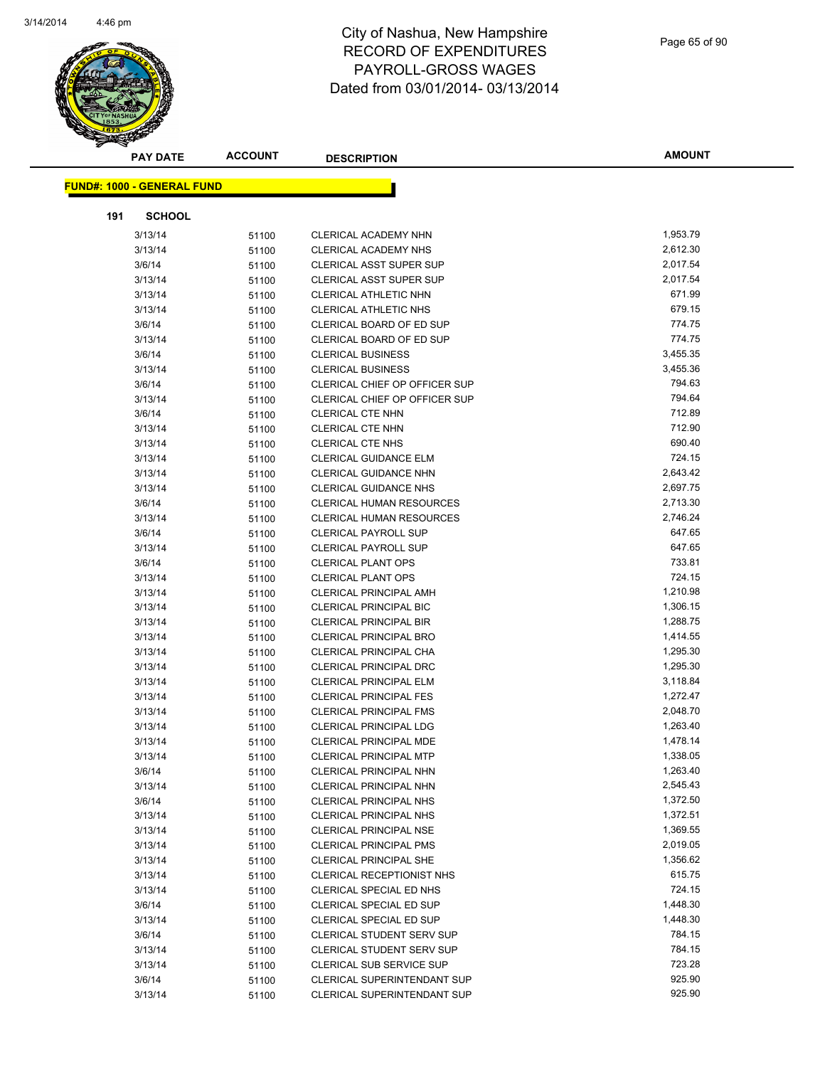# City of Nashua, New Hampshire
# RECORD OF EXPENDITURES
# PAYROLL-GROSS WAGES
# Dated from 03/01/2014- 03/13/2014

| PAY DATE | ACCOUNT | DESCRIPTION | AMOUNT |
|---|---|---|---|

**FUND#: 1000 - GENERAL FUND**

**191 SCHOOL**

| PAY DATE | ACCOUNT | DESCRIPTION | AMOUNT |
|---|---|---|---|
| 3/13/14 | 51100 | CLERICAL ACADEMY NHN | 1,953.79 |
| 3/13/14 | 51100 | CLERICAL ACADEMY NHS | 2,612.30 |
| 3/6/14 | 51100 | CLERICAL ASST SUPER SUP | 2,017.54 |
| 3/13/14 | 51100 | CLERICAL ASST SUPER SUP | 2,017.54 |
| 3/13/14 | 51100 | CLERICAL ATHLETIC NHN | 671.99 |
| 3/13/14 | 51100 | CLERICAL ATHLETIC NHS | 679.15 |
| 3/6/14 | 51100 | CLERICAL BOARD OF ED SUP | 774.75 |
| 3/13/14 | 51100 | CLERICAL BOARD OF ED SUP | 774.75 |
| 3/6/14 | 51100 | CLERICAL BUSINESS | 3,455.35 |
| 3/13/14 | 51100 | CLERICAL BUSINESS | 3,455.36 |
| 3/6/14 | 51100 | CLERICAL CHIEF OP OFFICER SUP | 794.63 |
| 3/13/14 | 51100 | CLERICAL CHIEF OP OFFICER SUP | 794.64 |
| 3/6/14 | 51100 | CLERICAL CTE NHN | 712.89 |
| 3/13/14 | 51100 | CLERICAL CTE NHN | 712.90 |
| 3/13/14 | 51100 | CLERICAL CTE NHS | 690.40 |
| 3/13/14 | 51100 | CLERICAL GUIDANCE ELM | 724.15 |
| 3/13/14 | 51100 | CLERICAL GUIDANCE NHN | 2,643.42 |
| 3/13/14 | 51100 | CLERICAL GUIDANCE NHS | 2,697.75 |
| 3/6/14 | 51100 | CLERICAL HUMAN RESOURCES | 2,713.30 |
| 3/13/14 | 51100 | CLERICAL HUMAN RESOURCES | 2,746.24 |
| 3/6/14 | 51100 | CLERICAL PAYROLL SUP | 647.65 |
| 3/13/14 | 51100 | CLERICAL PAYROLL SUP | 647.65 |
| 3/6/14 | 51100 | CLERICAL PLANT OPS | 733.81 |
| 3/13/14 | 51100 | CLERICAL PLANT OPS | 724.15 |
| 3/13/14 | 51100 | CLERICAL PRINCIPAL AMH | 1,210.98 |
| 3/13/14 | 51100 | CLERICAL PRINCIPAL BIC | 1,306.15 |
| 3/13/14 | 51100 | CLERICAL PRINCIPAL BIR | 1,288.75 |
| 3/13/14 | 51100 | CLERICAL PRINCIPAL BRO | 1,414.55 |
| 3/13/14 | 51100 | CLERICAL PRINCIPAL CHA | 1,295.30 |
| 3/13/14 | 51100 | CLERICAL PRINCIPAL DRC | 1,295.30 |
| 3/13/14 | 51100 | CLERICAL PRINCIPAL ELM | 3,118.84 |
| 3/13/14 | 51100 | CLERICAL PRINCIPAL FES | 1,272.47 |
| 3/13/14 | 51100 | CLERICAL PRINCIPAL FMS | 2,048.70 |
| 3/13/14 | 51100 | CLERICAL PRINCIPAL LDG | 1,263.40 |
| 3/13/14 | 51100 | CLERICAL PRINCIPAL MDE | 1,478.14 |
| 3/13/14 | 51100 | CLERICAL PRINCIPAL MTP | 1,338.05 |
| 3/6/14 | 51100 | CLERICAL PRINCIPAL NHN | 1,263.40 |
| 3/13/14 | 51100 | CLERICAL PRINCIPAL NHN | 2,545.43 |
| 3/6/14 | 51100 | CLERICAL PRINCIPAL NHS | 1,372.50 |
| 3/13/14 | 51100 | CLERICAL PRINCIPAL NHS | 1,372.51 |
| 3/13/14 | 51100 | CLERICAL PRINCIPAL NSE | 1,369.55 |
| 3/13/14 | 51100 | CLERICAL PRINCIPAL PMS | 2,019.05 |
| 3/13/14 | 51100 | CLERICAL PRINCIPAL SHE | 1,356.62 |
| 3/13/14 | 51100 | CLERICAL RECEPTIONIST NHS | 615.75 |
| 3/13/14 | 51100 | CLERICAL SPECIAL ED NHS | 724.15 |
| 3/6/14 | 51100 | CLERICAL SPECIAL ED SUP | 1,448.30 |
| 3/13/14 | 51100 | CLERICAL SPECIAL ED SUP | 1,448.30 |
| 3/6/14 | 51100 | CLERICAL STUDENT SERV SUP | 784.15 |
| 3/13/14 | 51100 | CLERICAL STUDENT SERV SUP | 784.15 |
| 3/13/14 | 51100 | CLERICAL SUB SERVICE SUP | 723.28 |
| 3/6/14 | 51100 | CLERICAL SUPERINTENDANT SUP | 925.90 |
| 3/13/14 | 51100 | CLERICAL SUPERINTENDANT SUP | 925.90 |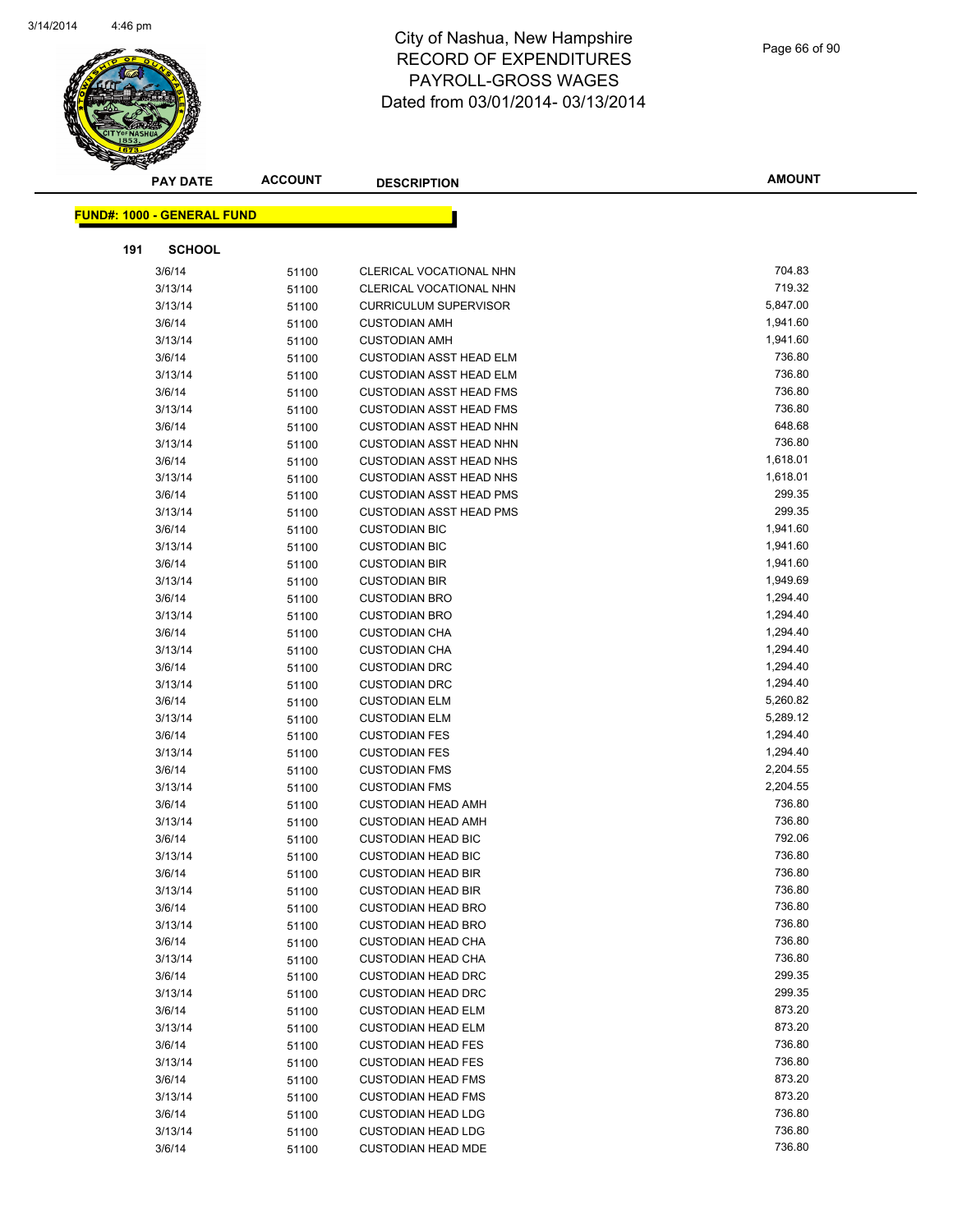# City of Nashua, New Hampshire
## RECORD OF EXPENDITURES
## PAYROLL-GROSS WAGES
## Dated from 03/01/2014- 03/13/2014

| PAY DATE | ACCOUNT | DESCRIPTION | AMOUNT |
|---|---|---|---|

**FUND#: 1000 - GENERAL FUND**

**191 SCHOOL**

| PAY DATE | ACCOUNT | DESCRIPTION | AMOUNT |
|---|---|---|---|
| 3/6/14 | 51100 | CLERICAL VOCATIONAL NHN | 704.83 |
| 3/13/14 | 51100 | CLERICAL VOCATIONAL NHN | 719.32 |
| 3/13/14 | 51100 | CURRICULUM SUPERVISOR | 5,847.00 |
| 3/6/14 | 51100 | CUSTODIAN AMH | 1,941.60 |
| 3/13/14 | 51100 | CUSTODIAN AMH | 1,941.60 |
| 3/6/14 | 51100 | CUSTODIAN ASST HEAD ELM | 736.80 |
| 3/13/14 | 51100 | CUSTODIAN ASST HEAD ELM | 736.80 |
| 3/6/14 | 51100 | CUSTODIAN ASST HEAD FMS | 736.80 |
| 3/13/14 | 51100 | CUSTODIAN ASST HEAD FMS | 736.80 |
| 3/6/14 | 51100 | CUSTODIAN ASST HEAD NHN | 648.68 |
| 3/13/14 | 51100 | CUSTODIAN ASST HEAD NHN | 736.80 |
| 3/6/14 | 51100 | CUSTODIAN ASST HEAD NHS | 1,618.01 |
| 3/13/14 | 51100 | CUSTODIAN ASST HEAD NHS | 1,618.01 |
| 3/6/14 | 51100 | CUSTODIAN ASST HEAD PMS | 299.35 |
| 3/13/14 | 51100 | CUSTODIAN ASST HEAD PMS | 299.35 |
| 3/6/14 | 51100 | CUSTODIAN BIC | 1,941.60 |
| 3/13/14 | 51100 | CUSTODIAN BIC | 1,941.60 |
| 3/6/14 | 51100 | CUSTODIAN BIR | 1,941.60 |
| 3/13/14 | 51100 | CUSTODIAN BIR | 1,949.69 |
| 3/6/14 | 51100 | CUSTODIAN BRO | 1,294.40 |
| 3/13/14 | 51100 | CUSTODIAN BRO | 1,294.40 |
| 3/6/14 | 51100 | CUSTODIAN CHA | 1,294.40 |
| 3/13/14 | 51100 | CUSTODIAN CHA | 1,294.40 |
| 3/6/14 | 51100 | CUSTODIAN DRC | 1,294.40 |
| 3/13/14 | 51100 | CUSTODIAN DRC | 1,294.40 |
| 3/6/14 | 51100 | CUSTODIAN ELM | 5,260.82 |
| 3/13/14 | 51100 | CUSTODIAN ELM | 5,289.12 |
| 3/6/14 | 51100 | CUSTODIAN FES | 1,294.40 |
| 3/13/14 | 51100 | CUSTODIAN FES | 1,294.40 |
| 3/6/14 | 51100 | CUSTODIAN FMS | 2,204.55 |
| 3/13/14 | 51100 | CUSTODIAN FMS | 2,204.55 |
| 3/6/14 | 51100 | CUSTODIAN HEAD AMH | 736.80 |
| 3/13/14 | 51100 | CUSTODIAN HEAD AMH | 736.80 |
| 3/6/14 | 51100 | CUSTODIAN HEAD BIC | 792.06 |
| 3/13/14 | 51100 | CUSTODIAN HEAD BIC | 736.80 |
| 3/6/14 | 51100 | CUSTODIAN HEAD BIR | 736.80 |
| 3/13/14 | 51100 | CUSTODIAN HEAD BIR | 736.80 |
| 3/6/14 | 51100 | CUSTODIAN HEAD BRO | 736.80 |
| 3/13/14 | 51100 | CUSTODIAN HEAD BRO | 736.80 |
| 3/6/14 | 51100 | CUSTODIAN HEAD CHA | 736.80 |
| 3/13/14 | 51100 | CUSTODIAN HEAD CHA | 736.80 |
| 3/6/14 | 51100 | CUSTODIAN HEAD DRC | 299.35 |
| 3/13/14 | 51100 | CUSTODIAN HEAD DRC | 299.35 |
| 3/6/14 | 51100 | CUSTODIAN HEAD ELM | 873.20 |
| 3/13/14 | 51100 | CUSTODIAN HEAD ELM | 873.20 |
| 3/6/14 | 51100 | CUSTODIAN HEAD FES | 736.80 |
| 3/13/14 | 51100 | CUSTODIAN HEAD FES | 736.80 |
| 3/6/14 | 51100 | CUSTODIAN HEAD FMS | 873.20 |
| 3/13/14 | 51100 | CUSTODIAN HEAD FMS | 873.20 |
| 3/6/14 | 51100 | CUSTODIAN HEAD LDG | 736.80 |
| 3/13/14 | 51100 | CUSTODIAN HEAD LDG | 736.80 |
| 3/6/14 | 51100 | CUSTODIAN HEAD MDE | 736.80 |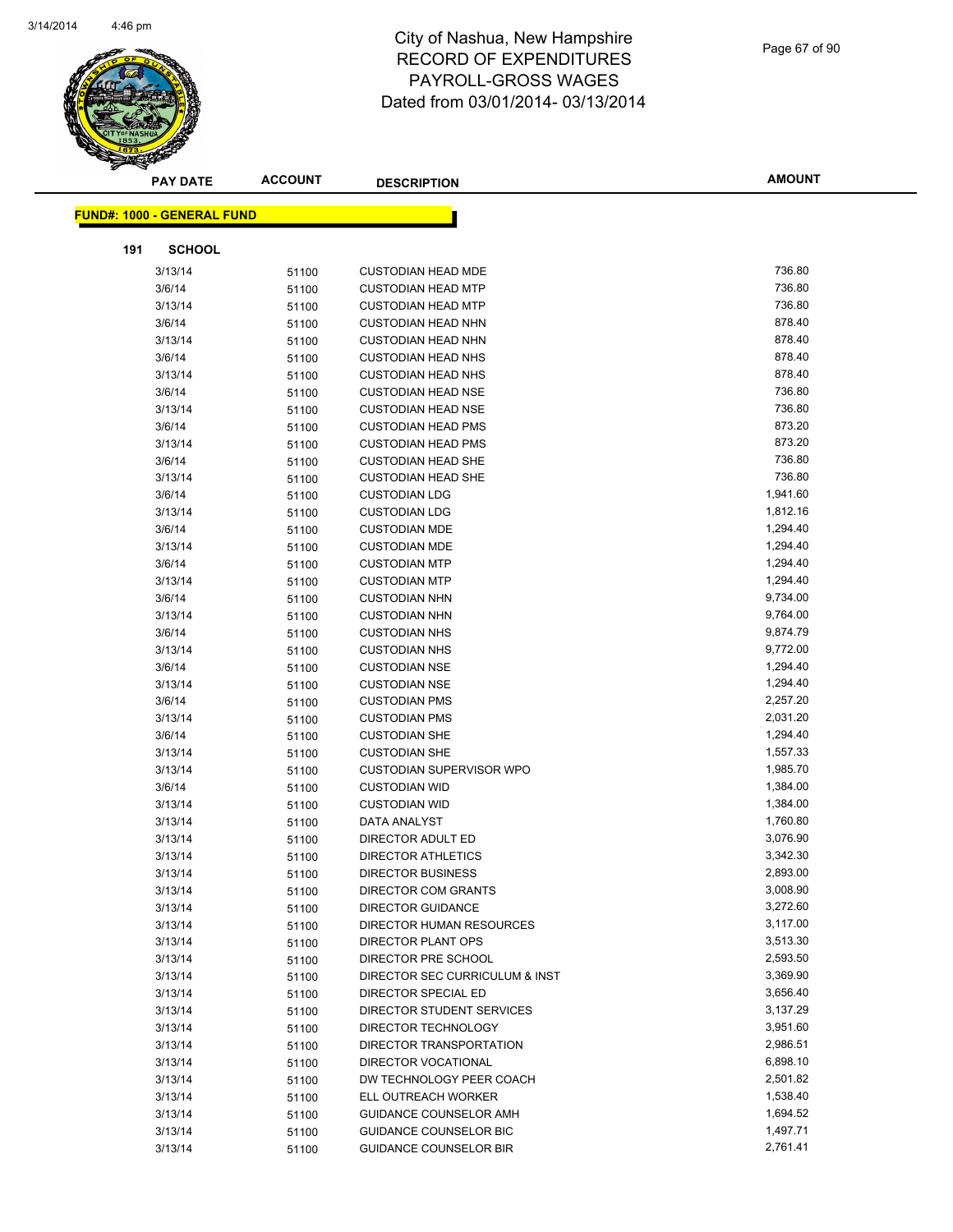# City of Nashua, New Hampshire
## RECORD OF EXPENDITURES
## PAYROLL-GROSS WAGES
## Dated from 03/01/2014- 03/13/2014

**FUND#: 1000 - GENERAL FUND**

**191 SCHOOL**

| PAY DATE | ACCOUNT | DESCRIPTION | AMOUNT |
|---|---|---|---|
| 3/13/14 | 51100 | CUSTODIAN HEAD MDE | 736.80 |
| 3/6/14 | 51100 | CUSTODIAN HEAD MTP | 736.80 |
| 3/13/14 | 51100 | CUSTODIAN HEAD MTP | 736.80 |
| 3/6/14 | 51100 | CUSTODIAN HEAD NHN | 878.40 |
| 3/13/14 | 51100 | CUSTODIAN HEAD NHN | 878.40 |
| 3/6/14 | 51100 | CUSTODIAN HEAD NHS | 878.40 |
| 3/13/14 | 51100 | CUSTODIAN HEAD NHS | 878.40 |
| 3/6/14 | 51100 | CUSTODIAN HEAD NSE | 736.80 |
| 3/13/14 | 51100 | CUSTODIAN HEAD NSE | 736.80 |
| 3/6/14 | 51100 | CUSTODIAN HEAD PMS | 873.20 |
| 3/13/14 | 51100 | CUSTODIAN HEAD PMS | 873.20 |
| 3/6/14 | 51100 | CUSTODIAN HEAD SHE | 736.80 |
| 3/13/14 | 51100 | CUSTODIAN HEAD SHE | 736.80 |
| 3/6/14 | 51100 | CUSTODIAN LDG | 1,941.60 |
| 3/13/14 | 51100 | CUSTODIAN LDG | 1,812.16 |
| 3/6/14 | 51100 | CUSTODIAN MDE | 1,294.40 |
| 3/13/14 | 51100 | CUSTODIAN MDE | 1,294.40 |
| 3/6/14 | 51100 | CUSTODIAN MTP | 1,294.40 |
| 3/13/14 | 51100 | CUSTODIAN MTP | 1,294.40 |
| 3/6/14 | 51100 | CUSTODIAN NHN | 9,734.00 |
| 3/13/14 | 51100 | CUSTODIAN NHN | 9,764.00 |
| 3/6/14 | 51100 | CUSTODIAN NHS | 9,874.79 |
| 3/13/14 | 51100 | CUSTODIAN NHS | 9,772.00 |
| 3/6/14 | 51100 | CUSTODIAN NSE | 1,294.40 |
| 3/13/14 | 51100 | CUSTODIAN NSE | 1,294.40 |
| 3/6/14 | 51100 | CUSTODIAN PMS | 2,257.20 |
| 3/13/14 | 51100 | CUSTODIAN PMS | 2,031.20 |
| 3/6/14 | 51100 | CUSTODIAN SHE | 1,294.40 |
| 3/13/14 | 51100 | CUSTODIAN SHE | 1,557.33 |
| 3/13/14 | 51100 | CUSTODIAN SUPERVISOR WPO | 1,985.70 |
| 3/6/14 | 51100 | CUSTODIAN WID | 1,384.00 |
| 3/13/14 | 51100 | CUSTODIAN WID | 1,384.00 |
| 3/13/14 | 51100 | DATA ANALYST | 1,760.80 |
| 3/13/14 | 51100 | DIRECTOR ADULT ED | 3,076.90 |
| 3/13/14 | 51100 | DIRECTOR ATHLETICS | 3,342.30 |
| 3/13/14 | 51100 | DIRECTOR BUSINESS | 2,893.00 |
| 3/13/14 | 51100 | DIRECTOR COM GRANTS | 3,008.90 |
| 3/13/14 | 51100 | DIRECTOR GUIDANCE | 3,272.60 |
| 3/13/14 | 51100 | DIRECTOR HUMAN RESOURCES | 3,117.00 |
| 3/13/14 | 51100 | DIRECTOR PLANT OPS | 3,513.30 |
| 3/13/14 | 51100 | DIRECTOR PRE SCHOOL | 2,593.50 |
| 3/13/14 | 51100 | DIRECTOR SEC CURRICULUM & INST | 3,369.90 |
| 3/13/14 | 51100 | DIRECTOR SPECIAL ED | 3,656.40 |
| 3/13/14 | 51100 | DIRECTOR STUDENT SERVICES | 3,137.29 |
| 3/13/14 | 51100 | DIRECTOR TECHNOLOGY | 3,951.60 |
| 3/13/14 | 51100 | DIRECTOR TRANSPORTATION | 2,986.51 |
| 3/13/14 | 51100 | DIRECTOR VOCATIONAL | 6,898.10 |
| 3/13/14 | 51100 | DW TECHNOLOGY PEER COACH | 2,501.82 |
| 3/13/14 | 51100 | ELL OUTREACH WORKER | 1,538.40 |
| 3/13/14 | 51100 | GUIDANCE COUNSELOR AMH | 1,694.52 |
| 3/13/14 | 51100 | GUIDANCE COUNSELOR BIC | 1,497.71 |
| 3/13/14 | 51100 | GUIDANCE COUNSELOR BIR | 2,761.41 |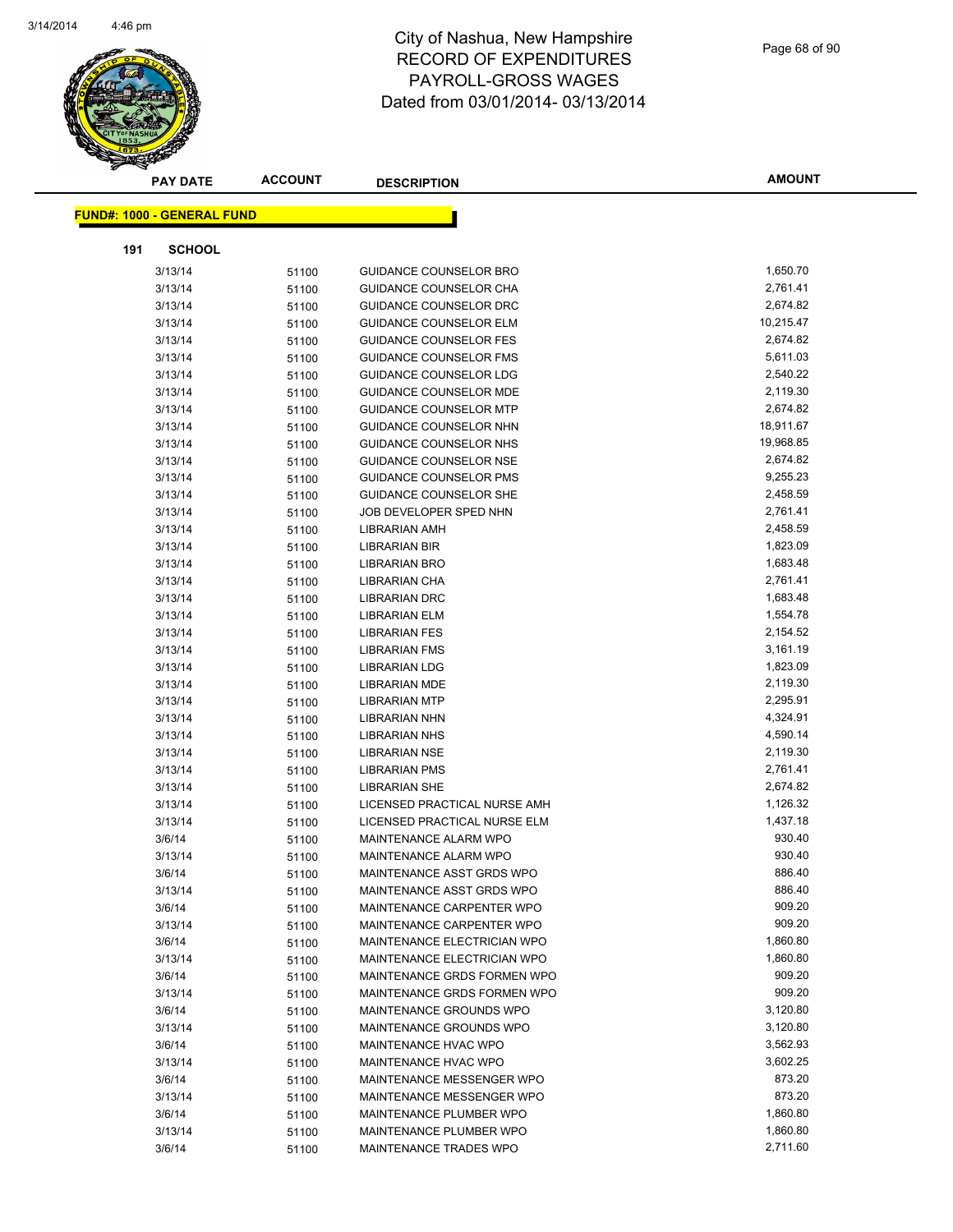# City of Nashua, New Hampshire
# RECORD OF EXPENDITURES
# PAYROLL-GROSS WAGES
# Dated from 03/01/2014- 03/13/2014

**FUND#: 1000 - GENERAL FUND**

**191 SCHOOL**

| PAY DATE | ACCOUNT | DESCRIPTION | AMOUNT |
|---|---|---|---|
| 3/13/14 | 51100 | GUIDANCE COUNSELOR BRO | 1,650.70 |
| 3/13/14 | 51100 | GUIDANCE COUNSELOR CHA | 2,761.41 |
| 3/13/14 | 51100 | GUIDANCE COUNSELOR DRC | 2,674.82 |
| 3/13/14 | 51100 | GUIDANCE COUNSELOR ELM | 10,215.47 |
| 3/13/14 | 51100 | GUIDANCE COUNSELOR FES | 2,674.82 |
| 3/13/14 | 51100 | GUIDANCE COUNSELOR FMS | 5,611.03 |
| 3/13/14 | 51100 | GUIDANCE COUNSELOR LDG | 2,540.22 |
| 3/13/14 | 51100 | GUIDANCE COUNSELOR MDE | 2,119.30 |
| 3/13/14 | 51100 | GUIDANCE COUNSELOR MTP | 2,674.82 |
| 3/13/14 | 51100 | GUIDANCE COUNSELOR NHN | 18,911.67 |
| 3/13/14 | 51100 | GUIDANCE COUNSELOR NHS | 19,968.85 |
| 3/13/14 | 51100 | GUIDANCE COUNSELOR NSE | 2,674.82 |
| 3/13/14 | 51100 | GUIDANCE COUNSELOR PMS | 9,255.23 |
| 3/13/14 | 51100 | GUIDANCE COUNSELOR SHE | 2,458.59 |
| 3/13/14 | 51100 | JOB DEVELOPER SPED NHN | 2,761.41 |
| 3/13/14 | 51100 | LIBRARIAN AMH | 2,458.59 |
| 3/13/14 | 51100 | LIBRARIAN BIR | 1,823.09 |
| 3/13/14 | 51100 | LIBRARIAN BRO | 1,683.48 |
| 3/13/14 | 51100 | LIBRARIAN CHA | 2,761.41 |
| 3/13/14 | 51100 | LIBRARIAN DRC | 1,683.48 |
| 3/13/14 | 51100 | LIBRARIAN ELM | 1,554.78 |
| 3/13/14 | 51100 | LIBRARIAN FES | 2,154.52 |
| 3/13/14 | 51100 | LIBRARIAN FMS | 3,161.19 |
| 3/13/14 | 51100 | LIBRARIAN LDG | 1,823.09 |
| 3/13/14 | 51100 | LIBRARIAN MDE | 2,119.30 |
| 3/13/14 | 51100 | LIBRARIAN MTP | 2,295.91 |
| 3/13/14 | 51100 | LIBRARIAN NHN | 4,324.91 |
| 3/13/14 | 51100 | LIBRARIAN NHS | 4,590.14 |
| 3/13/14 | 51100 | LIBRARIAN NSE | 2,119.30 |
| 3/13/14 | 51100 | LIBRARIAN PMS | 2,761.41 |
| 3/13/14 | 51100 | LIBRARIAN SHE | 2,674.82 |
| 3/13/14 | 51100 | LICENSED PRACTICAL NURSE AMH | 1,126.32 |
| 3/13/14 | 51100 | LICENSED PRACTICAL NURSE ELM | 1,437.18 |
| 3/6/14 | 51100 | MAINTENANCE ALARM WPO | 930.40 |
| 3/13/14 | 51100 | MAINTENANCE ALARM WPO | 930.40 |
| 3/6/14 | 51100 | MAINTENANCE ASST GRDS WPO | 886.40 |
| 3/13/14 | 51100 | MAINTENANCE ASST GRDS WPO | 886.40 |
| 3/6/14 | 51100 | MAINTENANCE CARPENTER WPO | 909.20 |
| 3/13/14 | 51100 | MAINTENANCE CARPENTER WPO | 909.20 |
| 3/6/14 | 51100 | MAINTENANCE ELECTRICIAN WPO | 1,860.80 |
| 3/13/14 | 51100 | MAINTENANCE ELECTRICIAN WPO | 1,860.80 |
| 3/6/14 | 51100 | MAINTENANCE GRDS FORMEN WPO | 909.20 |
| 3/13/14 | 51100 | MAINTENANCE GRDS FORMEN WPO | 909.20 |
| 3/6/14 | 51100 | MAINTENANCE GROUNDS WPO | 3,120.80 |
| 3/13/14 | 51100 | MAINTENANCE GROUNDS WPO | 3,120.80 |
| 3/6/14 | 51100 | MAINTENANCE HVAC WPO | 3,562.93 |
| 3/13/14 | 51100 | MAINTENANCE HVAC WPO | 3,602.25 |
| 3/6/14 | 51100 | MAINTENANCE MESSENGER WPO | 873.20 |
| 3/13/14 | 51100 | MAINTENANCE MESSENGER WPO | 873.20 |
| 3/6/14 | 51100 | MAINTENANCE PLUMBER WPO | 1,860.80 |
| 3/13/14 | 51100 | MAINTENANCE PLUMBER WPO | 1,860.80 |
| 3/6/14 | 51100 | MAINTENANCE TRADES WPO | 2,711.60 |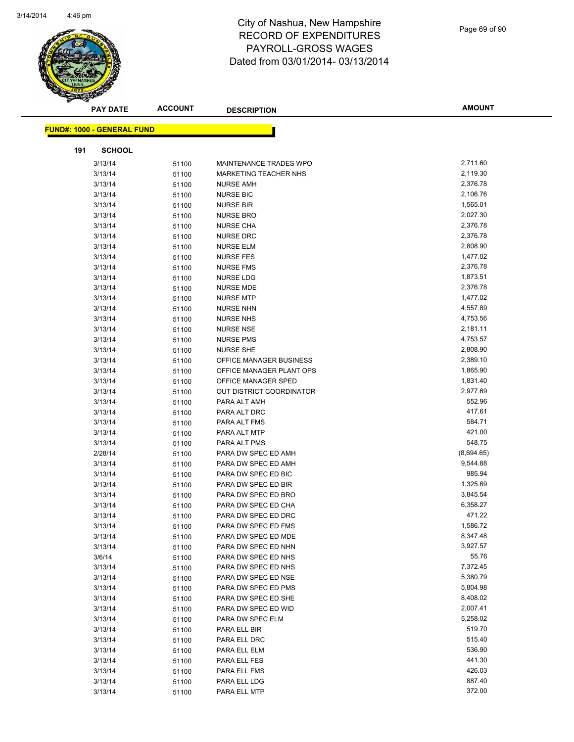City of Nashua, New Hampshire
RECORD OF EXPENDITURES
PAYROLL-GROSS WAGES
Dated from 03/01/2014- 03/13/2014

**FUND#: 1000 - GENERAL FUND**

**191 SCHOOL**

| PAY DATE | ACCOUNT | DESCRIPTION | AMOUNT |
|---|---|---|---|
| 3/13/14 | 51100 | MAINTENANCE TRADES WPO | 2,711.60 |
| 3/13/14 | 51100 | MARKETING TEACHER NHS | 2,119.30 |
| 3/13/14 | 51100 | NURSE AMH | 2,376.78 |
| 3/13/14 | 51100 | NURSE BIC | 2,106.76 |
| 3/13/14 | 51100 | NURSE BIR | 1,565.01 |
| 3/13/14 | 51100 | NURSE BRO | 2,027.30 |
| 3/13/14 | 51100 | NURSE CHA | 2,376.78 |
| 3/13/14 | 51100 | NURSE DRC | 2,376.78 |
| 3/13/14 | 51100 | NURSE ELM | 2,808.90 |
| 3/13/14 | 51100 | NURSE FES | 1,477.02 |
| 3/13/14 | 51100 | NURSE FMS | 2,376.78 |
| 3/13/14 | 51100 | NURSE LDG | 1,873.51 |
| 3/13/14 | 51100 | NURSE MDE | 2,376.78 |
| 3/13/14 | 51100 | NURSE MTP | 1,477.02 |
| 3/13/14 | 51100 | NURSE NHN | 4,557.89 |
| 3/13/14 | 51100 | NURSE NHS | 4,753.56 |
| 3/13/14 | 51100 | NURSE NSE | 2,181.11 |
| 3/13/14 | 51100 | NURSE PMS | 4,753.57 |
| 3/13/14 | 51100 | NURSE SHE | 2,808.90 |
| 3/13/14 | 51100 | OFFICE MANAGER BUSINESS | 2,389.10 |
| 3/13/14 | 51100 | OFFICE MANAGER PLANT OPS | 1,865.90 |
| 3/13/14 | 51100 | OFFICE MANAGER SPED | 1,831.40 |
| 3/13/14 | 51100 | OUT DISTRICT COORDINATOR | 2,977.69 |
| 3/13/14 | 51100 | PARA ALT AMH | 552.96 |
| 3/13/14 | 51100 | PARA ALT DRC | 417.61 |
| 3/13/14 | 51100 | PARA ALT FMS | 584.71 |
| 3/13/14 | 51100 | PARA ALT MTP | 421.00 |
| 3/13/14 | 51100 | PARA ALT PMS | 548.75 |
| 2/28/14 | 51100 | PARA DW SPEC ED AMH | (8,694.65) |
| 3/13/14 | 51100 | PARA DW SPEC ED AMH | 9,544.88 |
| 3/13/14 | 51100 | PARA DW SPEC ED BIC | 985.94 |
| 3/13/14 | 51100 | PARA DW SPEC ED BIR | 1,325.69 |
| 3/13/14 | 51100 | PARA DW SPEC ED BRO | 3,845.54 |
| 3/13/14 | 51100 | PARA DW SPEC ED CHA | 6,358.27 |
| 3/13/14 | 51100 | PARA DW SPEC ED DRC | 471.22 |
| 3/13/14 | 51100 | PARA DW SPEC ED FMS | 1,586.72 |
| 3/13/14 | 51100 | PARA DW SPEC ED MDE | 8,347.48 |
| 3/13/14 | 51100 | PARA DW SPEC ED NHN | 3,927.57 |
| 3/6/14 | 51100 | PARA DW SPEC ED NHS | 55.76 |
| 3/13/14 | 51100 | PARA DW SPEC ED NHS | 7,372.45 |
| 3/13/14 | 51100 | PARA DW SPEC ED NSE | 5,380.79 |
| 3/13/14 | 51100 | PARA DW SPEC ED PMS | 5,804.98 |
| 3/13/14 | 51100 | PARA DW SPEC ED SHE | 8,408.02 |
| 3/13/14 | 51100 | PARA DW SPEC ED WID | 2,007.41 |
| 3/13/14 | 51100 | PARA DW SPEC ELM | 5,258.02 |
| 3/13/14 | 51100 | PARA ELL BIR | 519.70 |
| 3/13/14 | 51100 | PARA ELL DRC | 515.40 |
| 3/13/14 | 51100 | PARA ELL ELM | 536.90 |
| 3/13/14 | 51100 | PARA ELL FES | 441.30 |
| 3/13/14 | 51100 | PARA ELL FMS | 426.03 |
| 3/13/14 | 51100 | PARA ELL LDG | 887.40 |
| 3/13/14 | 51100 | PARA ELL MTP | 372.00 |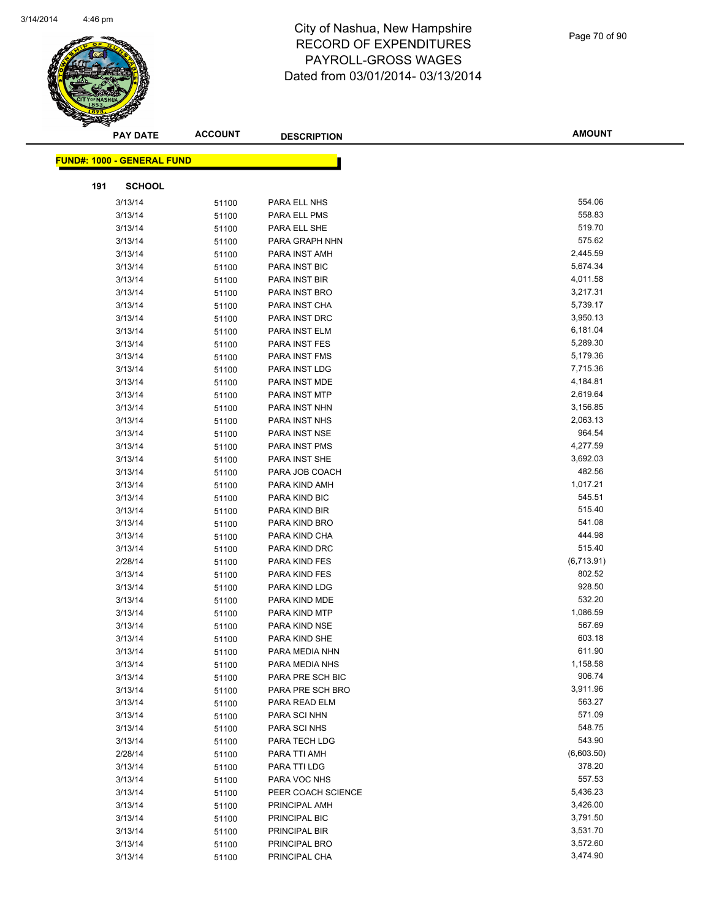# City of Nashua, New Hampshire
## RECORD OF EXPENDITURES
## PAYROLL-GROSS WAGES
## Dated from 03/01/2014- 03/13/2014

**FUND#: 1000 - GENERAL FUND**

**191 SCHOOL**

| PAY DATE | ACCOUNT | DESCRIPTION | AMOUNT |
|---|---|---|---|
| 3/13/14 | 51100 | PARA ELL NHS | 554.06 |
| 3/13/14 | 51100 | PARA ELL PMS | 558.83 |
| 3/13/14 | 51100 | PARA ELL SHE | 519.70 |
| 3/13/14 | 51100 | PARA GRAPH NHN | 575.62 |
| 3/13/14 | 51100 | PARA INST AMH | 2,445.59 |
| 3/13/14 | 51100 | PARA INST BIC | 5,674.34 |
| 3/13/14 | 51100 | PARA INST BIR | 4,011.58 |
| 3/13/14 | 51100 | PARA INST BRO | 3,217.31 |
| 3/13/14 | 51100 | PARA INST CHA | 5,739.17 |
| 3/13/14 | 51100 | PARA INST DRC | 3,950.13 |
| 3/13/14 | 51100 | PARA INST ELM | 6,181.04 |
| 3/13/14 | 51100 | PARA INST FES | 5,289.30 |
| 3/13/14 | 51100 | PARA INST FMS | 5,179.36 |
| 3/13/14 | 51100 | PARA INST LDG | 7,715.36 |
| 3/13/14 | 51100 | PARA INST MDE | 4,184.81 |
| 3/13/14 | 51100 | PARA INST MTP | 2,619.64 |
| 3/13/14 | 51100 | PARA INST NHN | 3,156.85 |
| 3/13/14 | 51100 | PARA INST NHS | 2,063.13 |
| 3/13/14 | 51100 | PARA INST NSE | 964.54 |
| 3/13/14 | 51100 | PARA INST PMS | 4,277.59 |
| 3/13/14 | 51100 | PARA INST SHE | 3,692.03 |
| 3/13/14 | 51100 | PARA JOB COACH | 482.56 |
| 3/13/14 | 51100 | PARA KIND AMH | 1,017.21 |
| 3/13/14 | 51100 | PARA KIND BIC | 545.51 |
| 3/13/14 | 51100 | PARA KIND BIR | 515.40 |
| 3/13/14 | 51100 | PARA KIND BRO | 541.08 |
| 3/13/14 | 51100 | PARA KIND CHA | 444.98 |
| 3/13/14 | 51100 | PARA KIND DRC | 515.40 |
| 2/28/14 | 51100 | PARA KIND FES | (6,713.91) |
| 3/13/14 | 51100 | PARA KIND FES | 802.52 |
| 3/13/14 | 51100 | PARA KIND LDG | 928.50 |
| 3/13/14 | 51100 | PARA KIND MDE | 532.20 |
| 3/13/14 | 51100 | PARA KIND MTP | 1,086.59 |
| 3/13/14 | 51100 | PARA KIND NSE | 567.69 |
| 3/13/14 | 51100 | PARA KIND SHE | 603.18 |
| 3/13/14 | 51100 | PARA MEDIA NHN | 611.90 |
| 3/13/14 | 51100 | PARA MEDIA NHS | 1,158.58 |
| 3/13/14 | 51100 | PARA PRE SCH BIC | 906.74 |
| 3/13/14 | 51100 | PARA PRE SCH BRO | 3,911.96 |
| 3/13/14 | 51100 | PARA READ ELM | 563.27 |
| 3/13/14 | 51100 | PARA SCI NHN | 571.09 |
| 3/13/14 | 51100 | PARA SCI NHS | 548.75 |
| 3/13/14 | 51100 | PARA TECH LDG | 543.90 |
| 2/28/14 | 51100 | PARA TTI AMH | (6,603.50) |
| 3/13/14 | 51100 | PARA TTI LDG | 378.20 |
| 3/13/14 | 51100 | PARA VOC NHS | 557.53 |
| 3/13/14 | 51100 | PEER COACH SCIENCE | 5,436.23 |
| 3/13/14 | 51100 | PRINCIPAL AMH | 3,426.00 |
| 3/13/14 | 51100 | PRINCIPAL BIC | 3,791.50 |
| 3/13/14 | 51100 | PRINCIPAL BIR | 3,531.70 |
| 3/13/14 | 51100 | PRINCIPAL BRO | 3,572.60 |
| 3/13/14 | 51100 | PRINCIPAL CHA | 3,474.90 |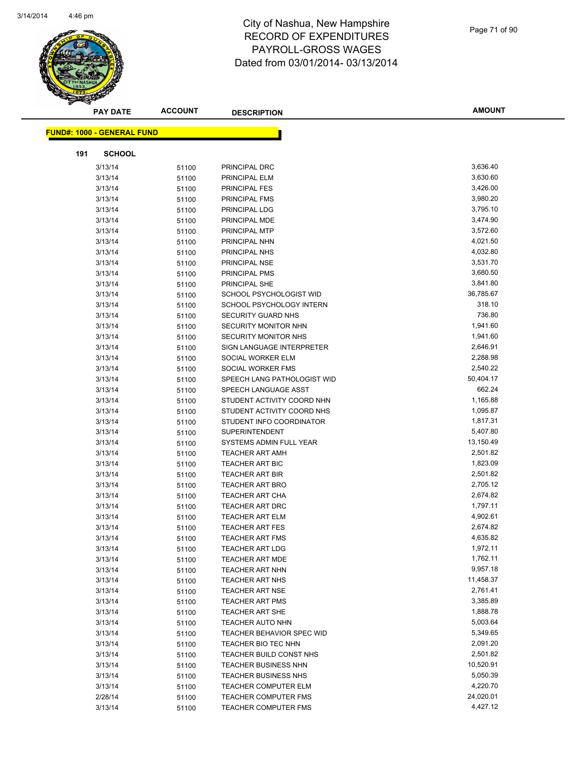City of Nashua, New Hampshire
RECORD OF EXPENDITURES
PAYROLL-GROSS WAGES
Dated from 03/01/2014- 03/13/2014

| PAY DATE | ACCOUNT | DESCRIPTION | AMOUNT |
|---|---|---|---|

**FUND#: 1000 - GENERAL FUND**

**191 SCHOOL**

| PAY DATE | ACCOUNT | DESCRIPTION | AMOUNT |
|---|---|---|---|
| 3/13/14 | 51100 | PRINCIPAL DRC | 3,636.40 |
| 3/13/14 | 51100 | PRINCIPAL ELM | 3,630.60 |
| 3/13/14 | 51100 | PRINCIPAL FES | 3,426.00 |
| 3/13/14 | 51100 | PRINCIPAL FMS | 3,980.20 |
| 3/13/14 | 51100 | PRINCIPAL LDG | 3,795.10 |
| 3/13/14 | 51100 | PRINCIPAL MDE | 3,474.90 |
| 3/13/14 | 51100 | PRINCIPAL MTP | 3,572.60 |
| 3/13/14 | 51100 | PRINCIPAL NHN | 4,021.50 |
| 3/13/14 | 51100 | PRINCIPAL NHS | 4,032.80 |
| 3/13/14 | 51100 | PRINCIPAL NSE | 3,531.70 |
| 3/13/14 | 51100 | PRINCIPAL PMS | 3,680.50 |
| 3/13/14 | 51100 | PRINCIPAL SHE | 3,841.80 |
| 3/13/14 | 51100 | SCHOOL PSYCHOLOGIST WID | 36,785.67 |
| 3/13/14 | 51100 | SCHOOL PSYCHOLOGY INTERN | 318.10 |
| 3/13/14 | 51100 | SECURITY GUARD NHS | 736.80 |
| 3/13/14 | 51100 | SECURITY MONITOR NHN | 1,941.60 |
| 3/13/14 | 51100 | SECURITY MONITOR NHS | 1,941.60 |
| 3/13/14 | 51100 | SIGN LANGUAGE INTERPRETER | 2,646.91 |
| 3/13/14 | 51100 | SOCIAL WORKER ELM | 2,288.98 |
| 3/13/14 | 51100 | SOCIAL WORKER FMS | 2,540.22 |
| 3/13/14 | 51100 | SPEECH LANG PATHOLOGIST WID | 50,404.17 |
| 3/13/14 | 51100 | SPEECH LANGUAGE ASST | 662.24 |
| 3/13/14 | 51100 | STUDENT ACTIVITY COORD NHN | 1,165.88 |
| 3/13/14 | 51100 | STUDENT ACTIVITY COORD NHS | 1,095.87 |
| 3/13/14 | 51100 | STUDENT INFO COORDINATOR | 1,817.31 |
| 3/13/14 | 51100 | SUPERINTENDENT | 5,407.80 |
| 3/13/14 | 51100 | SYSTEMS ADMIN FULL YEAR | 13,150.49 |
| 3/13/14 | 51100 | TEACHER ART AMH | 2,501.82 |
| 3/13/14 | 51100 | TEACHER ART BIC | 1,823.09 |
| 3/13/14 | 51100 | TEACHER ART BIR | 2,501.82 |
| 3/13/14 | 51100 | TEACHER ART BRO | 2,705.12 |
| 3/13/14 | 51100 | TEACHER ART CHA | 2,674.82 |
| 3/13/14 | 51100 | TEACHER ART DRC | 1,797.11 |
| 3/13/14 | 51100 | TEACHER ART ELM | 4,902.61 |
| 3/13/14 | 51100 | TEACHER ART FES | 2,674.82 |
| 3/13/14 | 51100 | TEACHER ART FMS | 4,635.82 |
| 3/13/14 | 51100 | TEACHER ART LDG | 1,972.11 |
| 3/13/14 | 51100 | TEACHER ART MDE | 1,762.11 |
| 3/13/14 | 51100 | TEACHER ART NHN | 9,957.18 |
| 3/13/14 | 51100 | TEACHER ART NHS | 11,458.37 |
| 3/13/14 | 51100 | TEACHER ART NSE | 2,761.41 |
| 3/13/14 | 51100 | TEACHER ART PMS | 3,385.89 |
| 3/13/14 | 51100 | TEACHER ART SHE | 1,888.78 |
| 3/13/14 | 51100 | TEACHER AUTO NHN | 5,003.64 |
| 3/13/14 | 51100 | TEACHER BEHAVIOR SPEC WID | 5,349.65 |
| 3/13/14 | 51100 | TEACHER BIO TEC NHN | 2,091.20 |
| 3/13/14 | 51100 | TEACHER BUILD CONST NHS | 2,501.82 |
| 3/13/14 | 51100 | TEACHER BUSINESS NHN | 10,520.91 |
| 3/13/14 | 51100 | TEACHER BUSINESS NHS | 5,050.39 |
| 3/13/14 | 51100 | TEACHER COMPUTER ELM | 4,220.70 |
| 2/28/14 | 51100 | TEACHER COMPUTER FMS | 24,020.01 |
| 3/13/14 | 51100 | TEACHER COMPUTER FMS | 4,427.12 |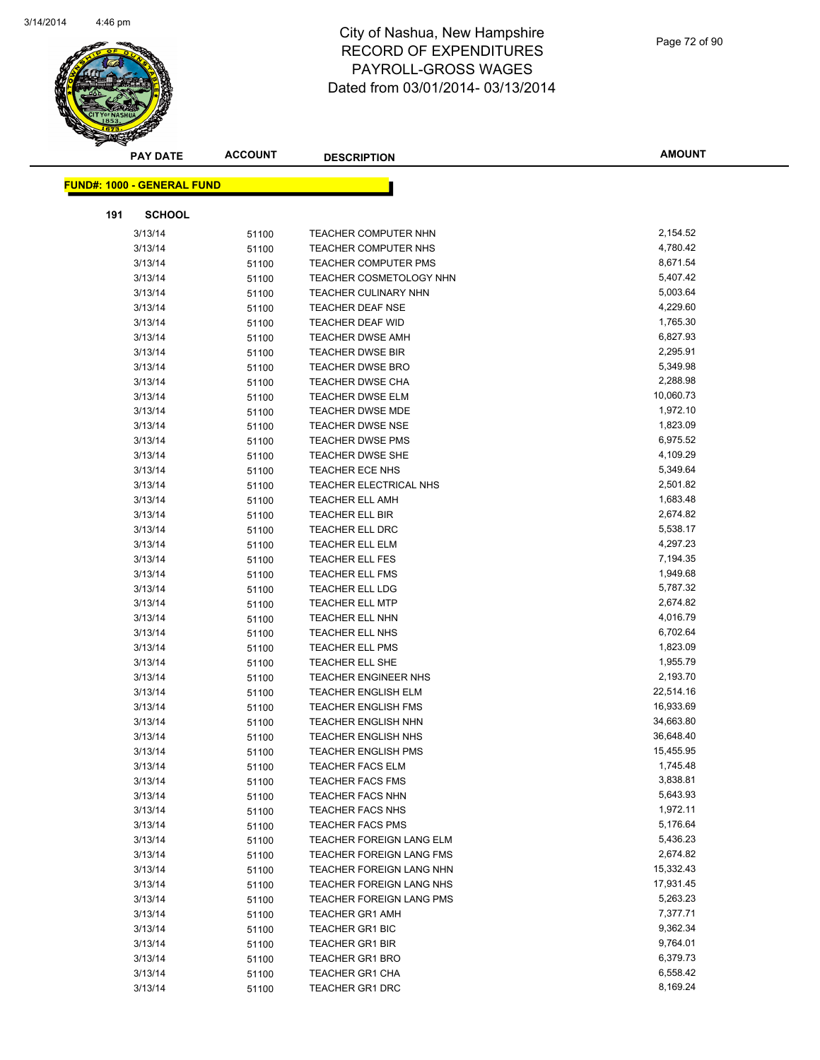# City of Nashua, New Hampshire
# RECORD OF EXPENDITURES
# PAYROLL-GROSS WAGES
# Dated from 03/01/2014- 03/13/2014

**FUND#: 1000 - GENERAL FUND**

**191 SCHOOL**

| PAY DATE | ACCOUNT | DESCRIPTION | AMOUNT |
|---|---|---|---|
| 3/13/14 | 51100 | TEACHER COMPUTER NHN | 2,154.52 |
| 3/13/14 | 51100 | TEACHER COMPUTER NHS | 4,780.42 |
| 3/13/14 | 51100 | TEACHER COMPUTER PMS | 8,671.54 |
| 3/13/14 | 51100 | TEACHER COSMETOLOGY NHN | 5,407.42 |
| 3/13/14 | 51100 | TEACHER CULINARY NHN | 5,003.64 |
| 3/13/14 | 51100 | TEACHER DEAF NSE | 4,229.60 |
| 3/13/14 | 51100 | TEACHER DEAF WID | 1,765.30 |
| 3/13/14 | 51100 | TEACHER DWSE AMH | 6,827.93 |
| 3/13/14 | 51100 | TEACHER DWSE BIR | 2,295.91 |
| 3/13/14 | 51100 | TEACHER DWSE BRO | 5,349.98 |
| 3/13/14 | 51100 | TEACHER DWSE CHA | 2,288.98 |
| 3/13/14 | 51100 | TEACHER DWSE ELM | 10,060.73 |
| 3/13/14 | 51100 | TEACHER DWSE MDE | 1,972.10 |
| 3/13/14 | 51100 | TEACHER DWSE NSE | 1,823.09 |
| 3/13/14 | 51100 | TEACHER DWSE PMS | 6,975.52 |
| 3/13/14 | 51100 | TEACHER DWSE SHE | 4,109.29 |
| 3/13/14 | 51100 | TEACHER ECE NHS | 5,349.64 |
| 3/13/14 | 51100 | TEACHER ELECTRICAL NHS | 2,501.82 |
| 3/13/14 | 51100 | TEACHER ELL AMH | 1,683.48 |
| 3/13/14 | 51100 | TEACHER ELL BIR | 2,674.82 |
| 3/13/14 | 51100 | TEACHER ELL DRC | 5,538.17 |
| 3/13/14 | 51100 | TEACHER ELL ELM | 4,297.23 |
| 3/13/14 | 51100 | TEACHER ELL FES | 7,194.35 |
| 3/13/14 | 51100 | TEACHER ELL FMS | 1,949.68 |
| 3/13/14 | 51100 | TEACHER ELL LDG | 5,787.32 |
| 3/13/14 | 51100 | TEACHER ELL MTP | 2,674.82 |
| 3/13/14 | 51100 | TEACHER ELL NHN | 4,016.79 |
| 3/13/14 | 51100 | TEACHER ELL NHS | 6,702.64 |
| 3/13/14 | 51100 | TEACHER ELL PMS | 1,823.09 |
| 3/13/14 | 51100 | TEACHER ELL SHE | 1,955.79 |
| 3/13/14 | 51100 | TEACHER ENGINEER NHS | 2,193.70 |
| 3/13/14 | 51100 | TEACHER ENGLISH ELM | 22,514.16 |
| 3/13/14 | 51100 | TEACHER ENGLISH FMS | 16,933.69 |
| 3/13/14 | 51100 | TEACHER ENGLISH NHN | 34,663.80 |
| 3/13/14 | 51100 | TEACHER ENGLISH NHS | 36,648.40 |
| 3/13/14 | 51100 | TEACHER ENGLISH PMS | 15,455.95 |
| 3/13/14 | 51100 | TEACHER FACS ELM | 1,745.48 |
| 3/13/14 | 51100 | TEACHER FACS FMS | 3,838.81 |
| 3/13/14 | 51100 | TEACHER FACS NHN | 5,643.93 |
| 3/13/14 | 51100 | TEACHER FACS NHS | 1,972.11 |
| 3/13/14 | 51100 | TEACHER FACS PMS | 5,176.64 |
| 3/13/14 | 51100 | TEACHER FOREIGN LANG ELM | 5,436.23 |
| 3/13/14 | 51100 | TEACHER FOREIGN LANG FMS | 2,674.82 |
| 3/13/14 | 51100 | TEACHER FOREIGN LANG NHN | 15,332.43 |
| 3/13/14 | 51100 | TEACHER FOREIGN LANG NHS | 17,931.45 |
| 3/13/14 | 51100 | TEACHER FOREIGN LANG PMS | 5,263.23 |
| 3/13/14 | 51100 | TEACHER GR1 AMH | 7,377.71 |
| 3/13/14 | 51100 | TEACHER GR1 BIC | 9,362.34 |
| 3/13/14 | 51100 | TEACHER GR1 BIR | 9,764.01 |
| 3/13/14 | 51100 | TEACHER GR1 BRO | 6,379.73 |
| 3/13/14 | 51100 | TEACHER GR1 CHA | 6,558.42 |
| 3/13/14 | 51100 | TEACHER GR1 DRC | 8,169.24 |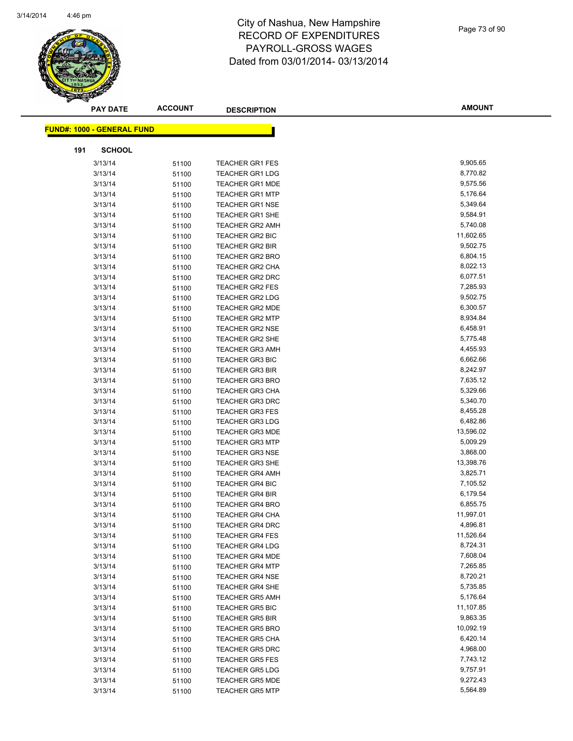# City of Nashua, New Hampshire
## RECORD OF EXPENDITURES
## PAYROLL-GROSS WAGES
## Dated from 03/01/2014- 03/13/2014

**FUND#: 1000 - GENERAL FUND**

**191 SCHOOL**

| PAY DATE | ACCOUNT | DESCRIPTION | AMOUNT |
|---|---|---|---|
| 3/13/14 | 51100 | TEACHER GR1 FES | 9,905.65 |
| 3/13/14 | 51100 | TEACHER GR1 LDG | 8,770.82 |
| 3/13/14 | 51100 | TEACHER GR1 MDE | 9,575.56 |
| 3/13/14 | 51100 | TEACHER GR1 MTP | 5,176.64 |
| 3/13/14 | 51100 | TEACHER GR1 NSE | 5,349.64 |
| 3/13/14 | 51100 | TEACHER GR1 SHE | 9,584.91 |
| 3/13/14 | 51100 | TEACHER GR2 AMH | 5,740.08 |
| 3/13/14 | 51100 | TEACHER GR2 BIC | 11,602.65 |
| 3/13/14 | 51100 | TEACHER GR2 BIR | 9,502.75 |
| 3/13/14 | 51100 | TEACHER GR2 BRO | 6,804.15 |
| 3/13/14 | 51100 | TEACHER GR2 CHA | 8,022.13 |
| 3/13/14 | 51100 | TEACHER GR2 DRC | 6,077.51 |
| 3/13/14 | 51100 | TEACHER GR2 FES | 7,285.93 |
| 3/13/14 | 51100 | TEACHER GR2 LDG | 9,502.75 |
| 3/13/14 | 51100 | TEACHER GR2 MDE | 6,300.57 |
| 3/13/14 | 51100 | TEACHER GR2 MTP | 8,934.84 |
| 3/13/14 | 51100 | TEACHER GR2 NSE | 6,458.91 |
| 3/13/14 | 51100 | TEACHER GR2 SHE | 5,775.48 |
| 3/13/14 | 51100 | TEACHER GR3 AMH | 4,455.93 |
| 3/13/14 | 51100 | TEACHER GR3 BIC | 6,662.66 |
| 3/13/14 | 51100 | TEACHER GR3 BIR | 8,242.97 |
| 3/13/14 | 51100 | TEACHER GR3 BRO | 7,635.12 |
| 3/13/14 | 51100 | TEACHER GR3 CHA | 5,329.66 |
| 3/13/14 | 51100 | TEACHER GR3 DRC | 5,340.70 |
| 3/13/14 | 51100 | TEACHER GR3 FES | 8,455.28 |
| 3/13/14 | 51100 | TEACHER GR3 LDG | 6,482.86 |
| 3/13/14 | 51100 | TEACHER GR3 MDE | 13,596.02 |
| 3/13/14 | 51100 | TEACHER GR3 MTP | 5,009.29 |
| 3/13/14 | 51100 | TEACHER GR3 NSE | 3,868.00 |
| 3/13/14 | 51100 | TEACHER GR3 SHE | 13,398.76 |
| 3/13/14 | 51100 | TEACHER GR4 AMH | 3,825.71 |
| 3/13/14 | 51100 | TEACHER GR4 BIC | 7,105.52 |
| 3/13/14 | 51100 | TEACHER GR4 BIR | 6,179.54 |
| 3/13/14 | 51100 | TEACHER GR4 BRO | 6,855.75 |
| 3/13/14 | 51100 | TEACHER GR4 CHA | 11,997.01 |
| 3/13/14 | 51100 | TEACHER GR4 DRC | 4,896.81 |
| 3/13/14 | 51100 | TEACHER GR4 FES | 11,526.64 |
| 3/13/14 | 51100 | TEACHER GR4 LDG | 8,724.31 |
| 3/13/14 | 51100 | TEACHER GR4 MDE | 7,608.04 |
| 3/13/14 | 51100 | TEACHER GR4 MTP | 7,265.85 |
| 3/13/14 | 51100 | TEACHER GR4 NSE | 8,720.21 |
| 3/13/14 | 51100 | TEACHER GR4 SHE | 5,735.85 |
| 3/13/14 | 51100 | TEACHER GR5 AMH | 5,176.64 |
| 3/13/14 | 51100 | TEACHER GR5 BIC | 11,107.85 |
| 3/13/14 | 51100 | TEACHER GR5 BIR | 9,863.35 |
| 3/13/14 | 51100 | TEACHER GR5 BRO | 10,092.19 |
| 3/13/14 | 51100 | TEACHER GR5 CHA | 6,420.14 |
| 3/13/14 | 51100 | TEACHER GR5 DRC | 4,968.00 |
| 3/13/14 | 51100 | TEACHER GR5 FES | 7,743.12 |
| 3/13/14 | 51100 | TEACHER GR5 LDG | 9,757.91 |
| 3/13/14 | 51100 | TEACHER GR5 MDE | 9,272.43 |
| 3/13/14 | 51100 | TEACHER GR5 MTP | 5,564.89 |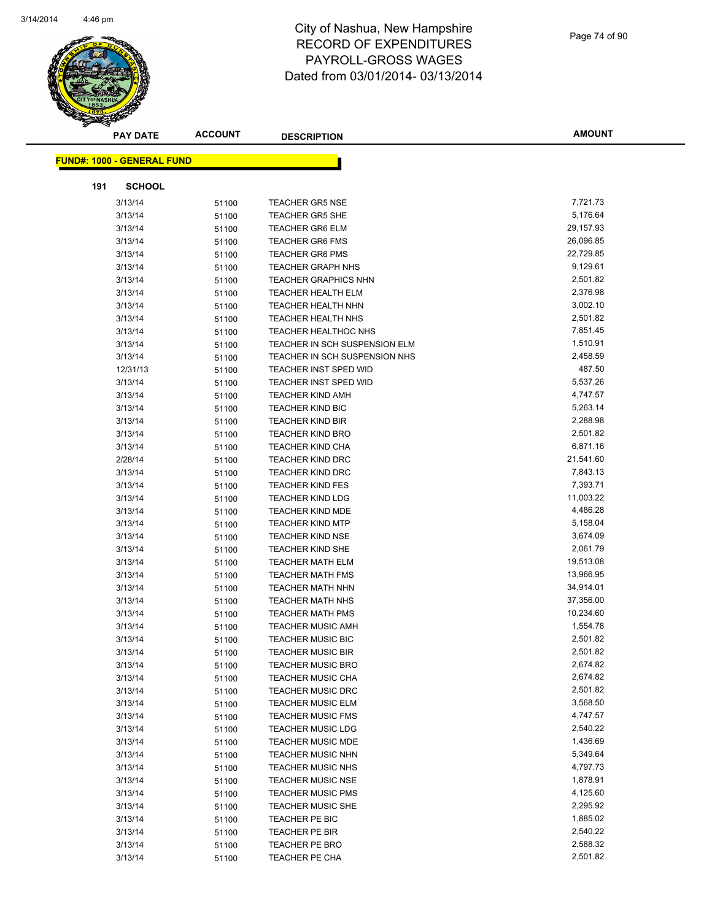# City of Nashua, New Hampshire
## RECORD OF EXPENDITURES
## PAYROLL-GROSS WAGES
## Dated from 03/01/2014- 03/13/2014

**FUND#: 1000 - GENERAL FUND**

**191 SCHOOL**

| PAY DATE | ACCOUNT | DESCRIPTION | AMOUNT |
|---|---|---|---|
| 3/13/14 | 51100 | TEACHER GR5 NSE | 7,721.73 |
| 3/13/14 | 51100 | TEACHER GR5 SHE | 5,176.64 |
| 3/13/14 | 51100 | TEACHER GR6 ELM | 29,157.93 |
| 3/13/14 | 51100 | TEACHER GR6 FMS | 26,096.85 |
| 3/13/14 | 51100 | TEACHER GR6 PMS | 22,729.85 |
| 3/13/14 | 51100 | TEACHER GRAPH NHS | 9,129.61 |
| 3/13/14 | 51100 | TEACHER GRAPHICS NHN | 2,501.82 |
| 3/13/14 | 51100 | TEACHER HEALTH ELM | 2,376.98 |
| 3/13/14 | 51100 | TEACHER HEALTH NHN | 3,002.10 |
| 3/13/14 | 51100 | TEACHER HEALTH NHS | 2,501.82 |
| 3/13/14 | 51100 | TEACHER HEALTHOC NHS | 7,851.45 |
| 3/13/14 | 51100 | TEACHER IN SCH SUSPENSION ELM | 1,510.91 |
| 3/13/14 | 51100 | TEACHER IN SCH SUSPENSION NHS | 2,458.59 |
| 12/31/13 | 51100 | TEACHER INST SPED WID | 487.50 |
| 3/13/14 | 51100 | TEACHER INST SPED WID | 5,537.26 |
| 3/13/14 | 51100 | TEACHER KIND AMH | 4,747.57 |
| 3/13/14 | 51100 | TEACHER KIND BIC | 5,263.14 |
| 3/13/14 | 51100 | TEACHER KIND BIR | 2,288.98 |
| 3/13/14 | 51100 | TEACHER KIND BRO | 2,501.82 |
| 3/13/14 | 51100 | TEACHER KIND CHA | 6,871.16 |
| 2/28/14 | 51100 | TEACHER KIND DRC | 21,541.60 |
| 3/13/14 | 51100 | TEACHER KIND DRC | 7,843.13 |
| 3/13/14 | 51100 | TEACHER KIND FES | 7,393.71 |
| 3/13/14 | 51100 | TEACHER KIND LDG | 11,003.22 |
| 3/13/14 | 51100 | TEACHER KIND MDE | 4,486.28 |
| 3/13/14 | 51100 | TEACHER KIND MTP | 5,158.04 |
| 3/13/14 | 51100 | TEACHER KIND NSE | 3,674.09 |
| 3/13/14 | 51100 | TEACHER KIND SHE | 2,061.79 |
| 3/13/14 | 51100 | TEACHER MATH ELM | 19,513.08 |
| 3/13/14 | 51100 | TEACHER MATH FMS | 13,966.95 |
| 3/13/14 | 51100 | TEACHER MATH NHN | 34,914.01 |
| 3/13/14 | 51100 | TEACHER MATH NHS | 37,356.00 |
| 3/13/14 | 51100 | TEACHER MATH PMS | 10,234.60 |
| 3/13/14 | 51100 | TEACHER MUSIC AMH | 1,554.78 |
| 3/13/14 | 51100 | TEACHER MUSIC BIC | 2,501.82 |
| 3/13/14 | 51100 | TEACHER MUSIC BIR | 2,501.82 |
| 3/13/14 | 51100 | TEACHER MUSIC BRO | 2,674.82 |
| 3/13/14 | 51100 | TEACHER MUSIC CHA | 2,674.82 |
| 3/13/14 | 51100 | TEACHER MUSIC DRC | 2,501.82 |
| 3/13/14 | 51100 | TEACHER MUSIC ELM | 3,568.50 |
| 3/13/14 | 51100 | TEACHER MUSIC FMS | 4,747.57 |
| 3/13/14 | 51100 | TEACHER MUSIC LDG | 2,540.22 |
| 3/13/14 | 51100 | TEACHER MUSIC MDE | 1,436.69 |
| 3/13/14 | 51100 | TEACHER MUSIC NHN | 5,349.64 |
| 3/13/14 | 51100 | TEACHER MUSIC NHS | 4,797.73 |
| 3/13/14 | 51100 | TEACHER MUSIC NSE | 1,878.91 |
| 3/13/14 | 51100 | TEACHER MUSIC PMS | 4,125.60 |
| 3/13/14 | 51100 | TEACHER MUSIC SHE | 2,295.92 |
| 3/13/14 | 51100 | TEACHER PE BIC | 1,885.02 |
| 3/13/14 | 51100 | TEACHER PE BIR | 2,540.22 |
| 3/13/14 | 51100 | TEACHER PE BRO | 2,588.32 |
| 3/13/14 | 51100 | TEACHER PE CHA | 2,501.82 |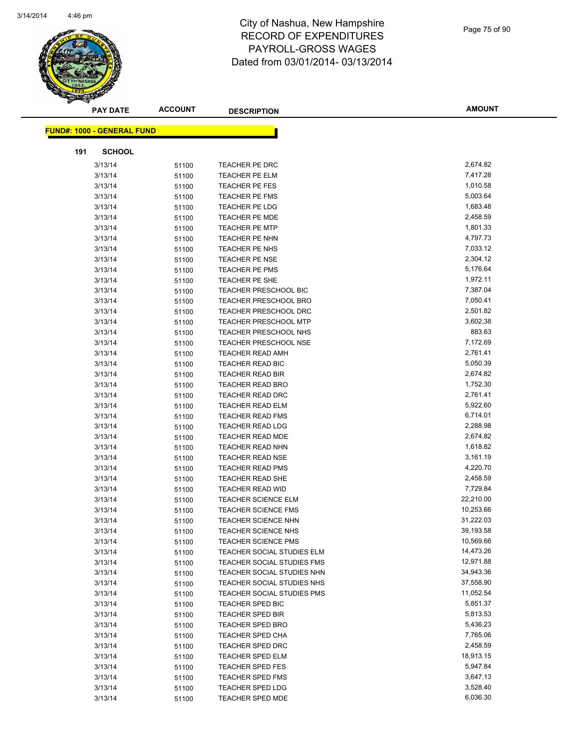# City of Nashua, New Hampshire
# RECORD OF EXPENDITURES
# PAYROLL-GROSS WAGES
# Dated from 03/01/2014- 03/13/2014

| PAY DATE | ACCOUNT | DESCRIPTION | AMOUNT |
|---|---|---|---|

**FUND#: 1000 - GENERAL FUND**

**191 SCHOOL**

| PAY DATE | ACCOUNT | DESCRIPTION | AMOUNT |
|---|---|---|---|
| 3/13/14 | 51100 | TEACHER PE DRC | 2,674.82 |
| 3/13/14 | 51100 | TEACHER PE ELM | 7,417.28 |
| 3/13/14 | 51100 | TEACHER PE FES | 1,010.58 |
| 3/13/14 | 51100 | TEACHER PE FMS | 5,003.64 |
| 3/13/14 | 51100 | TEACHER PE LDG | 1,683.48 |
| 3/13/14 | 51100 | TEACHER PE MDE | 2,458.59 |
| 3/13/14 | 51100 | TEACHER PE MTP | 1,801.33 |
| 3/13/14 | 51100 | TEACHER PE NHN | 4,797.73 |
| 3/13/14 | 51100 | TEACHER PE NHS | 7,033.12 |
| 3/13/14 | 51100 | TEACHER PE NSE | 2,304.12 |
| 3/13/14 | 51100 | TEACHER PE PMS | 5,176.64 |
| 3/13/14 | 51100 | TEACHER PE SHE | 1,972.11 |
| 3/13/14 | 51100 | TEACHER PRESCHOOL BIC | 7,387.04 |
| 3/13/14 | 51100 | TEACHER PRESCHOOL BRO | 7,050.41 |
| 3/13/14 | 51100 | TEACHER PRESCHOOL DRC | 2,501.82 |
| 3/13/14 | 51100 | TEACHER PRESCHOOL MTP | 3,602.38 |
| 3/13/14 | 51100 | TEACHER PRESCHOOL NHS | 883.63 |
| 3/13/14 | 51100 | TEACHER PRESCHOOL NSE | 7,172.69 |
| 3/13/14 | 51100 | TEACHER READ AMH | 2,761.41 |
| 3/13/14 | 51100 | TEACHER READ BIC | 5,050.39 |
| 3/13/14 | 51100 | TEACHER READ BIR | 2,674.82 |
| 3/13/14 | 51100 | TEACHER READ BRO | 1,752.30 |
| 3/13/14 | 51100 | TEACHER READ DRC | 2,761.41 |
| 3/13/14 | 51100 | TEACHER READ ELM | 5,922.60 |
| 3/13/14 | 51100 | TEACHER READ FMS | 6,714.01 |
| 3/13/14 | 51100 | TEACHER READ LDG | 2,288.98 |
| 3/13/14 | 51100 | TEACHER READ MDE | 2,674.82 |
| 3/13/14 | 51100 | TEACHER READ NHN | 1,618.82 |
| 3/13/14 | 51100 | TEACHER READ NSE | 3,161.19 |
| 3/13/14 | 51100 | TEACHER READ PMS | 4,220.70 |
| 3/13/14 | 51100 | TEACHER READ SHE | 2,458.59 |
| 3/13/14 | 51100 | TEACHER READ WID | 7,729.84 |
| 3/13/14 | 51100 | TEACHER SCIENCE ELM | 22,210.00 |
| 3/13/14 | 51100 | TEACHER SCIENCE FMS | 10,253.66 |
| 3/13/14 | 51100 | TEACHER SCIENCE NHN | 31,222.03 |
| 3/13/14 | 51100 | TEACHER SCIENCE NHS | 39,193.58 |
| 3/13/14 | 51100 | TEACHER SCIENCE PMS | 10,569.66 |
| 3/13/14 | 51100 | TEACHER SOCIAL STUDIES ELM | 14,473.26 |
| 3/13/14 | 51100 | TEACHER SOCIAL STUDIES FMS | 12,971.88 |
| 3/13/14 | 51100 | TEACHER SOCIAL STUDIES NHN | 34,943.36 |
| 3/13/14 | 51100 | TEACHER SOCIAL STUDIES NHS | 37,558.90 |
| 3/13/14 | 51100 | TEACHER SOCIAL STUDIES PMS | 11,052.54 |
| 3/13/14 | 51100 | TEACHER SPED BIC | 5,851.37 |
| 3/13/14 | 51100 | TEACHER SPED BIR | 5,813.53 |
| 3/13/14 | 51100 | TEACHER SPED BRO | 5,436.23 |
| 3/13/14 | 51100 | TEACHER SPED CHA | 7,765.06 |
| 3/13/14 | 51100 | TEACHER SPED DRC | 2,458.59 |
| 3/13/14 | 51100 | TEACHER SPED ELM | 18,913.15 |
| 3/13/14 | 51100 | TEACHER SPED FES | 5,947.84 |
| 3/13/14 | 51100 | TEACHER SPED FMS | 3,647.13 |
| 3/13/14 | 51100 | TEACHER SPED LDG | 3,528.40 |
| 3/13/14 | 51100 | TEACHER SPED MDE | 6,036.30 |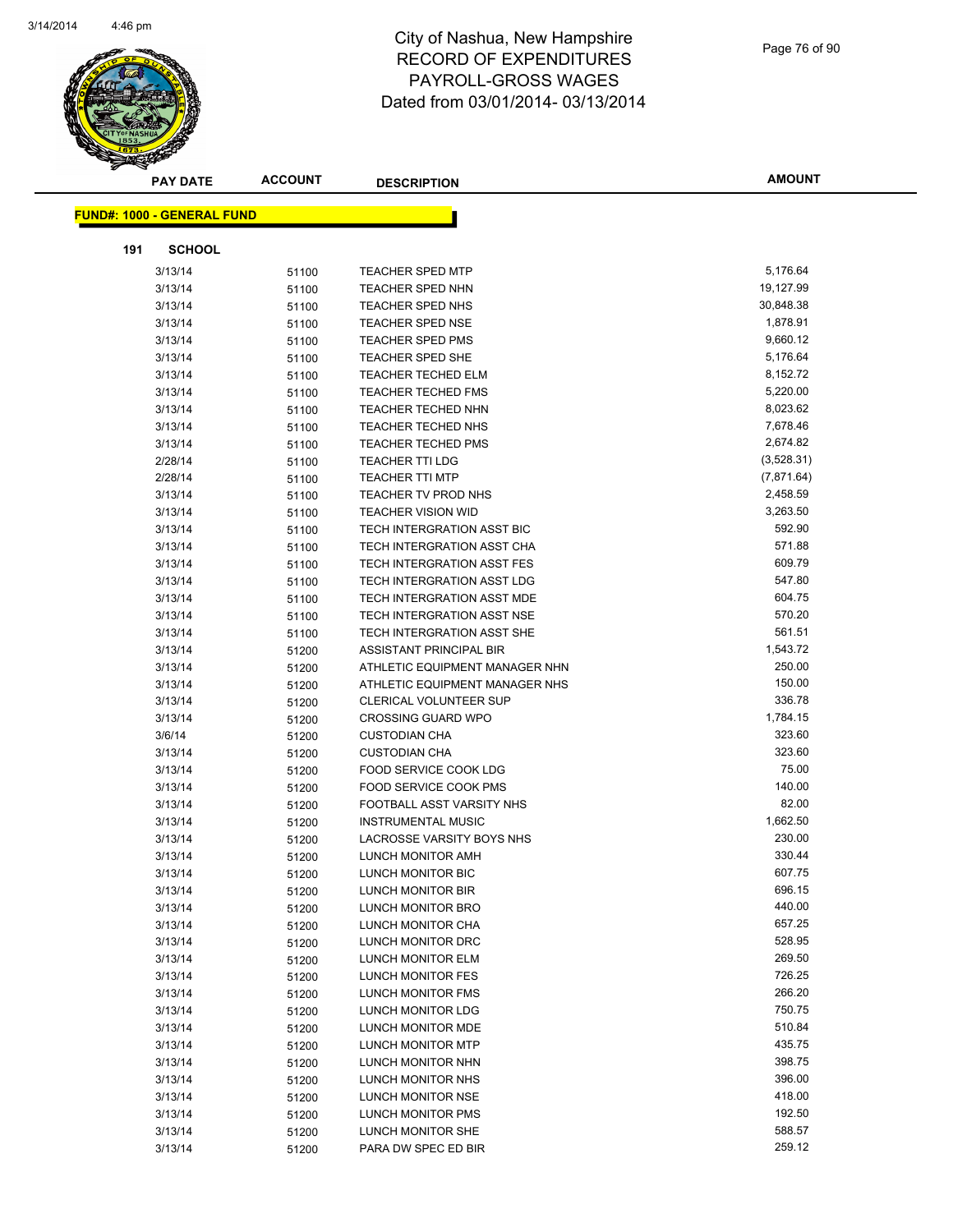# City of Nashua, New Hampshire
# RECORD OF EXPENDITURES
# PAYROLL-GROSS WAGES
# Dated from 03/01/2014- 03/13/2014

**FUND#: 1000 - GENERAL FUND**

**191 SCHOOL**

| PAY DATE | ACCOUNT | DESCRIPTION | AMOUNT |
|---|---|---|---|
| 3/13/14 | 51100 | TEACHER SPED MTP | 5,176.64 |
| 3/13/14 | 51100 | TEACHER SPED NHN | 19,127.99 |
| 3/13/14 | 51100 | TEACHER SPED NHS | 30,848.38 |
| 3/13/14 | 51100 | TEACHER SPED NSE | 1,878.91 |
| 3/13/14 | 51100 | TEACHER SPED PMS | 9,660.12 |
| 3/13/14 | 51100 | TEACHER SPED SHE | 5,176.64 |
| 3/13/14 | 51100 | TEACHER TECHED ELM | 8,152.72 |
| 3/13/14 | 51100 | TEACHER TECHED FMS | 5,220.00 |
| 3/13/14 | 51100 | TEACHER TECHED NHN | 8,023.62 |
| 3/13/14 | 51100 | TEACHER TECHED NHS | 7,678.46 |
| 3/13/14 | 51100 | TEACHER TECHED PMS | 2,674.82 |
| 2/28/14 | 51100 | TEACHER TTI LDG | (3,528.31) |
| 2/28/14 | 51100 | TEACHER TTI MTP | (7,871.64) |
| 3/13/14 | 51100 | TEACHER TV PROD NHS | 2,458.59 |
| 3/13/14 | 51100 | TEACHER VISION WID | 3,263.50 |
| 3/13/14 | 51100 | TECH INTERGRATION ASST BIC | 592.90 |
| 3/13/14 | 51100 | TECH INTERGRATION ASST CHA | 571.88 |
| 3/13/14 | 51100 | TECH INTERGRATION ASST FES | 609.79 |
| 3/13/14 | 51100 | TECH INTERGRATION ASST LDG | 547.80 |
| 3/13/14 | 51100 | TECH INTERGRATION ASST MDE | 604.75 |
| 3/13/14 | 51100 | TECH INTERGRATION ASST NSE | 570.20 |
| 3/13/14 | 51100 | TECH INTERGRATION ASST SHE | 561.51 |
| 3/13/14 | 51200 | ASSISTANT PRINCIPAL BIR | 1,543.72 |
| 3/13/14 | 51200 | ATHLETIC EQUIPMENT MANAGER NHN | 250.00 |
| 3/13/14 | 51200 | ATHLETIC EQUIPMENT MANAGER NHS | 150.00 |
| 3/13/14 | 51200 | CLERICAL VOLUNTEER SUP | 336.78 |
| 3/13/14 | 51200 | CROSSING GUARD WPO | 1,784.15 |
| 3/6/14 | 51200 | CUSTODIAN CHA | 323.60 |
| 3/13/14 | 51200 | CUSTODIAN CHA | 323.60 |
| 3/13/14 | 51200 | FOOD SERVICE COOK LDG | 75.00 |
| 3/13/14 | 51200 | FOOD SERVICE COOK PMS | 140.00 |
| 3/13/14 | 51200 | FOOTBALL ASST VARSITY NHS | 82.00 |
| 3/13/14 | 51200 | INSTRUMENTAL MUSIC | 1,662.50 |
| 3/13/14 | 51200 | LACROSSE VARSITY BOYS NHS | 230.00 |
| 3/13/14 | 51200 | LUNCH MONITOR AMH | 330.44 |
| 3/13/14 | 51200 | LUNCH MONITOR BIC | 607.75 |
| 3/13/14 | 51200 | LUNCH MONITOR BIR | 696.15 |
| 3/13/14 | 51200 | LUNCH MONITOR BRO | 440.00 |
| 3/13/14 | 51200 | LUNCH MONITOR CHA | 657.25 |
| 3/13/14 | 51200 | LUNCH MONITOR DRC | 528.95 |
| 3/13/14 | 51200 | LUNCH MONITOR ELM | 269.50 |
| 3/13/14 | 51200 | LUNCH MONITOR FES | 726.25 |
| 3/13/14 | 51200 | LUNCH MONITOR FMS | 266.20 |
| 3/13/14 | 51200 | LUNCH MONITOR LDG | 750.75 |
| 3/13/14 | 51200 | LUNCH MONITOR MDE | 510.84 |
| 3/13/14 | 51200 | LUNCH MONITOR MTP | 435.75 |
| 3/13/14 | 51200 | LUNCH MONITOR NHN | 398.75 |
| 3/13/14 | 51200 | LUNCH MONITOR NHS | 396.00 |
| 3/13/14 | 51200 | LUNCH MONITOR NSE | 418.00 |
| 3/13/14 | 51200 | LUNCH MONITOR PMS | 192.50 |
| 3/13/14 | 51200 | LUNCH MONITOR SHE | 588.57 |
| 3/13/14 | 51200 | PARA DW SPEC ED BIR | 259.12 |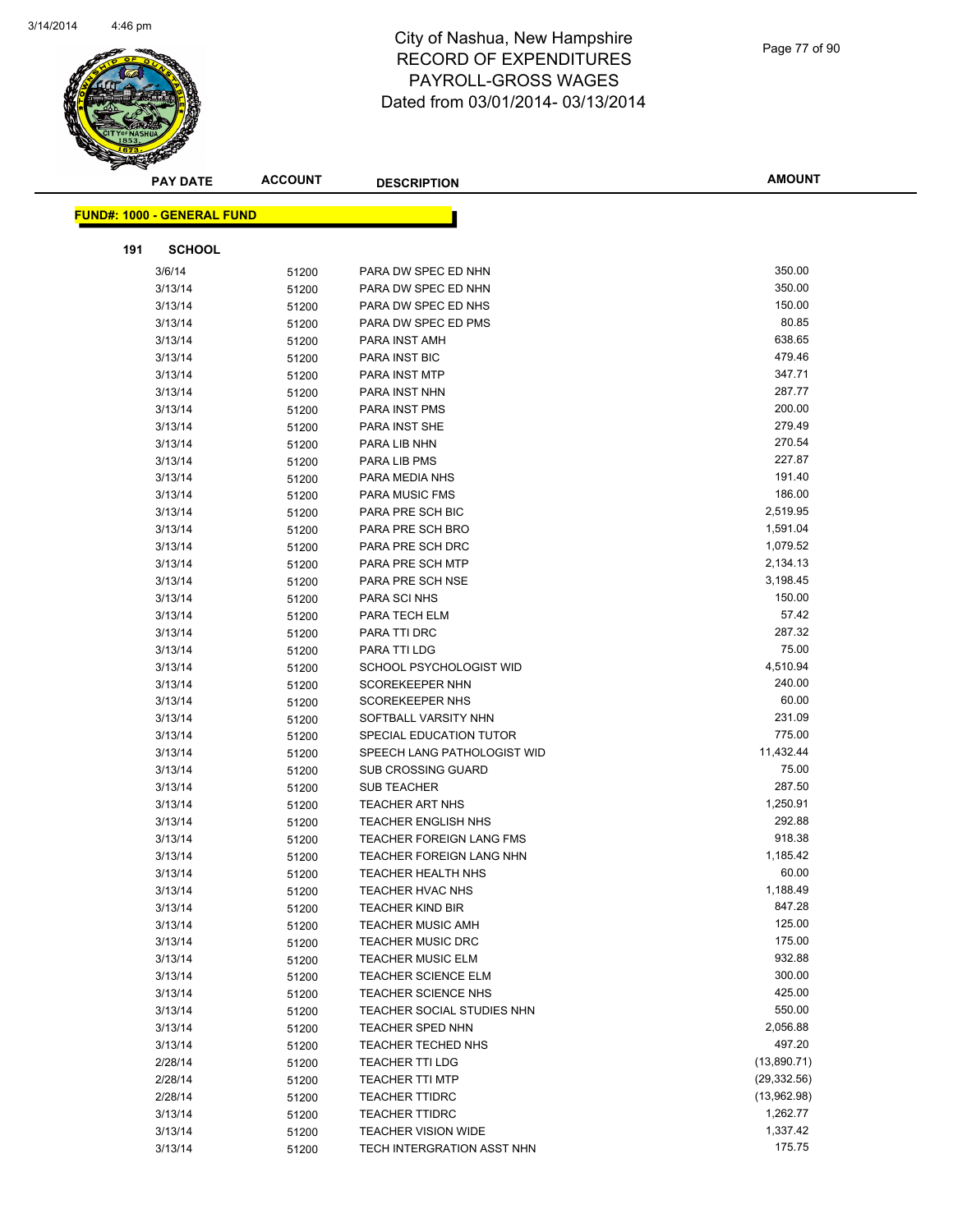# City of Nashua, New Hampshire
# RECORD OF EXPENDITURES
# PAYROLL-GROSS WAGES
# Dated from 03/01/2014- 03/13/2014

| PAY DATE | ACCOUNT | DESCRIPTION | AMOUNT |
|---|---|---|---|

**FUND#: 1000 - GENERAL FUND**

**191 SCHOOL**

| PAY DATE | ACCOUNT | DESCRIPTION | AMOUNT |
|---|---|---|---|
| 3/6/14 | 51200 | PARA DW SPEC ED NHN | 350.00 |
| 3/13/14 | 51200 | PARA DW SPEC ED NHN | 350.00 |
| 3/13/14 | 51200 | PARA DW SPEC ED NHS | 150.00 |
| 3/13/14 | 51200 | PARA DW SPEC ED PMS | 80.85 |
| 3/13/14 | 51200 | PARA INST AMH | 638.65 |
| 3/13/14 | 51200 | PARA INST BIC | 479.46 |
| 3/13/14 | 51200 | PARA INST MTP | 347.71 |
| 3/13/14 | 51200 | PARA INST NHN | 287.77 |
| 3/13/14 | 51200 | PARA INST PMS | 200.00 |
| 3/13/14 | 51200 | PARA INST SHE | 279.49 |
| 3/13/14 | 51200 | PARA LIB NHN | 270.54 |
| 3/13/14 | 51200 | PARA LIB PMS | 227.87 |
| 3/13/14 | 51200 | PARA MEDIA NHS | 191.40 |
| 3/13/14 | 51200 | PARA MUSIC FMS | 186.00 |
| 3/13/14 | 51200 | PARA PRE SCH BIC | 2,519.95 |
| 3/13/14 | 51200 | PARA PRE SCH BRO | 1,591.04 |
| 3/13/14 | 51200 | PARA PRE SCH DRC | 1,079.52 |
| 3/13/14 | 51200 | PARA PRE SCH MTP | 2,134.13 |
| 3/13/14 | 51200 | PARA PRE SCH NSE | 3,198.45 |
| 3/13/14 | 51200 | PARA SCI NHS | 150.00 |
| 3/13/14 | 51200 | PARA TECH ELM | 57.42 |
| 3/13/14 | 51200 | PARA TTI DRC | 287.32 |
| 3/13/14 | 51200 | PARA TTI LDG | 75.00 |
| 3/13/14 | 51200 | SCHOOL PSYCHOLOGIST WID | 4,510.94 |
| 3/13/14 | 51200 | SCOREKEEPER NHN | 240.00 |
| 3/13/14 | 51200 | SCOREKEEPER NHS | 60.00 |
| 3/13/14 | 51200 | SOFTBALL VARSITY NHN | 231.09 |
| 3/13/14 | 51200 | SPECIAL EDUCATION TUTOR | 775.00 |
| 3/13/14 | 51200 | SPEECH LANG PATHOLOGIST WID | 11,432.44 |
| 3/13/14 | 51200 | SUB CROSSING GUARD | 75.00 |
| 3/13/14 | 51200 | SUB TEACHER | 287.50 |
| 3/13/14 | 51200 | TEACHER ART NHS | 1,250.91 |
| 3/13/14 | 51200 | TEACHER ENGLISH NHS | 292.88 |
| 3/13/14 | 51200 | TEACHER FOREIGN LANG FMS | 918.38 |
| 3/13/14 | 51200 | TEACHER FOREIGN LANG NHN | 1,185.42 |
| 3/13/14 | 51200 | TEACHER HEALTH NHS | 60.00 |
| 3/13/14 | 51200 | TEACHER HVAC NHS | 1,188.49 |
| 3/13/14 | 51200 | TEACHER KIND BIR | 847.28 |
| 3/13/14 | 51200 | TEACHER MUSIC AMH | 125.00 |
| 3/13/14 | 51200 | TEACHER MUSIC DRC | 175.00 |
| 3/13/14 | 51200 | TEACHER MUSIC ELM | 932.88 |
| 3/13/14 | 51200 | TEACHER SCIENCE ELM | 300.00 |
| 3/13/14 | 51200 | TEACHER SCIENCE NHS | 425.00 |
| 3/13/14 | 51200 | TEACHER SOCIAL STUDIES NHN | 550.00 |
| 3/13/14 | 51200 | TEACHER SPED NHN | 2,056.88 |
| 3/13/14 | 51200 | TEACHER TECHED NHS | 497.20 |
| 2/28/14 | 51200 | TEACHER TTI LDG | (13,890.71) |
| 2/28/14 | 51200 | TEACHER TTI MTP | (29,332.56) |
| 2/28/14 | 51200 | TEACHER TTIDRC | (13,962.98) |
| 3/13/14 | 51200 | TEACHER TTIDRC | 1,262.77 |
| 3/13/14 | 51200 | TEACHER VISION WIDE | 1,337.42 |
| 3/13/14 | 51200 | TECH INTERGRATION ASST NHN | 175.75 |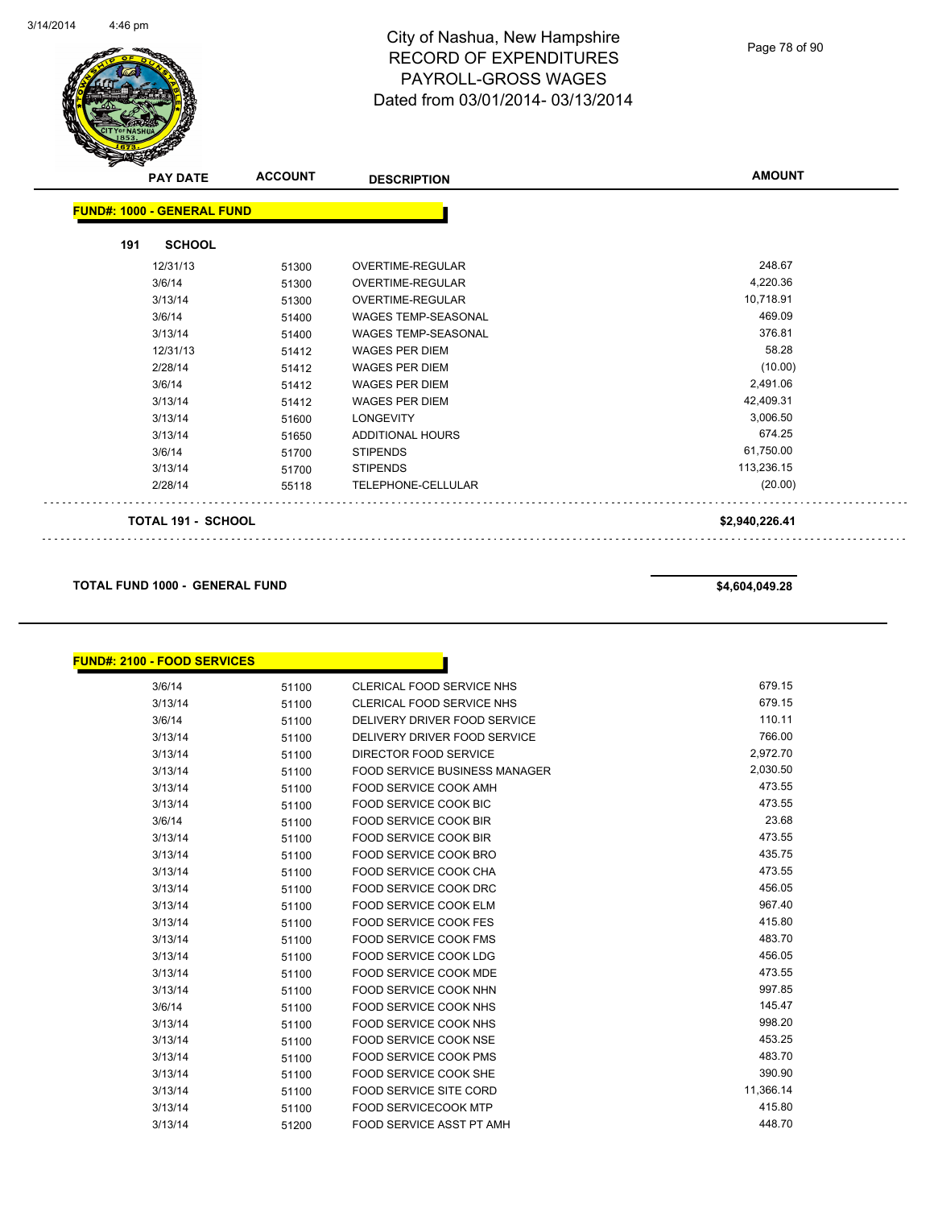# City of Nashua, New Hampshire
## RECORD OF EXPENDITURES
## PAYROLL-GROSS WAGES
## Dated from 03/01/2014- 03/13/2014

| PAY DATE | ACCOUNT | DESCRIPTION | AMOUNT |
|---|---|---|---|
| **FUND#: 1000 - GENERAL FUND** | | | |
| **191 SCHOOL** | | | |
| 12/31/13 | 51300 | OVERTIME-REGULAR | 248.67 |
| 3/6/14 | 51300 | OVERTIME-REGULAR | 4,220.36 |
| 3/13/14 | 51300 | OVERTIME-REGULAR | 10,718.91 |
| 3/6/14 | 51400 | WAGES TEMP-SEASONAL | 469.09 |
| 3/13/14 | 51400 | WAGES TEMP-SEASONAL | 376.81 |
| 12/31/13 | 51412 | WAGES PER DIEM | 58.28 |
| 2/28/14 | 51412 | WAGES PER DIEM | (10.00) |
| 3/6/14 | 51412 | WAGES PER DIEM | 2,491.06 |
| 3/13/14 | 51412 | WAGES PER DIEM | 42,409.31 |
| 3/13/14 | 51600 | LONGEVITY | 3,006.50 |
| 3/13/14 | 51650 | ADDITIONAL HOURS | 674.25 |
| 3/6/14 | 51700 | STIPENDS | 61,750.00 |
| 3/13/14 | 51700 | STIPENDS | 113,236.15 |
| 2/28/14 | 55118 | TELEPHONE-CELLULAR | (20.00) |
| **TOTAL 191 - SCHOOL** | | | **$2,940,226.41** |
| **TOTAL FUND 1000 - GENERAL FUND** | | | **$4,604,049.28** |

| PAY DATE | ACCOUNT | DESCRIPTION | AMOUNT |
|---|---|---|---|
| **FUND#: 2100 - FOOD SERVICES** | | | |
| 3/6/14 | 51100 | CLERICAL FOOD SERVICE NHS | 679.15 |
| 3/13/14 | 51100 | CLERICAL FOOD SERVICE NHS | 679.15 |
| 3/6/14 | 51100 | DELIVERY DRIVER FOOD SERVICE | 110.11 |
| 3/13/14 | 51100 | DELIVERY DRIVER FOOD SERVICE | 766.00 |
| 3/13/14 | 51100 | DIRECTOR FOOD SERVICE | 2,972.70 |
| 3/13/14 | 51100 | FOOD SERVICE BUSINESS MANAGER | 2,030.50 |
| 3/13/14 | 51100 | FOOD SERVICE COOK AMH | 473.55 |
| 3/13/14 | 51100 | FOOD SERVICE COOK BIC | 473.55 |
| 3/6/14 | 51100 | FOOD SERVICE COOK BIR | 23.68 |
| 3/13/14 | 51100 | FOOD SERVICE COOK BIR | 473.55 |
| 3/13/14 | 51100 | FOOD SERVICE COOK BRO | 435.75 |
| 3/13/14 | 51100 | FOOD SERVICE COOK CHA | 473.55 |
| 3/13/14 | 51100 | FOOD SERVICE COOK DRC | 456.05 |
| 3/13/14 | 51100 | FOOD SERVICE COOK ELM | 967.40 |
| 3/13/14 | 51100 | FOOD SERVICE COOK FES | 415.80 |
| 3/13/14 | 51100 | FOOD SERVICE COOK FMS | 483.70 |
| 3/13/14 | 51100 | FOOD SERVICE COOK LDG | 456.05 |
| 3/13/14 | 51100 | FOOD SERVICE COOK MDE | 473.55 |
| 3/13/14 | 51100 | FOOD SERVICE COOK NHN | 997.85 |
| 3/6/14 | 51100 | FOOD SERVICE COOK NHS | 145.47 |
| 3/13/14 | 51100 | FOOD SERVICE COOK NHS | 998.20 |
| 3/13/14 | 51100 | FOOD SERVICE COOK NSE | 453.25 |
| 3/13/14 | 51100 | FOOD SERVICE COOK PMS | 483.70 |
| 3/13/14 | 51100 | FOOD SERVICE COOK SHE | 390.90 |
| 3/13/14 | 51100 | FOOD SERVICE SITE CORD | 11,366.14 |
| 3/13/14 | 51100 | FOOD SERVICECOOK MTP | 415.80 |
| 3/13/14 | 51200 | FOOD SERVICE ASST PT AMH | 448.70 |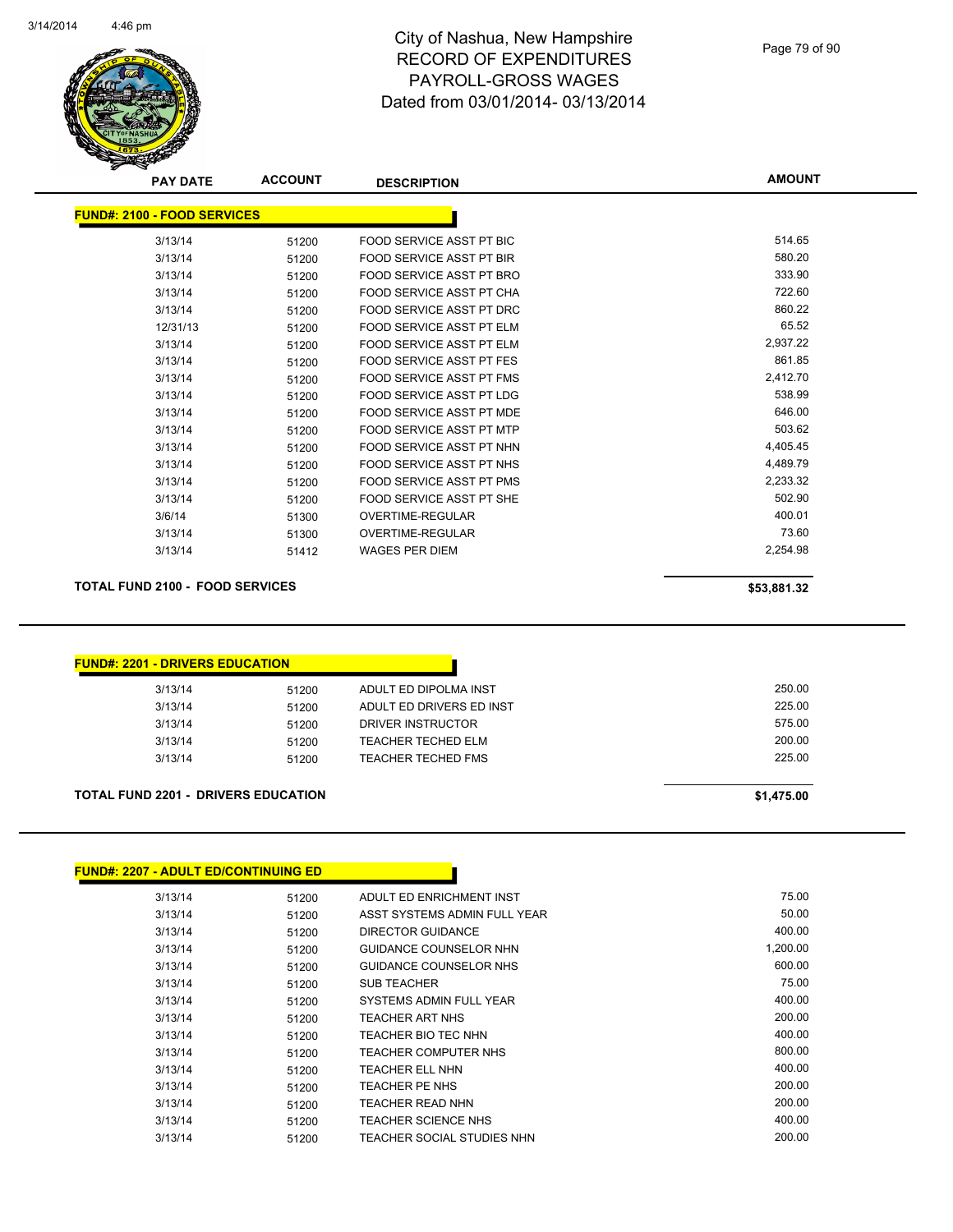# City of Nashua, New Hampshire
## RECORD OF EXPENDITURES
## PAYROLL-GROSS WAGES
## Dated from 03/01/2014- 03/13/2014

| PAY DATE | ACCOUNT | DESCRIPTION | AMOUNT |
|---|---|---|---|
| **FUND#: 2100 - FOOD SERVICES** | | | |
| 3/13/14 | 51200 | FOOD SERVICE ASST PT BIC | 514.65 |
| 3/13/14 | 51200 | FOOD SERVICE ASST PT BIR | 580.20 |
| 3/13/14 | 51200 | FOOD SERVICE ASST PT BRO | 333.90 |
| 3/13/14 | 51200 | FOOD SERVICE ASST PT CHA | 722.60 |
| 3/13/14 | 51200 | FOOD SERVICE ASST PT DRC | 860.22 |
| 12/31/13 | 51200 | FOOD SERVICE ASST PT ELM | 65.52 |
| 3/13/14 | 51200 | FOOD SERVICE ASST PT ELM | 2,937.22 |
| 3/13/14 | 51200 | FOOD SERVICE ASST PT FES | 861.85 |
| 3/13/14 | 51200 | FOOD SERVICE ASST PT FMS | 2,412.70 |
| 3/13/14 | 51200 | FOOD SERVICE ASST PT LDG | 538.99 |
| 3/13/14 | 51200 | FOOD SERVICE ASST PT MDE | 646.00 |
| 3/13/14 | 51200 | FOOD SERVICE ASST PT MTP | 503.62 |
| 3/13/14 | 51200 | FOOD SERVICE ASST PT NHN | 4,405.45 |
| 3/13/14 | 51200 | FOOD SERVICE ASST PT NHS | 4,489.79 |
| 3/13/14 | 51200 | FOOD SERVICE ASST PT PMS | 2,233.32 |
| 3/13/14 | 51200 | FOOD SERVICE ASST PT SHE | 502.90 |
| 3/6/14 | 51300 | OVERTIME-REGULAR | 400.01 |
| 3/13/14 | 51300 | OVERTIME-REGULAR | 73.60 |
| 3/13/14 | 51412 | WAGES PER DIEM | 2,254.98 |
| **TOTAL FUND 2100 - FOOD SERVICES** | | | **$53,881.32** |

| PAY DATE | ACCOUNT | DESCRIPTION | AMOUNT |
|---|---|---|---|
| **FUND#: 2201 - DRIVERS EDUCATION** | | | |
| 3/13/14 | 51200 | ADULT ED DIPOLMA INST | 250.00 |
| 3/13/14 | 51200 | ADULT ED DRIVERS ED INST | 225.00 |
| 3/13/14 | 51200 | DRIVER INSTRUCTOR | 575.00 |
| 3/13/14 | 51200 | TEACHER TECHED ELM | 200.00 |
| 3/13/14 | 51200 | TEACHER TECHED FMS | 225.00 |
| **TOTAL FUND 2201 - DRIVERS EDUCATION** | | | **$1,475.00** |

| PAY DATE | ACCOUNT | DESCRIPTION | AMOUNT |
|---|---|---|---|
| **FUND#: 2207 - ADULT ED/CONTINUING ED** | | | |
| 3/13/14 | 51200 | ADULT ED ENRICHMENT INST | 75.00 |
| 3/13/14 | 51200 | ASST SYSTEMS ADMIN FULL YEAR | 50.00 |
| 3/13/14 | 51200 | DIRECTOR GUIDANCE | 400.00 |
| 3/13/14 | 51200 | GUIDANCE COUNSELOR NHN | 1,200.00 |
| 3/13/14 | 51200 | GUIDANCE COUNSELOR NHS | 600.00 |
| 3/13/14 | 51200 | SUB TEACHER | 75.00 |
| 3/13/14 | 51200 | SYSTEMS ADMIN FULL YEAR | 400.00 |
| 3/13/14 | 51200 | TEACHER ART NHS | 200.00 |
| 3/13/14 | 51200 | TEACHER BIO TEC NHN | 400.00 |
| 3/13/14 | 51200 | TEACHER COMPUTER NHS | 800.00 |
| 3/13/14 | 51200 | TEACHER ELL NHN | 400.00 |
| 3/13/14 | 51200 | TEACHER PE NHS | 200.00 |
| 3/13/14 | 51200 | TEACHER READ NHN | 200.00 |
| 3/13/14 | 51200 | TEACHER SCIENCE NHS | 400.00 |
| 3/13/14 | 51200 | TEACHER SOCIAL STUDIES NHN | 200.00 |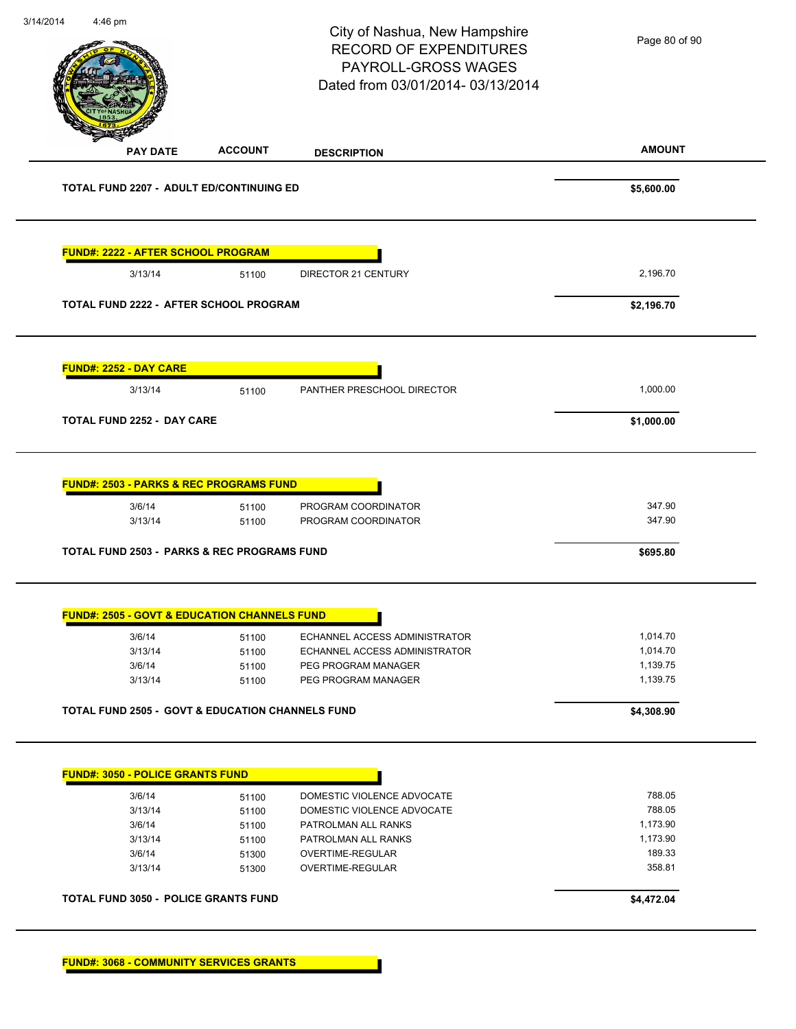# City of Nashua, New Hampshire
## RECORD OF EXPENDITURES
## PAYROLL-GROSS WAGES
## Dated from 03/01/2014- 03/13/2014

| PAY DATE | ACCOUNT | DESCRIPTION | AMOUNT |
|---|---|---|---|
| **TOTAL FUND 2207 - ADULT ED/CONTINUING ED** | | | **$5,600.00** |

**FUND#: 2222 - AFTER SCHOOL PROGRAM**

| PAY DATE | ACCOUNT | DESCRIPTION | AMOUNT |
|---|---|---|---|
| 3/13/14 | 51100 | DIRECTOR 21 CENTURY | 2,196.70 |
| **TOTAL FUND 2222 - AFTER SCHOOL PROGRAM** | | | **$2,196.70** |

**FUND#: 2252 - DAY CARE**

| PAY DATE | ACCOUNT | DESCRIPTION | AMOUNT |
|---|---|---|---|
| 3/13/14 | 51100 | PANTHER PRESCHOOL DIRECTOR | 1,000.00 |
| **TOTAL FUND 2252 - DAY CARE** | | | **$1,000.00** |

**FUND#: 2503 - PARKS & REC PROGRAMS FUND**

| PAY DATE | ACCOUNT | DESCRIPTION | AMOUNT |
|---|---|---|---|
| 3/6/14 | 51100 | PROGRAM COORDINATOR | 347.90 |
| 3/13/14 | 51100 | PROGRAM COORDINATOR | 347.90 |
| **TOTAL FUND 2503 - PARKS & REC PROGRAMS FUND** | | | **$695.80** |

**FUND#: 2505 - GOVT & EDUCATION CHANNELS FUND**

| PAY DATE | ACCOUNT | DESCRIPTION | AMOUNT |
|---|---|---|---|
| 3/6/14 | 51100 | ECHANNEL ACCESS ADMINISTRATOR | 1,014.70 |
| 3/13/14 | 51100 | ECHANNEL ACCESS ADMINISTRATOR | 1,014.70 |
| 3/6/14 | 51100 | PEG PROGRAM MANAGER | 1,139.75 |
| 3/13/14 | 51100 | PEG PROGRAM MANAGER | 1,139.75 |
| **TOTAL FUND 2505 - GOVT & EDUCATION CHANNELS FUND** | | | **$4,308.90** |

**FUND#: 3050 - POLICE GRANTS FUND**

| PAY DATE | ACCOUNT | DESCRIPTION | AMOUNT |
|---|---|---|---|
| 3/6/14 | 51100 | DOMESTIC VIOLENCE ADVOCATE | 788.05 |
| 3/13/14 | 51100 | DOMESTIC VIOLENCE ADVOCATE | 788.05 |
| 3/6/14 | 51100 | PATROLMAN ALL RANKS | 1,173.90 |
| 3/13/14 | 51100 | PATROLMAN ALL RANKS | 1,173.90 |
| 3/6/14 | 51300 | OVERTIME-REGULAR | 189.33 |
| 3/13/14 | 51300 | OVERTIME-REGULAR | 358.81 |
| **TOTAL FUND 3050 - POLICE GRANTS FUND** | | | **$4,472.04** |

**FUND#: 3068 - COMMUNITY SERVICES GRANTS**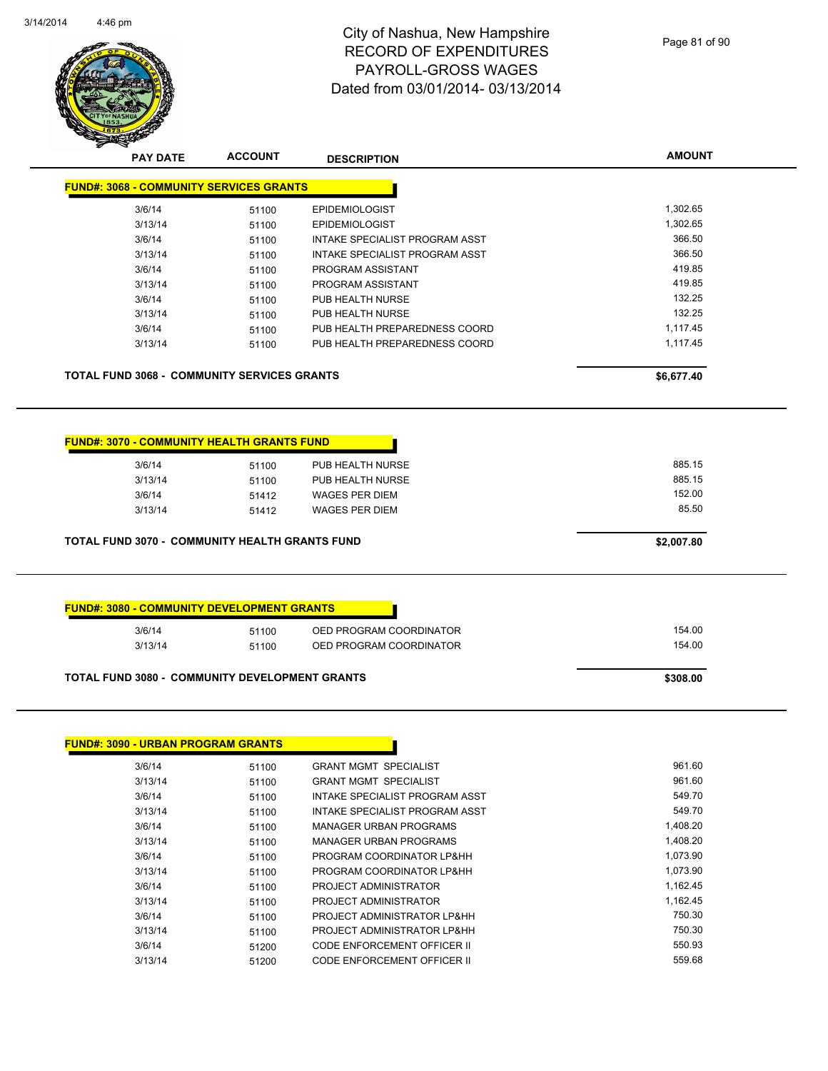# City of Nashua, New Hampshire
## RECORD OF EXPENDITURES
## PAYROLL-GROSS WAGES
## Dated from 03/01/2014- 03/13/2014

**FUND#: 3068 - COMMUNITY SERVICES GRANTS**

| PAY DATE | ACCOUNT | DESCRIPTION | AMOUNT |
|---|---|---|---|
| 3/6/14 | 51100 | EPIDEMIOLOGIST | 1,302.65 |
| 3/13/14 | 51100 | EPIDEMIOLOGIST | 1,302.65 |
| 3/6/14 | 51100 | INTAKE SPECIALIST PROGRAM ASST | 366.50 |
| 3/13/14 | 51100 | INTAKE SPECIALIST PROGRAM ASST | 366.50 |
| 3/6/14 | 51100 | PROGRAM ASSISTANT | 419.85 |
| 3/13/14 | 51100 | PROGRAM ASSISTANT | 419.85 |
| 3/6/14 | 51100 | PUB HEALTH NURSE | 132.25 |
| 3/13/14 | 51100 | PUB HEALTH NURSE | 132.25 |
| 3/6/14 | 51100 | PUB HEALTH PREPAREDNESS COORD | 1,117.45 |
| 3/13/14 | 51100 | PUB HEALTH PREPAREDNESS COORD | 1,117.45 |

**TOTAL FUND 3068 - COMMUNITY SERVICES GRANTS** **$6,677.40**

**FUND#: 3070 - COMMUNITY HEALTH GRANTS FUND**

| PAY DATE | ACCOUNT | DESCRIPTION | AMOUNT |
|---|---|---|---|
| 3/6/14 | 51100 | PUB HEALTH NURSE | 885.15 |
| 3/13/14 | 51100 | PUB HEALTH NURSE | 885.15 |
| 3/6/14 | 51412 | WAGES PER DIEM | 152.00 |
| 3/13/14 | 51412 | WAGES PER DIEM | 85.50 |

**TOTAL FUND 3070 - COMMUNITY HEALTH GRANTS FUND** **$2,007.80**

**FUND#: 3080 - COMMUNITY DEVELOPMENT GRANTS**

| PAY DATE | ACCOUNT | DESCRIPTION | AMOUNT |
|---|---|---|---|
| 3/6/14 | 51100 | OED PROGRAM COORDINATOR | 154.00 |
| 3/13/14 | 51100 | OED PROGRAM COORDINATOR | 154.00 |

**TOTAL FUND 3080 - COMMUNITY DEVELOPMENT GRANTS** **$308.00**

**FUND#: 3090 - URBAN PROGRAM GRANTS**

| PAY DATE | ACCOUNT | DESCRIPTION | AMOUNT |
|---|---|---|---|
| 3/6/14 | 51100 | GRANT MGMT SPECIALIST | 961.60 |
| 3/13/14 | 51100 | GRANT MGMT SPECIALIST | 961.60 |
| 3/6/14 | 51100 | INTAKE SPECIALIST PROGRAM ASST | 549.70 |
| 3/13/14 | 51100 | INTAKE SPECIALIST PROGRAM ASST | 549.70 |
| 3/6/14 | 51100 | MANAGER URBAN PROGRAMS | 1,408.20 |
| 3/13/14 | 51100 | MANAGER URBAN PROGRAMS | 1,408.20 |
| 3/6/14 | 51100 | PROGRAM COORDINATOR LP&HH | 1,073.90 |
| 3/13/14 | 51100 | PROGRAM COORDINATOR LP&HH | 1,073.90 |
| 3/6/14 | 51100 | PROJECT ADMINISTRATOR | 1,162.45 |
| 3/13/14 | 51100 | PROJECT ADMINISTRATOR | 1,162.45 |
| 3/6/14 | 51100 | PROJECT ADMINISTRATOR LP&HH | 750.30 |
| 3/13/14 | 51100 | PROJECT ADMINISTRATOR LP&HH | 750.30 |
| 3/6/14 | 51200 | CODE ENFORCEMENT OFFICER II | 550.93 |
| 3/13/14 | 51200 | CODE ENFORCEMENT OFFICER II | 559.68 |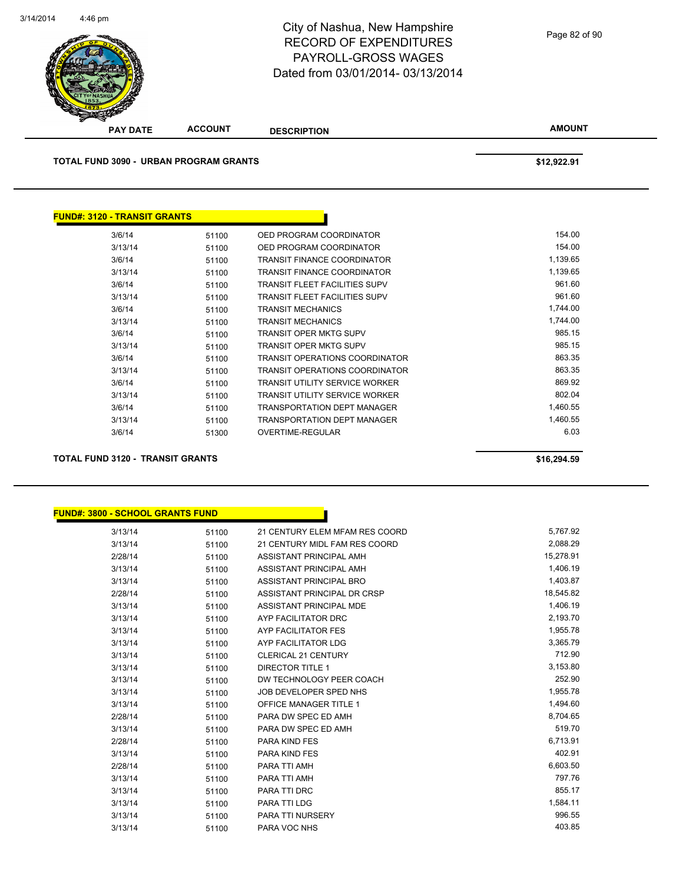# City of Nashua, New Hampshire
# RECORD OF EXPENDITURES
# PAYROLL-GROSS WAGES
# Dated from 03/01/2014- 03/13/2014

| PAY DATE | ACCOUNT | DESCRIPTION | AMOUNT |
|---|---|---|---|

**TOTAL FUND 3090 - URBAN PROGRAM GRANTS** — **$12,922.91**

## FUND#: 3120 - TRANSIT GRANTS

| PAY DATE | ACCOUNT | DESCRIPTION | AMOUNT |
|---|---|---|---|
| 3/6/14 | 51100 | OED PROGRAM COORDINATOR | 154.00 |
| 3/13/14 | 51100 | OED PROGRAM COORDINATOR | 154.00 |
| 3/6/14 | 51100 | TRANSIT FINANCE COORDINATOR | 1,139.65 |
| 3/13/14 | 51100 | TRANSIT FINANCE COORDINATOR | 1,139.65 |
| 3/6/14 | 51100 | TRANSIT FLEET FACILITIES SUPV | 961.60 |
| 3/13/14 | 51100 | TRANSIT FLEET FACILITIES SUPV | 961.60 |
| 3/6/14 | 51100 | TRANSIT MECHANICS | 1,744.00 |
| 3/13/14 | 51100 | TRANSIT MECHANICS | 1,744.00 |
| 3/6/14 | 51100 | TRANSIT OPER MKTG SUPV | 985.15 |
| 3/13/14 | 51100 | TRANSIT OPER MKTG SUPV | 985.15 |
| 3/6/14 | 51100 | TRANSIT OPERATIONS COORDINATOR | 863.35 |
| 3/13/14 | 51100 | TRANSIT OPERATIONS COORDINATOR | 863.35 |
| 3/6/14 | 51100 | TRANSIT UTILITY SERVICE WORKER | 869.92 |
| 3/13/14 | 51100 | TRANSIT UTILITY SERVICE WORKER | 802.04 |
| 3/6/14 | 51100 | TRANSPORTATION DEPT MANAGER | 1,460.55 |
| 3/13/14 | 51100 | TRANSPORTATION DEPT MANAGER | 1,460.55 |
| 3/6/14 | 51300 | OVERTIME-REGULAR | 6.03 |

**TOTAL FUND 3120 - TRANSIT GRANTS** — **$16,294.59**

## FUND#: 3800 - SCHOOL GRANTS FUND

| PAY DATE | ACCOUNT | DESCRIPTION | AMOUNT |
|---|---|---|---|
| 3/13/14 | 51100 | 21 CENTURY ELEM MFAM RES COORD | 5,767.92 |
| 3/13/14 | 51100 | 21 CENTURY MIDL FAM RES COORD | 2,088.29 |
| 2/28/14 | 51100 | ASSISTANT PRINCIPAL AMH | 15,278.91 |
| 3/13/14 | 51100 | ASSISTANT PRINCIPAL AMH | 1,406.19 |
| 3/13/14 | 51100 | ASSISTANT PRINCIPAL BRO | 1,403.87 |
| 2/28/14 | 51100 | ASSISTANT PRINCIPAL DR CRSP | 18,545.82 |
| 3/13/14 | 51100 | ASSISTANT PRINCIPAL MDE | 1,406.19 |
| 3/13/14 | 51100 | AYP FACILITATOR DRC | 2,193.70 |
| 3/13/14 | 51100 | AYP FACILITATOR FES | 1,955.78 |
| 3/13/14 | 51100 | AYP FACILITATOR LDG | 3,365.79 |
| 3/13/14 | 51100 | CLERICAL 21 CENTURY | 712.90 |
| 3/13/14 | 51100 | DIRECTOR TITLE 1 | 3,153.80 |
| 3/13/14 | 51100 | DW TECHNOLOGY PEER COACH | 252.90 |
| 3/13/14 | 51100 | JOB DEVELOPER SPED NHS | 1,955.78 |
| 3/13/14 | 51100 | OFFICE MANAGER TITLE 1 | 1,494.60 |
| 2/28/14 | 51100 | PARA DW SPEC ED AMH | 8,704.65 |
| 3/13/14 | 51100 | PARA DW SPEC ED AMH | 519.70 |
| 2/28/14 | 51100 | PARA KIND FES | 6,713.91 |
| 3/13/14 | 51100 | PARA KIND FES | 402.91 |
| 2/28/14 | 51100 | PARA TTI AMH | 6,603.50 |
| 3/13/14 | 51100 | PARA TTI AMH | 797.76 |
| 3/13/14 | 51100 | PARA TTI DRC | 855.17 |
| 3/13/14 | 51100 | PARA TTI LDG | 1,584.11 |
| 3/13/14 | 51100 | PARA TTI NURSERY | 996.55 |
| 3/13/14 | 51100 | PARA VOC NHS | 403.85 |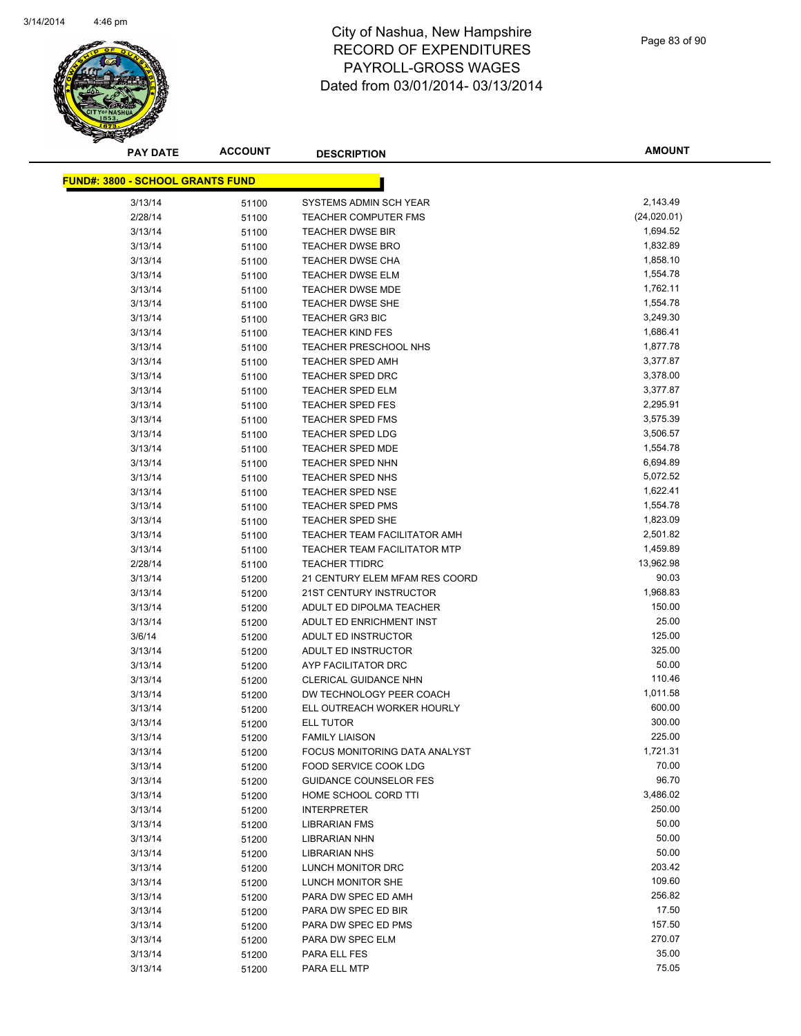# City of Nashua, New Hampshire
## RECORD OF EXPENDITURES
## PAYROLL-GROSS WAGES
## Dated from 03/01/2014- 03/13/2014

| PAY DATE | ACCOUNT | DESCRIPTION | AMOUNT |
|---|---|---|---|
| **FUND#: 3800 - SCHOOL GRANTS FUND** | | | |
| 3/13/14 | 51100 | SYSTEMS ADMIN SCH YEAR | 2,143.49 |
| 2/28/14 | 51100 | TEACHER COMPUTER FMS | (24,020.01) |
| 3/13/14 | 51100 | TEACHER DWSE BIR | 1,694.52 |
| 3/13/14 | 51100 | TEACHER DWSE BRO | 1,832.89 |
| 3/13/14 | 51100 | TEACHER DWSE CHA | 1,858.10 |
| 3/13/14 | 51100 | TEACHER DWSE ELM | 1,554.78 |
| 3/13/14 | 51100 | TEACHER DWSE MDE | 1,762.11 |
| 3/13/14 | 51100 | TEACHER DWSE SHE | 1,554.78 |
| 3/13/14 | 51100 | TEACHER GR3 BIC | 3,249.30 |
| 3/13/14 | 51100 | TEACHER KIND FES | 1,686.41 |
| 3/13/14 | 51100 | TEACHER PRESCHOOL NHS | 1,877.78 |
| 3/13/14 | 51100 | TEACHER SPED AMH | 3,377.87 |
| 3/13/14 | 51100 | TEACHER SPED DRC | 3,378.00 |
| 3/13/14 | 51100 | TEACHER SPED ELM | 3,377.87 |
| 3/13/14 | 51100 | TEACHER SPED FES | 2,295.91 |
| 3/13/14 | 51100 | TEACHER SPED FMS | 3,575.39 |
| 3/13/14 | 51100 | TEACHER SPED LDG | 3,506.57 |
| 3/13/14 | 51100 | TEACHER SPED MDE | 1,554.78 |
| 3/13/14 | 51100 | TEACHER SPED NHN | 6,694.89 |
| 3/13/14 | 51100 | TEACHER SPED NHS | 5,072.52 |
| 3/13/14 | 51100 | TEACHER SPED NSE | 1,622.41 |
| 3/13/14 | 51100 | TEACHER SPED PMS | 1,554.78 |
| 3/13/14 | 51100 | TEACHER SPED SHE | 1,823.09 |
| 3/13/14 | 51100 | TEACHER TEAM FACILITATOR AMH | 2,501.82 |
| 3/13/14 | 51100 | TEACHER TEAM FACILITATOR MTP | 1,459.89 |
| 2/28/14 | 51100 | TEACHER TTIDRC | 13,962.98 |
| 3/13/14 | 51200 | 21 CENTURY ELEM MFAM RES COORD | 90.03 |
| 3/13/14 | 51200 | 21ST CENTURY INSTRUCTOR | 1,968.83 |
| 3/13/14 | 51200 | ADULT ED DIPOLMA TEACHER | 150.00 |
| 3/13/14 | 51200 | ADULT ED ENRICHMENT INST | 25.00 |
| 3/6/14 | 51200 | ADULT ED INSTRUCTOR | 125.00 |
| 3/13/14 | 51200 | ADULT ED INSTRUCTOR | 325.00 |
| 3/13/14 | 51200 | AYP FACILITATOR DRC | 50.00 |
| 3/13/14 | 51200 | CLERICAL GUIDANCE NHN | 110.46 |
| 3/13/14 | 51200 | DW TECHNOLOGY PEER COACH | 1,011.58 |
| 3/13/14 | 51200 | ELL OUTREACH WORKER HOURLY | 600.00 |
| 3/13/14 | 51200 | ELL TUTOR | 300.00 |
| 3/13/14 | 51200 | FAMILY LIAISON | 225.00 |
| 3/13/14 | 51200 | FOCUS MONITORING DATA ANALYST | 1,721.31 |
| 3/13/14 | 51200 | FOOD SERVICE COOK LDG | 70.00 |
| 3/13/14 | 51200 | GUIDANCE COUNSELOR FES | 96.70 |
| 3/13/14 | 51200 | HOME SCHOOL CORD TTI | 3,486.02 |
| 3/13/14 | 51200 | INTERPRETER | 250.00 |
| 3/13/14 | 51200 | LIBRARIAN FMS | 50.00 |
| 3/13/14 | 51200 | LIBRARIAN NHN | 50.00 |
| 3/13/14 | 51200 | LIBRARIAN NHS | 50.00 |
| 3/13/14 | 51200 | LUNCH MONITOR DRC | 203.42 |
| 3/13/14 | 51200 | LUNCH MONITOR SHE | 109.60 |
| 3/13/14 | 51200 | PARA DW SPEC ED AMH | 256.82 |
| 3/13/14 | 51200 | PARA DW SPEC ED BIR | 17.50 |
| 3/13/14 | 51200 | PARA DW SPEC ED PMS | 157.50 |
| 3/13/14 | 51200 | PARA DW SPEC ELM | 270.07 |
| 3/13/14 | 51200 | PARA ELL FES | 35.00 |
| 3/13/14 | 51200 | PARA ELL MTP | 75.05 |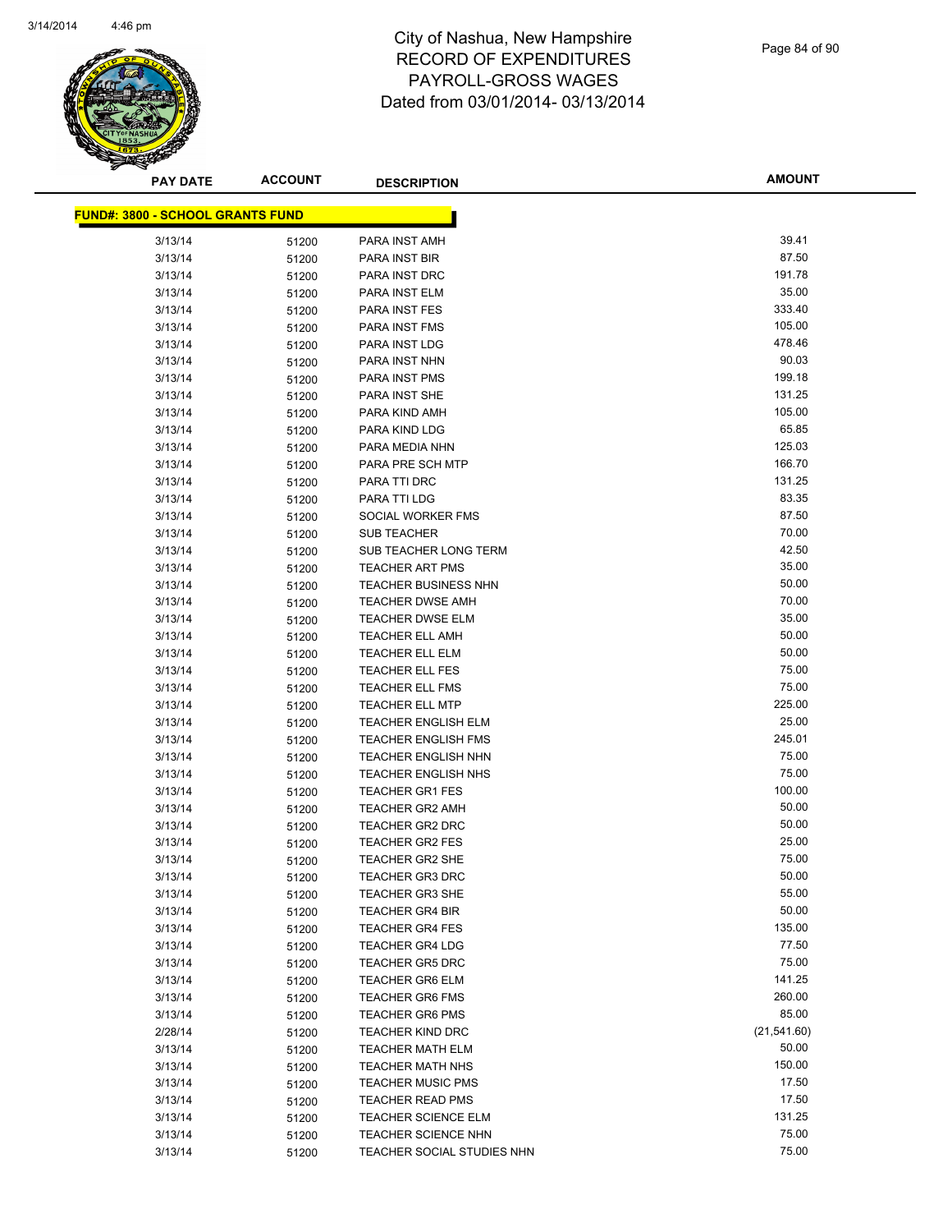# City of Nashua, New Hampshire
# RECORD OF EXPENDITURES
# PAYROLL-GROSS WAGES
# Dated from 03/01/2014- 03/13/2014

**FUND#: 3800 - SCHOOL GRANTS FUND**

| PAY DATE | ACCOUNT | DESCRIPTION | AMOUNT |
|---|---|---|---|
| 3/13/14 | 51200 | PARA INST AMH | 39.41 |
| 3/13/14 | 51200 | PARA INST BIR | 87.50 |
| 3/13/14 | 51200 | PARA INST DRC | 191.78 |
| 3/13/14 | 51200 | PARA INST ELM | 35.00 |
| 3/13/14 | 51200 | PARA INST FES | 333.40 |
| 3/13/14 | 51200 | PARA INST FMS | 105.00 |
| 3/13/14 | 51200 | PARA INST LDG | 478.46 |
| 3/13/14 | 51200 | PARA INST NHN | 90.03 |
| 3/13/14 | 51200 | PARA INST PMS | 199.18 |
| 3/13/14 | 51200 | PARA INST SHE | 131.25 |
| 3/13/14 | 51200 | PARA KIND AMH | 105.00 |
| 3/13/14 | 51200 | PARA KIND LDG | 65.85 |
| 3/13/14 | 51200 | PARA MEDIA NHN | 125.03 |
| 3/13/14 | 51200 | PARA PRE SCH MTP | 166.70 |
| 3/13/14 | 51200 | PARA TTI DRC | 131.25 |
| 3/13/14 | 51200 | PARA TTI LDG | 83.35 |
| 3/13/14 | 51200 | SOCIAL WORKER FMS | 87.50 |
| 3/13/14 | 51200 | SUB TEACHER | 70.00 |
| 3/13/14 | 51200 | SUB TEACHER LONG TERM | 42.50 |
| 3/13/14 | 51200 | TEACHER ART PMS | 35.00 |
| 3/13/14 | 51200 | TEACHER BUSINESS NHN | 50.00 |
| 3/13/14 | 51200 | TEACHER DWSE AMH | 70.00 |
| 3/13/14 | 51200 | TEACHER DWSE ELM | 35.00 |
| 3/13/14 | 51200 | TEACHER ELL AMH | 50.00 |
| 3/13/14 | 51200 | TEACHER ELL ELM | 50.00 |
| 3/13/14 | 51200 | TEACHER ELL FES | 75.00 |
| 3/13/14 | 51200 | TEACHER ELL FMS | 75.00 |
| 3/13/14 | 51200 | TEACHER ELL MTP | 225.00 |
| 3/13/14 | 51200 | TEACHER ENGLISH ELM | 25.00 |
| 3/13/14 | 51200 | TEACHER ENGLISH FMS | 245.01 |
| 3/13/14 | 51200 | TEACHER ENGLISH NHN | 75.00 |
| 3/13/14 | 51200 | TEACHER ENGLISH NHS | 75.00 |
| 3/13/14 | 51200 | TEACHER GR1 FES | 100.00 |
| 3/13/14 | 51200 | TEACHER GR2 AMH | 50.00 |
| 3/13/14 | 51200 | TEACHER GR2 DRC | 50.00 |
| 3/13/14 | 51200 | TEACHER GR2 FES | 25.00 |
| 3/13/14 | 51200 | TEACHER GR2 SHE | 75.00 |
| 3/13/14 | 51200 | TEACHER GR3 DRC | 50.00 |
| 3/13/14 | 51200 | TEACHER GR3 SHE | 55.00 |
| 3/13/14 | 51200 | TEACHER GR4 BIR | 50.00 |
| 3/13/14 | 51200 | TEACHER GR4 FES | 135.00 |
| 3/13/14 | 51200 | TEACHER GR4 LDG | 77.50 |
| 3/13/14 | 51200 | TEACHER GR5 DRC | 75.00 |
| 3/13/14 | 51200 | TEACHER GR6 ELM | 141.25 |
| 3/13/14 | 51200 | TEACHER GR6 FMS | 260.00 |
| 3/13/14 | 51200 | TEACHER GR6 PMS | 85.00 |
| 2/28/14 | 51200 | TEACHER KIND DRC | (21,541.60) |
| 3/13/14 | 51200 | TEACHER MATH ELM | 50.00 |
| 3/13/14 | 51200 | TEACHER MATH NHS | 150.00 |
| 3/13/14 | 51200 | TEACHER MUSIC PMS | 17.50 |
| 3/13/14 | 51200 | TEACHER READ PMS | 17.50 |
| 3/13/14 | 51200 | TEACHER SCIENCE ELM | 131.25 |
| 3/13/14 | 51200 | TEACHER SCIENCE NHN | 75.00 |
| 3/13/14 | 51200 | TEACHER SOCIAL STUDIES NHN | 75.00 |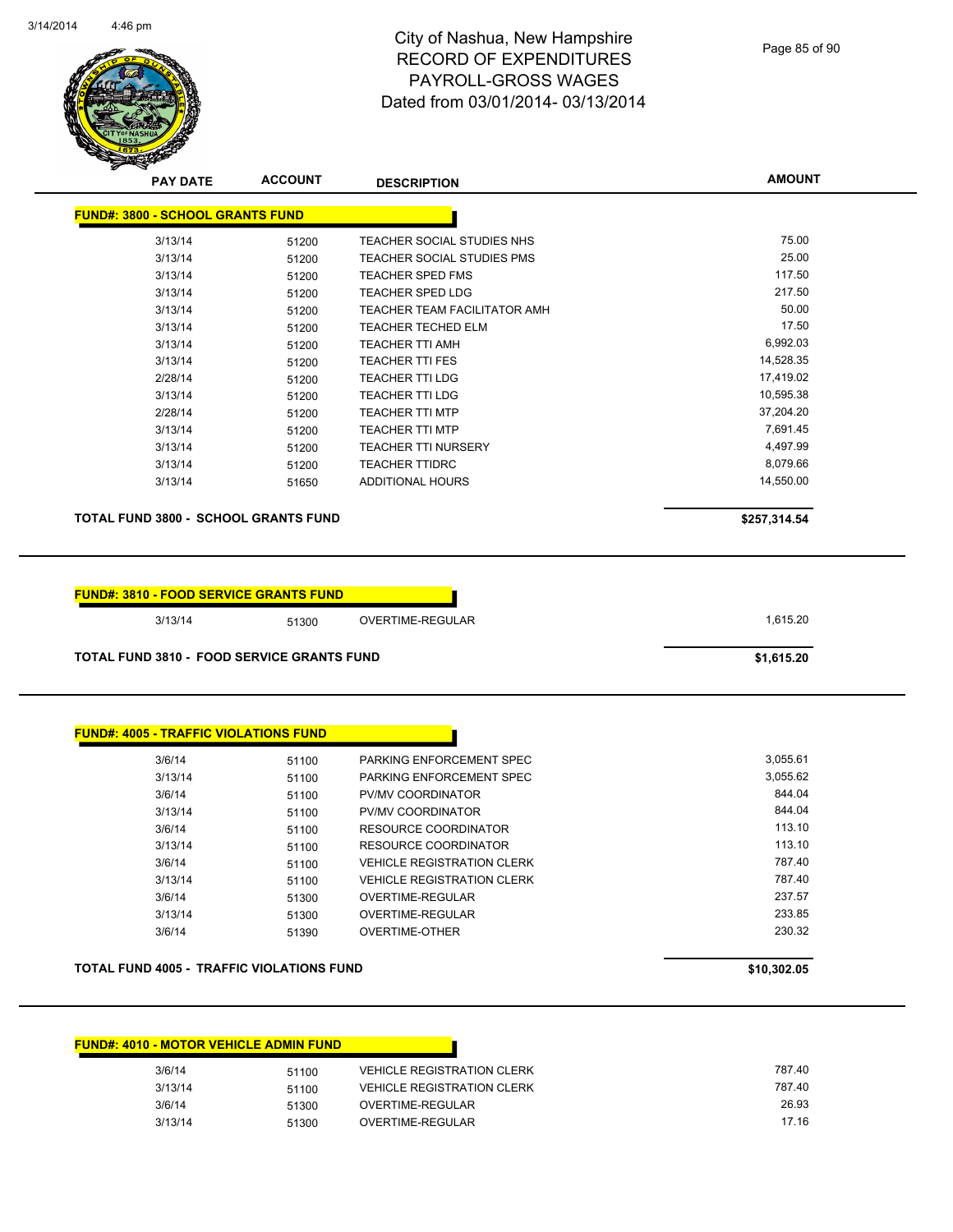# City of Nashua, New Hampshire
# RECORD OF EXPENDITURES
# PAYROLL-GROSS WAGES
# Dated from 03/01/2014- 03/13/2014

| PAY DATE | ACCOUNT | DESCRIPTION | AMOUNT |
|---|---|---|---|
| **FUND#: 3800 - SCHOOL GRANTS FUND** | | | |
| 3/13/14 | 51200 | TEACHER SOCIAL STUDIES NHS | 75.00 |
| 3/13/14 | 51200 | TEACHER SOCIAL STUDIES PMS | 25.00 |
| 3/13/14 | 51200 | TEACHER SPED FMS | 117.50 |
| 3/13/14 | 51200 | TEACHER SPED LDG | 217.50 |
| 3/13/14 | 51200 | TEACHER TEAM FACILITATOR AMH | 50.00 |
| 3/13/14 | 51200 | TEACHER TECHED ELM | 17.50 |
| 3/13/14 | 51200 | TEACHER TTI AMH | 6,992.03 |
| 3/13/14 | 51200 | TEACHER TTI FES | 14,528.35 |
| 2/28/14 | 51200 | TEACHER TTI LDG | 17,419.02 |
| 3/13/14 | 51200 | TEACHER TTI LDG | 10,595.38 |
| 2/28/14 | 51200 | TEACHER TTI MTP | 37,204.20 |
| 3/13/14 | 51200 | TEACHER TTI MTP | 7,691.45 |
| 3/13/14 | 51200 | TEACHER TTI NURSERY | 4,497.99 |
| 3/13/14 | 51200 | TEACHER TTIDRC | 8,079.66 |
| 3/13/14 | 51650 | ADDITIONAL HOURS | 14,550.00 |
| **TOTAL FUND 3800 - SCHOOL GRANTS FUND** | | | **$257,314.54** |
| **FUND#: 3810 - FOOD SERVICE GRANTS FUND** | | | |
| 3/13/14 | 51300 | OVERTIME-REGULAR | 1,615.20 |
| **TOTAL FUND 3810 - FOOD SERVICE GRANTS FUND** | | | **$1,615.20** |
| **FUND#: 4005 - TRAFFIC VIOLATIONS FUND** | | | |
| 3/6/14 | 51100 | PARKING ENFORCEMENT SPEC | 3,055.61 |
| 3/13/14 | 51100 | PARKING ENFORCEMENT SPEC | 3,055.62 |
| 3/6/14 | 51100 | PV/MV COORDINATOR | 844.04 |
| 3/13/14 | 51100 | PV/MV COORDINATOR | 844.04 |
| 3/6/14 | 51100 | RESOURCE COORDINATOR | 113.10 |
| 3/13/14 | 51100 | RESOURCE COORDINATOR | 113.10 |
| 3/6/14 | 51100 | VEHICLE REGISTRATION CLERK | 787.40 |
| 3/13/14 | 51100 | VEHICLE REGISTRATION CLERK | 787.40 |
| 3/6/14 | 51300 | OVERTIME-REGULAR | 237.57 |
| 3/13/14 | 51300 | OVERTIME-REGULAR | 233.85 |
| 3/6/14 | 51390 | OVERTIME-OTHER | 230.32 |
| **TOTAL FUND 4005 - TRAFFIC VIOLATIONS FUND** | | | **$10,302.05** |
| **FUND#: 4010 - MOTOR VEHICLE ADMIN FUND** | | | |
| 3/6/14 | 51100 | VEHICLE REGISTRATION CLERK | 787.40 |
| 3/13/14 | 51100 | VEHICLE REGISTRATION CLERK | 787.40 |
| 3/6/14 | 51300 | OVERTIME-REGULAR | 26.93 |
| 3/13/14 | 51300 | OVERTIME-REGULAR | 17.16 |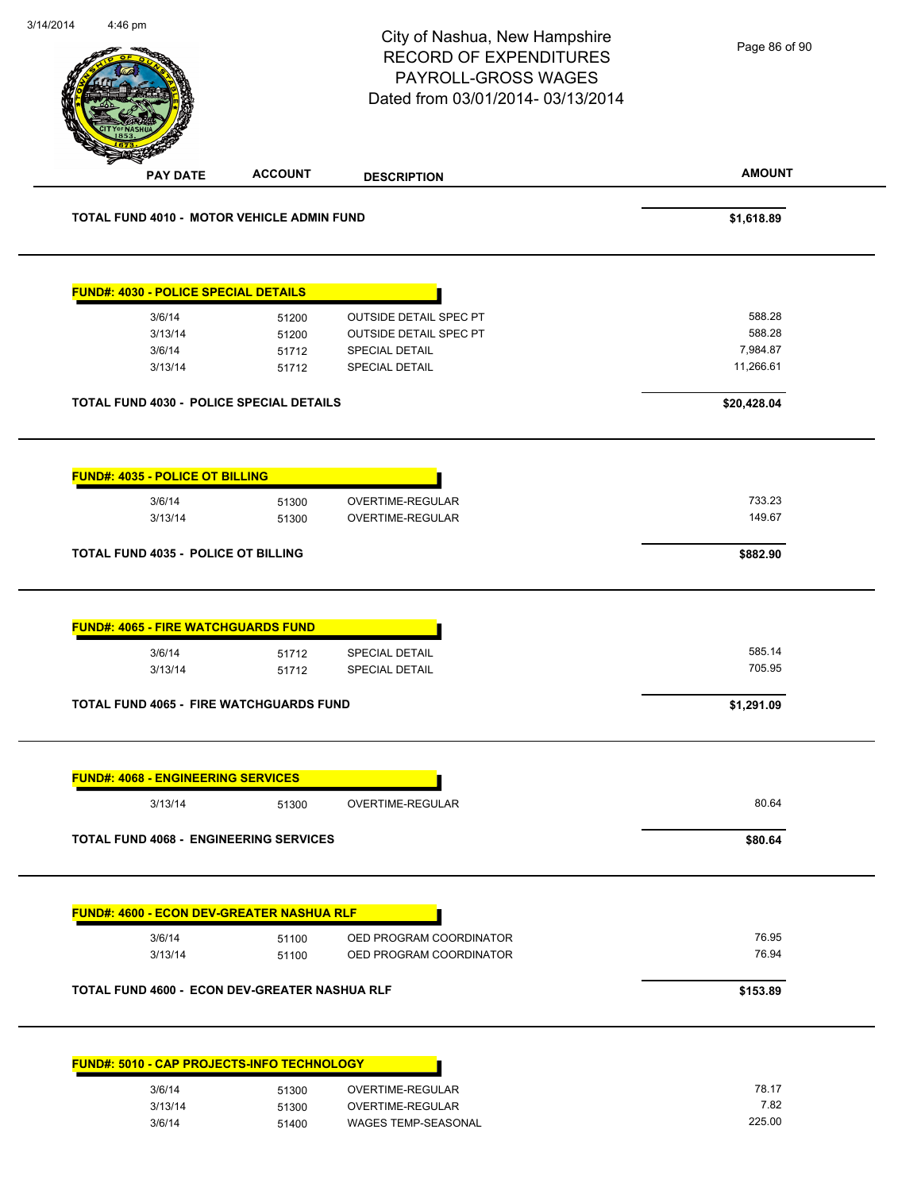# City of Nashua, New Hampshire
## RECORD OF EXPENDITURES
## PAYROLL-GROSS WAGES
## Dated from 03/01/2014- 03/13/2014

| PAY DATE | ACCOUNT | DESCRIPTION | AMOUNT |
|---|---|---|---|
| **TOTAL FUND 4010 - MOTOR VEHICLE ADMIN FUND** | | | **$1,618.89** |

**FUND#: 4030 - POLICE SPECIAL DETAILS**

| PAY DATE | ACCOUNT | DESCRIPTION | AMOUNT |
|---|---|---|---|
| 3/6/14 | 51200 | OUTSIDE DETAIL SPEC PT | 588.28 |
| 3/13/14 | 51200 | OUTSIDE DETAIL SPEC PT | 588.28 |
| 3/6/14 | 51712 | SPECIAL DETAIL | 7,984.87 |
| 3/13/14 | 51712 | SPECIAL DETAIL | 11,266.61 |
| **TOTAL FUND 4030 - POLICE SPECIAL DETAILS** | | | **$20,428.04** |

**FUND#: 4035 - POLICE OT BILLING**

| PAY DATE | ACCOUNT | DESCRIPTION | AMOUNT |
|---|---|---|---|
| 3/6/14 | 51300 | OVERTIME-REGULAR | 733.23 |
| 3/13/14 | 51300 | OVERTIME-REGULAR | 149.67 |
| **TOTAL FUND 4035 - POLICE OT BILLING** | | | **$882.90** |

**FUND#: 4065 - FIRE WATCHGUARDS FUND**

| PAY DATE | ACCOUNT | DESCRIPTION | AMOUNT |
|---|---|---|---|
| 3/6/14 | 51712 | SPECIAL DETAIL | 585.14 |
| 3/13/14 | 51712 | SPECIAL DETAIL | 705.95 |
| **TOTAL FUND 4065 - FIRE WATCHGUARDS FUND** | | | **$1,291.09** |

**FUND#: 4068 - ENGINEERING SERVICES**

| PAY DATE | ACCOUNT | DESCRIPTION | AMOUNT |
|---|---|---|---|
| 3/13/14 | 51300 | OVERTIME-REGULAR | 80.64 |
| **TOTAL FUND 4068 - ENGINEERING SERVICES** | | | **$80.64** |

**FUND#: 4600 - ECON DEV-GREATER NASHUA RLF**

| PAY DATE | ACCOUNT | DESCRIPTION | AMOUNT |
|---|---|---|---|
| 3/6/14 | 51100 | OED PROGRAM COORDINATOR | 76.95 |
| 3/13/14 | 51100 | OED PROGRAM COORDINATOR | 76.94 |
| **TOTAL FUND 4600 - ECON DEV-GREATER NASHUA RLF** | | | **$153.89** |

**FUND#: 5010 - CAP PROJECTS-INFO TECHNOLOGY**

| PAY DATE | ACCOUNT | DESCRIPTION | AMOUNT |
|---|---|---|---|
| 3/6/14 | 51300 | OVERTIME-REGULAR | 78.17 |
| 3/13/14 | 51300 | OVERTIME-REGULAR | 7.82 |
| 3/6/14 | 51400 | WAGES TEMP-SEASONAL | 225.00 |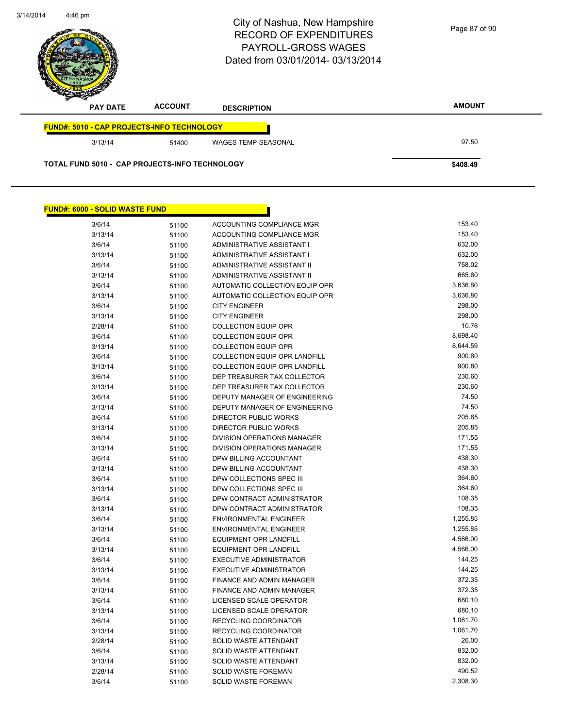# City of Nashua, New Hampshire
## RECORD OF EXPENDITURES
## PAYROLL-GROSS WAGES
## Dated from 03/01/2014- 03/13/2014

| PAY DATE | ACCOUNT | DESCRIPTION | AMOUNT |
|---|---|---|---|
| **FUND#: 5010 - CAP PROJECTS-INFO TECHNOLOGY** | | | |
| 3/13/14 | 51400 | WAGES TEMP-SEASONAL | 97.50 |
| **TOTAL FUND 5010 - CAP PROJECTS-INFO TECHNOLOGY** | | | **$408.49** |

**FUND#: 6000 - SOLID WASTE FUND**

| PAY DATE | ACCOUNT | DESCRIPTION | AMOUNT |
|---|---|---|---|
| 3/6/14 | 51100 | ACCOUNTING COMPLIANCE MGR | 153.40 |
| 3/13/14 | 51100 | ACCOUNTING COMPLIANCE MGR | 153.40 |
| 3/6/14 | 51100 | ADMINISTRATIVE ASSISTANT I | 632.00 |
| 3/13/14 | 51100 | ADMINISTRATIVE ASSISTANT I | 632.00 |
| 3/6/14 | 51100 | ADMINISTRATIVE ASSISTANT II | 758.02 |
| 3/13/14 | 51100 | ADMINISTRATIVE ASSISTANT II | 665.60 |
| 3/6/14 | 51100 | AUTOMATIC COLLECTION EQUIP OPR | 3,636.80 |
| 3/13/14 | 51100 | AUTOMATIC COLLECTION EQUIP OPR | 3,636.80 |
| 3/6/14 | 51100 | CITY ENGINEER | 298.00 |
| 3/13/14 | 51100 | CITY ENGINEER | 298.00 |
| 2/28/14 | 51100 | COLLECTION EQUIP OPR | 10.76 |
| 3/6/14 | 51100 | COLLECTION EQUIP OPR | 8,698.40 |
| 3/13/14 | 51100 | COLLECTION EQUIP OPR | 8,644.59 |
| 3/6/14 | 51100 | COLLECTION EQUIP OPR LANDFILL | 900.80 |
| 3/13/14 | 51100 | COLLECTION EQUIP OPR LANDFILL | 900.80 |
| 3/6/14 | 51100 | DEP TREASURER TAX COLLECTOR | 230.60 |
| 3/13/14 | 51100 | DEP TREASURER TAX COLLECTOR | 230.60 |
| 3/6/14 | 51100 | DEPUTY MANAGER OF ENGINEERING | 74.50 |
| 3/13/14 | 51100 | DEPUTY MANAGER OF ENGINEERING | 74.50 |
| 3/6/14 | 51100 | DIRECTOR PUBLIC WORKS | 205.85 |
| 3/13/14 | 51100 | DIRECTOR PUBLIC WORKS | 205.85 |
| 3/6/14 | 51100 | DIVISION OPERATIONS MANAGER | 171.55 |
| 3/13/14 | 51100 | DIVISION OPERATIONS MANAGER | 171.55 |
| 3/6/14 | 51100 | DPW BILLING ACCOUNTANT | 438.30 |
| 3/13/14 | 51100 | DPW BILLING ACCOUNTANT | 438.30 |
| 3/6/14 | 51100 | DPW COLLECTIONS SPEC III | 364.60 |
| 3/13/14 | 51100 | DPW COLLECTIONS SPEC III | 364.60 |
| 3/6/14 | 51100 | DPW CONTRACT ADMINISTRATOR | 108.35 |
| 3/13/14 | 51100 | DPW CONTRACT ADMINISTRATOR | 108.35 |
| 3/6/14 | 51100 | ENVIRONMENTAL ENGINEER | 1,255.85 |
| 3/13/14 | 51100 | ENVIRONMENTAL ENGINEER | 1,255.85 |
| 3/6/14 | 51100 | EQUIPMENT OPR LANDFILL | 4,566.00 |
| 3/13/14 | 51100 | EQUIPMENT OPR LANDFILL | 4,566.00 |
| 3/6/14 | 51100 | EXECUTIVE ADMINISTRATOR | 144.25 |
| 3/13/14 | 51100 | EXECUTIVE ADMINISTRATOR | 144.25 |
| 3/6/14 | 51100 | FINANCE AND ADMIN MANAGER | 372.35 |
| 3/13/14 | 51100 | FINANCE AND ADMIN MANAGER | 372.35 |
| 3/6/14 | 51100 | LICENSED SCALE OPERATOR | 680.10 |
| 3/13/14 | 51100 | LICENSED SCALE OPERATOR | 680.10 |
| 3/6/14 | 51100 | RECYCLING COORDINATOR | 1,061.70 |
| 3/13/14 | 51100 | RECYCLING COORDINATOR | 1,061.70 |
| 2/28/14 | 51100 | SOLID WASTE ATTENDANT | 26.00 |
| 3/6/14 | 51100 | SOLID WASTE ATTENDANT | 832.00 |
| 3/13/14 | 51100 | SOLID WASTE ATTENDANT | 832.00 |
| 2/28/14 | 51100 | SOLID WASTE FOREMAN | 490.52 |
| 3/6/14 | 51100 | SOLID WASTE FOREMAN | 2,308.30 |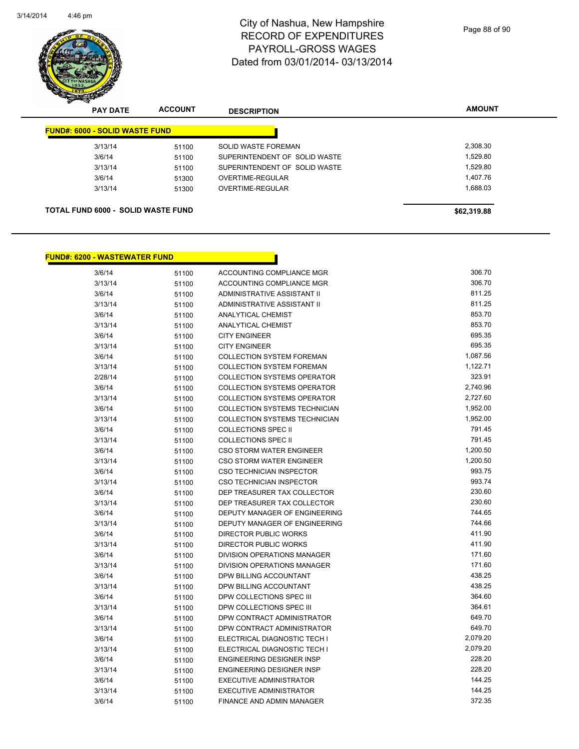# City of Nashua, New Hampshire
## RECORD OF EXPENDITURES
## PAYROLL-GROSS WAGES
## Dated from 03/01/2014- 03/13/2014

| PAY DATE | ACCOUNT | DESCRIPTION | AMOUNT |
|---|---|---|---|
| **FUND#: 6000 - SOLID WASTE FUND** | | | |
| 3/13/14 | 51100 | SOLID WASTE FOREMAN | 2,308.30 |
| 3/6/14 | 51100 | SUPERINTENDENT OF SOLID WASTE | 1,529.80 |
| 3/13/14 | 51100 | SUPERINTENDENT OF SOLID WASTE | 1,529.80 |
| 3/6/14 | 51300 | OVERTIME-REGULAR | 1,407.76 |
| 3/13/14 | 51300 | OVERTIME-REGULAR | 1,688.03 |
| **TOTAL FUND 6000 - SOLID WASTE FUND** | | | **$62,319.88** |

| PAY DATE | ACCOUNT | DESCRIPTION | AMOUNT |
|---|---|---|---|
| **FUND#: 6200 - WASTEWATER FUND** | | | |
| 3/6/14 | 51100 | ACCOUNTING COMPLIANCE MGR | 306.70 |
| 3/13/14 | 51100 | ACCOUNTING COMPLIANCE MGR | 306.70 |
| 3/6/14 | 51100 | ADMINISTRATIVE ASSISTANT II | 811.25 |
| 3/13/14 | 51100 | ADMINISTRATIVE ASSISTANT II | 811.25 |
| 3/6/14 | 51100 | ANALYTICAL CHEMIST | 853.70 |
| 3/13/14 | 51100 | ANALYTICAL CHEMIST | 853.70 |
| 3/6/14 | 51100 | CITY ENGINEER | 695.35 |
| 3/13/14 | 51100 | CITY ENGINEER | 695.35 |
| 3/6/14 | 51100 | COLLECTION SYSTEM FOREMAN | 1,087.56 |
| 3/13/14 | 51100 | COLLECTION SYSTEM FOREMAN | 1,122.71 |
| 2/28/14 | 51100 | COLLECTION SYSTEMS OPERATOR | 323.91 |
| 3/6/14 | 51100 | COLLECTION SYSTEMS OPERATOR | 2,740.96 |
| 3/13/14 | 51100 | COLLECTION SYSTEMS OPERATOR | 2,727.60 |
| 3/6/14 | 51100 | COLLECTION SYSTEMS TECHNICIAN | 1,952.00 |
| 3/13/14 | 51100 | COLLECTION SYSTEMS TECHNICIAN | 1,952.00 |
| 3/6/14 | 51100 | COLLECTIONS SPEC II | 791.45 |
| 3/13/14 | 51100 | COLLECTIONS SPEC II | 791.45 |
| 3/6/14 | 51100 | CSO STORM WATER ENGINEER | 1,200.50 |
| 3/13/14 | 51100 | CSO STORM WATER ENGINEER | 1,200.50 |
| 3/6/14 | 51100 | CSO TECHNICIAN INSPECTOR | 993.75 |
| 3/13/14 | 51100 | CSO TECHNICIAN INSPECTOR | 993.74 |
| 3/6/14 | 51100 | DEP TREASURER TAX COLLECTOR | 230.60 |
| 3/13/14 | 51100 | DEP TREASURER TAX COLLECTOR | 230.60 |
| 3/6/14 | 51100 | DEPUTY MANAGER OF ENGINEERING | 744.65 |
| 3/13/14 | 51100 | DEPUTY MANAGER OF ENGINEERING | 744.66 |
| 3/6/14 | 51100 | DIRECTOR PUBLIC WORKS | 411.90 |
| 3/13/14 | 51100 | DIRECTOR PUBLIC WORKS | 411.90 |
| 3/6/14 | 51100 | DIVISION OPERATIONS MANAGER | 171.60 |
| 3/13/14 | 51100 | DIVISION OPERATIONS MANAGER | 171.60 |
| 3/6/14 | 51100 | DPW BILLING ACCOUNTANT | 438.25 |
| 3/13/14 | 51100 | DPW BILLING ACCOUNTANT | 438.25 |
| 3/6/14 | 51100 | DPW COLLECTIONS SPEC III | 364.60 |
| 3/13/14 | 51100 | DPW COLLECTIONS SPEC III | 364.61 |
| 3/6/14 | 51100 | DPW CONTRACT ADMINISTRATOR | 649.70 |
| 3/13/14 | 51100 | DPW CONTRACT ADMINISTRATOR | 649.70 |
| 3/6/14 | 51100 | ELECTRICAL DIAGNOSTIC TECH I | 2,079.20 |
| 3/13/14 | 51100 | ELECTRICAL DIAGNOSTIC TECH I | 2,079.20 |
| 3/6/14 | 51100 | ENGINEERING DESIGNER INSP | 228.20 |
| 3/13/14 | 51100 | ENGINEERING DESIGNER INSP | 228.20 |
| 3/6/14 | 51100 | EXECUTIVE ADMINISTRATOR | 144.25 |
| 3/13/14 | 51100 | EXECUTIVE ADMINISTRATOR | 144.25 |
| 3/6/14 | 51100 | FINANCE AND ADMIN MANAGER | 372.35 |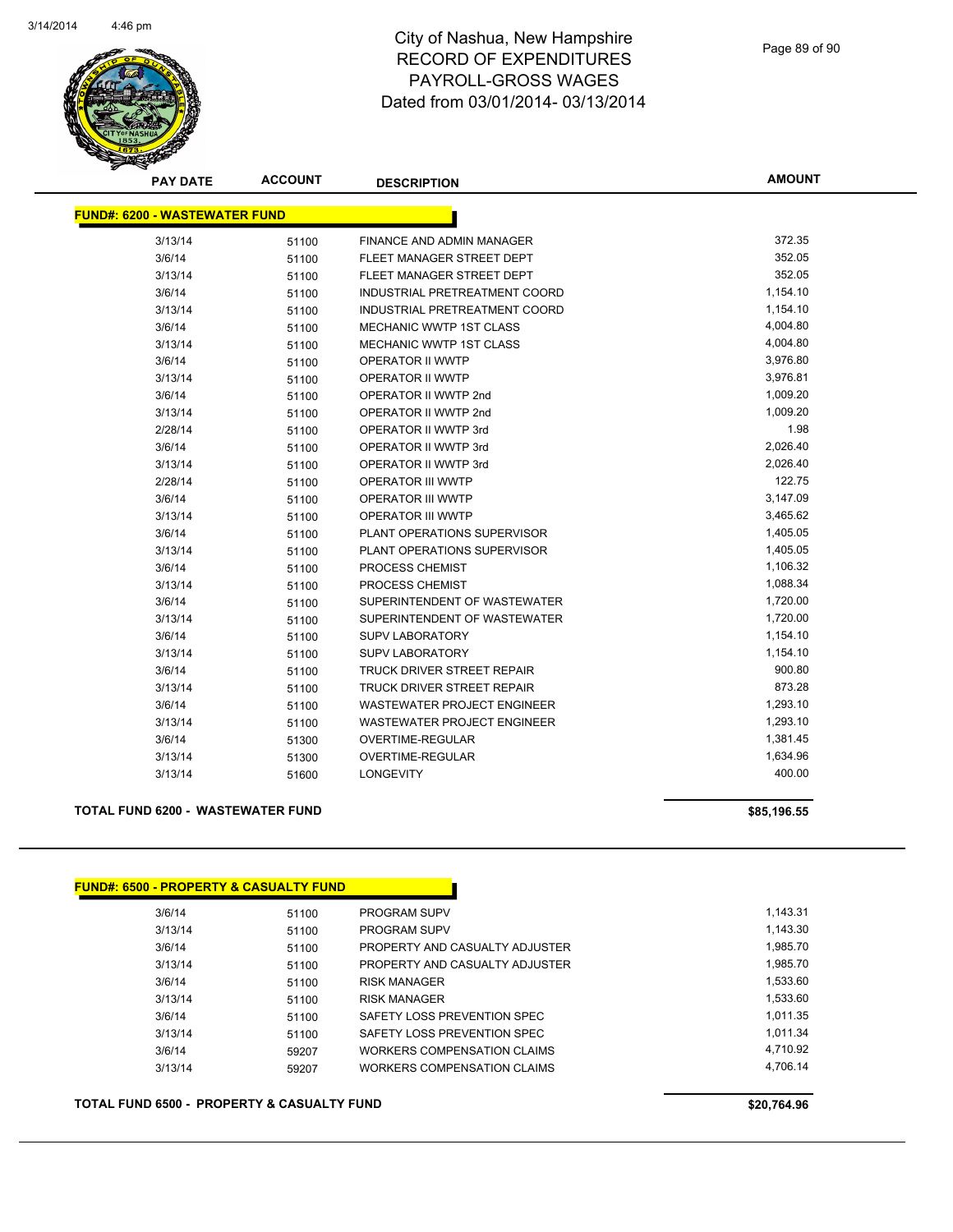# City of Nashua, New Hampshire
# RECORD OF EXPENDITURES
# PAYROLL-GROSS WAGES
# Dated from 03/01/2014- 03/13/2014

| PAY DATE | ACCOUNT | DESCRIPTION | AMOUNT |
|---|---|---|---|
| **FUND#: 6200 - WASTEWATER FUND** | | | |
| 3/13/14 | 51100 | FINANCE AND ADMIN MANAGER | 372.35 |
| 3/6/14 | 51100 | FLEET MANAGER STREET DEPT | 352.05 |
| 3/13/14 | 51100 | FLEET MANAGER STREET DEPT | 352.05 |
| 3/6/14 | 51100 | INDUSTRIAL PRETREATMENT COORD | 1,154.10 |
| 3/13/14 | 51100 | INDUSTRIAL PRETREATMENT COORD | 1,154.10 |
| 3/6/14 | 51100 | MECHANIC WWTP 1ST CLASS | 4,004.80 |
| 3/13/14 | 51100 | MECHANIC WWTP 1ST CLASS | 4,004.80 |
| 3/6/14 | 51100 | OPERATOR II WWTP | 3,976.80 |
| 3/13/14 | 51100 | OPERATOR II WWTP | 3,976.81 |
| 3/6/14 | 51100 | OPERATOR II WWTP 2nd | 1,009.20 |
| 3/13/14 | 51100 | OPERATOR II WWTP 2nd | 1,009.20 |
| 2/28/14 | 51100 | OPERATOR II WWTP 3rd | 1.98 |
| 3/6/14 | 51100 | OPERATOR II WWTP 3rd | 2,026.40 |
| 3/13/14 | 51100 | OPERATOR II WWTP 3rd | 2,026.40 |
| 2/28/14 | 51100 | OPERATOR III WWTP | 122.75 |
| 3/6/14 | 51100 | OPERATOR III WWTP | 3,147.09 |
| 3/13/14 | 51100 | OPERATOR III WWTP | 3,465.62 |
| 3/6/14 | 51100 | PLANT OPERATIONS SUPERVISOR | 1,405.05 |
| 3/13/14 | 51100 | PLANT OPERATIONS SUPERVISOR | 1,405.05 |
| 3/6/14 | 51100 | PROCESS CHEMIST | 1,106.32 |
| 3/13/14 | 51100 | PROCESS CHEMIST | 1,088.34 |
| 3/6/14 | 51100 | SUPERINTENDENT OF WASTEWATER | 1,720.00 |
| 3/13/14 | 51100 | SUPERINTENDENT OF WASTEWATER | 1,720.00 |
| 3/6/14 | 51100 | SUPV LABORATORY | 1,154.10 |
| 3/13/14 | 51100 | SUPV LABORATORY | 1,154.10 |
| 3/6/14 | 51100 | TRUCK DRIVER STREET REPAIR | 900.80 |
| 3/13/14 | 51100 | TRUCK DRIVER STREET REPAIR | 873.28 |
| 3/6/14 | 51100 | WASTEWATER PROJECT ENGINEER | 1,293.10 |
| 3/13/14 | 51100 | WASTEWATER PROJECT ENGINEER | 1,293.10 |
| 3/6/14 | 51300 | OVERTIME-REGULAR | 1,381.45 |
| 3/13/14 | 51300 | OVERTIME-REGULAR | 1,634.96 |
| 3/13/14 | 51600 | LONGEVITY | 400.00 |
| **TOTAL FUND 6200 - WASTEWATER FUND** | | | **$85,196.55** |

| PAY DATE | ACCOUNT | DESCRIPTION | AMOUNT |
|---|---|---|---|
| **FUND#: 6500 - PROPERTY & CASUALTY FUND** | | | |
| 3/6/14 | 51100 | PROGRAM SUPV | 1,143.31 |
| 3/13/14 | 51100 | PROGRAM SUPV | 1,143.30 |
| 3/6/14 | 51100 | PROPERTY AND CASUALTY ADJUSTER | 1,985.70 |
| 3/13/14 | 51100 | PROPERTY AND CASUALTY ADJUSTER | 1,985.70 |
| 3/6/14 | 51100 | RISK MANAGER | 1,533.60 |
| 3/13/14 | 51100 | RISK MANAGER | 1,533.60 |
| 3/6/14 | 51100 | SAFETY LOSS PREVENTION SPEC | 1,011.35 |
| 3/13/14 | 51100 | SAFETY LOSS PREVENTION SPEC | 1,011.34 |
| 3/6/14 | 59207 | WORKERS COMPENSATION CLAIMS | 4,710.92 |
| 3/13/14 | 59207 | WORKERS COMPENSATION CLAIMS | 4,706.14 |
| **TOTAL FUND 6500 - PROPERTY & CASUALTY FUND** | | | **$20,764.96** |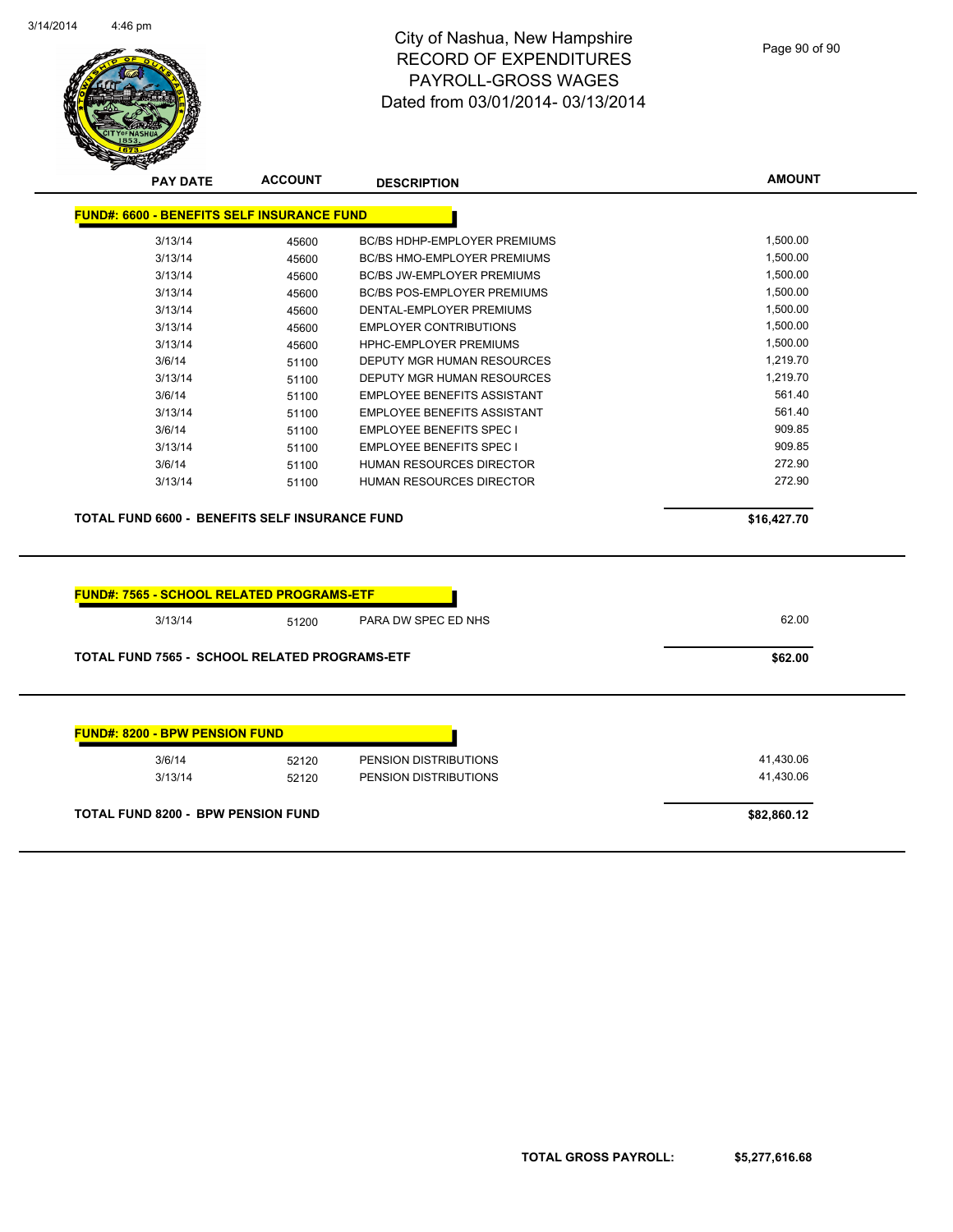# City of Nashua, New Hampshire
## RECORD OF EXPENDITURES
## PAYROLL-GROSS WAGES
## Dated from 03/01/2014- 03/13/2014

| PAY DATE | ACCOUNT | DESCRIPTION | AMOUNT |
|---|---|---|---|
| **FUND#: 6600 - BENEFITS SELF INSURANCE FUND** | | | |
| 3/13/14 | 45600 | BC/BS HDHP-EMPLOYER PREMIUMS | 1,500.00 |
| 3/13/14 | 45600 | BC/BS HMO-EMPLOYER PREMIUMS | 1,500.00 |
| 3/13/14 | 45600 | BC/BS JW-EMPLOYER PREMIUMS | 1,500.00 |
| 3/13/14 | 45600 | BC/BS POS-EMPLOYER PREMIUMS | 1,500.00 |
| 3/13/14 | 45600 | DENTAL-EMPLOYER PREMIUMS | 1,500.00 |
| 3/13/14 | 45600 | EMPLOYER CONTRIBUTIONS | 1,500.00 |
| 3/13/14 | 45600 | HPHC-EMPLOYER PREMIUMS | 1,500.00 |
| 3/6/14 | 51100 | DEPUTY MGR HUMAN RESOURCES | 1,219.70 |
| 3/13/14 | 51100 | DEPUTY MGR HUMAN RESOURCES | 1,219.70 |
| 3/6/14 | 51100 | EMPLOYEE BENEFITS ASSISTANT | 561.40 |
| 3/13/14 | 51100 | EMPLOYEE BENEFITS ASSISTANT | 561.40 |
| 3/6/14 | 51100 | EMPLOYEE BENEFITS SPEC I | 909.85 |
| 3/13/14 | 51100 | EMPLOYEE BENEFITS SPEC I | 909.85 |
| 3/6/14 | 51100 | HUMAN RESOURCES DIRECTOR | 272.90 |
| 3/13/14 | 51100 | HUMAN RESOURCES DIRECTOR | 272.90 |
| **TOTAL FUND 6600 - BENEFITS SELF INSURANCE FUND** | | | **$16,427.70** |
| **FUND#: 7565 - SCHOOL RELATED PROGRAMS-ETF** | | | |
| 3/13/14 | 51200 | PARA DW SPEC ED NHS | 62.00 |
| **TOTAL FUND 7565 - SCHOOL RELATED PROGRAMS-ETF** | | | **$62.00** |
| **FUND#: 8200 - BPW PENSION FUND** | | | |
| 3/6/14 | 52120 | PENSION DISTRIBUTIONS | 41,430.06 |
| 3/13/14 | 52120 | PENSION DISTRIBUTIONS | 41,430.06 |
| **TOTAL FUND 8200 - BPW PENSION FUND** | | | **$82,860.12** |

**TOTAL GROSS PAYROLL: $5,277,616.68**